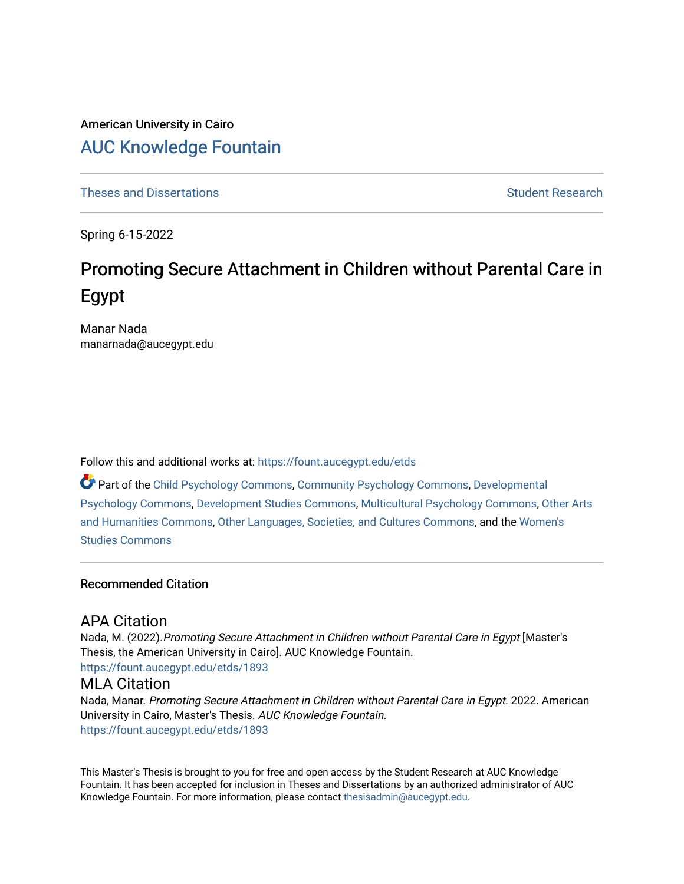American University in Cairo

## AUC Knowledge Fountain

Theses and Dissertations

Student Research

Spring 6-15-2022

# Promoting Secure Attachment in Children without Parental Care in Egypt

Manar Nada
manarnada@aucegypt.edu

Follow this and additional works at: https://fount.aucegypt.edu/etds

Part of the Child Psychology Commons, Community Psychology Commons, Developmental Psychology Commons, Development Studies Commons, Multicultural Psychology Commons, Other Arts and Humanities Commons, Other Languages, Societies, and Cultures Commons, and the Women's Studies Commons

### Recommended Citation

#### APA Citation

Nada, M. (2022).*Promoting Secure Attachment in Children without Parental Care in Egypt* [Master's Thesis, the American University in Cairo]. AUC Knowledge Fountain.
https://fount.aucegypt.edu/etds/1893

#### MLA Citation

Nada, Manar. *Promoting Secure Attachment in Children without Parental Care in Egypt*. 2022. American University in Cairo, Master's Thesis. *AUC Knowledge Fountain*.
https://fount.aucegypt.edu/etds/1893

This Master's Thesis is brought to you for free and open access by the Student Research at AUC Knowledge Fountain. It has been accepted for inclusion in Theses and Dissertations by an authorized administrator of AUC Knowledge Fountain. For more information, please contact thesisadmin@aucegypt.edu.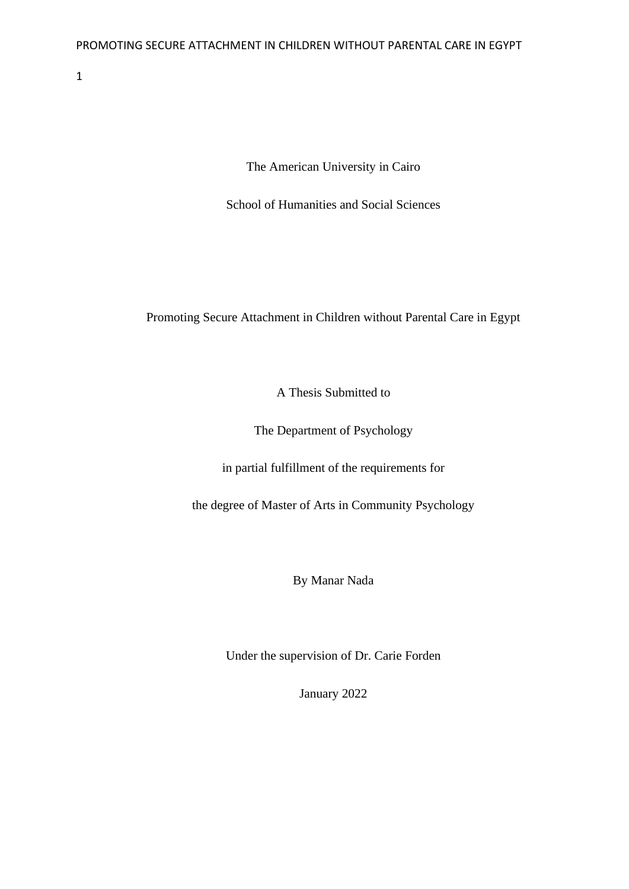The American University in Cairo

School of Humanities and Social Sciences

Promoting Secure Attachment in Children without Parental Care in Egypt

A Thesis Submitted to

The Department of Psychology

in partial fulfillment of the requirements for

the degree of Master of Arts in Community Psychology

By Manar Nada

Under the supervision of Dr. Carie Forden

January 2022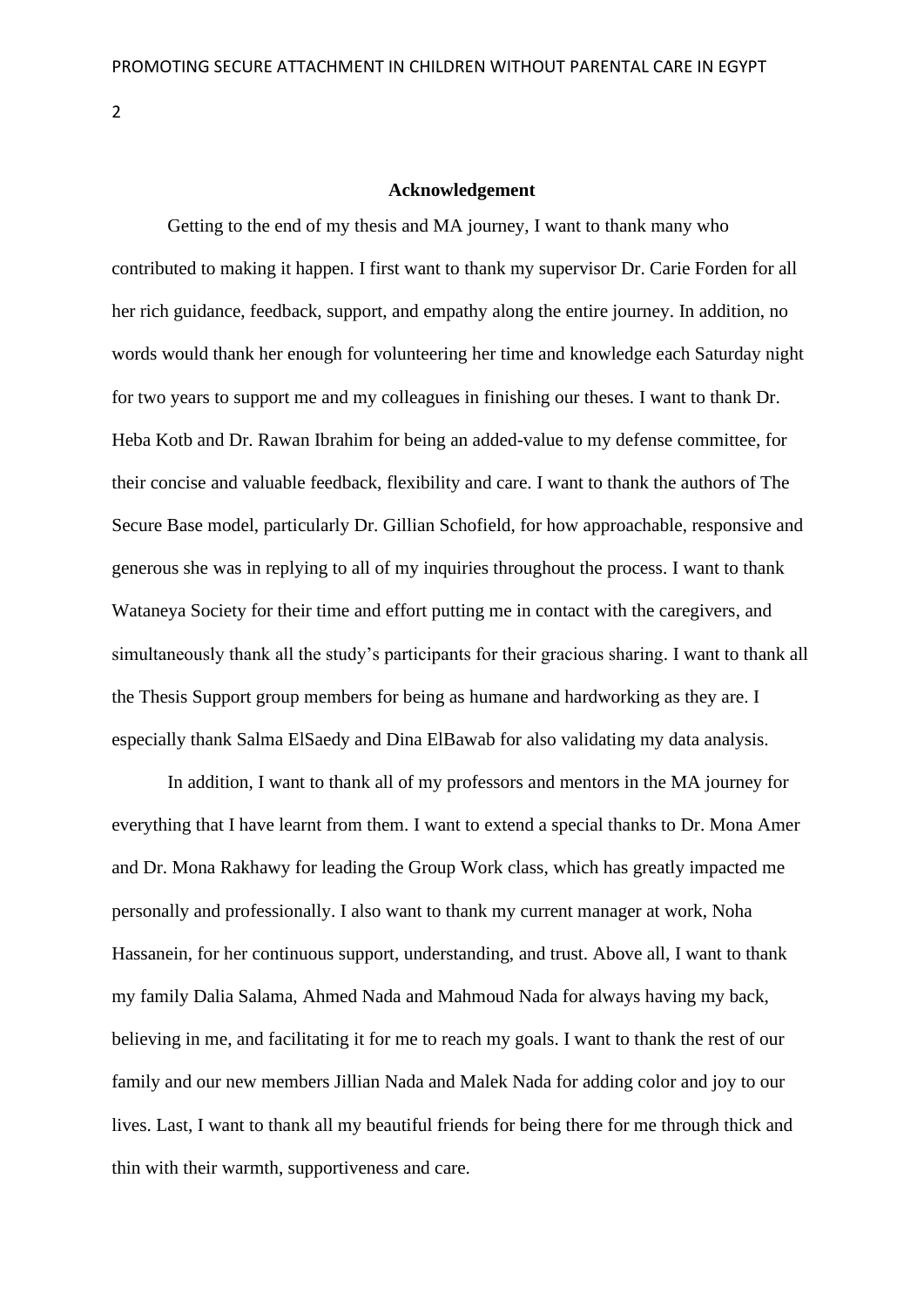## Acknowledgement

Getting to the end of my thesis and MA journey, I want to thank many who contributed to making it happen. I first want to thank my supervisor Dr. Carie Forden for all her rich guidance, feedback, support, and empathy along the entire journey. In addition, no words would thank her enough for volunteering her time and knowledge each Saturday night for two years to support me and my colleagues in finishing our theses. I want to thank Dr. Heba Kotb and Dr. Rawan Ibrahim for being an added-value to my defense committee, for their concise and valuable feedback, flexibility and care. I want to thank the authors of The Secure Base model, particularly Dr. Gillian Schofield, for how approachable, responsive and generous she was in replying to all of my inquiries throughout the process. I want to thank Wataneya Society for their time and effort putting me in contact with the caregivers, and simultaneously thank all the study's participants for their gracious sharing. I want to thank all the Thesis Support group members for being as humane and hardworking as they are. I especially thank Salma ElSaedy and Dina ElBawab for also validating my data analysis.

In addition, I want to thank all of my professors and mentors in the MA journey for everything that I have learnt from them. I want to extend a special thanks to Dr. Mona Amer and Dr. Mona Rakhawy for leading the Group Work class, which has greatly impacted me personally and professionally. I also want to thank my current manager at work, Noha Hassanein, for her continuous support, understanding, and trust. Above all, I want to thank my family Dalia Salama, Ahmed Nada and Mahmoud Nada for always having my back, believing in me, and facilitating it for me to reach my goals. I want to thank the rest of our family and our new members Jillian Nada and Malek Nada for adding color and joy to our lives. Last, I want to thank all my beautiful friends for being there for me through thick and thin with their warmth, supportiveness and care.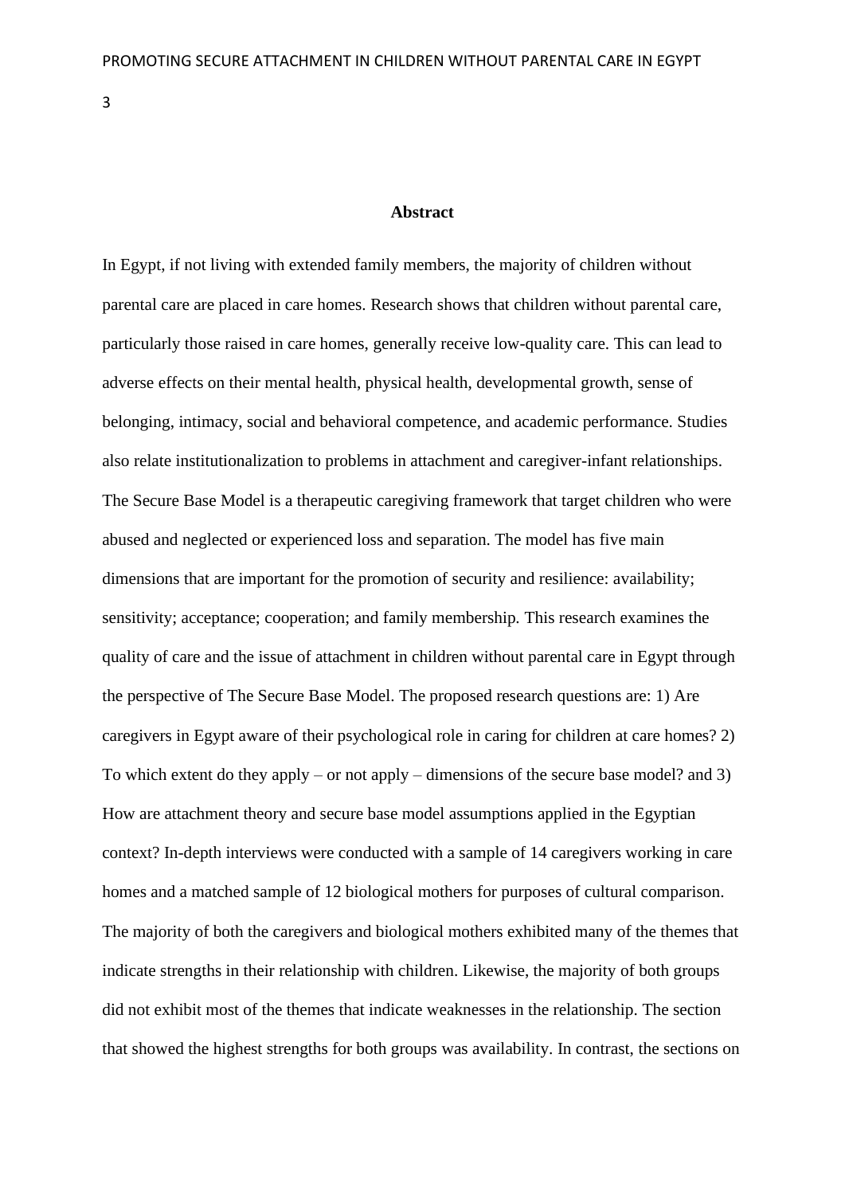## Abstract

In Egypt, if not living with extended family members, the majority of children without parental care are placed in care homes. Research shows that children without parental care, particularly those raised in care homes, generally receive low-quality care. This can lead to adverse effects on their mental health, physical health, developmental growth, sense of belonging, intimacy, social and behavioral competence, and academic performance. Studies also relate institutionalization to problems in attachment and caregiver-infant relationships. The Secure Base Model is a therapeutic caregiving framework that target children who were abused and neglected or experienced loss and separation. The model has five main dimensions that are important for the promotion of security and resilience: availability; sensitivity; acceptance; cooperation; and family membership. This research examines the quality of care and the issue of attachment in children without parental care in Egypt through the perspective of The Secure Base Model. The proposed research questions are: 1) Are caregivers in Egypt aware of their psychological role in caring for children at care homes? 2) To which extent do they apply – or not apply – dimensions of the secure base model? and 3) How are attachment theory and secure base model assumptions applied in the Egyptian context? In-depth interviews were conducted with a sample of 14 caregivers working in care homes and a matched sample of 12 biological mothers for purposes of cultural comparison. The majority of both the caregivers and biological mothers exhibited many of the themes that indicate strengths in their relationship with children. Likewise, the majority of both groups did not exhibit most of the themes that indicate weaknesses in the relationship. The section that showed the highest strengths for both groups was availability. In contrast, the sections on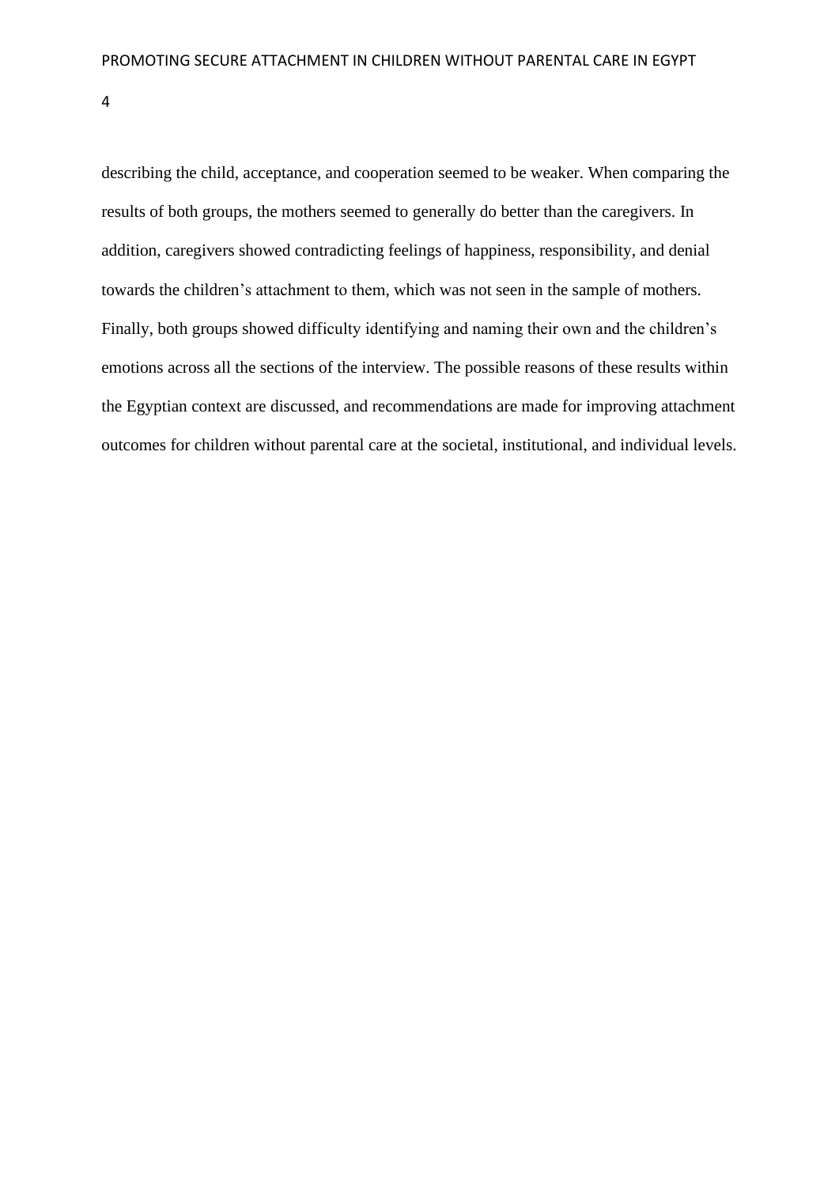describing the child, acceptance, and cooperation seemed to be weaker. When comparing the results of both groups, the mothers seemed to generally do better than the caregivers. In addition, caregivers showed contradicting feelings of happiness, responsibility, and denial towards the children's attachment to them, which was not seen in the sample of mothers. Finally, both groups showed difficulty identifying and naming their own and the children's emotions across all the sections of the interview. The possible reasons of these results within the Egyptian context are discussed, and recommendations are made for improving attachment outcomes for children without parental care at the societal, institutional, and individual levels.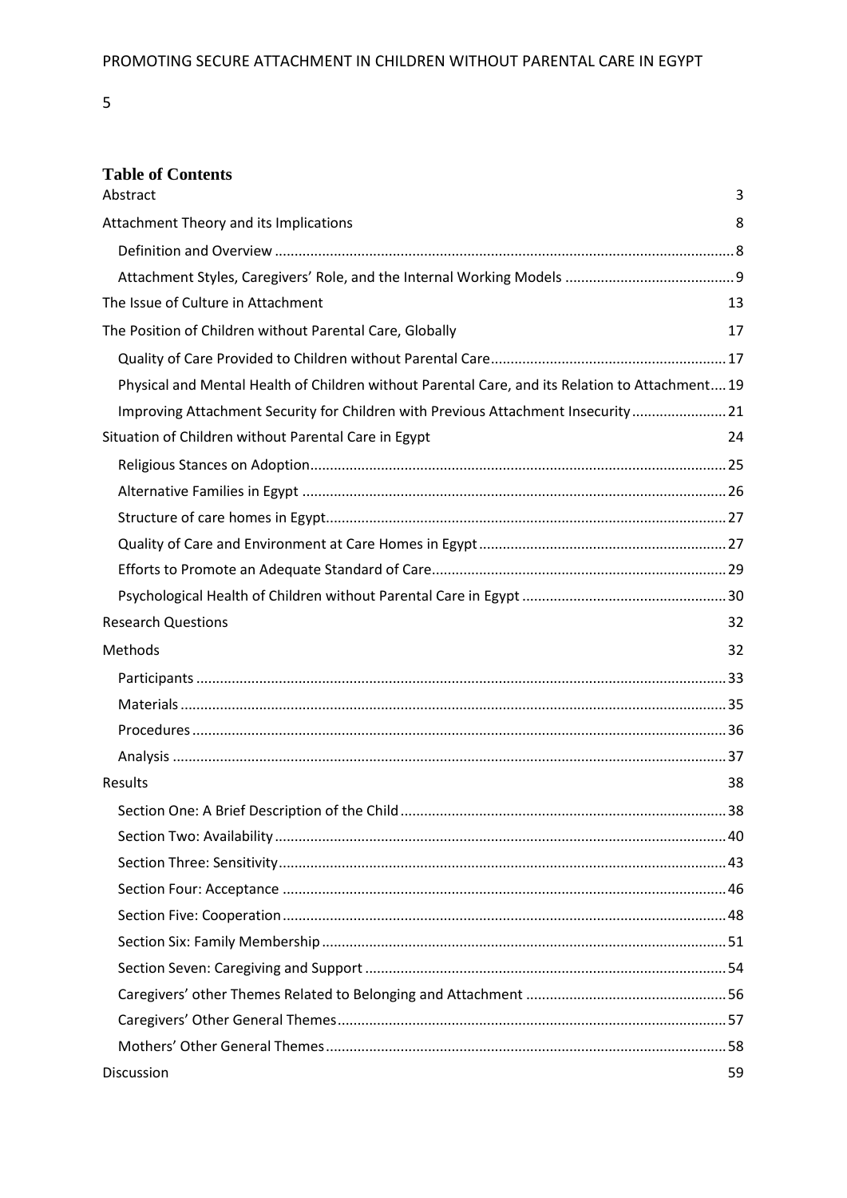**Table of Contents**

Abstract 3

Attachment Theory and its Implications 8

- Definition and Overview 8
- Attachment Styles, Caregivers' Role, and the Internal Working Models 9

The Issue of Culture in Attachment 13

The Position of Children without Parental Care, Globally 17

- Quality of Care Provided to Children without Parental Care 17
- Physical and Mental Health of Children without Parental Care, and its Relation to Attachment 19
- Improving Attachment Security for Children with Previous Attachment Insecurity 21

Situation of Children without Parental Care in Egypt 24

- Religious Stances on Adoption 25
- Alternative Families in Egypt 26
- Structure of care homes in Egypt 27
- Quality of Care and Environment at Care Homes in Egypt 27
- Efforts to Promote an Adequate Standard of Care 29
- Psychological Health of Children without Parental Care in Egypt 30

Research Questions 32

Methods 32

- Participants 33
- Materials 35
- Procedures 36
- Analysis 37

Results 38

- Section One: A Brief Description of the Child 38
- Section Two: Availability 40
- Section Three: Sensitivity 43
- Section Four: Acceptance 46
- Section Five: Cooperation 48
- Section Six: Family Membership 51
- Section Seven: Caregiving and Support 54
- Caregivers' other Themes Related to Belonging and Attachment 56
- Caregivers' Other General Themes 57
- Mothers' Other General Themes 58

Discussion 59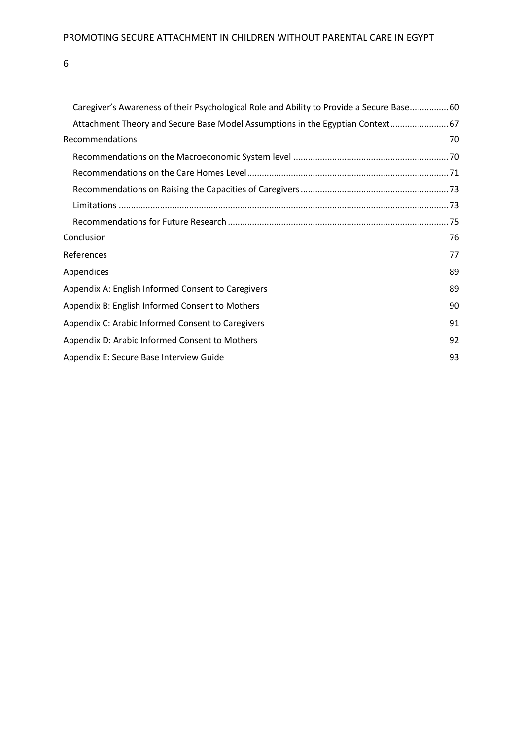Caregiver's Awareness of their Psychological Role and Ability to Provide a Secure Base ............... 60

Attachment Theory and Secure Base Model Assumptions in the Egyptian Context ....................... 67

Recommendations 70

Recommendations on the Macroeconomic System level ............................................................... 70

Recommendations on the Care Homes Level .................................................................................. 71

Recommendations on Raising the Capacities of Caregivers ............................................................ 73

Limitations ........................................................................................................................................ 73

Recommendations for Future Research .......................................................................................... 75

Conclusion 76

References 77

Appendices 89

Appendix A: English Informed Consent to Caregivers 89

Appendix B: English Informed Consent to Mothers 90

Appendix C: Arabic Informed Consent to Caregivers 91

Appendix D: Arabic Informed Consent to Mothers 92

Appendix E: Secure Base Interview Guide 93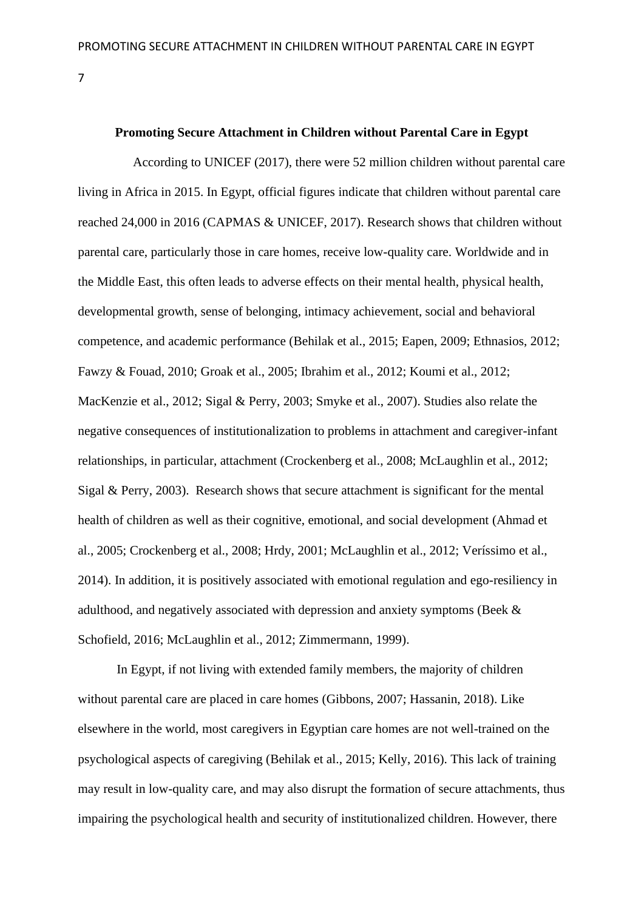**Promoting Secure Attachment in Children without Parental Care in Egypt**

According to UNICEF (2017), there were 52 million children without parental care living in Africa in 2015. In Egypt, official figures indicate that children without parental care reached 24,000 in 2016 (CAPMAS & UNICEF, 2017). Research shows that children without parental care, particularly those in care homes, receive low-quality care. Worldwide and in the Middle East, this often leads to adverse effects on their mental health, physical health, developmental growth, sense of belonging, intimacy achievement, social and behavioral competence, and academic performance (Behilak et al., 2015; Eapen, 2009; Ethnasios, 2012; Fawzy & Fouad, 2010; Groak et al., 2005; Ibrahim et al., 2012; Koumi et al., 2012; MacKenzie et al., 2012; Sigal & Perry, 2003; Smyke et al., 2007). Studies also relate the negative consequences of institutionalization to problems in attachment and caregiver-infant relationships, in particular, attachment (Crockenberg et al., 2008; McLaughlin et al., 2012; Sigal & Perry, 2003). Research shows that secure attachment is significant for the mental health of children as well as their cognitive, emotional, and social development (Ahmad et al., 2005; Crockenberg et al., 2008; Hrdy, 2001; McLaughlin et al., 2012; Veríssimo et al., 2014). In addition, it is positively associated with emotional regulation and ego-resiliency in adulthood, and negatively associated with depression and anxiety symptoms (Beek & Schofield, 2016; McLaughlin et al., 2012; Zimmermann, 1999).

In Egypt, if not living with extended family members, the majority of children without parental care are placed in care homes (Gibbons, 2007; Hassanin, 2018). Like elsewhere in the world, most caregivers in Egyptian care homes are not well-trained on the psychological aspects of caregiving (Behilak et al., 2015; Kelly, 2016). This lack of training may result in low-quality care, and may also disrupt the formation of secure attachments, thus impairing the psychological health and security of institutionalized children. However, there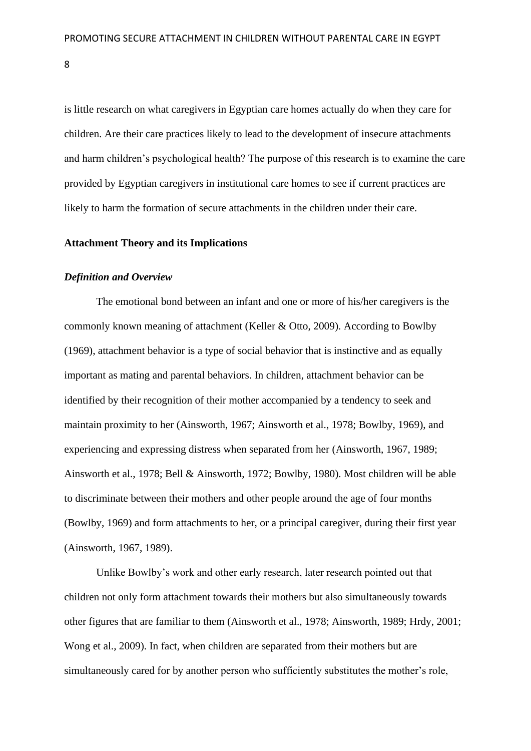is little research on what caregivers in Egyptian care homes actually do when they care for children. Are their care practices likely to lead to the development of insecure attachments and harm children's psychological health? The purpose of this research is to examine the care provided by Egyptian caregivers in institutional care homes to see if current practices are likely to harm the formation of secure attachments in the children under their care.

## Attachment Theory and its Implications

### *Definition and Overview*

The emotional bond between an infant and one or more of his/her caregivers is the commonly known meaning of attachment (Keller & Otto, 2009). According to Bowlby (1969), attachment behavior is a type of social behavior that is instinctive and as equally important as mating and parental behaviors. In children, attachment behavior can be identified by their recognition of their mother accompanied by a tendency to seek and maintain proximity to her (Ainsworth, 1967; Ainsworth et al., 1978; Bowlby, 1969), and experiencing and expressing distress when separated from her (Ainsworth, 1967, 1989; Ainsworth et al., 1978; Bell & Ainsworth, 1972; Bowlby, 1980). Most children will be able to discriminate between their mothers and other people around the age of four months (Bowlby, 1969) and form attachments to her, or a principal caregiver, during their first year (Ainsworth, 1967, 1989).

Unlike Bowlby's work and other early research, later research pointed out that children not only form attachment towards their mothers but also simultaneously towards other figures that are familiar to them (Ainsworth et al., 1978; Ainsworth, 1989; Hrdy, 2001; Wong et al., 2009). In fact, when children are separated from their mothers but are simultaneously cared for by another person who sufficiently substitutes the mother's role,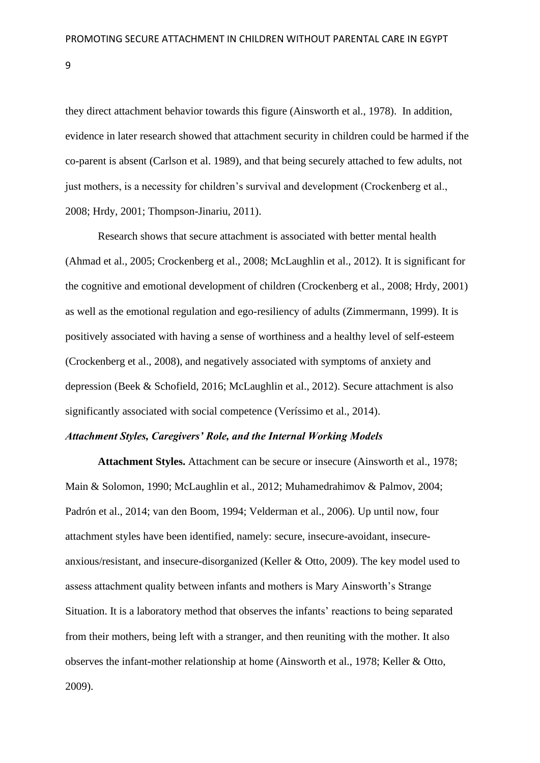they direct attachment behavior towards this figure (Ainsworth et al., 1978). In addition, evidence in later research showed that attachment security in children could be harmed if the co-parent is absent (Carlson et al. 1989), and that being securely attached to few adults, not just mothers, is a necessity for children's survival and development (Crockenberg et al., 2008; Hrdy, 2001; Thompson-Jinariu, 2011).

Research shows that secure attachment is associated with better mental health (Ahmad et al., 2005; Crockenberg et al., 2008; McLaughlin et al., 2012). It is significant for the cognitive and emotional development of children (Crockenberg et al., 2008; Hrdy, 2001) as well as the emotional regulation and ego-resiliency of adults (Zimmermann, 1999). It is positively associated with having a sense of worthiness and a healthy level of self-esteem (Crockenberg et al., 2008), and negatively associated with symptoms of anxiety and depression (Beek & Schofield, 2016; McLaughlin et al., 2012). Secure attachment is also significantly associated with social competence (Veríssimo et al., 2014).

### *Attachment Styles, Caregivers' Role, and the Internal Working Models*

**Attachment Styles.** Attachment can be secure or insecure (Ainsworth et al., 1978; Main & Solomon, 1990; McLaughlin et al., 2012; Muhamedrahimov & Palmov, 2004; Padrón et al., 2014; van den Boom, 1994; Velderman et al., 2006). Up until now, four attachment styles have been identified, namely: secure, insecure-avoidant, insecure-anxious/resistant, and insecure-disorganized (Keller & Otto, 2009). The key model used to assess attachment quality between infants and mothers is Mary Ainsworth's Strange Situation. It is a laboratory method that observes the infants' reactions to being separated from their mothers, being left with a stranger, and then reuniting with the mother. It also observes the infant-mother relationship at home (Ainsworth et al., 1978; Keller & Otto, 2009).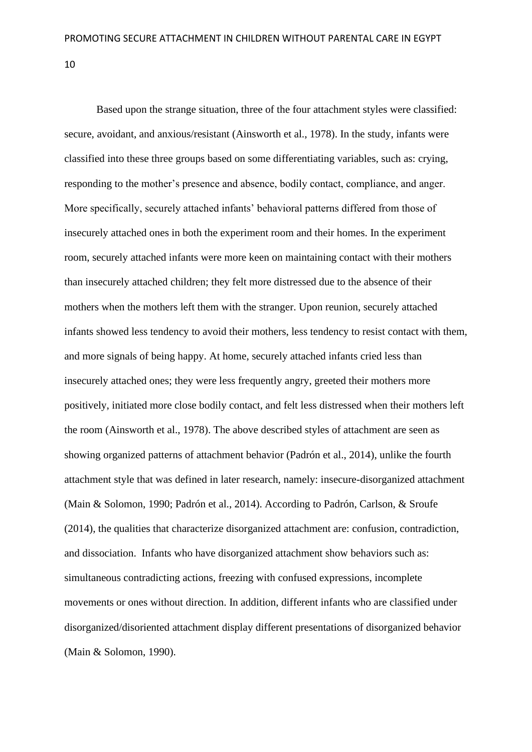Based upon the strange situation, three of the four attachment styles were classified: secure, avoidant, and anxious/resistant (Ainsworth et al., 1978). In the study, infants were classified into these three groups based on some differentiating variables, such as: crying, responding to the mother's presence and absence, bodily contact, compliance, and anger. More specifically, securely attached infants' behavioral patterns differed from those of insecurely attached ones in both the experiment room and their homes. In the experiment room, securely attached infants were more keen on maintaining contact with their mothers than insecurely attached children; they felt more distressed due to the absence of their mothers when the mothers left them with the stranger. Upon reunion, securely attached infants showed less tendency to avoid their mothers, less tendency to resist contact with them, and more signals of being happy. At home, securely attached infants cried less than insecurely attached ones; they were less frequently angry, greeted their mothers more positively, initiated more close bodily contact, and felt less distressed when their mothers left the room (Ainsworth et al., 1978). The above described styles of attachment are seen as showing organized patterns of attachment behavior (Padrón et al., 2014), unlike the fourth attachment style that was defined in later research, namely: insecure-disorganized attachment (Main & Solomon, 1990; Padrón et al., 2014). According to Padrón, Carlson, & Sroufe (2014), the qualities that characterize disorganized attachment are: confusion, contradiction, and dissociation. Infants who have disorganized attachment show behaviors such as: simultaneous contradicting actions, freezing with confused expressions, incomplete movements or ones without direction. In addition, different infants who are classified under disorganized/disoriented attachment display different presentations of disorganized behavior (Main & Solomon, 1990).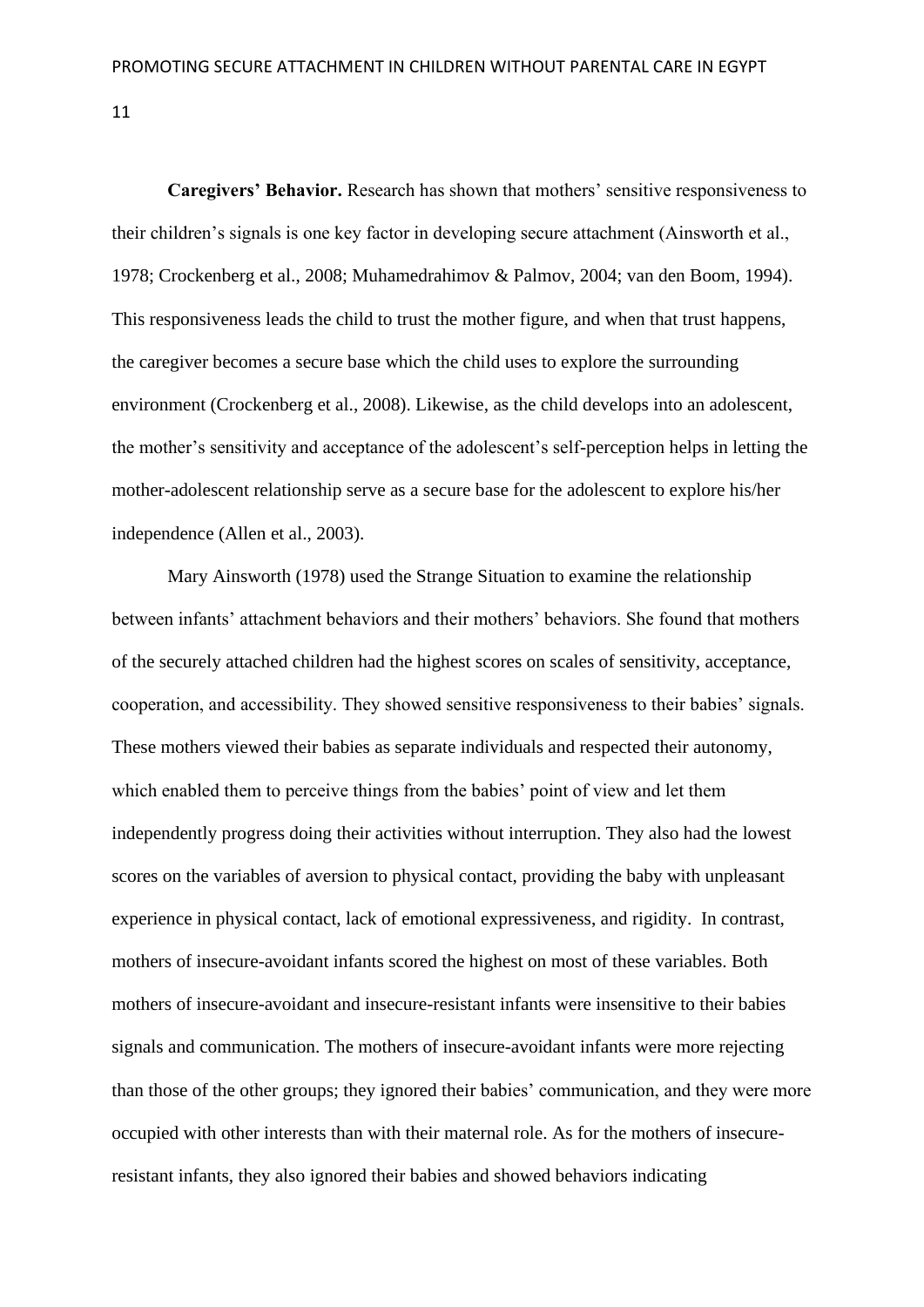**Caregivers' Behavior.** Research has shown that mothers' sensitive responsiveness to their children's signals is one key factor in developing secure attachment (Ainsworth et al., 1978; Crockenberg et al., 2008; Muhamedrahimov & Palmov, 2004; van den Boom, 1994). This responsiveness leads the child to trust the mother figure, and when that trust happens, the caregiver becomes a secure base which the child uses to explore the surrounding environment (Crockenberg et al., 2008). Likewise, as the child develops into an adolescent, the mother's sensitivity and acceptance of the adolescent's self-perception helps in letting the mother-adolescent relationship serve as a secure base for the adolescent to explore his/her independence (Allen et al., 2003).

Mary Ainsworth (1978) used the Strange Situation to examine the relationship between infants' attachment behaviors and their mothers' behaviors. She found that mothers of the securely attached children had the highest scores on scales of sensitivity, acceptance, cooperation, and accessibility. They showed sensitive responsiveness to their babies' signals. These mothers viewed their babies as separate individuals and respected their autonomy, which enabled them to perceive things from the babies' point of view and let them independently progress doing their activities without interruption. They also had the lowest scores on the variables of aversion to physical contact, providing the baby with unpleasant experience in physical contact, lack of emotional expressiveness, and rigidity. In contrast, mothers of insecure-avoidant infants scored the highest on most of these variables. Both mothers of insecure-avoidant and insecure-resistant infants were insensitive to their babies signals and communication. The mothers of insecure-avoidant infants were more rejecting than those of the other groups; they ignored their babies' communication, and they were more occupied with other interests than with their maternal role. As for the mothers of insecure-resistant infants, they also ignored their babies and showed behaviors indicating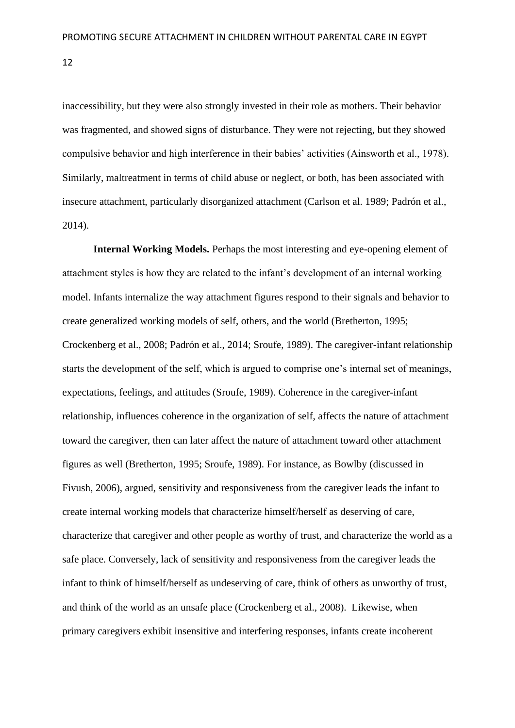inaccessibility, but they were also strongly invested in their role as mothers. Their behavior was fragmented, and showed signs of disturbance. They were not rejecting, but they showed compulsive behavior and high interference in their babies' activities (Ainsworth et al., 1978). Similarly, maltreatment in terms of child abuse or neglect, or both, has been associated with insecure attachment, particularly disorganized attachment (Carlson et al. 1989; Padrón et al., 2014).

**Internal Working Models.** Perhaps the most interesting and eye-opening element of attachment styles is how they are related to the infant's development of an internal working model. Infants internalize the way attachment figures respond to their signals and behavior to create generalized working models of self, others, and the world (Bretherton, 1995; Crockenberg et al., 2008; Padrón et al., 2014; Sroufe, 1989). The caregiver-infant relationship starts the development of the self, which is argued to comprise one's internal set of meanings, expectations, feelings, and attitudes (Sroufe, 1989). Coherence in the caregiver-infant relationship, influences coherence in the organization of self, affects the nature of attachment toward the caregiver, then can later affect the nature of attachment toward other attachment figures as well (Bretherton, 1995; Sroufe, 1989). For instance, as Bowlby (discussed in Fivush, 2006), argued, sensitivity and responsiveness from the caregiver leads the infant to create internal working models that characterize himself/herself as deserving of care, characterize that caregiver and other people as worthy of trust, and characterize the world as a safe place. Conversely, lack of sensitivity and responsiveness from the caregiver leads the infant to think of himself/herself as undeserving of care, think of others as unworthy of trust, and think of the world as an unsafe place (Crockenberg et al., 2008). Likewise, when primary caregivers exhibit insensitive and interfering responses, infants create incoherent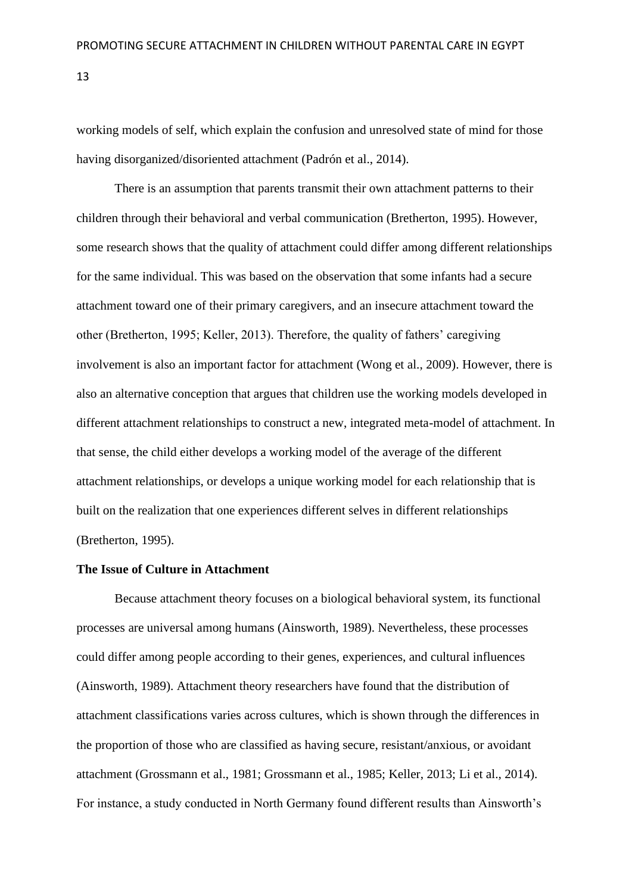working models of self, which explain the confusion and unresolved state of mind for those having disorganized/disoriented attachment (Padrón et al., 2014).

There is an assumption that parents transmit their own attachment patterns to their children through their behavioral and verbal communication (Bretherton, 1995). However, some research shows that the quality of attachment could differ among different relationships for the same individual. This was based on the observation that some infants had a secure attachment toward one of their primary caregivers, and an insecure attachment toward the other (Bretherton, 1995; Keller, 2013). Therefore, the quality of fathers' caregiving involvement is also an important factor for attachment (Wong et al., 2009). However, there is also an alternative conception that argues that children use the working models developed in different attachment relationships to construct a new, integrated meta-model of attachment. In that sense, the child either develops a working model of the average of the different attachment relationships, or develops a unique working model for each relationship that is built on the realization that one experiences different selves in different relationships (Bretherton, 1995).

**The Issue of Culture in Attachment**

Because attachment theory focuses on a biological behavioral system, its functional processes are universal among humans (Ainsworth, 1989). Nevertheless, these processes could differ among people according to their genes, experiences, and cultural influences (Ainsworth, 1989). Attachment theory researchers have found that the distribution of attachment classifications varies across cultures, which is shown through the differences in the proportion of those who are classified as having secure, resistant/anxious, or avoidant attachment (Grossmann et al., 1981; Grossmann et al., 1985; Keller, 2013; Li et al., 2014). For instance, a study conducted in North Germany found different results than Ainsworth's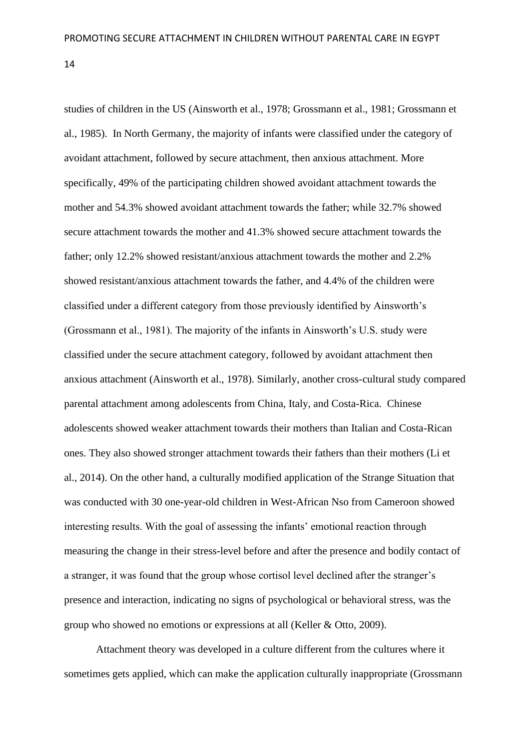studies of children in the US (Ainsworth et al., 1978; Grossmann et al., 1981; Grossmann et al., 1985). In North Germany, the majority of infants were classified under the category of avoidant attachment, followed by secure attachment, then anxious attachment. More specifically, 49% of the participating children showed avoidant attachment towards the mother and 54.3% showed avoidant attachment towards the father; while 32.7% showed secure attachment towards the mother and 41.3% showed secure attachment towards the father; only 12.2% showed resistant/anxious attachment towards the mother and 2.2% showed resistant/anxious attachment towards the father, and 4.4% of the children were classified under a different category from those previously identified by Ainsworth's (Grossmann et al., 1981). The majority of the infants in Ainsworth's U.S. study were classified under the secure attachment category, followed by avoidant attachment then anxious attachment (Ainsworth et al., 1978). Similarly, another cross-cultural study compared parental attachment among adolescents from China, Italy, and Costa-Rica. Chinese adolescents showed weaker attachment towards their mothers than Italian and Costa-Rican ones. They also showed stronger attachment towards their fathers than their mothers (Li et al., 2014). On the other hand, a culturally modified application of the Strange Situation that was conducted with 30 one-year-old children in West-African Nso from Cameroon showed interesting results. With the goal of assessing the infants' emotional reaction through measuring the change in their stress-level before and after the presence and bodily contact of a stranger, it was found that the group whose cortisol level declined after the stranger's presence and interaction, indicating no signs of psychological or behavioral stress, was the group who showed no emotions or expressions at all (Keller & Otto, 2009).

Attachment theory was developed in a culture different from the cultures where it sometimes gets applied, which can make the application culturally inappropriate (Grossmann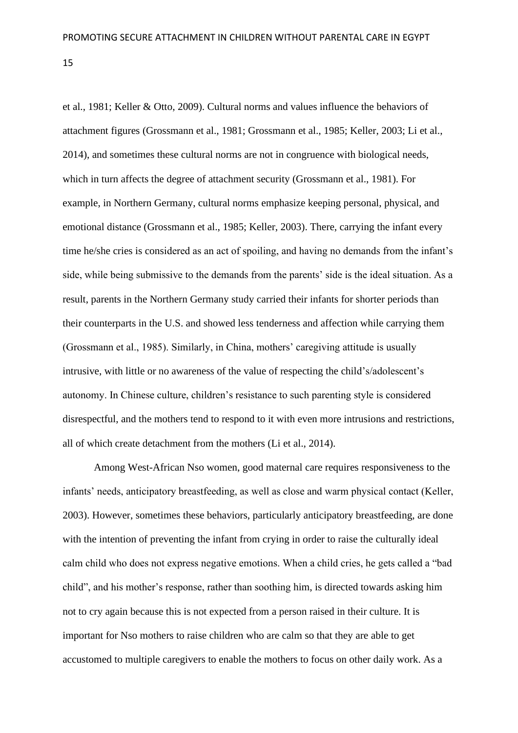et al., 1981; Keller & Otto, 2009). Cultural norms and values influence the behaviors of attachment figures (Grossmann et al., 1981; Grossmann et al., 1985; Keller, 2003; Li et al., 2014), and sometimes these cultural norms are not in congruence with biological needs, which in turn affects the degree of attachment security (Grossmann et al., 1981). For example, in Northern Germany, cultural norms emphasize keeping personal, physical, and emotional distance (Grossmann et al., 1985; Keller, 2003). There, carrying the infant every time he/she cries is considered as an act of spoiling, and having no demands from the infant's side, while being submissive to the demands from the parents' side is the ideal situation. As a result, parents in the Northern Germany study carried their infants for shorter periods than their counterparts in the U.S. and showed less tenderness and affection while carrying them (Grossmann et al., 1985). Similarly, in China, mothers' caregiving attitude is usually intrusive, with little or no awareness of the value of respecting the child's/adolescent's autonomy. In Chinese culture, children's resistance to such parenting style is considered disrespectful, and the mothers tend to respond to it with even more intrusions and restrictions, all of which create detachment from the mothers (Li et al., 2014).

Among West-African Nso women, good maternal care requires responsiveness to the infants' needs, anticipatory breastfeeding, as well as close and warm physical contact (Keller, 2003). However, sometimes these behaviors, particularly anticipatory breastfeeding, are done with the intention of preventing the infant from crying in order to raise the culturally ideal calm child who does not express negative emotions. When a child cries, he gets called a "bad child", and his mother's response, rather than soothing him, is directed towards asking him not to cry again because this is not expected from a person raised in their culture. It is important for Nso mothers to raise children who are calm so that they are able to get accustomed to multiple caregivers to enable the mothers to focus on other daily work. As a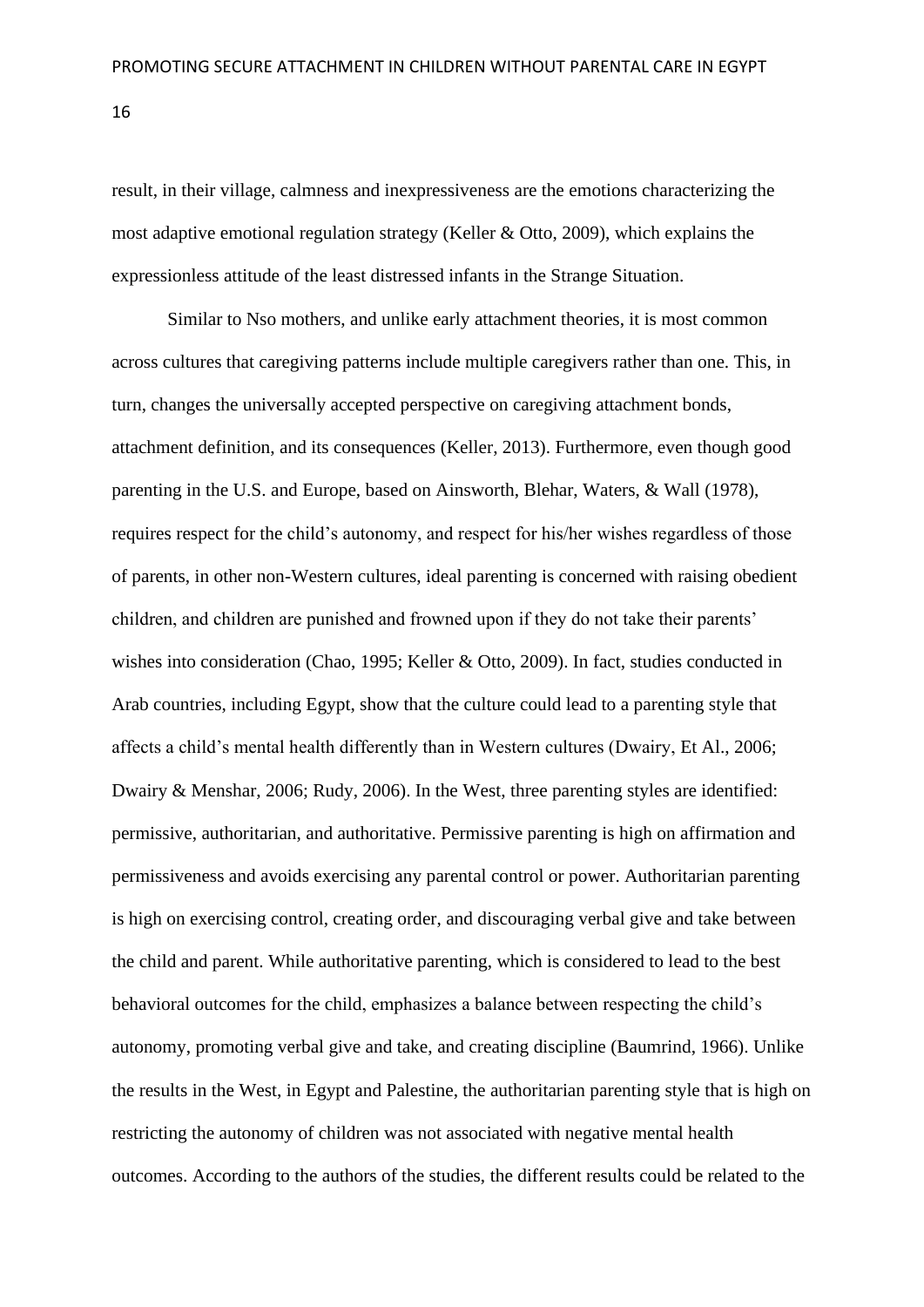result, in their village, calmness and inexpressiveness are the emotions characterizing the most adaptive emotional regulation strategy (Keller & Otto, 2009), which explains the expressionless attitude of the least distressed infants in the Strange Situation.

Similar to Nso mothers, and unlike early attachment theories, it is most common across cultures that caregiving patterns include multiple caregivers rather than one. This, in turn, changes the universally accepted perspective on caregiving attachment bonds, attachment definition, and its consequences (Keller, 2013). Furthermore, even though good parenting in the U.S. and Europe, based on Ainsworth, Blehar, Waters, & Wall (1978), requires respect for the child's autonomy, and respect for his/her wishes regardless of those of parents, in other non-Western cultures, ideal parenting is concerned with raising obedient children, and children are punished and frowned upon if they do not take their parents' wishes into consideration (Chao, 1995; Keller & Otto, 2009). In fact, studies conducted in Arab countries, including Egypt, show that the culture could lead to a parenting style that affects a child's mental health differently than in Western cultures (Dwairy, Et Al., 2006; Dwairy & Menshar, 2006; Rudy, 2006). In the West, three parenting styles are identified: permissive, authoritarian, and authoritative. Permissive parenting is high on affirmation and permissiveness and avoids exercising any parental control or power. Authoritarian parenting is high on exercising control, creating order, and discouraging verbal give and take between the child and parent. While authoritative parenting, which is considered to lead to the best behavioral outcomes for the child, emphasizes a balance between respecting the child's autonomy, promoting verbal give and take, and creating discipline (Baumrind, 1966). Unlike the results in the West, in Egypt and Palestine, the authoritarian parenting style that is high on restricting the autonomy of children was not associated with negative mental health outcomes. According to the authors of the studies, the different results could be related to the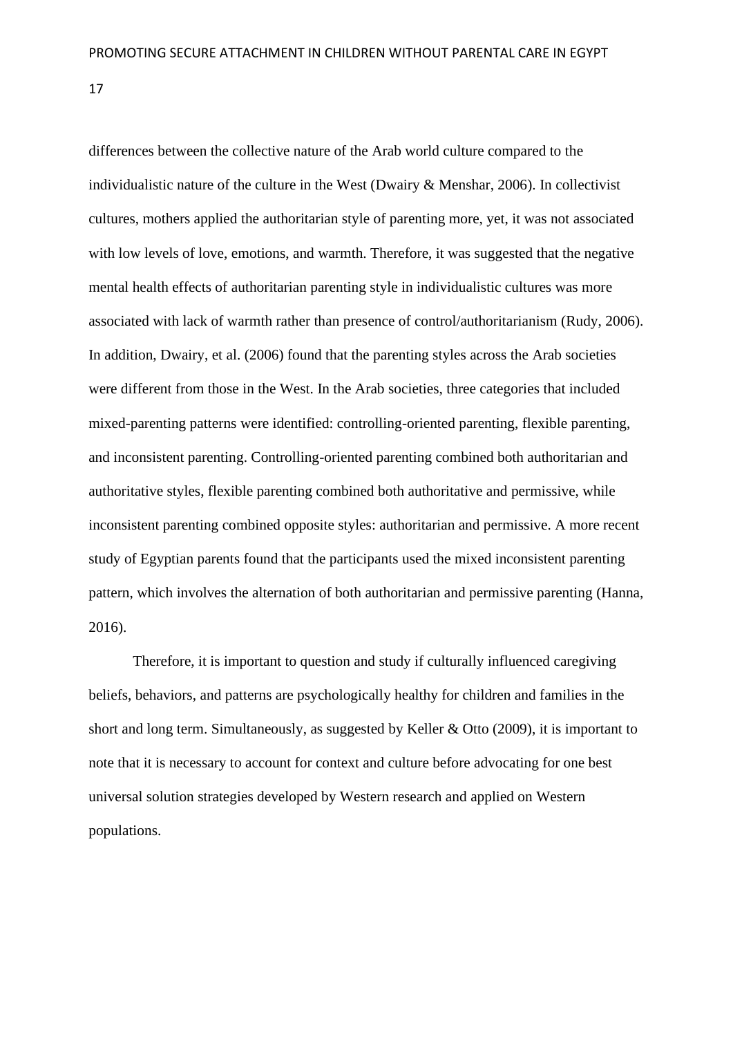differences between the collective nature of the Arab world culture compared to the individualistic nature of the culture in the West (Dwairy & Menshar, 2006). In collectivist cultures, mothers applied the authoritarian style of parenting more, yet, it was not associated with low levels of love, emotions, and warmth. Therefore, it was suggested that the negative mental health effects of authoritarian parenting style in individualistic cultures was more associated with lack of warmth rather than presence of control/authoritarianism (Rudy, 2006). In addition, Dwairy, et al. (2006) found that the parenting styles across the Arab societies were different from those in the West. In the Arab societies, three categories that included mixed-parenting patterns were identified: controlling-oriented parenting, flexible parenting, and inconsistent parenting. Controlling-oriented parenting combined both authoritarian and authoritative styles, flexible parenting combined both authoritative and permissive, while inconsistent parenting combined opposite styles: authoritarian and permissive. A more recent study of Egyptian parents found that the participants used the mixed inconsistent parenting pattern, which involves the alternation of both authoritarian and permissive parenting (Hanna, 2016).

Therefore, it is important to question and study if culturally influenced caregiving beliefs, behaviors, and patterns are psychologically healthy for children and families in the short and long term. Simultaneously, as suggested by Keller & Otto (2009), it is important to note that it is necessary to account for context and culture before advocating for one best universal solution strategies developed by Western research and applied on Western populations.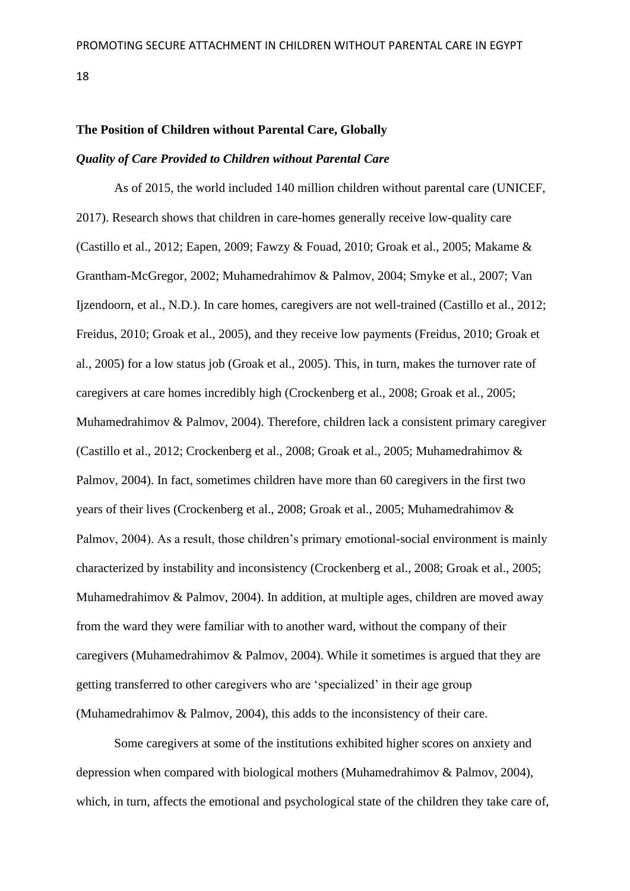**The Position of Children without Parental Care, Globally**

***Quality of Care Provided to Children without Parental Care***

As of 2015, the world included 140 million children without parental care (UNICEF, 2017). Research shows that children in care-homes generally receive low-quality care (Castillo et al., 2012; Eapen, 2009; Fawzy & Fouad, 2010; Groak et al., 2005; Makame & Grantham-McGregor, 2002; Muhamedrahimov & Palmov, 2004; Smyke et al., 2007; Van Ijzendoorn, et al., N.D.). In care homes, caregivers are not well-trained (Castillo et al., 2012; Freidus, 2010; Groak et al., 2005), and they receive low payments (Freidus, 2010; Groak et al., 2005) for a low status job (Groak et al., 2005). This, in turn, makes the turnover rate of caregivers at care homes incredibly high (Crockenberg et al., 2008; Groak et al., 2005; Muhamedrahimov & Palmov, 2004). Therefore, children lack a consistent primary caregiver (Castillo et al., 2012; Crockenberg et al., 2008; Groak et al., 2005; Muhamedrahimov & Palmov, 2004). In fact, sometimes children have more than 60 caregivers in the first two years of their lives (Crockenberg et al., 2008; Groak et al., 2005; Muhamedrahimov & Palmov, 2004). As a result, those children's primary emotional-social environment is mainly characterized by instability and inconsistency (Crockenberg et al., 2008; Groak et al., 2005; Muhamedrahimov & Palmov, 2004). In addition, at multiple ages, children are moved away from the ward they were familiar with to another ward, without the company of their caregivers (Muhamedrahimov & Palmov, 2004). While it sometimes is argued that they are getting transferred to other caregivers who are 'specialized' in their age group (Muhamedrahimov & Palmov, 2004), this adds to the inconsistency of their care.

Some caregivers at some of the institutions exhibited higher scores on anxiety and depression when compared with biological mothers (Muhamedrahimov & Palmov, 2004), which, in turn, affects the emotional and psychological state of the children they take care of,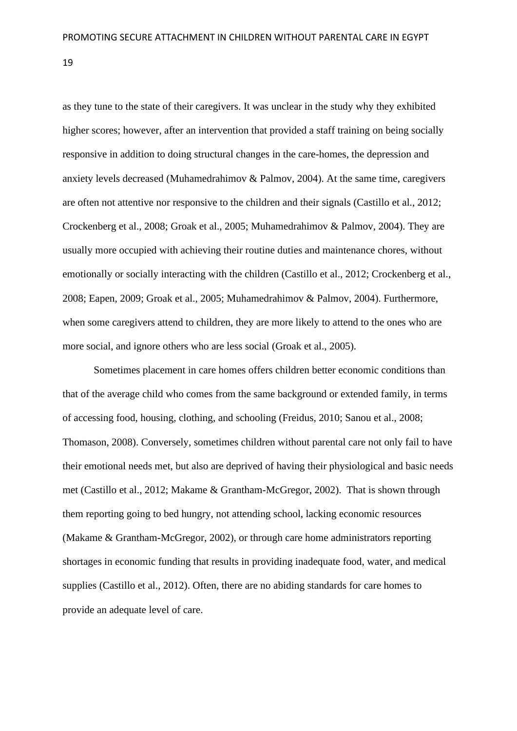as they tune to the state of their caregivers. It was unclear in the study why they exhibited higher scores; however, after an intervention that provided a staff training on being socially responsive in addition to doing structural changes in the care-homes, the depression and anxiety levels decreased (Muhamedrahimov & Palmov, 2004). At the same time, caregivers are often not attentive nor responsive to the children and their signals (Castillo et al., 2012; Crockenberg et al., 2008; Groak et al., 2005; Muhamedrahimov & Palmov, 2004). They are usually more occupied with achieving their routine duties and maintenance chores, without emotionally or socially interacting with the children (Castillo et al., 2012; Crockenberg et al., 2008; Eapen, 2009; Groak et al., 2005; Muhamedrahimov & Palmov, 2004). Furthermore, when some caregivers attend to children, they are more likely to attend to the ones who are more social, and ignore others who are less social (Groak et al., 2005).

Sometimes placement in care homes offers children better economic conditions than that of the average child who comes from the same background or extended family, in terms of accessing food, housing, clothing, and schooling (Freidus, 2010; Sanou et al., 2008; Thomason, 2008). Conversely, sometimes children without parental care not only fail to have their emotional needs met, but also are deprived of having their physiological and basic needs met (Castillo et al., 2012; Makame & Grantham-McGregor, 2002). That is shown through them reporting going to bed hungry, not attending school, lacking economic resources (Makame & Grantham-McGregor, 2002), or through care home administrators reporting shortages in economic funding that results in providing inadequate food, water, and medical supplies (Castillo et al., 2012). Often, there are no abiding standards for care homes to provide an adequate level of care.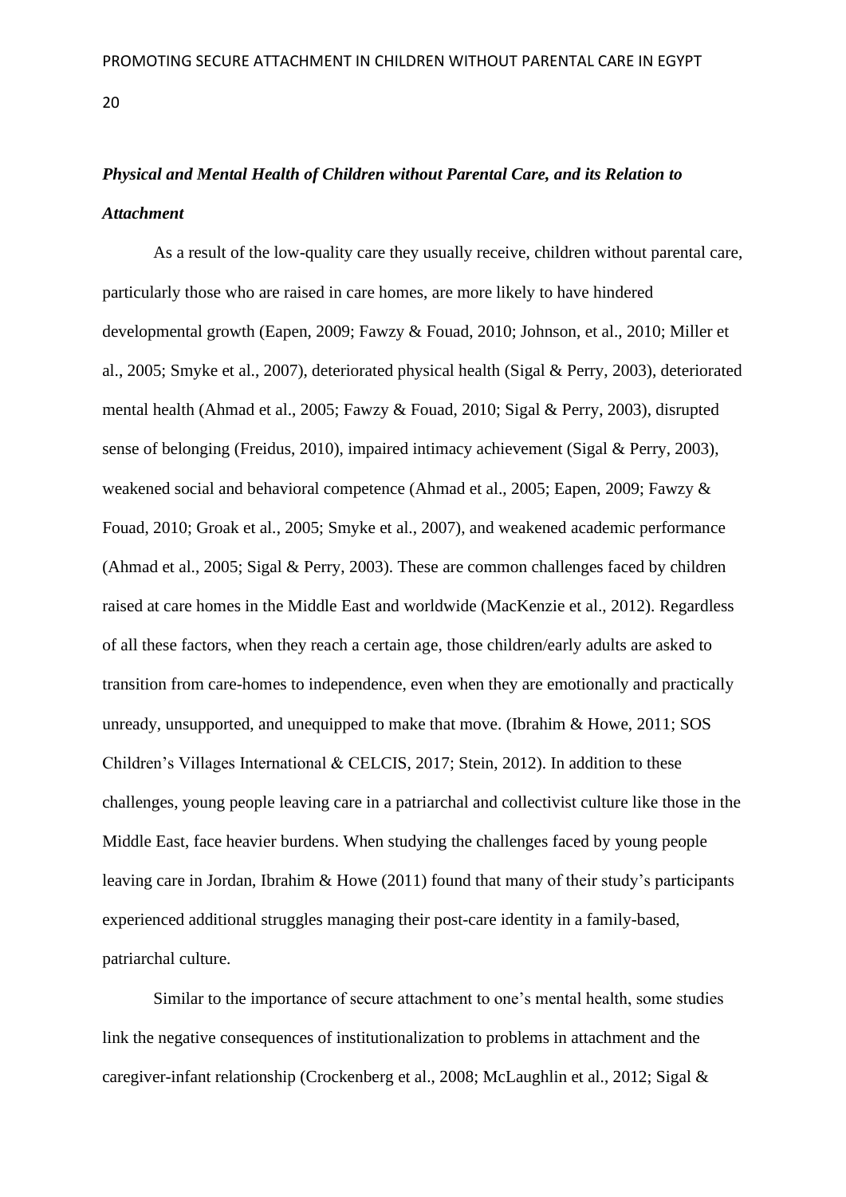### *Physical and Mental Health of Children without Parental Care, and its Relation to Attachment*

As a result of the low-quality care they usually receive, children without parental care, particularly those who are raised in care homes, are more likely to have hindered developmental growth (Eapen, 2009; Fawzy & Fouad, 2010; Johnson, et al., 2010; Miller et al., 2005; Smyke et al., 2007), deteriorated physical health (Sigal & Perry, 2003), deteriorated mental health (Ahmad et al., 2005; Fawzy & Fouad, 2010; Sigal & Perry, 2003), disrupted sense of belonging (Freidus, 2010), impaired intimacy achievement (Sigal & Perry, 2003), weakened social and behavioral competence (Ahmad et al., 2005; Eapen, 2009; Fawzy & Fouad, 2010; Groak et al., 2005; Smyke et al., 2007), and weakened academic performance (Ahmad et al., 2005; Sigal & Perry, 2003). These are common challenges faced by children raised at care homes in the Middle East and worldwide (MacKenzie et al., 2012). Regardless of all these factors, when they reach a certain age, those children/early adults are asked to transition from care-homes to independence, even when they are emotionally and practically unready, unsupported, and unequipped to make that move. (Ibrahim & Howe, 2011; SOS Children's Villages International & CELCIS, 2017; Stein, 2012). In addition to these challenges, young people leaving care in a patriarchal and collectivist culture like those in the Middle East, face heavier burdens. When studying the challenges faced by young people leaving care in Jordan, Ibrahim & Howe (2011) found that many of their study's participants experienced additional struggles managing their post-care identity in a family-based, patriarchal culture.

Similar to the importance of secure attachment to one's mental health, some studies link the negative consequences of institutionalization to problems in attachment and the caregiver-infant relationship (Crockenberg et al., 2008; McLaughlin et al., 2012; Sigal &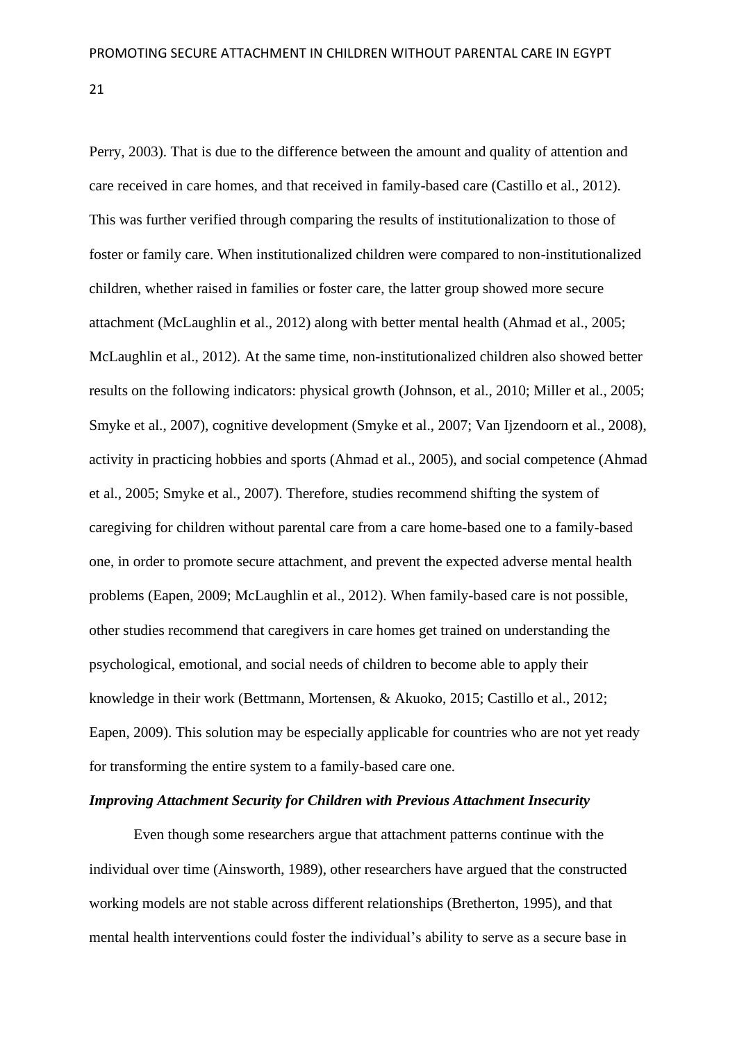Perry, 2003). That is due to the difference between the amount and quality of attention and care received in care homes, and that received in family-based care (Castillo et al., 2012). This was further verified through comparing the results of institutionalization to those of foster or family care. When institutionalized children were compared to non-institutionalized children, whether raised in families or foster care, the latter group showed more secure attachment (McLaughlin et al., 2012) along with better mental health (Ahmad et al., 2005; McLaughlin et al., 2012). At the same time, non-institutionalized children also showed better results on the following indicators: physical growth (Johnson, et al., 2010; Miller et al., 2005; Smyke et al., 2007), cognitive development (Smyke et al., 2007; Van Ijzendoorn et al., 2008), activity in practicing hobbies and sports (Ahmad et al., 2005), and social competence (Ahmad et al., 2005; Smyke et al., 2007). Therefore, studies recommend shifting the system of caregiving for children without parental care from a care home-based one to a family-based one, in order to promote secure attachment, and prevent the expected adverse mental health problems (Eapen, 2009; McLaughlin et al., 2012). When family-based care is not possible, other studies recommend that caregivers in care homes get trained on understanding the psychological, emotional, and social needs of children to become able to apply their knowledge in their work (Bettmann, Mortensen, & Akuoko, 2015; Castillo et al., 2012; Eapen, 2009). This solution may be especially applicable for countries who are not yet ready for transforming the entire system to a family-based care one.

### *Improving Attachment Security for Children with Previous Attachment Insecurity*

Even though some researchers argue that attachment patterns continue with the individual over time (Ainsworth, 1989), other researchers have argued that the constructed working models are not stable across different relationships (Bretherton, 1995), and that mental health interventions could foster the individual's ability to serve as a secure base in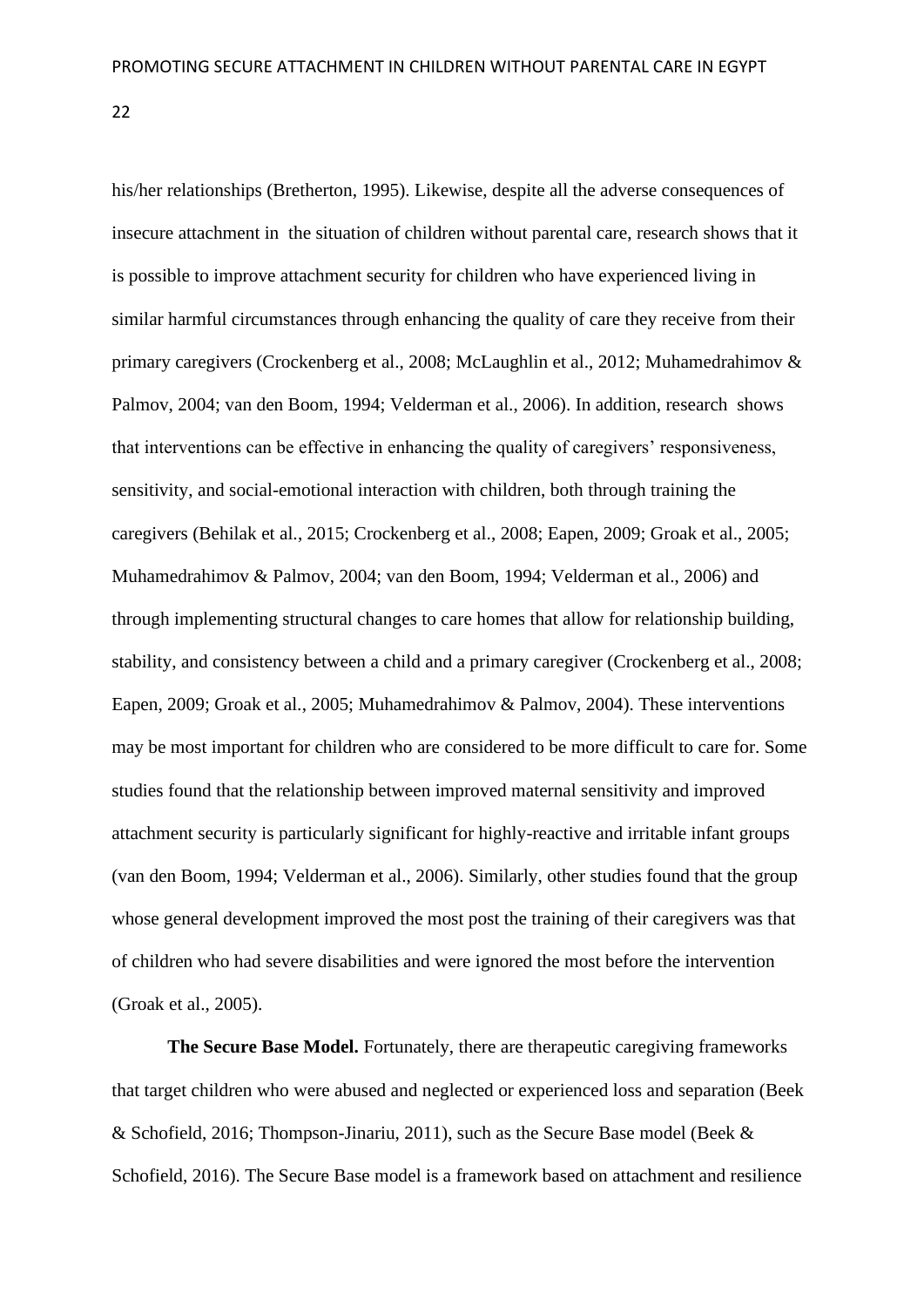his/her relationships (Bretherton, 1995). Likewise, despite all the adverse consequences of insecure attachment in the situation of children without parental care, research shows that it is possible to improve attachment security for children who have experienced living in similar harmful circumstances through enhancing the quality of care they receive from their primary caregivers (Crockenberg et al., 2008; McLaughlin et al., 2012; Muhamedrahimov & Palmov, 2004; van den Boom, 1994; Velderman et al., 2006). In addition, research shows that interventions can be effective in enhancing the quality of caregivers' responsiveness, sensitivity, and social-emotional interaction with children, both through training the caregivers (Behilak et al., 2015; Crockenberg et al., 2008; Eapen, 2009; Groak et al., 2005; Muhamedrahimov & Palmov, 2004; van den Boom, 1994; Velderman et al., 2006) and through implementing structural changes to care homes that allow for relationship building, stability, and consistency between a child and a primary caregiver (Crockenberg et al., 2008; Eapen, 2009; Groak et al., 2005; Muhamedrahimov & Palmov, 2004). These interventions may be most important for children who are considered to be more difficult to care for. Some studies found that the relationship between improved maternal sensitivity and improved attachment security is particularly significant for highly-reactive and irritable infant groups (van den Boom, 1994; Velderman et al., 2006). Similarly, other studies found that the group whose general development improved the most post the training of their caregivers was that of children who had severe disabilities and were ignored the most before the intervention (Groak et al., 2005).

**The Secure Base Model.** Fortunately, there are therapeutic caregiving frameworks that target children who were abused and neglected or experienced loss and separation (Beek & Schofield, 2016; Thompson-Jinariu, 2011), such as the Secure Base model (Beek & Schofield, 2016). The Secure Base model is a framework based on attachment and resilience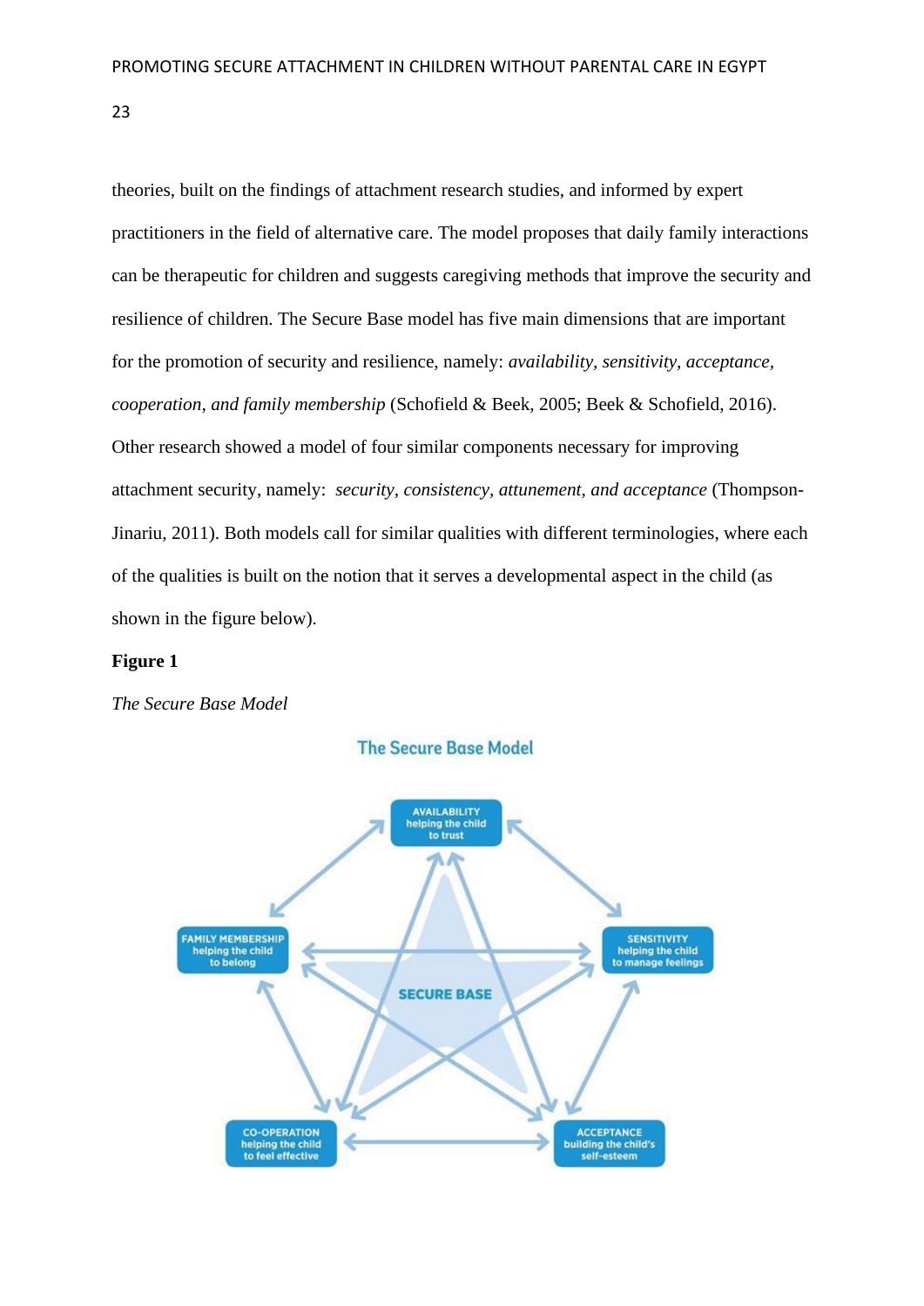theories, built on the findings of attachment research studies, and informed by expert practitioners in the field of alternative care. The model proposes that daily family interactions can be therapeutic for children and suggests caregiving methods that improve the security and resilience of children. The Secure Base model has five main dimensions that are important for the promotion of security and resilience, namely: *availability, sensitivity, acceptance, cooperation, and family membership* (Schofield & Beek, 2005; Beek & Schofield, 2016). Other research showed a model of four similar components necessary for improving attachment security, namely: *security, consistency, attunement, and acceptance* (Thompson-Jinariu, 2011). Both models call for similar qualities with different terminologies, where each of the qualities is built on the notion that it serves a developmental aspect in the child (as shown in the figure below).

**Figure 1**

*The Secure Base Model*

The Secure Base Model

AVAILABILITY helping the child to trust

SENSITIVITY helping the child to manage feelings

ACCEPTANCE building the child's self-esteem

CO-OPERATION helping the child to feel effective

FAMILY MEMBERSHIP helping the child to belong

SECURE BASE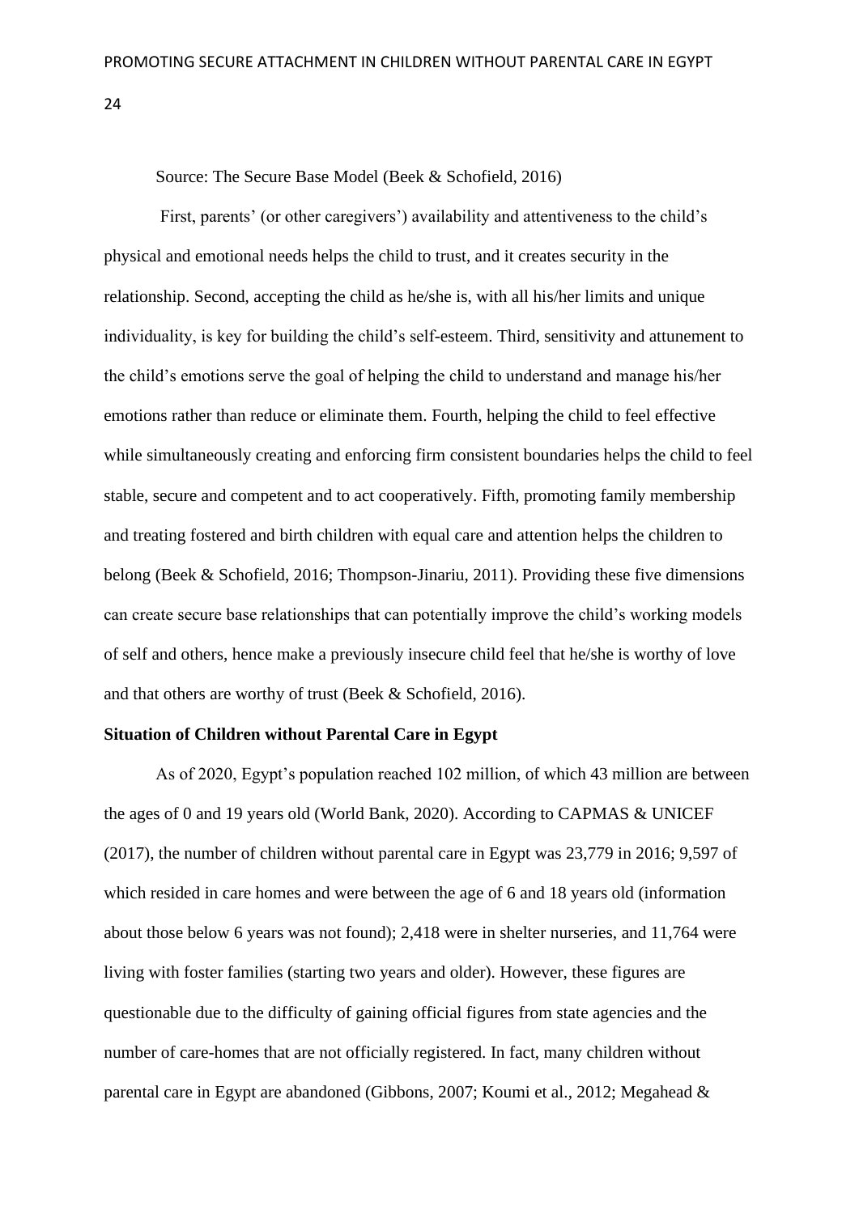Source: The Secure Base Model (Beek & Schofield, 2016)

First, parents' (or other caregivers') availability and attentiveness to the child's physical and emotional needs helps the child to trust, and it creates security in the relationship. Second, accepting the child as he/she is, with all his/her limits and unique individuality, is key for building the child's self-esteem. Third, sensitivity and attunement to the child's emotions serve the goal of helping the child to understand and manage his/her emotions rather than reduce or eliminate them. Fourth, helping the child to feel effective while simultaneously creating and enforcing firm consistent boundaries helps the child to feel stable, secure and competent and to act cooperatively. Fifth, promoting family membership and treating fostered and birth children with equal care and attention helps the children to belong (Beek & Schofield, 2016; Thompson-Jinariu, 2011). Providing these five dimensions can create secure base relationships that can potentially improve the child's working models of self and others, hence make a previously insecure child feel that he/she is worthy of love and that others are worthy of trust (Beek & Schofield, 2016).

**Situation of Children without Parental Care in Egypt**

As of 2020, Egypt's population reached 102 million, of which 43 million are between the ages of 0 and 19 years old (World Bank, 2020). According to CAPMAS & UNICEF (2017), the number of children without parental care in Egypt was 23,779 in 2016; 9,597 of which resided in care homes and were between the age of 6 and 18 years old (information about those below 6 years was not found); 2,418 were in shelter nurseries, and 11,764 were living with foster families (starting two years and older). However, these figures are questionable due to the difficulty of gaining official figures from state agencies and the number of care-homes that are not officially registered. In fact, many children without parental care in Egypt are abandoned (Gibbons, 2007; Koumi et al., 2012; Megahead &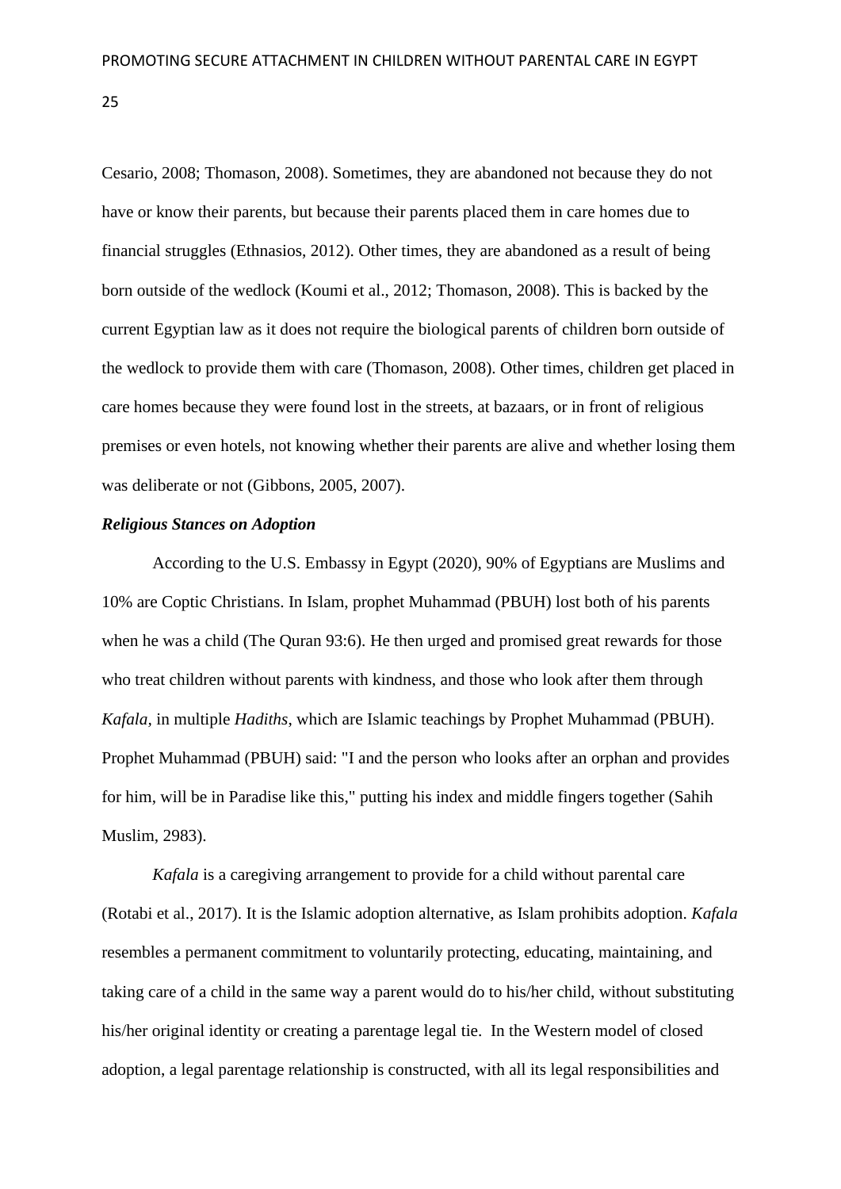Cesario, 2008; Thomason, 2008). Sometimes, they are abandoned not because they do not have or know their parents, but because their parents placed them in care homes due to financial struggles (Ethnasios, 2012). Other times, they are abandoned as a result of being born outside of the wedlock (Koumi et al., 2012; Thomason, 2008). This is backed by the current Egyptian law as it does not require the biological parents of children born outside of the wedlock to provide them with care (Thomason, 2008). Other times, children get placed in care homes because they were found lost in the streets, at bazaars, or in front of religious premises or even hotels, not knowing whether their parents are alive and whether losing them was deliberate or not (Gibbons, 2005, 2007).

### *Religious Stances on Adoption*

According to the U.S. Embassy in Egypt (2020), 90% of Egyptians are Muslims and 10% are Coptic Christians. In Islam, prophet Muhammad (PBUH) lost both of his parents when he was a child (The Quran 93:6). He then urged and promised great rewards for those who treat children without parents with kindness, and those who look after them through *Kafala,* in multiple *Hadiths,* which are Islamic teachings by Prophet Muhammad (PBUH). Prophet Muhammad (PBUH) said: "I and the person who looks after an orphan and provides for him, will be in Paradise like this," putting his index and middle fingers together (Sahih Muslim, 2983).

*Kafala* is a caregiving arrangement to provide for a child without parental care (Rotabi et al., 2017). It is the Islamic adoption alternative, as Islam prohibits adoption. *Kafala* resembles a permanent commitment to voluntarily protecting, educating, maintaining, and taking care of a child in the same way a parent would do to his/her child, without substituting his/her original identity or creating a parentage legal tie. In the Western model of closed adoption, a legal parentage relationship is constructed, with all its legal responsibilities and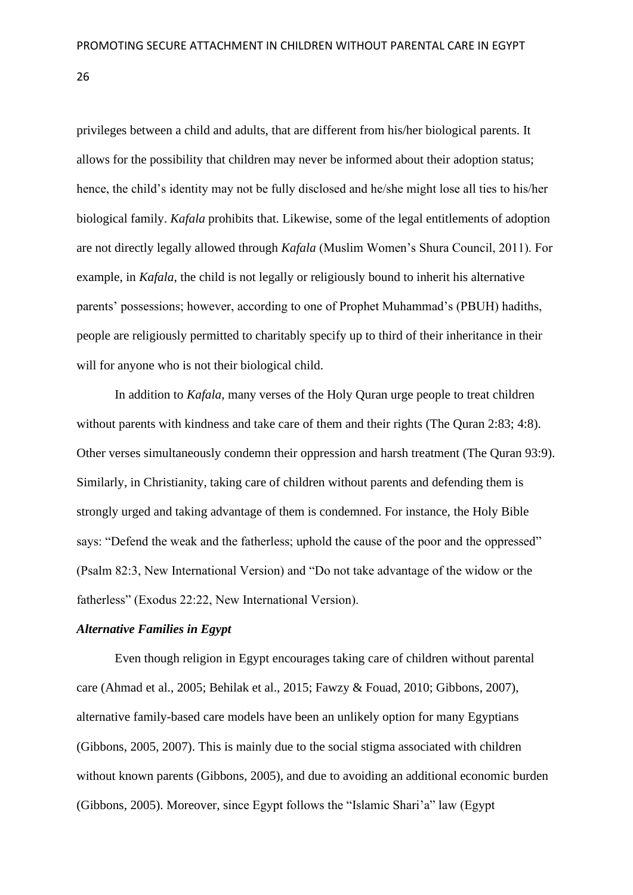privileges between a child and adults, that are different from his/her biological parents. It allows for the possibility that children may never be informed about their adoption status; hence, the child's identity may not be fully disclosed and he/she might lose all ties to his/her biological family. *Kafala* prohibits that. Likewise, some of the legal entitlements of adoption are not directly legally allowed through *Kafala* (Muslim Women's Shura Council, 2011). For example, in *Kafala*, the child is not legally or religiously bound to inherit his alternative parents' possessions; however, according to one of Prophet Muhammad's (PBUH) hadiths, people are religiously permitted to charitably specify up to third of their inheritance in their will for anyone who is not their biological child.

In addition to *Kafala*, many verses of the Holy Quran urge people to treat children without parents with kindness and take care of them and their rights (The Quran 2:83; 4:8). Other verses simultaneously condemn their oppression and harsh treatment (The Quran 93:9). Similarly, in Christianity, taking care of children without parents and defending them is strongly urged and taking advantage of them is condemned. For instance, the Holy Bible says: "Defend the weak and the fatherless; uphold the cause of the poor and the oppressed" (Psalm 82:3, New International Version) and "Do not take advantage of the widow or the fatherless" (Exodus 22:22, New International Version).

### *Alternative Families in Egypt*

Even though religion in Egypt encourages taking care of children without parental care (Ahmad et al., 2005; Behilak et al., 2015; Fawzy & Fouad, 2010; Gibbons, 2007), alternative family-based care models have been an unlikely option for many Egyptians (Gibbons, 2005, 2007). This is mainly due to the social stigma associated with children without known parents (Gibbons, 2005), and due to avoiding an additional economic burden (Gibbons, 2005). Moreover, since Egypt follows the "Islamic Shari'a" law (Egypt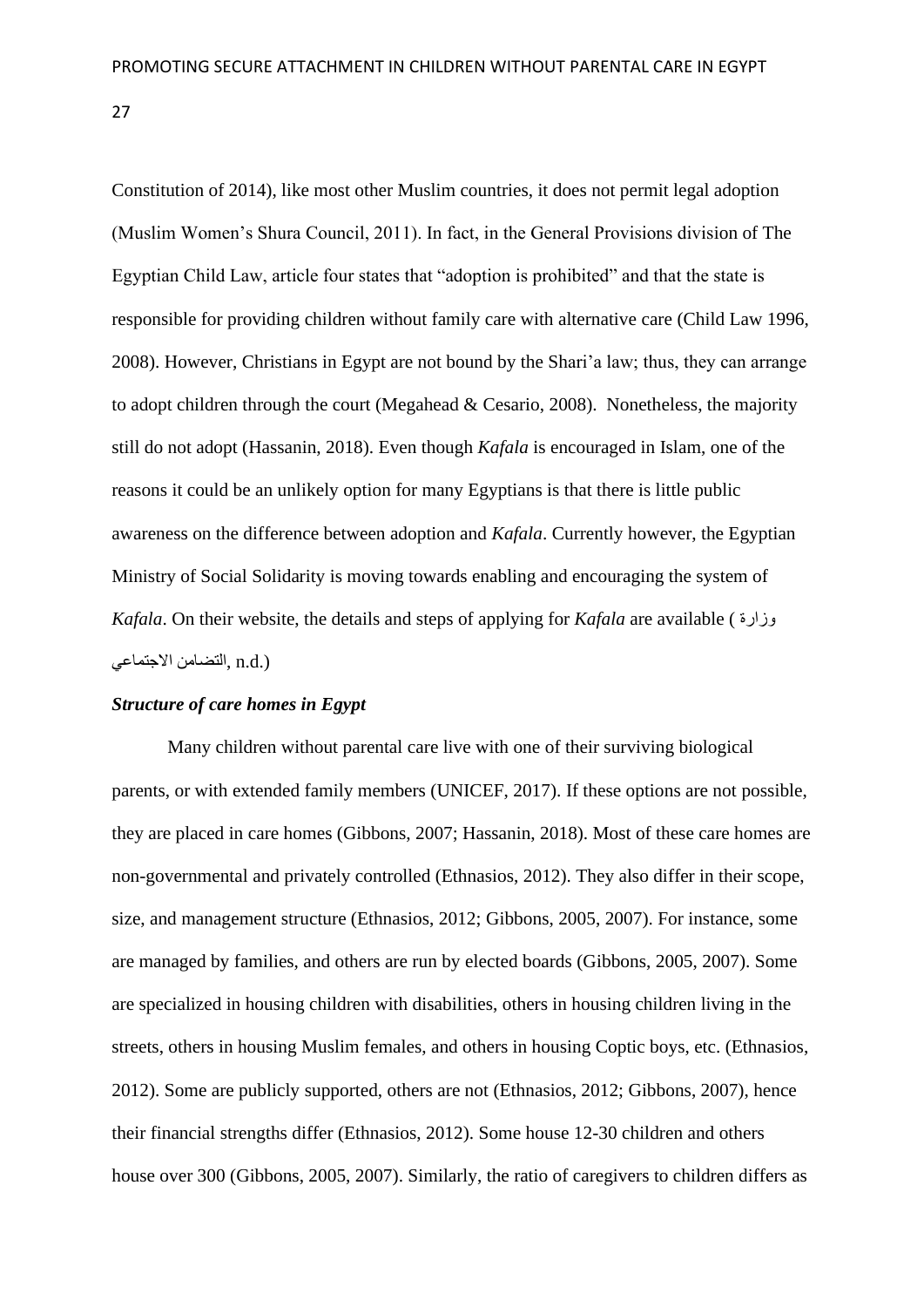Constitution of 2014), like most other Muslim countries, it does not permit legal adoption (Muslim Women's Shura Council, 2011). In fact, in the General Provisions division of The Egyptian Child Law, article four states that "adoption is prohibited" and that the state is responsible for providing children without family care with alternative care (Child Law 1996, 2008). However, Christians in Egypt are not bound by the Shari'a law; thus, they can arrange to adopt children through the court (Megahead & Cesario, 2008). Nonetheless, the majority still do not adopt (Hassanin, 2018). Even though *Kafala* is encouraged in Islam, one of the reasons it could be an unlikely option for many Egyptians is that there is little public awareness on the difference between adoption and *Kafala*. Currently however, the Egyptian Ministry of Social Solidarity is moving towards enabling and encouraging the system of *Kafala*. On their website, the details and steps of applying for *Kafala* are available (وزارة التضامن الاجتماعي, n.d.)

### *Structure of care homes in Egypt*

Many children without parental care live with one of their surviving biological parents, or with extended family members (UNICEF, 2017). If these options are not possible, they are placed in care homes (Gibbons, 2007; Hassanin, 2018). Most of these care homes are non-governmental and privately controlled (Ethnasios, 2012). They also differ in their scope, size, and management structure (Ethnasios, 2012; Gibbons, 2005, 2007). For instance, some are managed by families, and others are run by elected boards (Gibbons, 2005, 2007). Some are specialized in housing children with disabilities, others in housing children living in the streets, others in housing Muslim females, and others in housing Coptic boys, etc. (Ethnasios, 2012). Some are publicly supported, others are not (Ethnasios, 2012; Gibbons, 2007), hence their financial strengths differ (Ethnasios, 2012). Some house 12-30 children and others house over 300 (Gibbons, 2005, 2007). Similarly, the ratio of caregivers to children differs as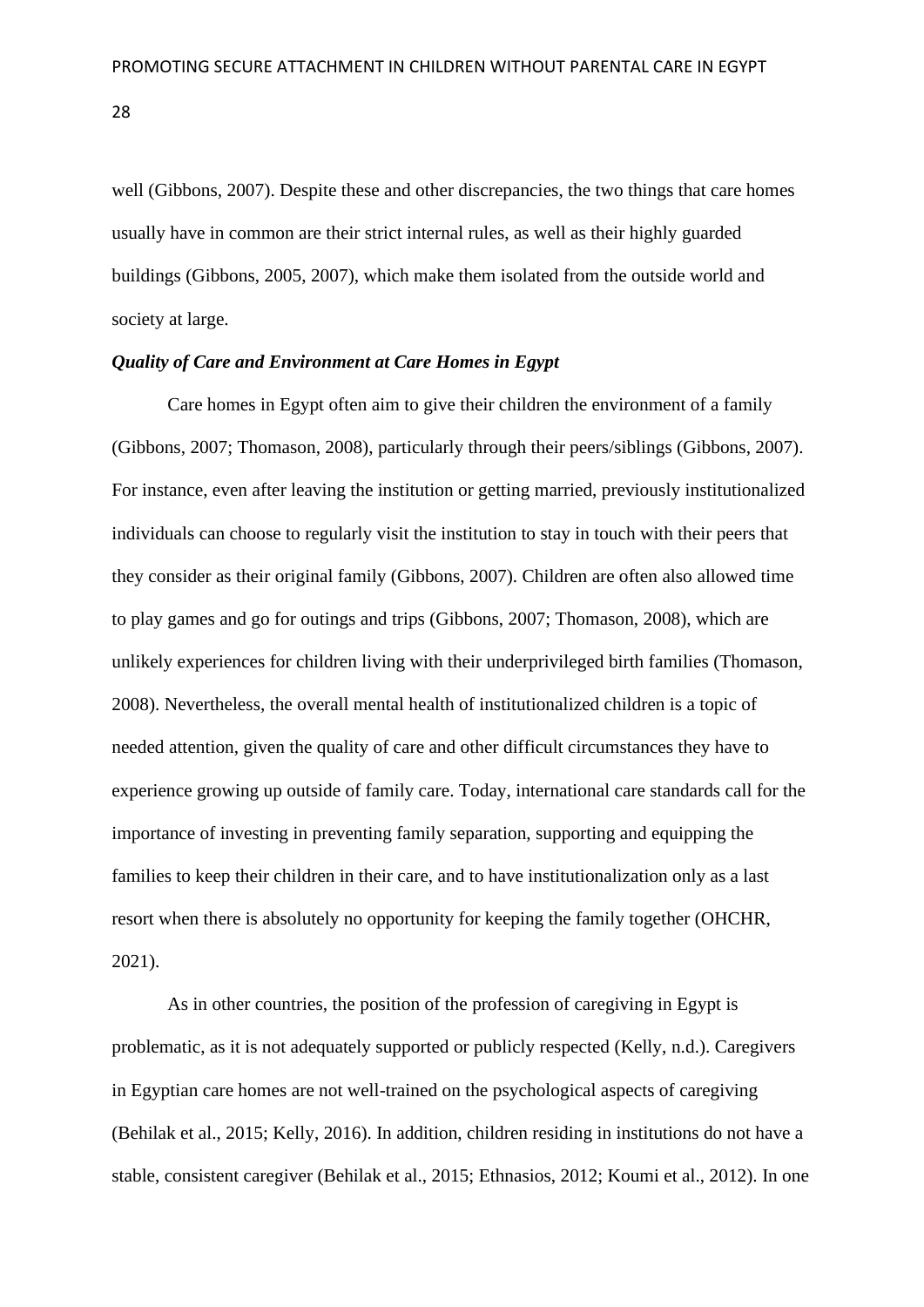well (Gibbons, 2007). Despite these and other discrepancies, the two things that care homes usually have in common are their strict internal rules, as well as their highly guarded buildings (Gibbons, 2005, 2007), which make them isolated from the outside world and society at large.

### *Quality of Care and Environment at Care Homes in Egypt*

Care homes in Egypt often aim to give their children the environment of a family (Gibbons, 2007; Thomason, 2008), particularly through their peers/siblings (Gibbons, 2007). For instance, even after leaving the institution or getting married, previously institutionalized individuals can choose to regularly visit the institution to stay in touch with their peers that they consider as their original family (Gibbons, 2007). Children are often also allowed time to play games and go for outings and trips (Gibbons, 2007; Thomason, 2008), which are unlikely experiences for children living with their underprivileged birth families (Thomason, 2008). Nevertheless, the overall mental health of institutionalized children is a topic of needed attention, given the quality of care and other difficult circumstances they have to experience growing up outside of family care. Today, international care standards call for the importance of investing in preventing family separation, supporting and equipping the families to keep their children in their care, and to have institutionalization only as a last resort when there is absolutely no opportunity for keeping the family together (OHCHR, 2021).

As in other countries, the position of the profession of caregiving in Egypt is problematic, as it is not adequately supported or publicly respected (Kelly, n.d.). Caregivers in Egyptian care homes are not well-trained on the psychological aspects of caregiving (Behilak et al., 2015; Kelly, 2016). In addition, children residing in institutions do not have a stable, consistent caregiver (Behilak et al., 2015; Ethnasios, 2012; Koumi et al., 2012). In one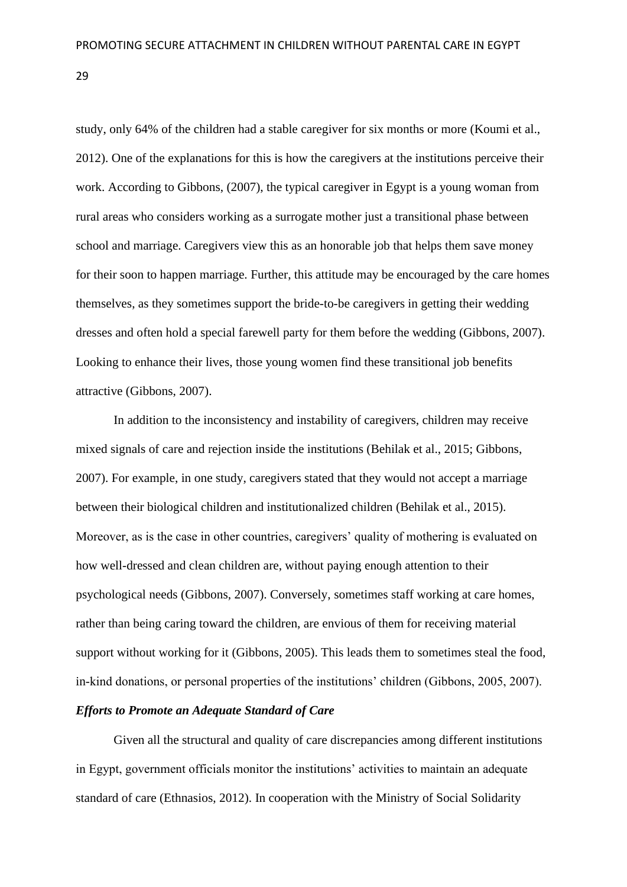study, only 64% of the children had a stable caregiver for six months or more (Koumi et al., 2012). One of the explanations for this is how the caregivers at the institutions perceive their work. According to Gibbons, (2007), the typical caregiver in Egypt is a young woman from rural areas who considers working as a surrogate mother just a transitional phase between school and marriage. Caregivers view this as an honorable job that helps them save money for their soon to happen marriage. Further, this attitude may be encouraged by the care homes themselves, as they sometimes support the bride-to-be caregivers in getting their wedding dresses and often hold a special farewell party for them before the wedding (Gibbons, 2007). Looking to enhance their lives, those young women find these transitional job benefits attractive (Gibbons, 2007).

In addition to the inconsistency and instability of caregivers, children may receive mixed signals of care and rejection inside the institutions (Behilak et al., 2015; Gibbons, 2007). For example, in one study, caregivers stated that they would not accept a marriage between their biological children and institutionalized children (Behilak et al., 2015). Moreover, as is the case in other countries, caregivers' quality of mothering is evaluated on how well-dressed and clean children are, without paying enough attention to their psychological needs (Gibbons, 2007). Conversely, sometimes staff working at care homes, rather than being caring toward the children, are envious of them for receiving material support without working for it (Gibbons, 2005). This leads them to sometimes steal the food, in-kind donations, or personal properties of the institutions' children (Gibbons, 2005, 2007).

### *Efforts to Promote an Adequate Standard of Care*

Given all the structural and quality of care discrepancies among different institutions in Egypt, government officials monitor the institutions' activities to maintain an adequate standard of care (Ethnasios, 2012). In cooperation with the Ministry of Social Solidarity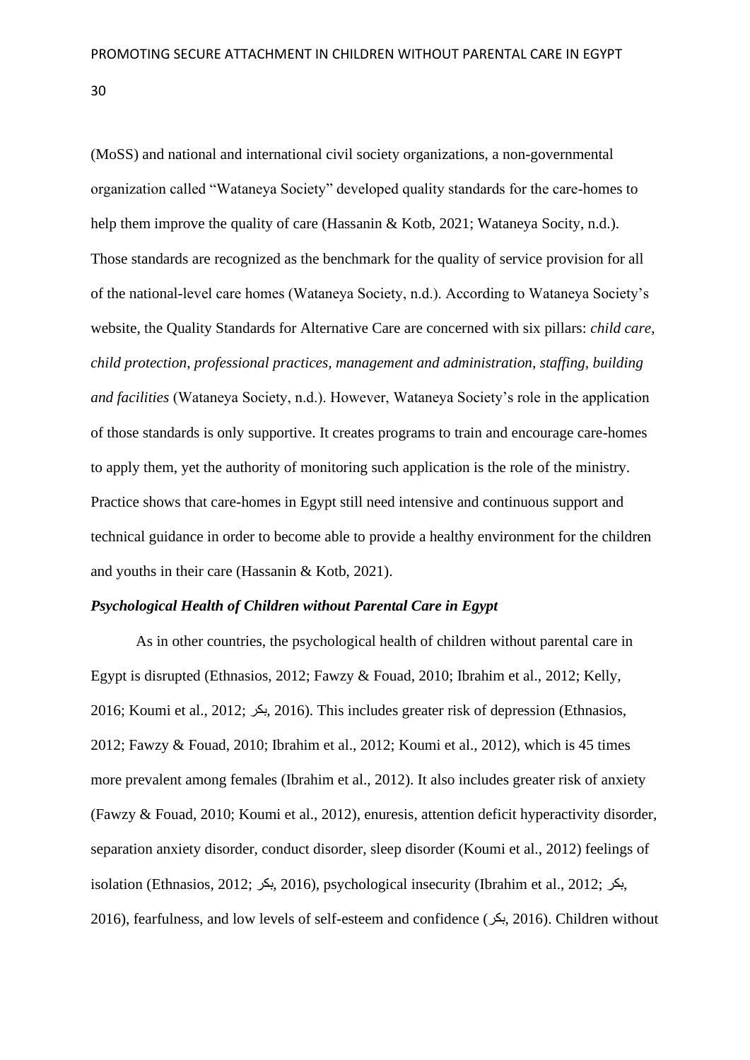(MoSS) and national and international civil society organizations, a non-governmental organization called "Wataneya Society" developed quality standards for the care-homes to help them improve the quality of care (Hassanin & Kotb, 2021; Wataneya Socity, n.d.). Those standards are recognized as the benchmark for the quality of service provision for all of the national-level care homes (Wataneya Society, n.d.). According to Wataneya Society's website, the Quality Standards for Alternative Care are concerned with six pillars: *child care, child protection, professional practices, management and administration, staffing, building and facilities* (Wataneya Society, n.d.). However, Wataneya Society's role in the application of those standards is only supportive. It creates programs to train and encourage care-homes to apply them, yet the authority of monitoring such application is the role of the ministry. Practice shows that care-homes in Egypt still need intensive and continuous support and technical guidance in order to become able to provide a healthy environment for the children and youths in their care (Hassanin & Kotb, 2021).

### *Psychological Health of Children without Parental Care in Egypt*

As in other countries, the psychological health of children without parental care in Egypt is disrupted (Ethnasios, 2012; Fawzy & Fouad, 2010; Ibrahim et al., 2012; Kelly, 2016; Koumi et al., 2012; بكر, 2016). This includes greater risk of depression (Ethnasios, 2012; Fawzy & Fouad, 2010; Ibrahim et al., 2012; Koumi et al., 2012), which is 45 times more prevalent among females (Ibrahim et al., 2012). It also includes greater risk of anxiety (Fawzy & Fouad, 2010; Koumi et al., 2012), enuresis, attention deficit hyperactivity disorder, separation anxiety disorder, conduct disorder, sleep disorder (Koumi et al., 2012) feelings of isolation (Ethnasios, 2012; بكر, 2016), psychological insecurity (Ibrahim et al., 2012; بكر, 2016), fearfulness, and low levels of self-esteem and confidence (بكر, 2016). Children without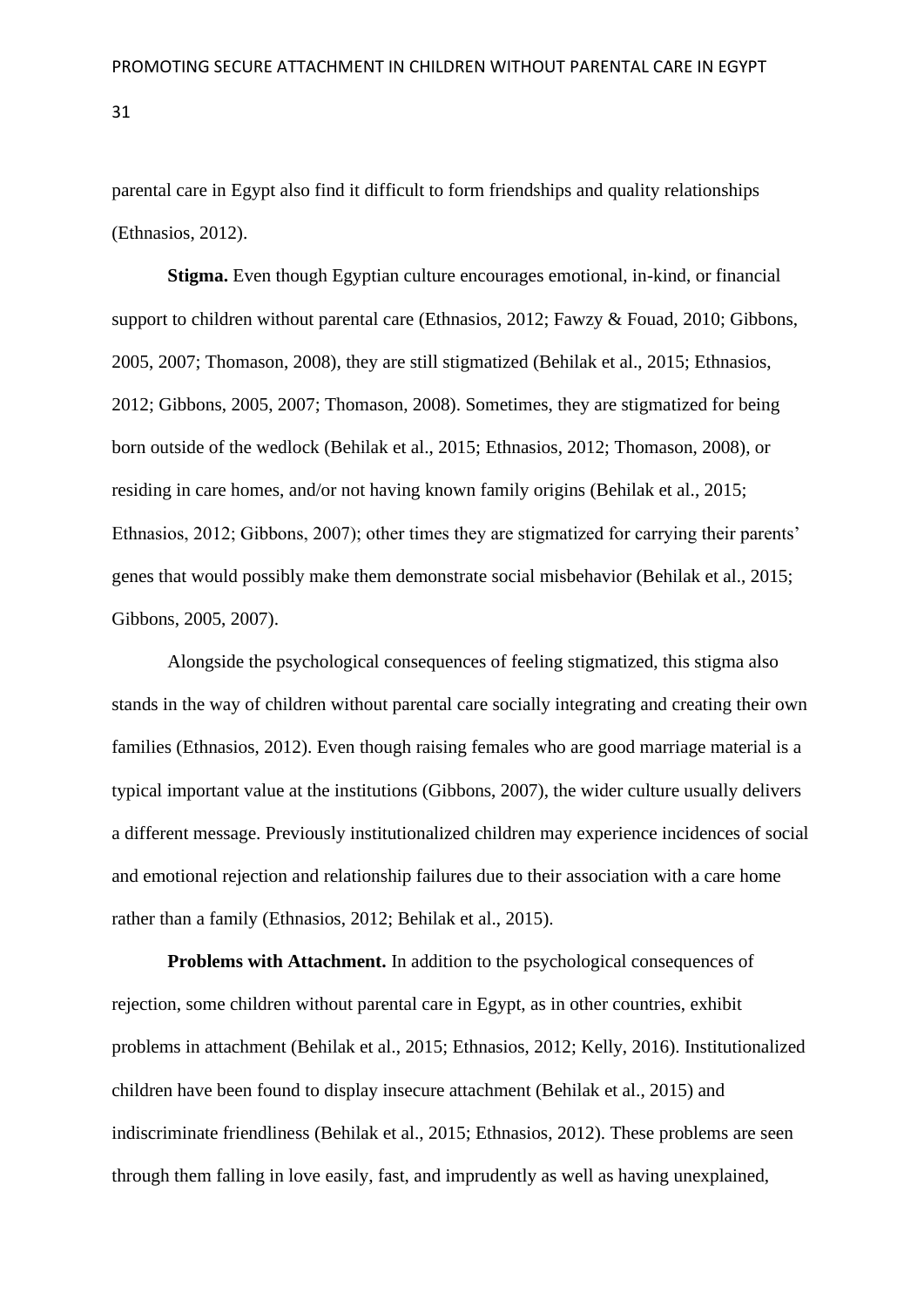parental care in Egypt also find it difficult to form friendships and quality relationships (Ethnasios, 2012).

**Stigma.** Even though Egyptian culture encourages emotional, in-kind, or financial support to children without parental care (Ethnasios, 2012; Fawzy & Fouad, 2010; Gibbons, 2005, 2007; Thomason, 2008), they are still stigmatized (Behilak et al., 2015; Ethnasios, 2012; Gibbons, 2005, 2007; Thomason, 2008). Sometimes, they are stigmatized for being born outside of the wedlock (Behilak et al., 2015; Ethnasios, 2012; Thomason, 2008), or residing in care homes, and/or not having known family origins (Behilak et al., 2015; Ethnasios, 2012; Gibbons, 2007); other times they are stigmatized for carrying their parents' genes that would possibly make them demonstrate social misbehavior (Behilak et al., 2015; Gibbons, 2005, 2007).

Alongside the psychological consequences of feeling stigmatized, this stigma also stands in the way of children without parental care socially integrating and creating their own families (Ethnasios, 2012). Even though raising females who are good marriage material is a typical important value at the institutions (Gibbons, 2007), the wider culture usually delivers a different message. Previously institutionalized children may experience incidences of social and emotional rejection and relationship failures due to their association with a care home rather than a family (Ethnasios, 2012; Behilak et al., 2015).

**Problems with Attachment.** In addition to the psychological consequences of rejection, some children without parental care in Egypt, as in other countries, exhibit problems in attachment (Behilak et al., 2015; Ethnasios, 2012; Kelly, 2016). Institutionalized children have been found to display insecure attachment (Behilak et al., 2015) and indiscriminate friendliness (Behilak et al., 2015; Ethnasios, 2012). These problems are seen through them falling in love easily, fast, and imprudently as well as having unexplained,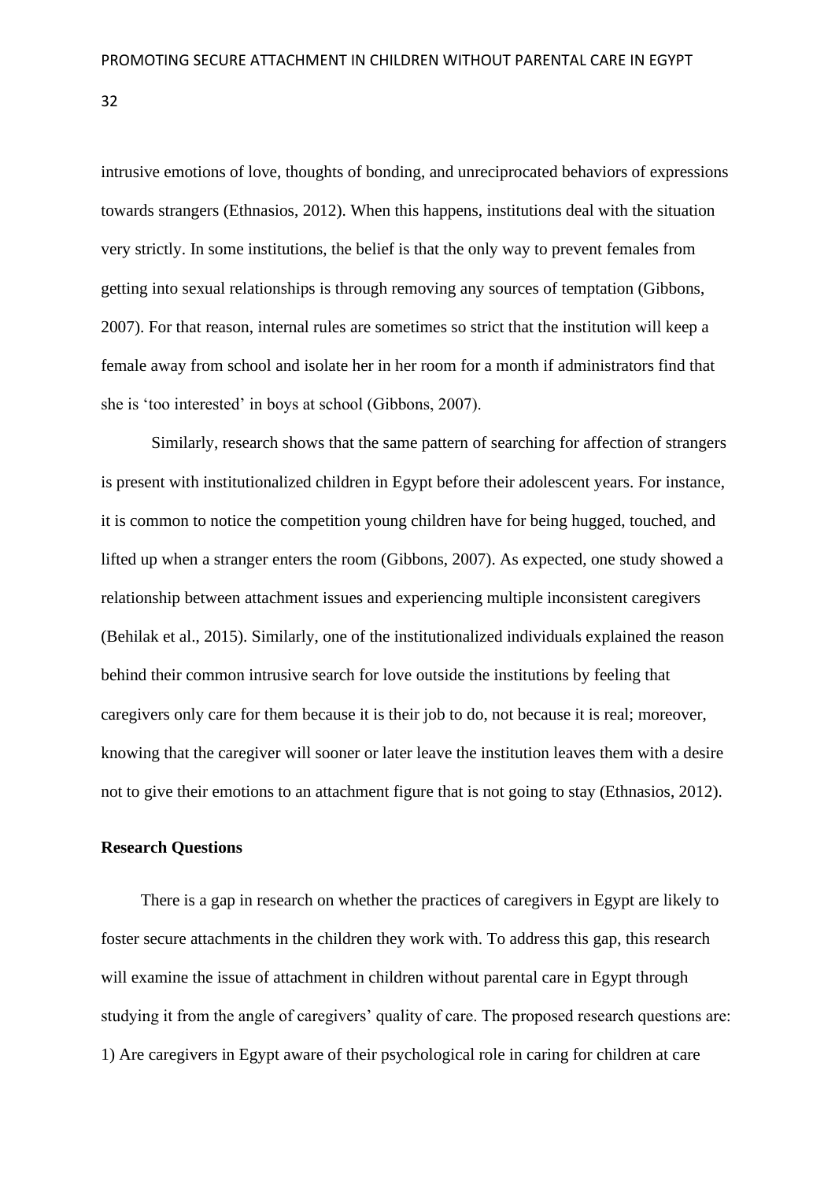intrusive emotions of love, thoughts of bonding, and unreciprocated behaviors of expressions towards strangers (Ethnasios, 2012). When this happens, institutions deal with the situation very strictly. In some institutions, the belief is that the only way to prevent females from getting into sexual relationships is through removing any sources of temptation (Gibbons, 2007). For that reason, internal rules are sometimes so strict that the institution will keep a female away from school and isolate her in her room for a month if administrators find that she is 'too interested' in boys at school (Gibbons, 2007).

Similarly, research shows that the same pattern of searching for affection of strangers is present with institutionalized children in Egypt before their adolescent years. For instance, it is common to notice the competition young children have for being hugged, touched, and lifted up when a stranger enters the room (Gibbons, 2007). As expected, one study showed a relationship between attachment issues and experiencing multiple inconsistent caregivers (Behilak et al., 2015). Similarly, one of the institutionalized individuals explained the reason behind their common intrusive search for love outside the institutions by feeling that caregivers only care for them because it is their job to do, not because it is real; moreover, knowing that the caregiver will sooner or later leave the institution leaves them with a desire not to give their emotions to an attachment figure that is not going to stay (Ethnasios, 2012).

## Research Questions

There is a gap in research on whether the practices of caregivers in Egypt are likely to foster secure attachments in the children they work with. To address this gap, this research will examine the issue of attachment in children without parental care in Egypt through studying it from the angle of caregivers' quality of care. The proposed research questions are: 1) Are caregivers in Egypt aware of their psychological role in caring for children at care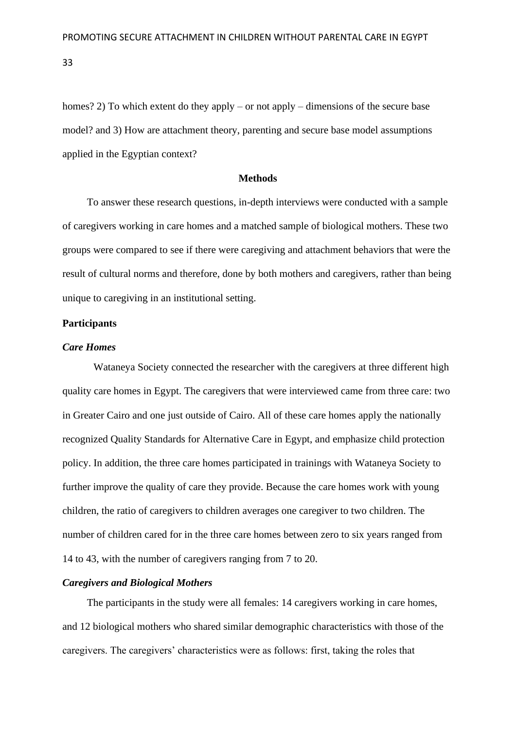homes? 2) To which extent do they apply – or not apply – dimensions of the secure base model? and 3) How are attachment theory, parenting and secure base model assumptions applied in the Egyptian context?

## Methods

To answer these research questions, in-depth interviews were conducted with a sample of caregivers working in care homes and a matched sample of biological mothers. These two groups were compared to see if there were caregiving and attachment behaviors that were the result of cultural norms and therefore, done by both mothers and caregivers, rather than being unique to caregiving in an institutional setting.

### Participants

#### *Care Homes*

Wataneya Society connected the researcher with the caregivers at three different high quality care homes in Egypt. The caregivers that were interviewed came from three care: two in Greater Cairo and one just outside of Cairo. All of these care homes apply the nationally recognized Quality Standards for Alternative Care in Egypt, and emphasize child protection policy. In addition, the three care homes participated in trainings with Wataneya Society to further improve the quality of care they provide. Because the care homes work with young children, the ratio of caregivers to children averages one caregiver to two children. The number of children cared for in the three care homes between zero to six years ranged from 14 to 43, with the number of caregivers ranging from 7 to 20.

#### *Caregivers and Biological Mothers*

The participants in the study were all females: 14 caregivers working in care homes, and 12 biological mothers who shared similar demographic characteristics with those of the caregivers. The caregivers' characteristics were as follows: first, taking the roles that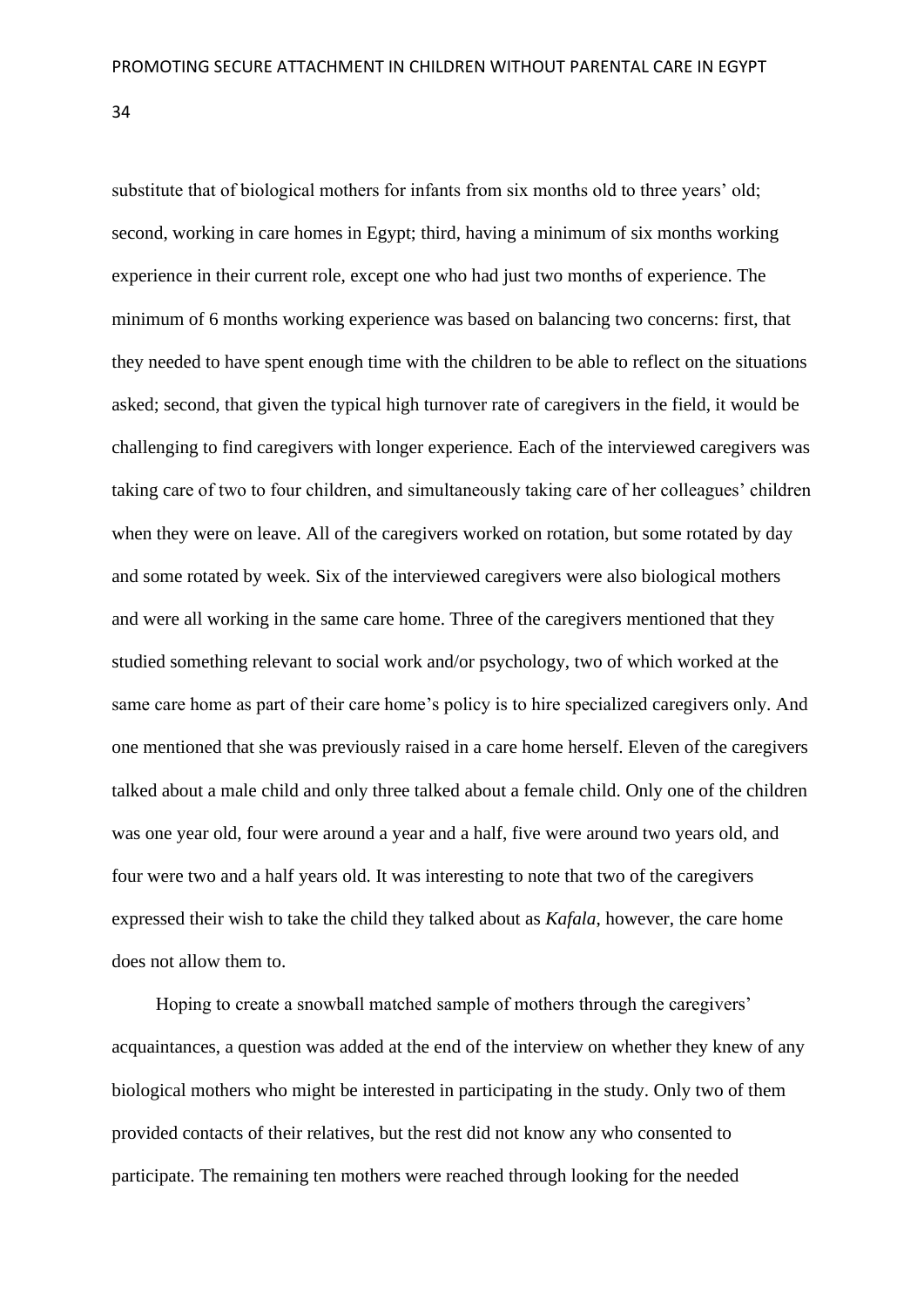substitute that of biological mothers for infants from six months old to three years' old; second, working in care homes in Egypt; third, having a minimum of six months working experience in their current role, except one who had just two months of experience. The minimum of 6 months working experience was based on balancing two concerns: first, that they needed to have spent enough time with the children to be able to reflect on the situations asked; second, that given the typical high turnover rate of caregivers in the field, it would be challenging to find caregivers with longer experience. Each of the interviewed caregivers was taking care of two to four children, and simultaneously taking care of her colleagues' children when they were on leave. All of the caregivers worked on rotation, but some rotated by day and some rotated by week. Six of the interviewed caregivers were also biological mothers and were all working in the same care home. Three of the caregivers mentioned that they studied something relevant to social work and/or psychology, two of which worked at the same care home as part of their care home's policy is to hire specialized caregivers only. And one mentioned that she was previously raised in a care home herself. Eleven of the caregivers talked about a male child and only three talked about a female child. Only one of the children was one year old, four were around a year and a half, five were around two years old, and four were two and a half years old. It was interesting to note that two of the caregivers expressed their wish to take the child they talked about as *Kafala*, however, the care home does not allow them to.

Hoping to create a snowball matched sample of mothers through the caregivers' acquaintances, a question was added at the end of the interview on whether they knew of any biological mothers who might be interested in participating in the study. Only two of them provided contacts of their relatives, but the rest did not know any who consented to participate. The remaining ten mothers were reached through looking for the needed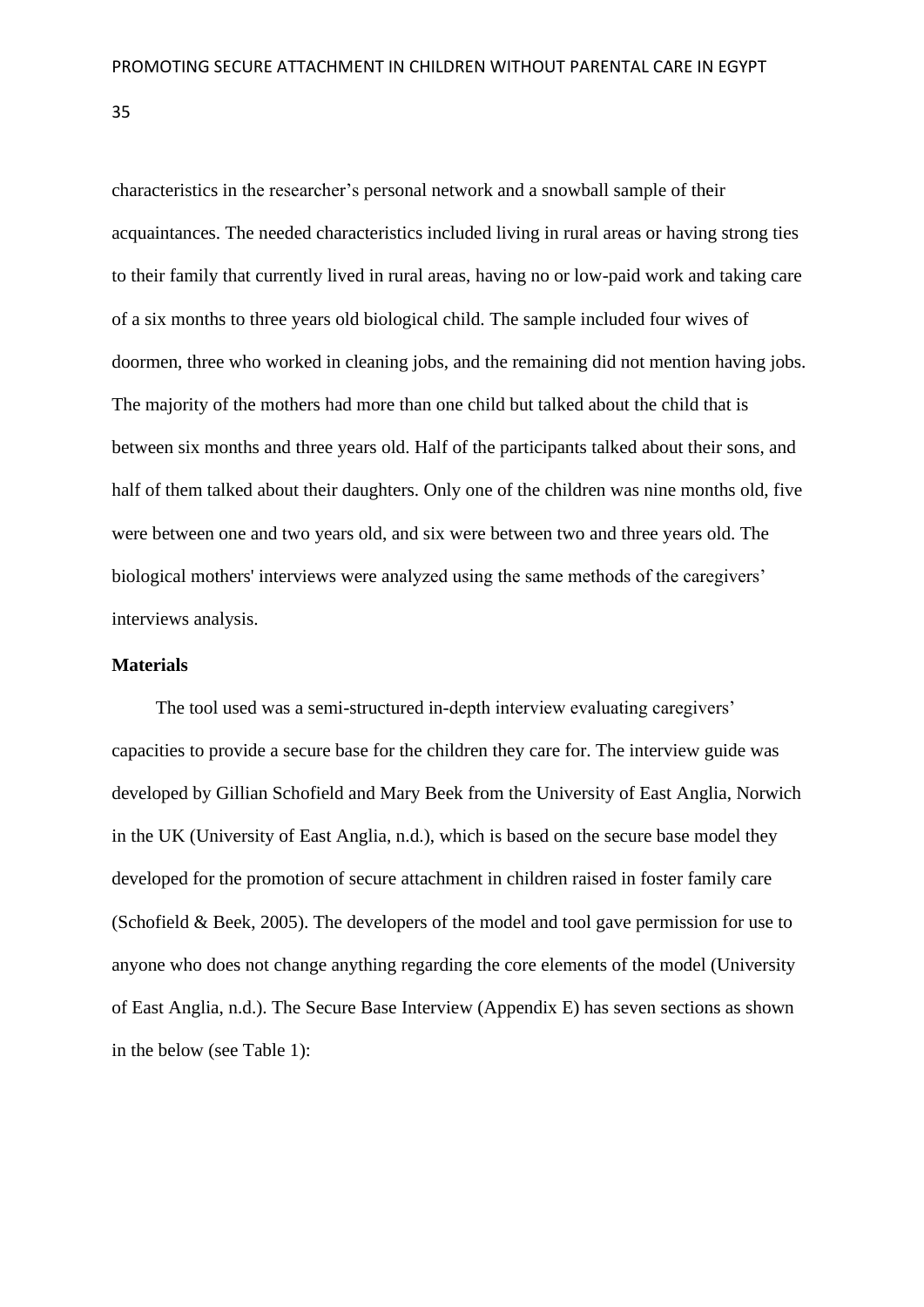characteristics in the researcher's personal network and a snowball sample of their acquaintances. The needed characteristics included living in rural areas or having strong ties to their family that currently lived in rural areas, having no or low-paid work and taking care of a six months to three years old biological child. The sample included four wives of doormen, three who worked in cleaning jobs, and the remaining did not mention having jobs. The majority of the mothers had more than one child but talked about the child that is between six months and three years old. Half of the participants talked about their sons, and half of them talked about their daughters. Only one of the children was nine months old, five were between one and two years old, and six were between two and three years old. The biological mothers' interviews were analyzed using the same methods of the caregivers' interviews analysis.

**Materials**

The tool used was a semi-structured in-depth interview evaluating caregivers' capacities to provide a secure base for the children they care for. The interview guide was developed by Gillian Schofield and Mary Beek from the University of East Anglia, Norwich in the UK (University of East Anglia, n.d.), which is based on the secure base model they developed for the promotion of secure attachment in children raised in foster family care (Schofield & Beek, 2005). The developers of the model and tool gave permission for use to anyone who does not change anything regarding the core elements of the model (University of East Anglia, n.d.). The Secure Base Interview (Appendix E) has seven sections as shown in the below (see Table 1):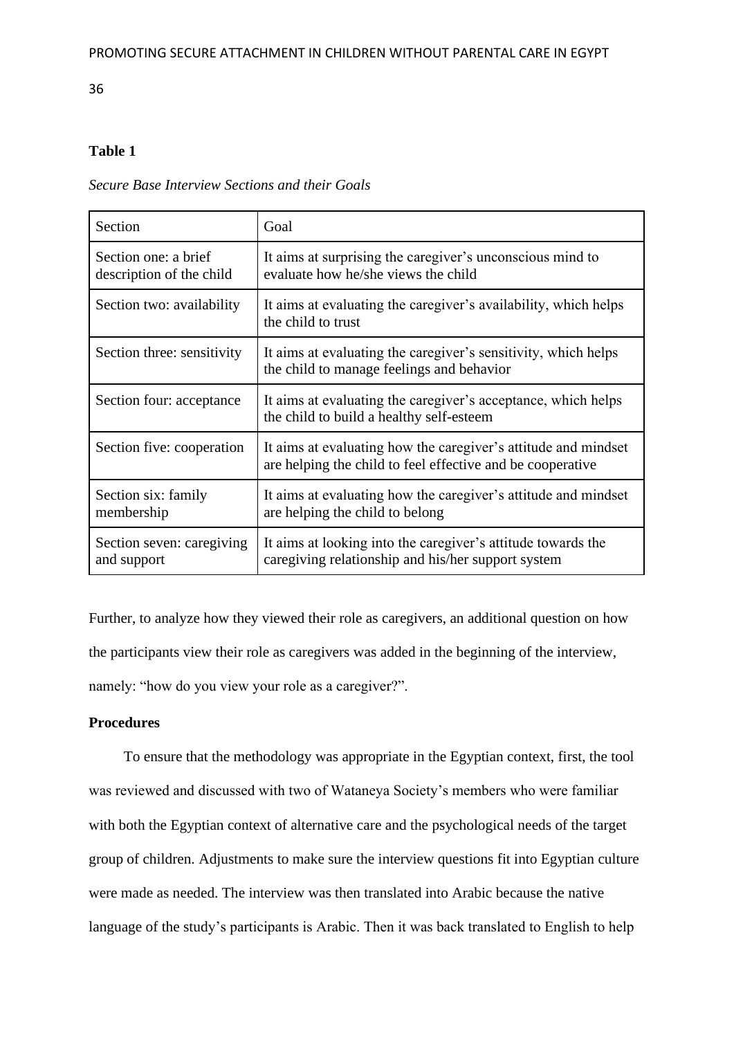**Table 1**

*Secure Base Interview Sections and their Goals*

| Section | Goal |
| --- | --- |
| Section one: a brief description of the child | It aims at surprising the caregiver's unconscious mind to evaluate how he/she views the child |
| Section two: availability | It aims at evaluating the caregiver's availability, which helps the child to trust |
| Section three: sensitivity | It aims at evaluating the caregiver's sensitivity, which helps the child to manage feelings and behavior |
| Section four: acceptance | It aims at evaluating the caregiver's acceptance, which helps the child to build a healthy self-esteem |
| Section five: cooperation | It aims at evaluating how the caregiver's attitude and mindset are helping the child to feel effective and be cooperative |
| Section six: family membership | It aims at evaluating how the caregiver's attitude and mindset are helping the child to belong |
| Section seven: caregiving and support | It aims at looking into the caregiver's attitude towards the caregiving relationship and his/her support system |

Further, to analyze how they viewed their role as caregivers, an additional question on how the participants view their role as caregivers was added in the beginning of the interview, namely: "how do you view your role as a caregiver?".

**Procedures**

To ensure that the methodology was appropriate in the Egyptian context, first, the tool was reviewed and discussed with two of Wataneya Society's members who were familiar with both the Egyptian context of alternative care and the psychological needs of the target group of children. Adjustments to make sure the interview questions fit into Egyptian culture were made as needed. The interview was then translated into Arabic because the native language of the study's participants is Arabic. Then it was back translated to English to help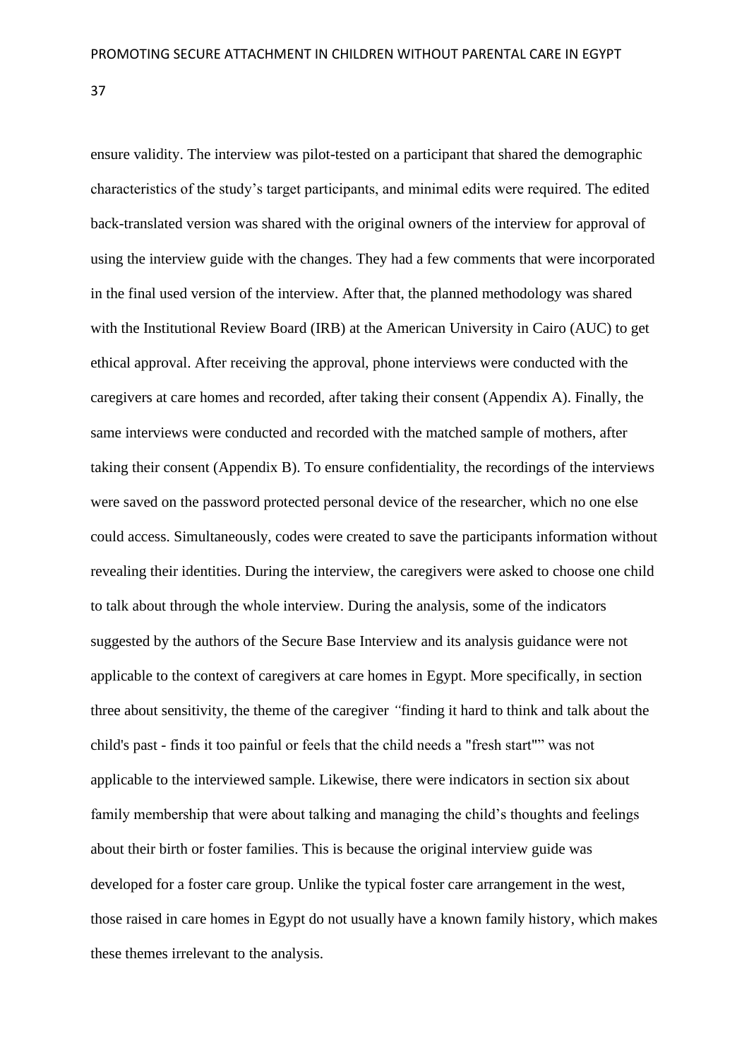ensure validity. The interview was pilot-tested on a participant that shared the demographic characteristics of the study's target participants, and minimal edits were required. The edited back-translated version was shared with the original owners of the interview for approval of using the interview guide with the changes. They had a few comments that were incorporated in the final used version of the interview. After that, the planned methodology was shared with the Institutional Review Board (IRB) at the American University in Cairo (AUC) to get ethical approval. After receiving the approval, phone interviews were conducted with the caregivers at care homes and recorded, after taking their consent (Appendix A). Finally, the same interviews were conducted and recorded with the matched sample of mothers, after taking their consent (Appendix B). To ensure confidentiality, the recordings of the interviews were saved on the password protected personal device of the researcher, which no one else could access. Simultaneously, codes were created to save the participants information without revealing their identities. During the interview, the caregivers were asked to choose one child to talk about through the whole interview. During the analysis, some of the indicators suggested by the authors of the Secure Base Interview and its analysis guidance were not applicable to the context of caregivers at care homes in Egypt. More specifically, in section three about sensitivity, the theme of the caregiver *"*finding it hard to think and talk about the child's past - finds it too painful or feels that the child needs a "fresh start"" was not applicable to the interviewed sample. Likewise, there were indicators in section six about family membership that were about talking and managing the child's thoughts and feelings about their birth or foster families. This is because the original interview guide was developed for a foster care group. Unlike the typical foster care arrangement in the west, those raised in care homes in Egypt do not usually have a known family history, which makes these themes irrelevant to the analysis.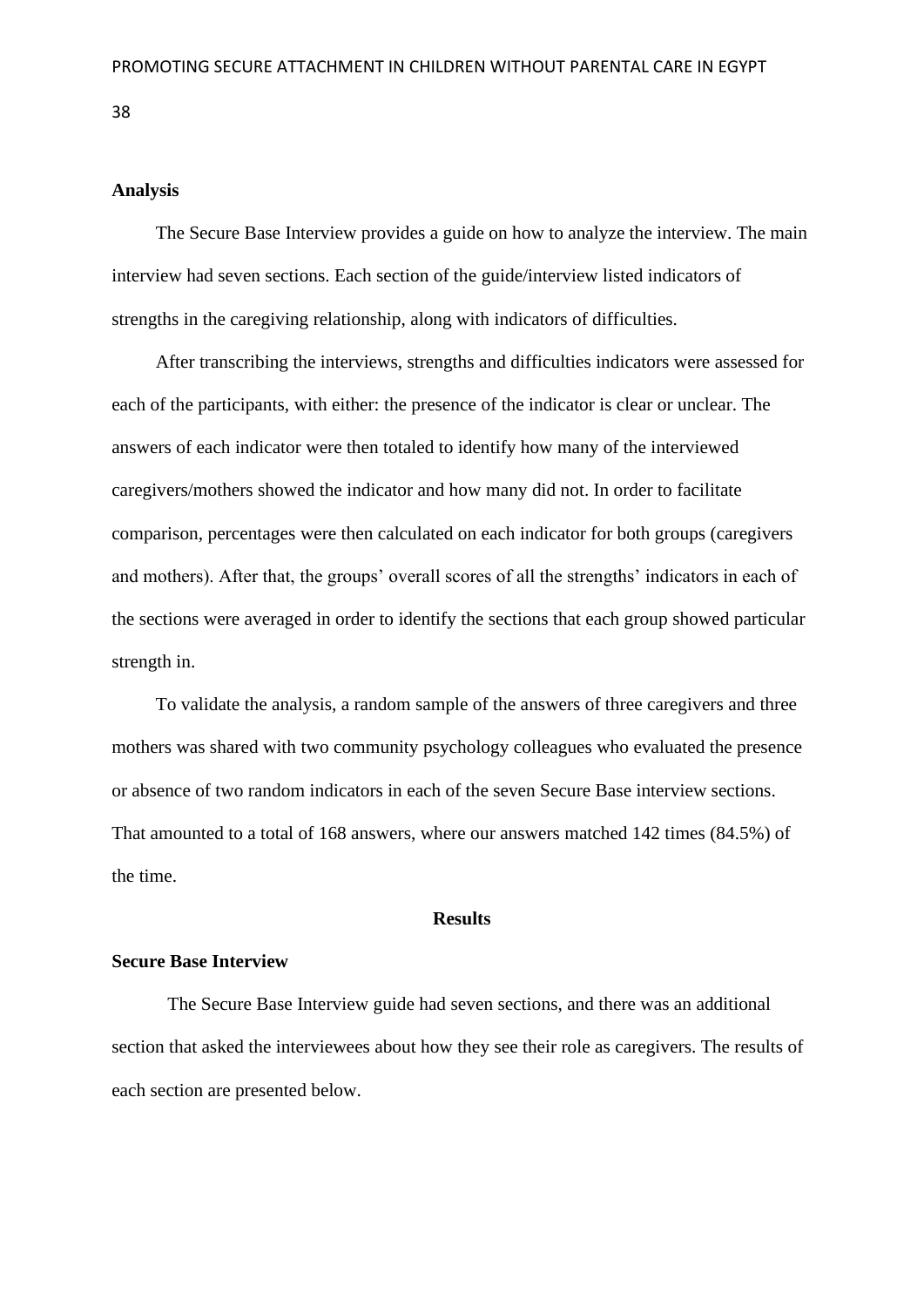## Analysis

The Secure Base Interview provides a guide on how to analyze the interview. The main interview had seven sections. Each section of the guide/interview listed indicators of strengths in the caregiving relationship, along with indicators of difficulties.

After transcribing the interviews, strengths and difficulties indicators were assessed for each of the participants, with either: the presence of the indicator is clear or unclear. The answers of each indicator were then totaled to identify how many of the interviewed caregivers/mothers showed the indicator and how many did not. In order to facilitate comparison, percentages were then calculated on each indicator for both groups (caregivers and mothers). After that, the groups' overall scores of all the strengths' indicators in each of the sections were averaged in order to identify the sections that each group showed particular strength in.

To validate the analysis, a random sample of the answers of three caregivers and three mothers was shared with two community psychology colleagues who evaluated the presence or absence of two random indicators in each of the seven Secure Base interview sections. That amounted to a total of 168 answers, where our answers matched 142 times (84.5%) of the time.

# Results

## Secure Base Interview

The Secure Base Interview guide had seven sections, and there was an additional section that asked the interviewees about how they see their role as caregivers. The results of each section are presented below.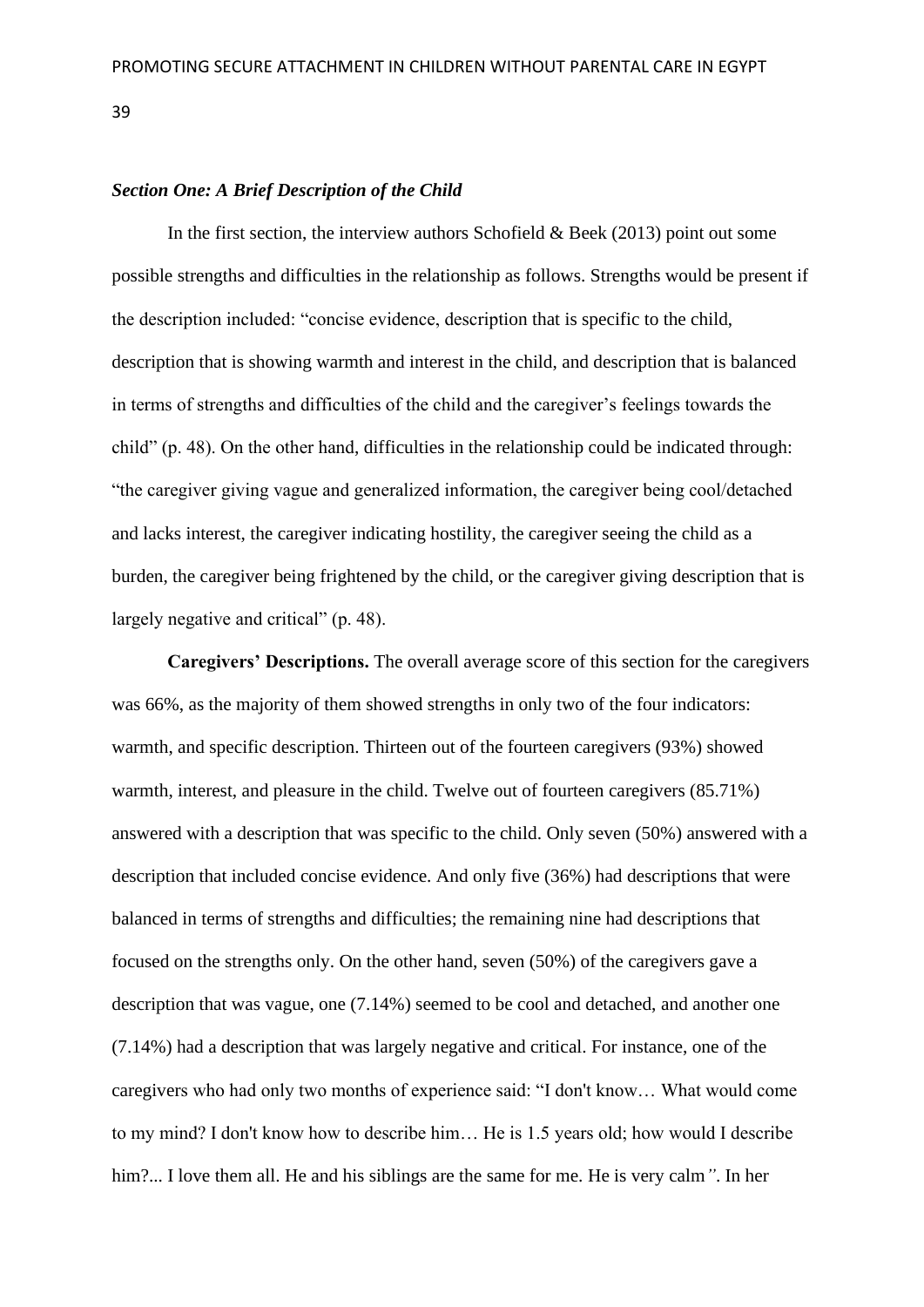### *Section One: A Brief Description of the Child*

In the first section, the interview authors Schofield & Beek (2013) point out some possible strengths and difficulties in the relationship as follows. Strengths would be present if the description included: "concise evidence, description that is specific to the child, description that is showing warmth and interest in the child, and description that is balanced in terms of strengths and difficulties of the child and the caregiver's feelings towards the child" (p. 48). On the other hand, difficulties in the relationship could be indicated through: "the caregiver giving vague and generalized information, the caregiver being cool/detached and lacks interest, the caregiver indicating hostility, the caregiver seeing the child as a burden, the caregiver being frightened by the child, or the caregiver giving description that is largely negative and critical" (p. 48).

**Caregivers' Descriptions.** The overall average score of this section for the caregivers was 66%, as the majority of them showed strengths in only two of the four indicators: warmth, and specific description. Thirteen out of the fourteen caregivers (93%) showed warmth, interest, and pleasure in the child. Twelve out of fourteen caregivers (85.71%) answered with a description that was specific to the child. Only seven (50%) answered with a description that included concise evidence. And only five (36%) had descriptions that were balanced in terms of strengths and difficulties; the remaining nine had descriptions that focused on the strengths only. On the other hand, seven (50%) of the caregivers gave a description that was vague, one (7.14%) seemed to be cool and detached, and another one (7.14%) had a description that was largely negative and critical. For instance, one of the caregivers who had only two months of experience said: "I don't know… What would come to my mind? I don't know how to describe him… He is 1.5 years old; how would I describe him?... I love them all. He and his siblings are the same for me. He is very calm*"*. In her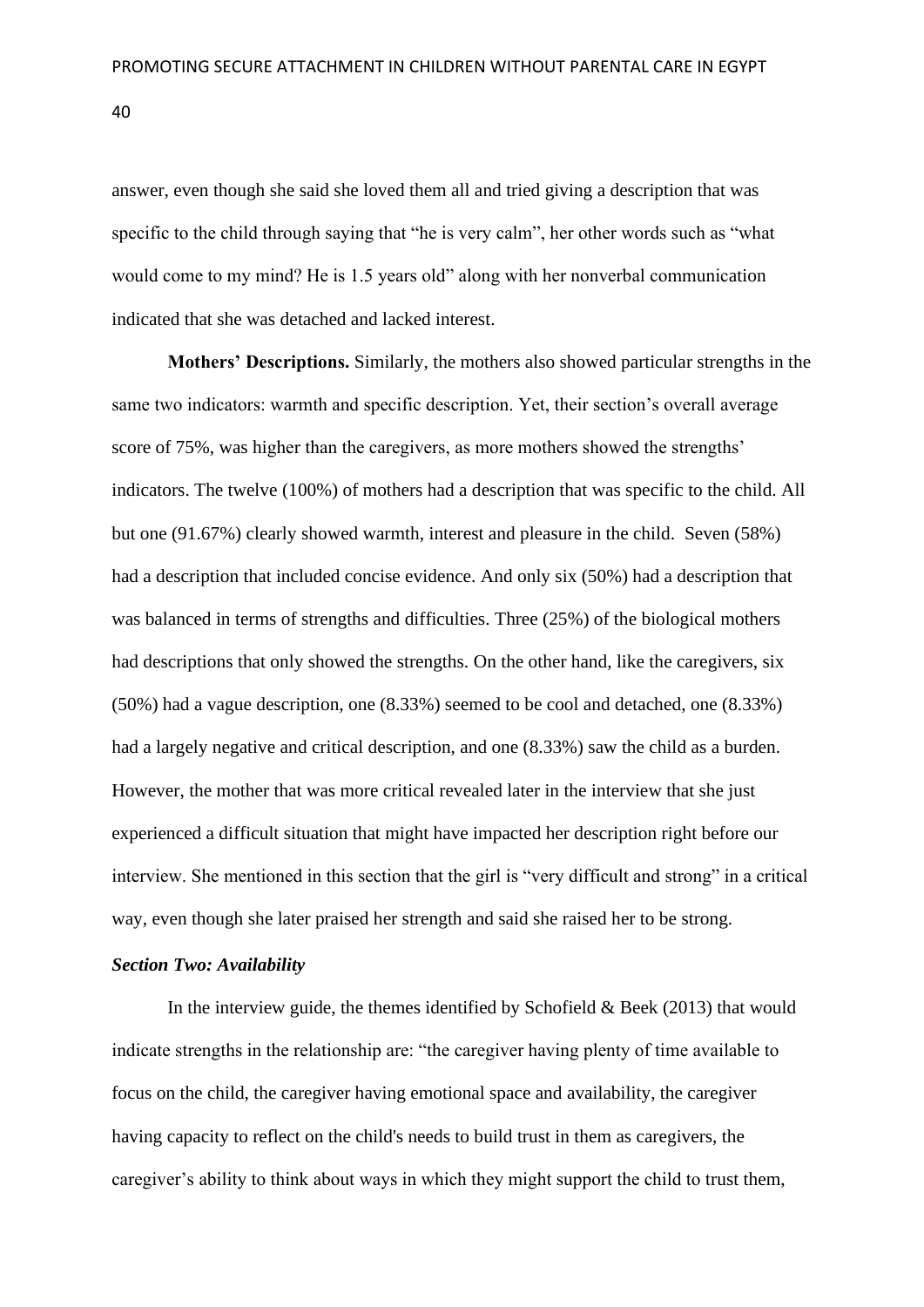answer, even though she said she loved them all and tried giving a description that was specific to the child through saying that "he is very calm", her other words such as "what would come to my mind? He is 1.5 years old" along with her nonverbal communication indicated that she was detached and lacked interest.

**Mothers' Descriptions.** Similarly, the mothers also showed particular strengths in the same two indicators: warmth and specific description. Yet, their section's overall average score of 75%, was higher than the caregivers, as more mothers showed the strengths' indicators. The twelve (100%) of mothers had a description that was specific to the child. All but one (91.67%) clearly showed warmth, interest and pleasure in the child. Seven (58%) had a description that included concise evidence. And only six (50%) had a description that was balanced in terms of strengths and difficulties. Three (25%) of the biological mothers had descriptions that only showed the strengths. On the other hand, like the caregivers, six (50%) had a vague description, one (8.33%) seemed to be cool and detached, one (8.33%) had a largely negative and critical description, and one (8.33%) saw the child as a burden. However, the mother that was more critical revealed later in the interview that she just experienced a difficult situation that might have impacted her description right before our interview. She mentioned in this section that the girl is "very difficult and strong" in a critical way, even though she later praised her strength and said she raised her to be strong.

### *Section Two: Availability*

In the interview guide, the themes identified by Schofield & Beek (2013) that would indicate strengths in the relationship are: "the caregiver having plenty of time available to focus on the child, the caregiver having emotional space and availability, the caregiver having capacity to reflect on the child's needs to build trust in them as caregivers, the caregiver's ability to think about ways in which they might support the child to trust them,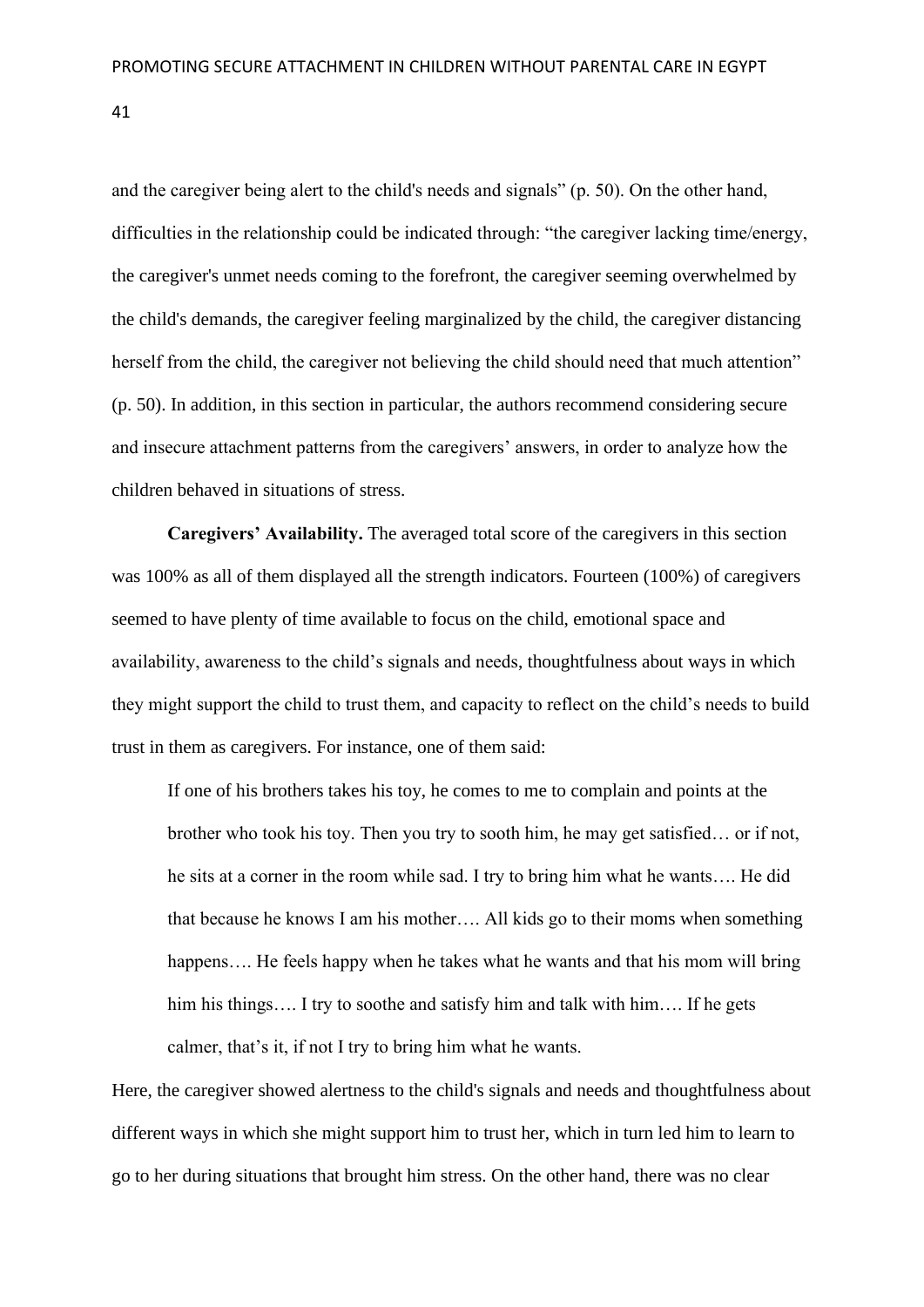and the caregiver being alert to the child's needs and signals" (p. 50). On the other hand, difficulties in the relationship could be indicated through: "the caregiver lacking time/energy, the caregiver's unmet needs coming to the forefront, the caregiver seeming overwhelmed by the child's demands, the caregiver feeling marginalized by the child, the caregiver distancing herself from the child, the caregiver not believing the child should need that much attention" (p. 50). In addition, in this section in particular, the authors recommend considering secure and insecure attachment patterns from the caregivers' answers, in order to analyze how the children behaved in situations of stress.

**Caregivers' Availability.** The averaged total score of the caregivers in this section was 100% as all of them displayed all the strength indicators. Fourteen (100%) of caregivers seemed to have plenty of time available to focus on the child, emotional space and availability, awareness to the child's signals and needs, thoughtfulness about ways in which they might support the child to trust them, and capacity to reflect on the child's needs to build trust in them as caregivers. For instance, one of them said:

> If one of his brothers takes his toy, he comes to me to complain and points at the brother who took his toy. Then you try to sooth him, he may get satisfied… or if not, he sits at a corner in the room while sad. I try to bring him what he wants…. He did that because he knows I am his mother…. All kids go to their moms when something happens…. He feels happy when he takes what he wants and that his mom will bring him his things…. I try to soothe and satisfy him and talk with him…. If he gets calmer, that's it, if not I try to bring him what he wants.

Here, the caregiver showed alertness to the child's signals and needs and thoughtfulness about different ways in which she might support him to trust her, which in turn led him to learn to go to her during situations that brought him stress. On the other hand, there was no clear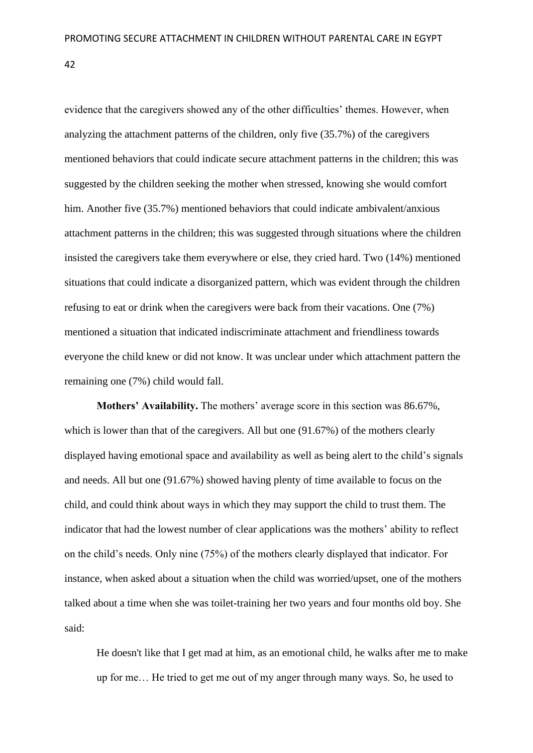evidence that the caregivers showed any of the other difficulties' themes. However, when analyzing the attachment patterns of the children, only five (35.7%) of the caregivers mentioned behaviors that could indicate secure attachment patterns in the children; this was suggested by the children seeking the mother when stressed, knowing she would comfort him. Another five (35.7%) mentioned behaviors that could indicate ambivalent/anxious attachment patterns in the children; this was suggested through situations where the children insisted the caregivers take them everywhere or else, they cried hard. Two (14%) mentioned situations that could indicate a disorganized pattern, which was evident through the children refusing to eat or drink when the caregivers were back from their vacations. One (7%) mentioned a situation that indicated indiscriminate attachment and friendliness towards everyone the child knew or did not know. It was unclear under which attachment pattern the remaining one (7%) child would fall.

**Mothers' Availability.** The mothers' average score in this section was 86.67%, which is lower than that of the caregivers. All but one (91.67%) of the mothers clearly displayed having emotional space and availability as well as being alert to the child's signals and needs. All but one (91.67%) showed having plenty of time available to focus on the child, and could think about ways in which they may support the child to trust them. The indicator that had the lowest number of clear applications was the mothers' ability to reflect on the child's needs. Only nine (75%) of the mothers clearly displayed that indicator. For instance, when asked about a situation when the child was worried/upset, one of the mothers talked about a time when she was toilet-training her two years and four months old boy. She said:

> He doesn't like that I get mad at him, as an emotional child, he walks after me to make up for me… He tried to get me out of my anger through many ways. So, he used to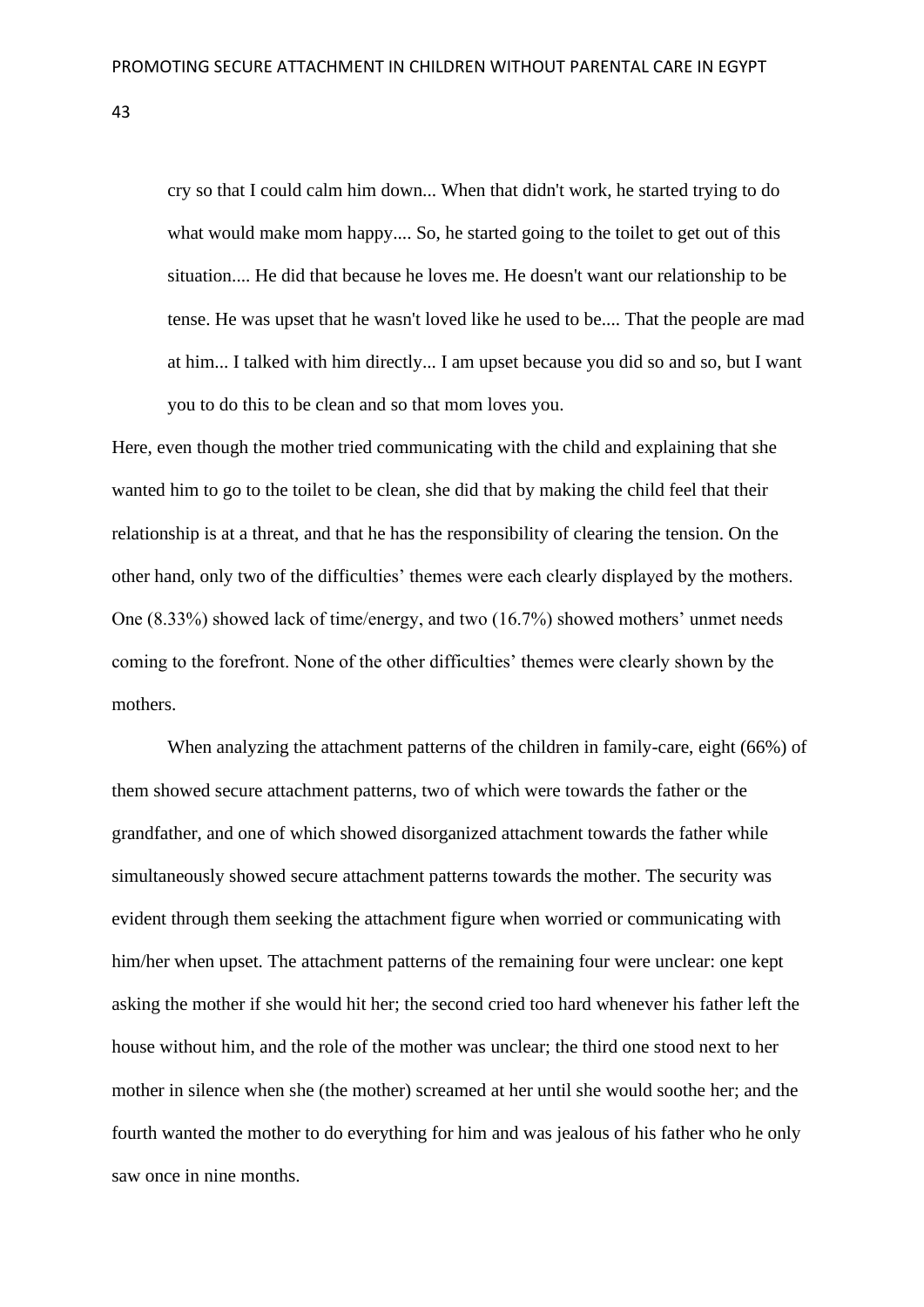> cry so that I could calm him down... When that didn't work, he started trying to do what would make mom happy.... So, he started going to the toilet to get out of this situation.... He did that because he loves me. He doesn't want our relationship to be tense. He was upset that he wasn't loved like he used to be.... That the people are mad at him... I talked with him directly... I am upset because you did so and so, but I want you to do this to be clean and so that mom loves you.

Here, even though the mother tried communicating with the child and explaining that she wanted him to go to the toilet to be clean, she did that by making the child feel that their relationship is at a threat, and that he has the responsibility of clearing the tension. On the other hand, only two of the difficulties' themes were each clearly displayed by the mothers. One (8.33%) showed lack of time/energy, and two (16.7%) showed mothers' unmet needs coming to the forefront. None of the other difficulties' themes were clearly shown by the mothers.

When analyzing the attachment patterns of the children in family-care, eight (66%) of them showed secure attachment patterns, two of which were towards the father or the grandfather, and one of which showed disorganized attachment towards the father while simultaneously showed secure attachment patterns towards the mother. The security was evident through them seeking the attachment figure when worried or communicating with him/her when upset. The attachment patterns of the remaining four were unclear: one kept asking the mother if she would hit her; the second cried too hard whenever his father left the house without him, and the role of the mother was unclear; the third one stood next to her mother in silence when she (the mother) screamed at her until she would soothe her; and the fourth wanted the mother to do everything for him and was jealous of his father who he only saw once in nine months.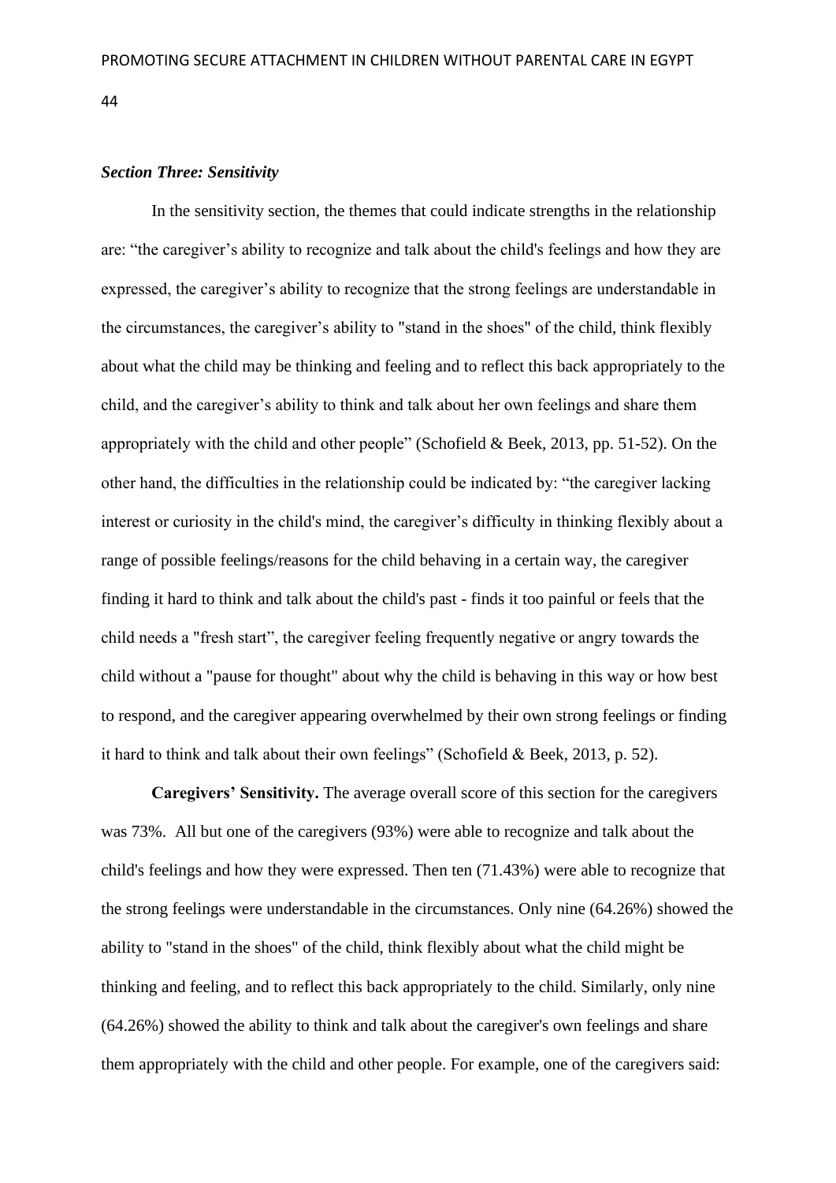***Section Three: Sensitivity***

In the sensitivity section, the themes that could indicate strengths in the relationship are: "the caregiver's ability to recognize and talk about the child's feelings and how they are expressed, the caregiver's ability to recognize that the strong feelings are understandable in the circumstances, the caregiver's ability to "stand in the shoes" of the child, think flexibly about what the child may be thinking and feeling and to reflect this back appropriately to the child, and the caregiver's ability to think and talk about her own feelings and share them appropriately with the child and other people" (Schofield & Beek, 2013, pp. 51-52). On the other hand, the difficulties in the relationship could be indicated by: "the caregiver lacking interest or curiosity in the child's mind, the caregiver's difficulty in thinking flexibly about a range of possible feelings/reasons for the child behaving in a certain way, the caregiver finding it hard to think and talk about the child's past - finds it too painful or feels that the child needs a "fresh start", the caregiver feeling frequently negative or angry towards the child without a "pause for thought" about why the child is behaving in this way or how best to respond, and the caregiver appearing overwhelmed by their own strong feelings or finding it hard to think and talk about their own feelings" (Schofield & Beek, 2013, p. 52).

**Caregivers' Sensitivity.** The average overall score of this section for the caregivers was 73%. All but one of the caregivers (93%) were able to recognize and talk about the child's feelings and how they were expressed. Then ten (71.43%) were able to recognize that the strong feelings were understandable in the circumstances. Only nine (64.26%) showed the ability to "stand in the shoes" of the child, think flexibly about what the child might be thinking and feeling, and to reflect this back appropriately to the child. Similarly, only nine (64.26%) showed the ability to think and talk about the caregiver's own feelings and share them appropriately with the child and other people. For example, one of the caregivers said: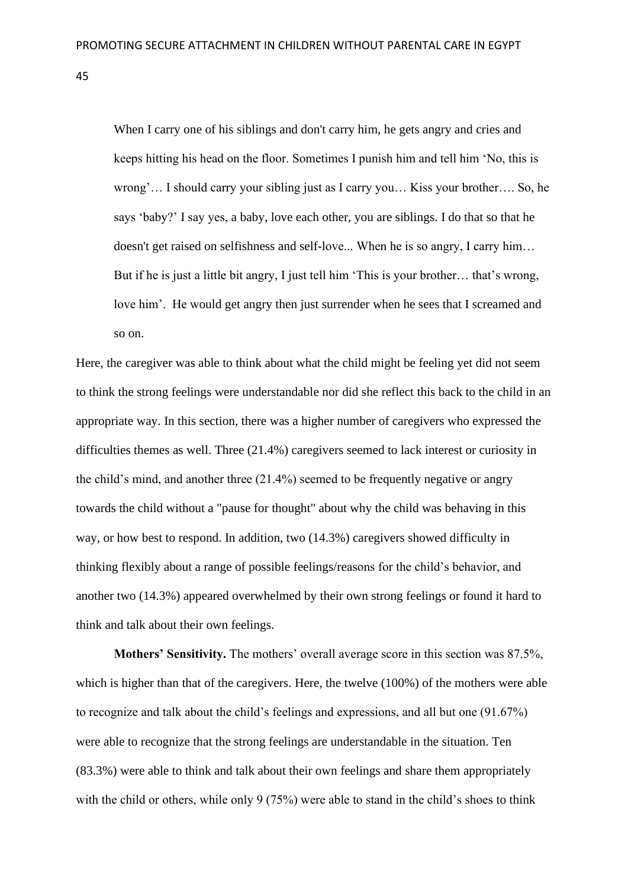> When I carry one of his siblings and don't carry him, he gets angry and cries and keeps hitting his head on the floor. Sometimes I punish him and tell him 'No, this is wrong'… I should carry your sibling just as I carry you… Kiss your brother…. So, he says 'baby?' I say yes, a baby, love each other, you are siblings. I do that so that he doesn't get raised on selfishness and self-love... When he is so angry, I carry him… But if he is just a little bit angry, I just tell him 'This is your brother… that's wrong, love him'. He would get angry then just surrender when he sees that I screamed and so on.

Here, the caregiver was able to think about what the child might be feeling yet did not seem to think the strong feelings were understandable nor did she reflect this back to the child in an appropriate way. In this section, there was a higher number of caregivers who expressed the difficulties themes as well. Three (21.4%) caregivers seemed to lack interest or curiosity in the child's mind, and another three (21.4%) seemed to be frequently negative or angry towards the child without a "pause for thought" about why the child was behaving in this way, or how best to respond. In addition, two (14.3%) caregivers showed difficulty in thinking flexibly about a range of possible feelings/reasons for the child's behavior, and another two (14.3%) appeared overwhelmed by their own strong feelings or found it hard to think and talk about their own feelings.

**Mothers' Sensitivity.** The mothers' overall average score in this section was 87.5%, which is higher than that of the caregivers. Here, the twelve (100%) of the mothers were able to recognize and talk about the child's feelings and expressions, and all but one (91.67%) were able to recognize that the strong feelings are understandable in the situation. Ten (83.3%) were able to think and talk about their own feelings and share them appropriately with the child or others, while only 9 (75%) were able to stand in the child's shoes to think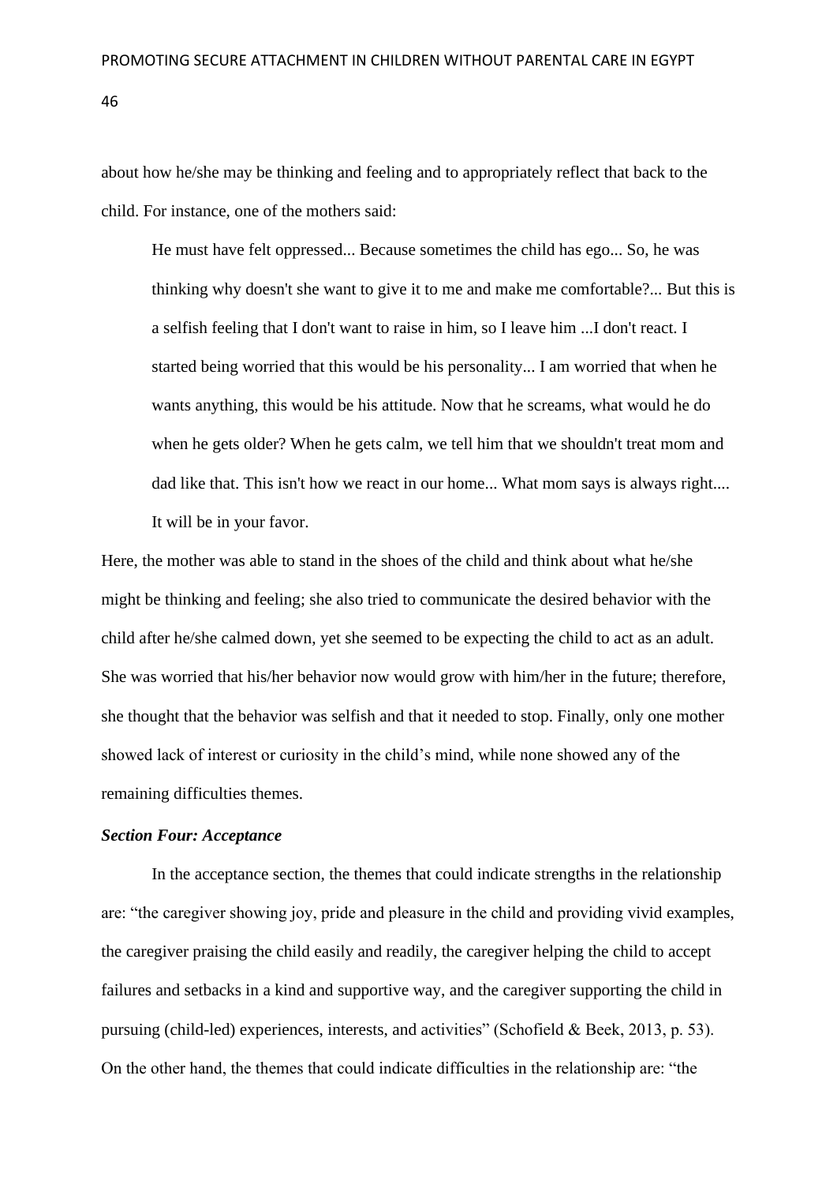about how he/she may be thinking and feeling and to appropriately reflect that back to the child. For instance, one of the mothers said:

> He must have felt oppressed... Because sometimes the child has ego... So, he was thinking why doesn't she want to give it to me and make me comfortable?... But this is a selfish feeling that I don't want to raise in him, so I leave him ...I don't react. I started being worried that this would be his personality... I am worried that when he wants anything, this would be his attitude. Now that he screams, what would he do when he gets older? When he gets calm, we tell him that we shouldn't treat mom and dad like that. This isn't how we react in our home... What mom says is always right.... It will be in your favor.

Here, the mother was able to stand in the shoes of the child and think about what he/she might be thinking and feeling; she also tried to communicate the desired behavior with the child after he/she calmed down, yet she seemed to be expecting the child to act as an adult. She was worried that his/her behavior now would grow with him/her in the future; therefore, she thought that the behavior was selfish and that it needed to stop. Finally, only one mother showed lack of interest or curiosity in the child's mind, while none showed any of the remaining difficulties themes.

***Section Four: Acceptance***

In the acceptance section, the themes that could indicate strengths in the relationship are: "the caregiver showing joy, pride and pleasure in the child and providing vivid examples, the caregiver praising the child easily and readily, the caregiver helping the child to accept failures and setbacks in a kind and supportive way, and the caregiver supporting the child in pursuing (child-led) experiences, interests, and activities" (Schofield & Beek, 2013, p. 53). On the other hand, the themes that could indicate difficulties in the relationship are: "the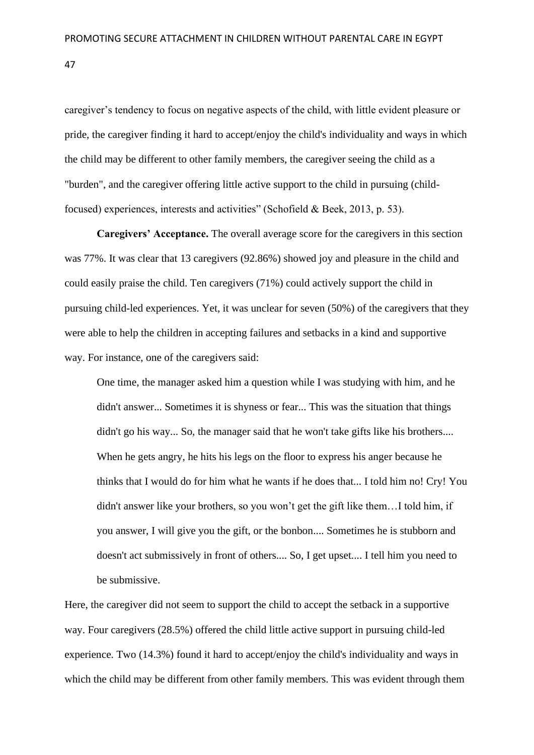caregiver's tendency to focus on negative aspects of the child, with little evident pleasure or pride, the caregiver finding it hard to accept/enjoy the child's individuality and ways in which the child may be different to other family members, the caregiver seeing the child as a "burden", and the caregiver offering little active support to the child in pursuing (child-focused) experiences, interests and activities" (Schofield & Beek, 2013, p. 53).

**Caregivers' Acceptance.** The overall average score for the caregivers in this section was 77%. It was clear that 13 caregivers (92.86%) showed joy and pleasure in the child and could easily praise the child. Ten caregivers (71%) could actively support the child in pursuing child-led experiences. Yet, it was unclear for seven (50%) of the caregivers that they were able to help the children in accepting failures and setbacks in a kind and supportive way. For instance, one of the caregivers said:

> One time, the manager asked him a question while I was studying with him, and he didn't answer... Sometimes it is shyness or fear... This was the situation that things didn't go his way... So, the manager said that he won't take gifts like his brothers.... When he gets angry, he hits his legs on the floor to express his anger because he thinks that I would do for him what he wants if he does that... I told him no! Cry! You didn't answer like your brothers, so you won't get the gift like them…I told him, if you answer, I will give you the gift, or the bonbon.... Sometimes he is stubborn and doesn't act submissively in front of others.... So, I get upset.... I tell him you need to be submissive.

Here, the caregiver did not seem to support the child to accept the setback in a supportive way. Four caregivers (28.5%) offered the child little active support in pursuing child-led experience. Two (14.3%) found it hard to accept/enjoy the child's individuality and ways in which the child may be different from other family members. This was evident through them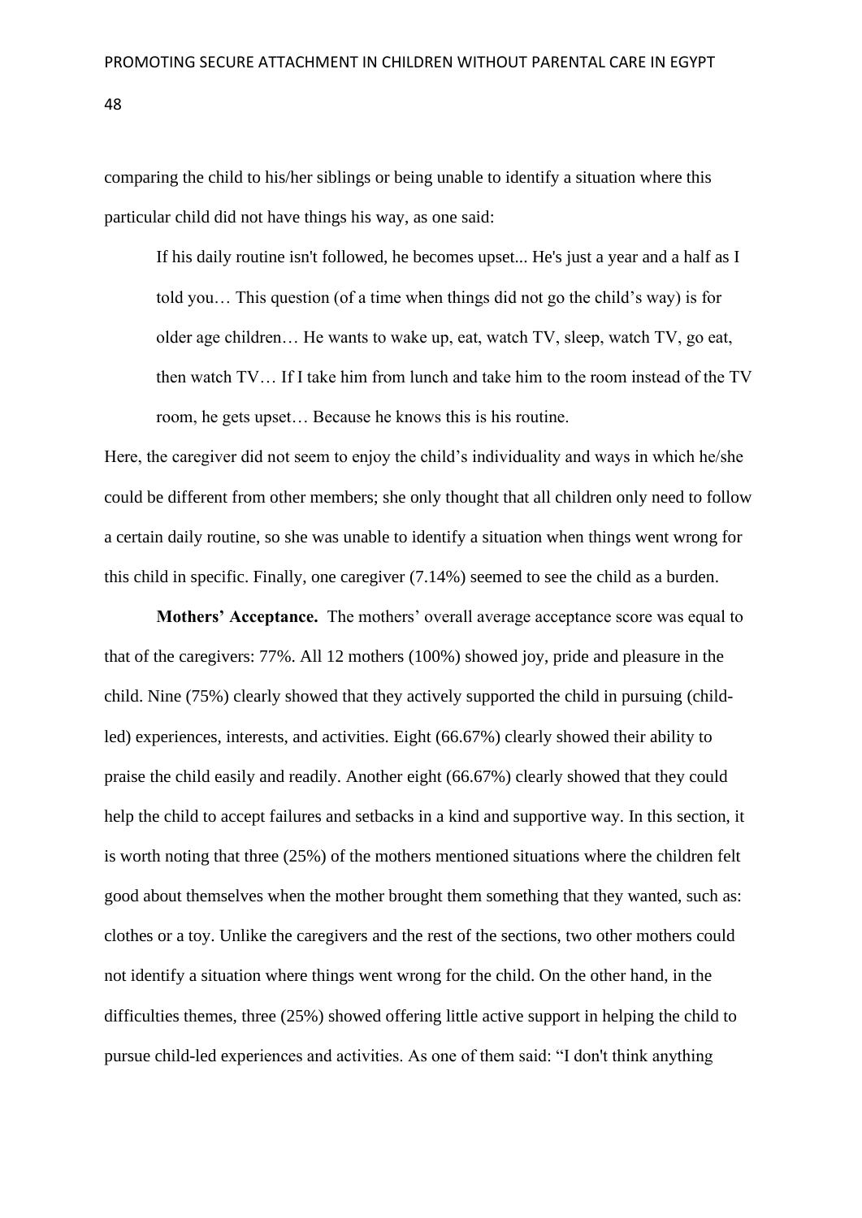comparing the child to his/her siblings or being unable to identify a situation where this particular child did not have things his way, as one said:

> If his daily routine isn't followed, he becomes upset... He's just a year and a half as I told you… This question (of a time when things did not go the child's way) is for older age children… He wants to wake up, eat, watch TV, sleep, watch TV, go eat, then watch TV… If I take him from lunch and take him to the room instead of the TV room, he gets upset… Because he knows this is his routine.

Here, the caregiver did not seem to enjoy the child's individuality and ways in which he/she could be different from other members; she only thought that all children only need to follow a certain daily routine, so she was unable to identify a situation when things went wrong for this child in specific. Finally, one caregiver (7.14%) seemed to see the child as a burden.

**Mothers' Acceptance.** The mothers' overall average acceptance score was equal to that of the caregivers: 77%. All 12 mothers (100%) showed joy, pride and pleasure in the child. Nine (75%) clearly showed that they actively supported the child in pursuing (child-led) experiences, interests, and activities. Eight (66.67%) clearly showed their ability to praise the child easily and readily. Another eight (66.67%) clearly showed that they could help the child to accept failures and setbacks in a kind and supportive way. In this section, it is worth noting that three (25%) of the mothers mentioned situations where the children felt good about themselves when the mother brought them something that they wanted, such as: clothes or a toy. Unlike the caregivers and the rest of the sections, two other mothers could not identify a situation where things went wrong for the child. On the other hand, in the difficulties themes, three (25%) showed offering little active support in helping the child to pursue child-led experiences and activities. As one of them said: "I don't think anything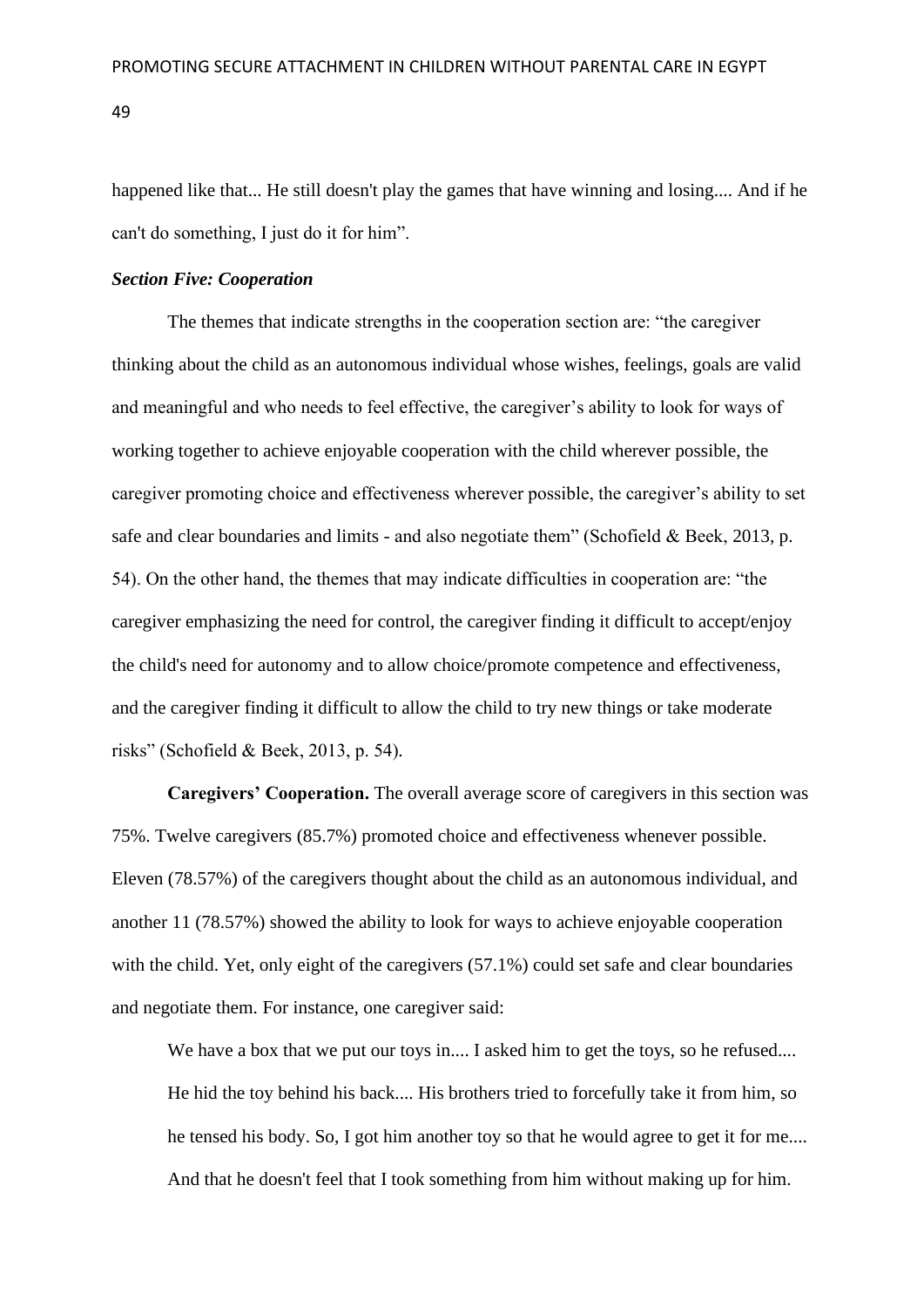happened like that... He still doesn't play the games that have winning and losing.... And if he can't do something, I just do it for him".

### *Section Five: Cooperation*

The themes that indicate strengths in the cooperation section are: "the caregiver thinking about the child as an autonomous individual whose wishes, feelings, goals are valid and meaningful and who needs to feel effective, the caregiver's ability to look for ways of working together to achieve enjoyable cooperation with the child wherever possible, the caregiver promoting choice and effectiveness wherever possible, the caregiver's ability to set safe and clear boundaries and limits - and also negotiate them" (Schofield & Beek, 2013, p. 54). On the other hand, the themes that may indicate difficulties in cooperation are: "the caregiver emphasizing the need for control, the caregiver finding it difficult to accept/enjoy the child's need for autonomy and to allow choice/promote competence and effectiveness, and the caregiver finding it difficult to allow the child to try new things or take moderate risks" (Schofield & Beek, 2013, p. 54).

**Caregivers' Cooperation.** The overall average score of caregivers in this section was 75%. Twelve caregivers (85.7%) promoted choice and effectiveness whenever possible. Eleven (78.57%) of the caregivers thought about the child as an autonomous individual, and another 11 (78.57%) showed the ability to look for ways to achieve enjoyable cooperation with the child. Yet, only eight of the caregivers (57.1%) could set safe and clear boundaries and negotiate them. For instance, one caregiver said:

> We have a box that we put our toys in.... I asked him to get the toys, so he refused.... He hid the toy behind his back.... His brothers tried to forcefully take it from him, so he tensed his body. So, I got him another toy so that he would agree to get it for me.... And that he doesn't feel that I took something from him without making up for him.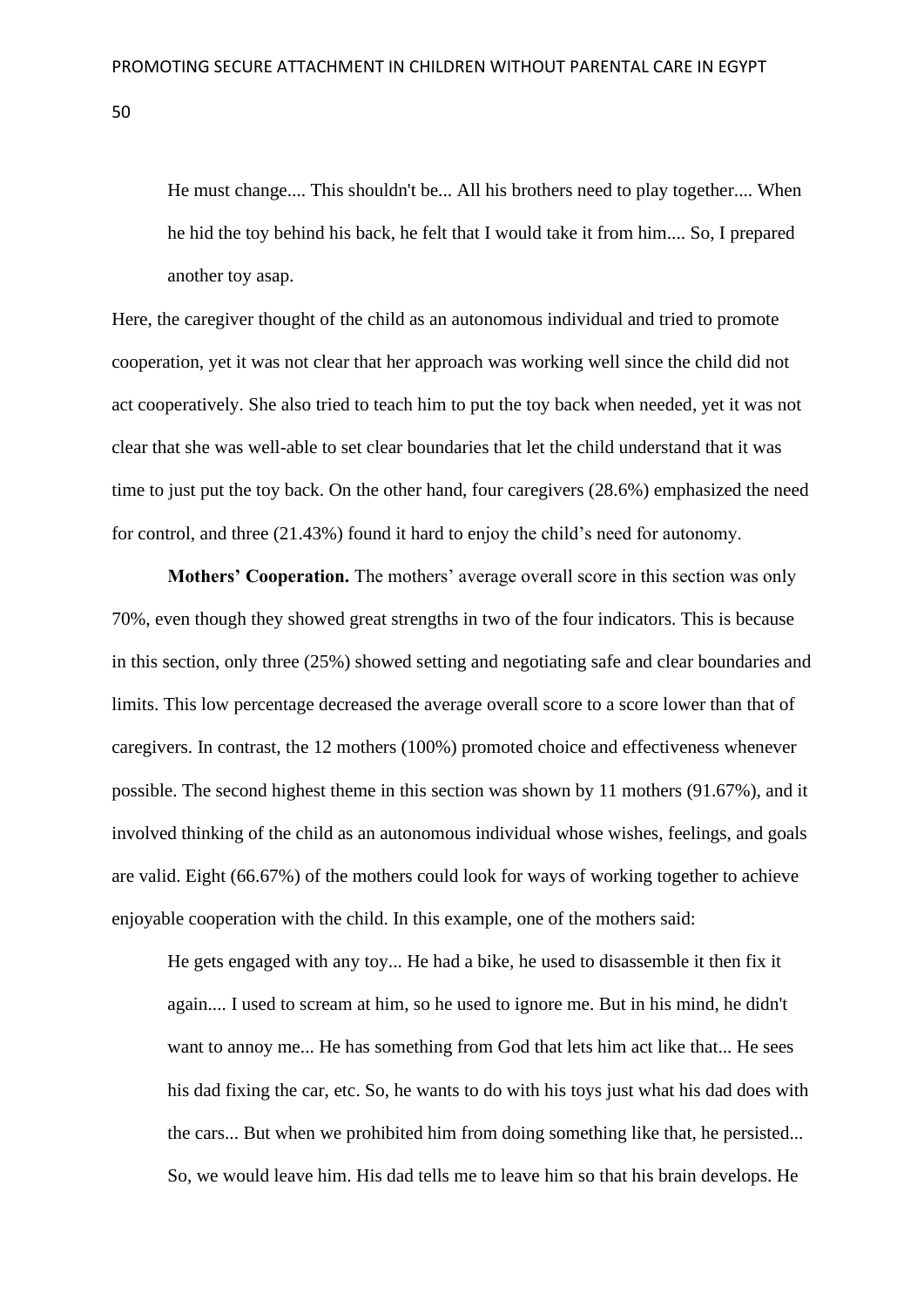> He must change.... This shouldn't be... All his brothers need to play together.... When he hid the toy behind his back, he felt that I would take it from him.... So, I prepared another toy asap.

Here, the caregiver thought of the child as an autonomous individual and tried to promote cooperation, yet it was not clear that her approach was working well since the child did not act cooperatively. She also tried to teach him to put the toy back when needed, yet it was not clear that she was well-able to set clear boundaries that let the child understand that it was time to just put the toy back. On the other hand, four caregivers (28.6%) emphasized the need for control, and three (21.43%) found it hard to enjoy the child's need for autonomy.

**Mothers' Cooperation.** The mothers' average overall score in this section was only 70%, even though they showed great strengths in two of the four indicators. This is because in this section, only three (25%) showed setting and negotiating safe and clear boundaries and limits. This low percentage decreased the average overall score to a score lower than that of caregivers. In contrast, the 12 mothers (100%) promoted choice and effectiveness whenever possible. The second highest theme in this section was shown by 11 mothers (91.67%), and it involved thinking of the child as an autonomous individual whose wishes, feelings, and goals are valid. Eight (66.67%) of the mothers could look for ways of working together to achieve enjoyable cooperation with the child. In this example, one of the mothers said:

> He gets engaged with any toy... He had a bike, he used to disassemble it then fix it again.... I used to scream at him, so he used to ignore me. But in his mind, he didn't want to annoy me... He has something from God that lets him act like that... He sees his dad fixing the car, etc. So, he wants to do with his toys just what his dad does with the cars... But when we prohibited him from doing something like that, he persisted... So, we would leave him. His dad tells me to leave him so that his brain develops. He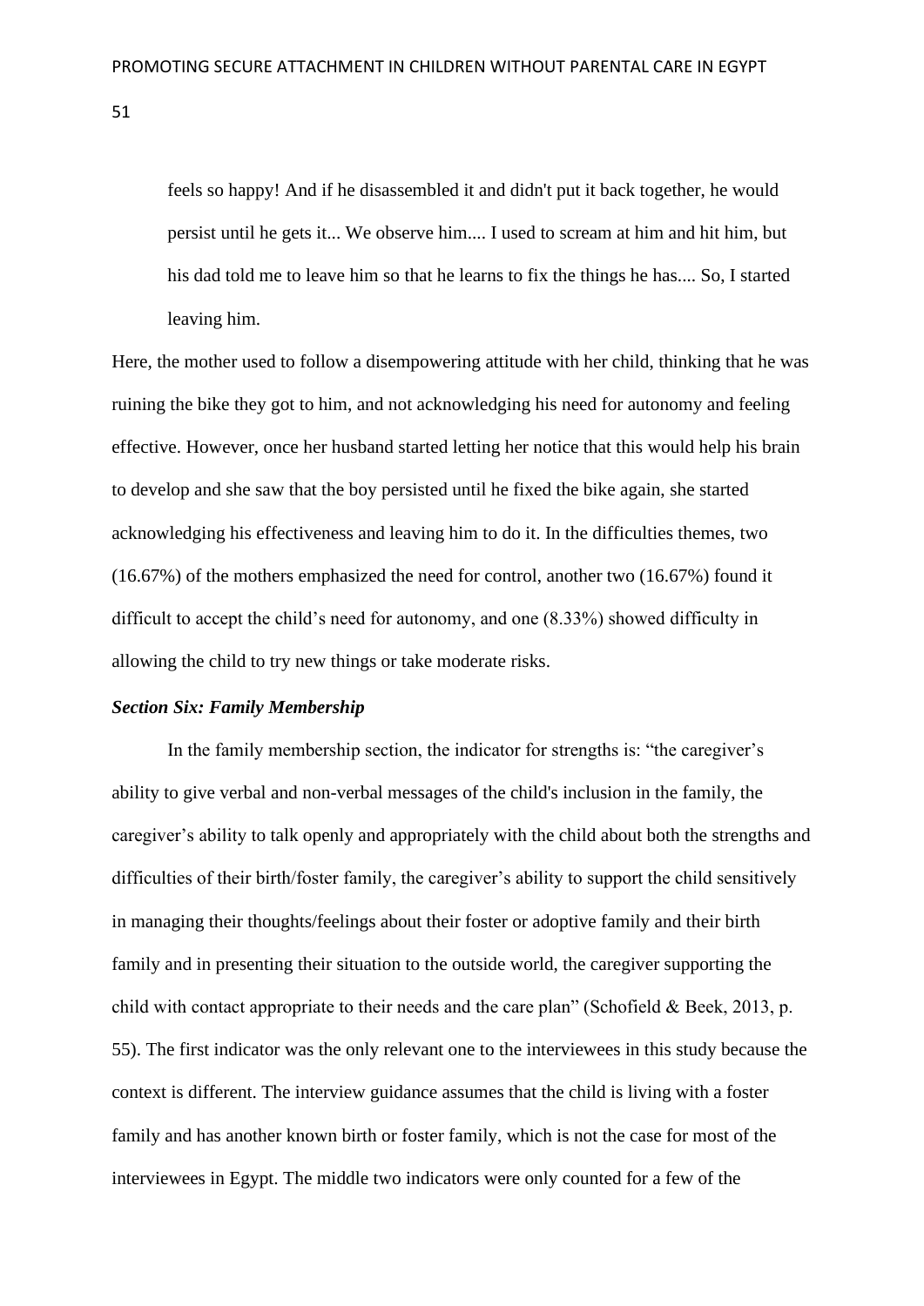> feels so happy! And if he disassembled it and didn't put it back together, he would persist until he gets it... We observe him.... I used to scream at him and hit him, but his dad told me to leave him so that he learns to fix the things he has.... So, I started leaving him.

Here, the mother used to follow a disempowering attitude with her child, thinking that he was ruining the bike they got to him, and not acknowledging his need for autonomy and feeling effective. However, once her husband started letting her notice that this would help his brain to develop and she saw that the boy persisted until he fixed the bike again, she started acknowledging his effectiveness and leaving him to do it. In the difficulties themes, two (16.67%) of the mothers emphasized the need for control, another two (16.67%) found it difficult to accept the child's need for autonomy, and one (8.33%) showed difficulty in allowing the child to try new things or take moderate risks.

***Section Six: Family Membership***

In the family membership section, the indicator for strengths is: "the caregiver's ability to give verbal and non-verbal messages of the child's inclusion in the family, the caregiver's ability to talk openly and appropriately with the child about both the strengths and difficulties of their birth/foster family, the caregiver's ability to support the child sensitively in managing their thoughts/feelings about their foster or adoptive family and their birth family and in presenting their situation to the outside world, the caregiver supporting the child with contact appropriate to their needs and the care plan" (Schofield & Beek, 2013, p. 55). The first indicator was the only relevant one to the interviewees in this study because the context is different. The interview guidance assumes that the child is living with a foster family and has another known birth or foster family, which is not the case for most of the interviewees in Egypt. The middle two indicators were only counted for a few of the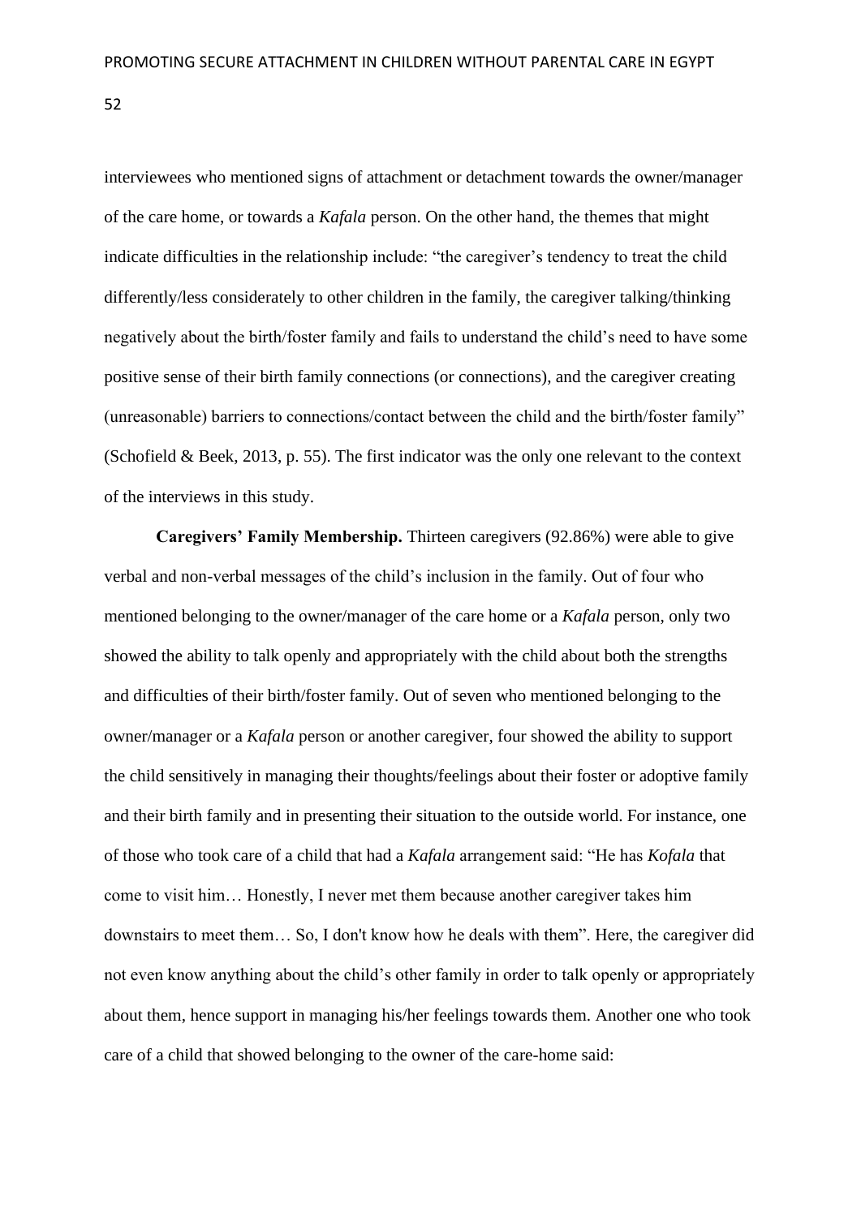interviewees who mentioned signs of attachment or detachment towards the owner/manager of the care home, or towards a *Kafala* person. On the other hand, the themes that might indicate difficulties in the relationship include: "the caregiver's tendency to treat the child differently/less considerately to other children in the family, the caregiver talking/thinking negatively about the birth/foster family and fails to understand the child's need to have some positive sense of their birth family connections (or connections), and the caregiver creating (unreasonable) barriers to connections/contact between the child and the birth/foster family" (Schofield & Beek, 2013, p. 55). The first indicator was the only one relevant to the context of the interviews in this study.

**Caregivers' Family Membership.** Thirteen caregivers (92.86%) were able to give verbal and non-verbal messages of the child's inclusion in the family. Out of four who mentioned belonging to the owner/manager of the care home or a *Kafala* person, only two showed the ability to talk openly and appropriately with the child about both the strengths and difficulties of their birth/foster family. Out of seven who mentioned belonging to the owner/manager or a *Kafala* person or another caregiver, four showed the ability to support the child sensitively in managing their thoughts/feelings about their foster or adoptive family and their birth family and in presenting their situation to the outside world. For instance, one of those who took care of a child that had a *Kafala* arrangement said: "He has *Kofala* that come to visit him… Honestly, I never met them because another caregiver takes him downstairs to meet them… So, I don't know how he deals with them". Here, the caregiver did not even know anything about the child's other family in order to talk openly or appropriately about them, hence support in managing his/her feelings towards them. Another one who took care of a child that showed belonging to the owner of the care-home said: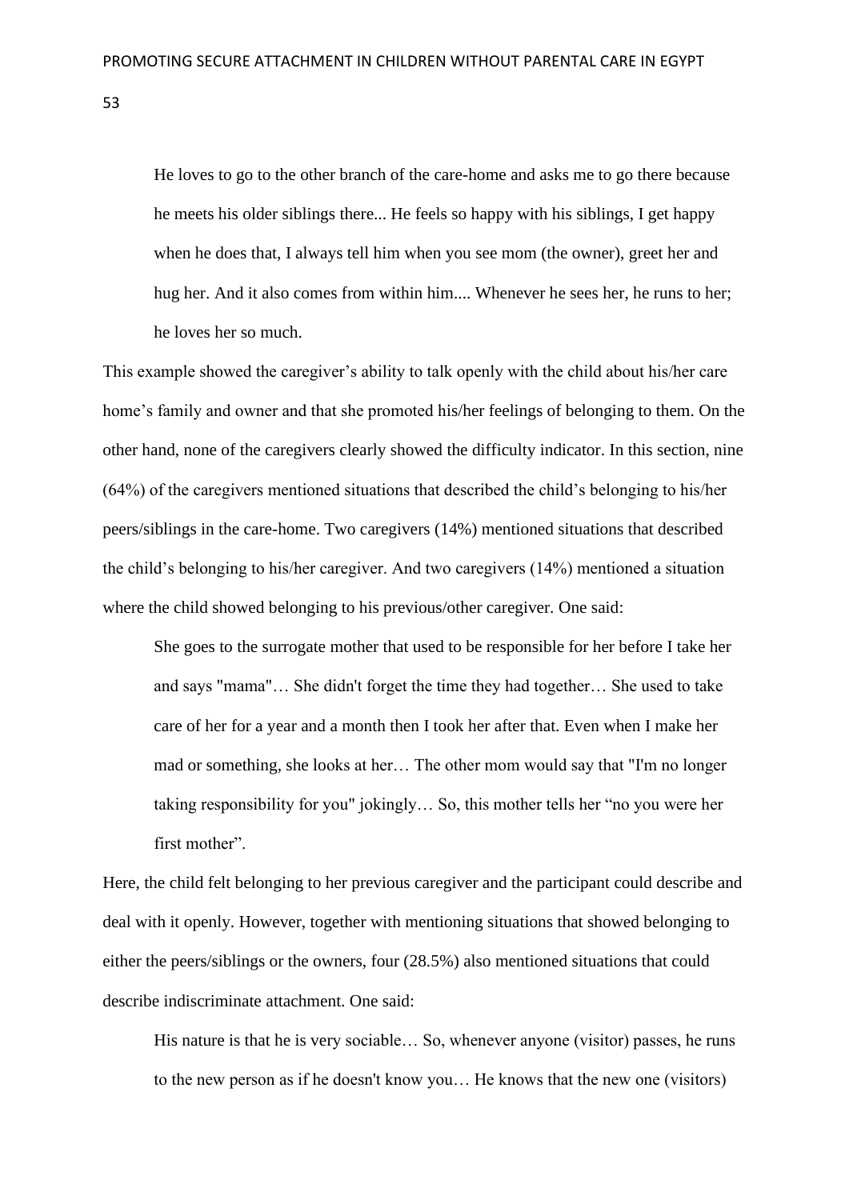> He loves to go to the other branch of the care-home and asks me to go there because he meets his older siblings there... He feels so happy with his siblings, I get happy when he does that, I always tell him when you see mom (the owner), greet her and hug her. And it also comes from within him.... Whenever he sees her, he runs to her; he loves her so much.

This example showed the caregiver's ability to talk openly with the child about his/her care home's family and owner and that she promoted his/her feelings of belonging to them. On the other hand, none of the caregivers clearly showed the difficulty indicator. In this section, nine (64%) of the caregivers mentioned situations that described the child's belonging to his/her peers/siblings in the care-home. Two caregivers (14%) mentioned situations that described the child's belonging to his/her caregiver. And two caregivers (14%) mentioned a situation where the child showed belonging to his previous/other caregiver. One said:

> She goes to the surrogate mother that used to be responsible for her before I take her and says "mama"… She didn't forget the time they had together… She used to take care of her for a year and a month then I took her after that. Even when I make her mad or something, she looks at her… The other mom would say that "I'm no longer taking responsibility for you" jokingly… So, this mother tells her "no you were her first mother".

Here, the child felt belonging to her previous caregiver and the participant could describe and deal with it openly. However, together with mentioning situations that showed belonging to either the peers/siblings or the owners, four (28.5%) also mentioned situations that could describe indiscriminate attachment. One said:

> His nature is that he is very sociable… So, whenever anyone (visitor) passes, he runs to the new person as if he doesn't know you… He knows that the new one (visitors)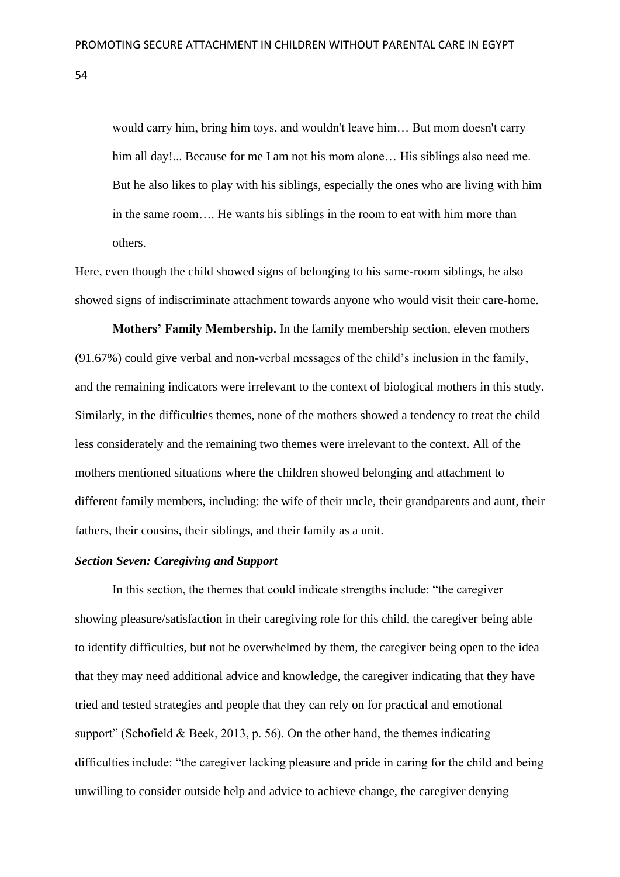> would carry him, bring him toys, and wouldn't leave him… But mom doesn't carry him all day!... Because for me I am not his mom alone… His siblings also need me. But he also likes to play with his siblings, especially the ones who are living with him in the same room…. He wants his siblings in the room to eat with him more than others.

Here, even though the child showed signs of belonging to his same-room siblings, he also showed signs of indiscriminate attachment towards anyone who would visit their care-home.

**Mothers' Family Membership.** In the family membership section, eleven mothers (91.67%) could give verbal and non-verbal messages of the child's inclusion in the family, and the remaining indicators were irrelevant to the context of biological mothers in this study. Similarly, in the difficulties themes, none of the mothers showed a tendency to treat the child less considerately and the remaining two themes were irrelevant to the context. All of the mothers mentioned situations where the children showed belonging and attachment to different family members, including: the wife of their uncle, their grandparents and aunt, their fathers, their cousins, their siblings, and their family as a unit.

***Section Seven: Caregiving and Support***

In this section, the themes that could indicate strengths include: "the caregiver showing pleasure/satisfaction in their caregiving role for this child, the caregiver being able to identify difficulties, but not be overwhelmed by them, the caregiver being open to the idea that they may need additional advice and knowledge, the caregiver indicating that they have tried and tested strategies and people that they can rely on for practical and emotional support" (Schofield & Beek, 2013, p. 56). On the other hand, the themes indicating difficulties include: "the caregiver lacking pleasure and pride in caring for the child and being unwilling to consider outside help and advice to achieve change, the caregiver denying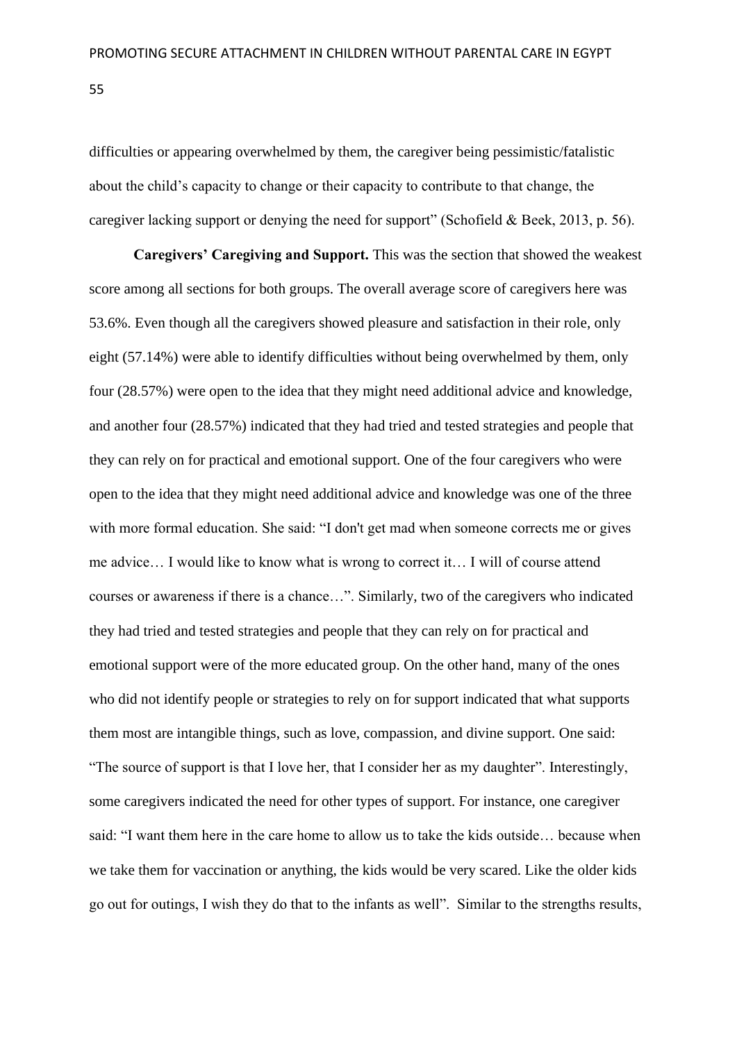difficulties or appearing overwhelmed by them, the caregiver being pessimistic/fatalistic about the child's capacity to change or their capacity to contribute to that change, the caregiver lacking support or denying the need for support" (Schofield & Beek, 2013, p. 56).

**Caregivers' Caregiving and Support.** This was the section that showed the weakest score among all sections for both groups. The overall average score of caregivers here was 53.6%. Even though all the caregivers showed pleasure and satisfaction in their role, only eight (57.14%) were able to identify difficulties without being overwhelmed by them, only four (28.57%) were open to the idea that they might need additional advice and knowledge, and another four (28.57%) indicated that they had tried and tested strategies and people that they can rely on for practical and emotional support. One of the four caregivers who were open to the idea that they might need additional advice and knowledge was one of the three with more formal education. She said: "I don't get mad when someone corrects me or gives me advice… I would like to know what is wrong to correct it… I will of course attend courses or awareness if there is a chance…". Similarly, two of the caregivers who indicated they had tried and tested strategies and people that they can rely on for practical and emotional support were of the more educated group. On the other hand, many of the ones who did not identify people or strategies to rely on for support indicated that what supports them most are intangible things, such as love, compassion, and divine support. One said: "The source of support is that I love her, that I consider her as my daughter". Interestingly, some caregivers indicated the need for other types of support. For instance, one caregiver said: "I want them here in the care home to allow us to take the kids outside… because when we take them for vaccination or anything, the kids would be very scared. Like the older kids go out for outings, I wish they do that to the infants as well". Similar to the strengths results,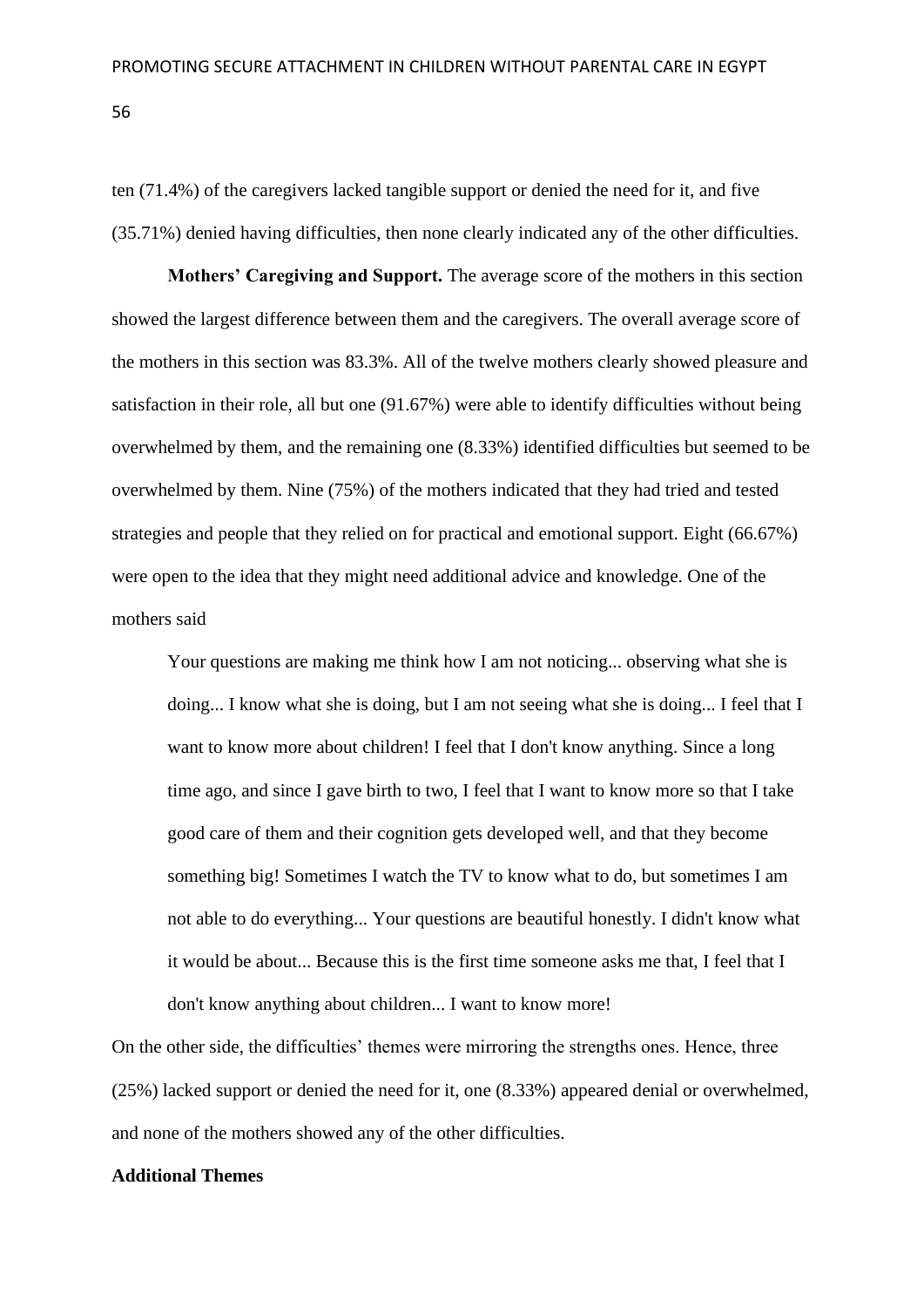ten (71.4%) of the caregivers lacked tangible support or denied the need for it, and five (35.71%) denied having difficulties, then none clearly indicated any of the other difficulties.

**Mothers' Caregiving and Support.** The average score of the mothers in this section showed the largest difference between them and the caregivers. The overall average score of the mothers in this section was 83.3%. All of the twelve mothers clearly showed pleasure and satisfaction in their role, all but one (91.67%) were able to identify difficulties without being overwhelmed by them, and the remaining one (8.33%) identified difficulties but seemed to be overwhelmed by them. Nine (75%) of the mothers indicated that they had tried and tested strategies and people that they relied on for practical and emotional support. Eight (66.67%) were open to the idea that they might need additional advice and knowledge. One of the mothers said

> Your questions are making me think how I am not noticing... observing what she is doing... I know what she is doing, but I am not seeing what she is doing... I feel that I want to know more about children! I feel that I don't know anything. Since a long time ago, and since I gave birth to two, I feel that I want to know more so that I take good care of them and their cognition gets developed well, and that they become something big! Sometimes I watch the TV to know what to do, but sometimes I am not able to do everything... Your questions are beautiful honestly. I didn't know what it would be about... Because this is the first time someone asks me that, I feel that I don't know anything about children... I want to know more!

On the other side, the difficulties' themes were mirroring the strengths ones. Hence, three (25%) lacked support or denied the need for it, one (8.33%) appeared denial or overwhelmed, and none of the mothers showed any of the other difficulties.

**Additional Themes**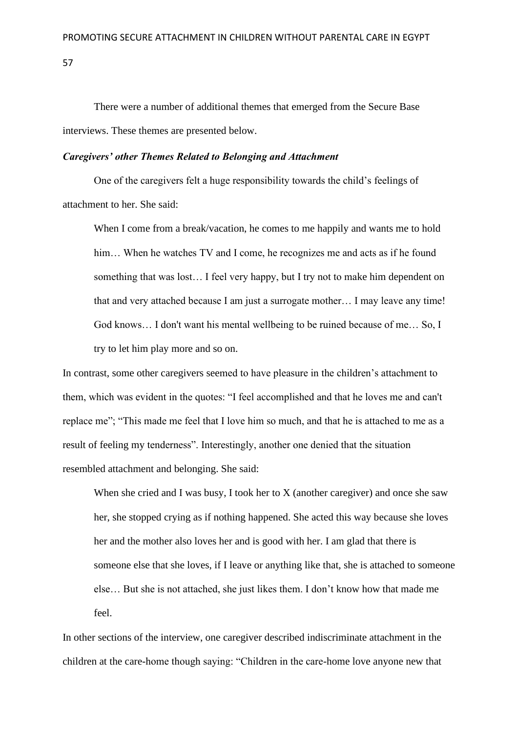There were a number of additional themes that emerged from the Secure Base interviews. These themes are presented below.

### *Caregivers' other Themes Related to Belonging and Attachment*

One of the caregivers felt a huge responsibility towards the child's feelings of attachment to her. She said:

> When I come from a break/vacation, he comes to me happily and wants me to hold him… When he watches TV and I come, he recognizes me and acts as if he found something that was lost… I feel very happy, but I try not to make him dependent on that and very attached because I am just a surrogate mother… I may leave any time! God knows… I don't want his mental wellbeing to be ruined because of me… So, I try to let him play more and so on.

In contrast, some other caregivers seemed to have pleasure in the children's attachment to them, which was evident in the quotes: "I feel accomplished and that he loves me and can't replace me"; "This made me feel that I love him so much, and that he is attached to me as a result of feeling my tenderness". Interestingly, another one denied that the situation resembled attachment and belonging. She said:

> When she cried and I was busy, I took her to X (another caregiver) and once she saw her, she stopped crying as if nothing happened. She acted this way because she loves her and the mother also loves her and is good with her. I am glad that there is someone else that she loves, if I leave or anything like that, she is attached to someone else… But she is not attached, she just likes them. I don't know how that made me feel.

In other sections of the interview, one caregiver described indiscriminate attachment in the children at the care-home though saying: "Children in the care-home love anyone new that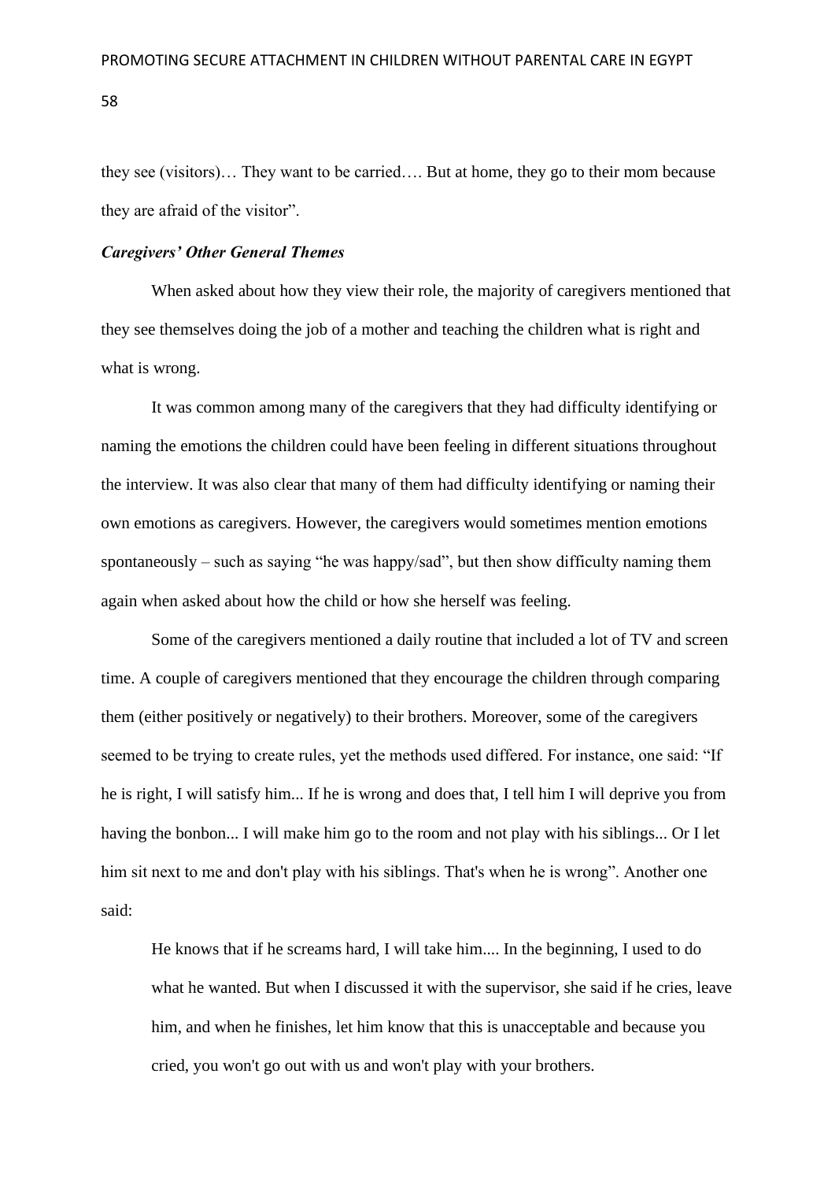they see (visitors)… They want to be carried…. But at home, they go to their mom because they are afraid of the visitor".

### ***Caregivers' Other General Themes***

When asked about how they view their role, the majority of caregivers mentioned that they see themselves doing the job of a mother and teaching the children what is right and what is wrong.

It was common among many of the caregivers that they had difficulty identifying or naming the emotions the children could have been feeling in different situations throughout the interview. It was also clear that many of them had difficulty identifying or naming their own emotions as caregivers. However, the caregivers would sometimes mention emotions spontaneously – such as saying "he was happy/sad", but then show difficulty naming them again when asked about how the child or how she herself was feeling.

Some of the caregivers mentioned a daily routine that included a lot of TV and screen time. A couple of caregivers mentioned that they encourage the children through comparing them (either positively or negatively) to their brothers. Moreover, some of the caregivers seemed to be trying to create rules, yet the methods used differed. For instance, one said: "If he is right, I will satisfy him... If he is wrong and does that, I tell him I will deprive you from having the bonbon... I will make him go to the room and not play with his siblings... Or I let him sit next to me and don't play with his siblings. That's when he is wrong". Another one said:

> He knows that if he screams hard, I will take him.... In the beginning, I used to do what he wanted. But when I discussed it with the supervisor, she said if he cries, leave him, and when he finishes, let him know that this is unacceptable and because you cried, you won't go out with us and won't play with your brothers.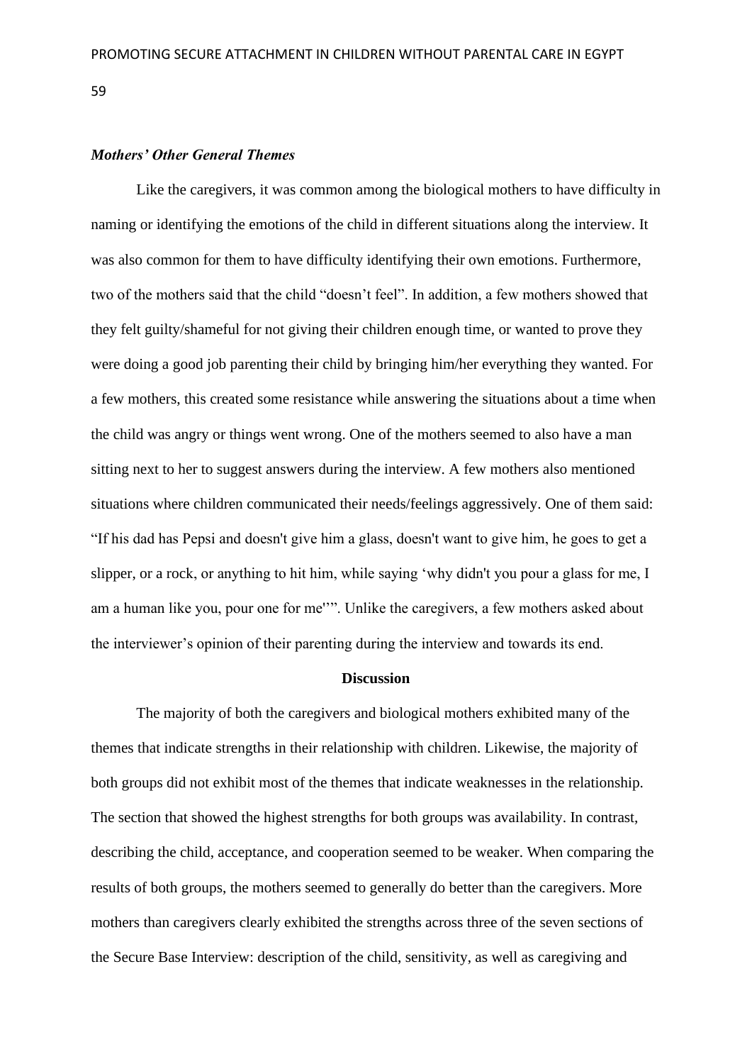### *Mothers' Other General Themes*

Like the caregivers, it was common among the biological mothers to have difficulty in naming or identifying the emotions of the child in different situations along the interview. It was also common for them to have difficulty identifying their own emotions. Furthermore, two of the mothers said that the child "doesn't feel". In addition, a few mothers showed that they felt guilty/shameful for not giving their children enough time, or wanted to prove they were doing a good job parenting their child by bringing him/her everything they wanted. For a few mothers, this created some resistance while answering the situations about a time when the child was angry or things went wrong. One of the mothers seemed to also have a man sitting next to her to suggest answers during the interview. A few mothers also mentioned situations where children communicated their needs/feelings aggressively. One of them said: "If his dad has Pepsi and doesn't give him a glass, doesn't want to give him, he goes to get a slipper, or a rock, or anything to hit him, while saying 'why didn't you pour a glass for me, I am a human like you, pour one for me''". Unlike the caregivers, a few mothers asked about the interviewer's opinion of their parenting during the interview and towards its end.

## Discussion

The majority of both the caregivers and biological mothers exhibited many of the themes that indicate strengths in their relationship with children. Likewise, the majority of both groups did not exhibit most of the themes that indicate weaknesses in the relationship. The section that showed the highest strengths for both groups was availability. In contrast, describing the child, acceptance, and cooperation seemed to be weaker. When comparing the results of both groups, the mothers seemed to generally do better than the caregivers. More mothers than caregivers clearly exhibited the strengths across three of the seven sections of the Secure Base Interview: description of the child, sensitivity, as well as caregiving and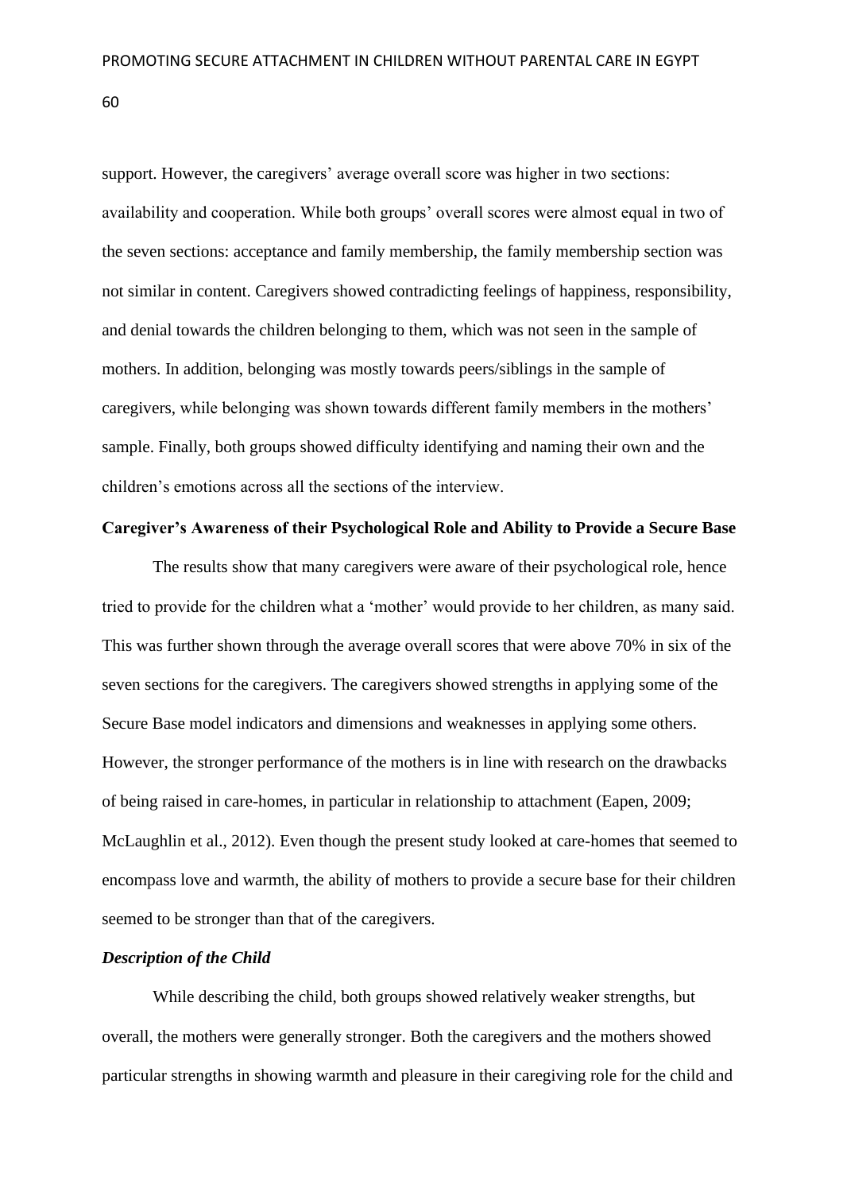support. However, the caregivers' average overall score was higher in two sections: availability and cooperation. While both groups' overall scores were almost equal in two of the seven sections: acceptance and family membership, the family membership section was not similar in content. Caregivers showed contradicting feelings of happiness, responsibility, and denial towards the children belonging to them, which was not seen in the sample of mothers. In addition, belonging was mostly towards peers/siblings in the sample of caregivers, while belonging was shown towards different family members in the mothers' sample. Finally, both groups showed difficulty identifying and naming their own and the children's emotions across all the sections of the interview.

## Caregiver's Awareness of their Psychological Role and Ability to Provide a Secure Base

The results show that many caregivers were aware of their psychological role, hence tried to provide for the children what a 'mother' would provide to her children, as many said. This was further shown through the average overall scores that were above 70% in six of the seven sections for the caregivers. The caregivers showed strengths in applying some of the Secure Base model indicators and dimensions and weaknesses in applying some others. However, the stronger performance of the mothers is in line with research on the drawbacks of being raised in care-homes, in particular in relationship to attachment (Eapen, 2009; McLaughlin et al., 2012). Even though the present study looked at care-homes that seemed to encompass love and warmth, the ability of mothers to provide a secure base for their children seemed to be stronger than that of the caregivers.

### *Description of the Child*

While describing the child, both groups showed relatively weaker strengths, but overall, the mothers were generally stronger. Both the caregivers and the mothers showed particular strengths in showing warmth and pleasure in their caregiving role for the child and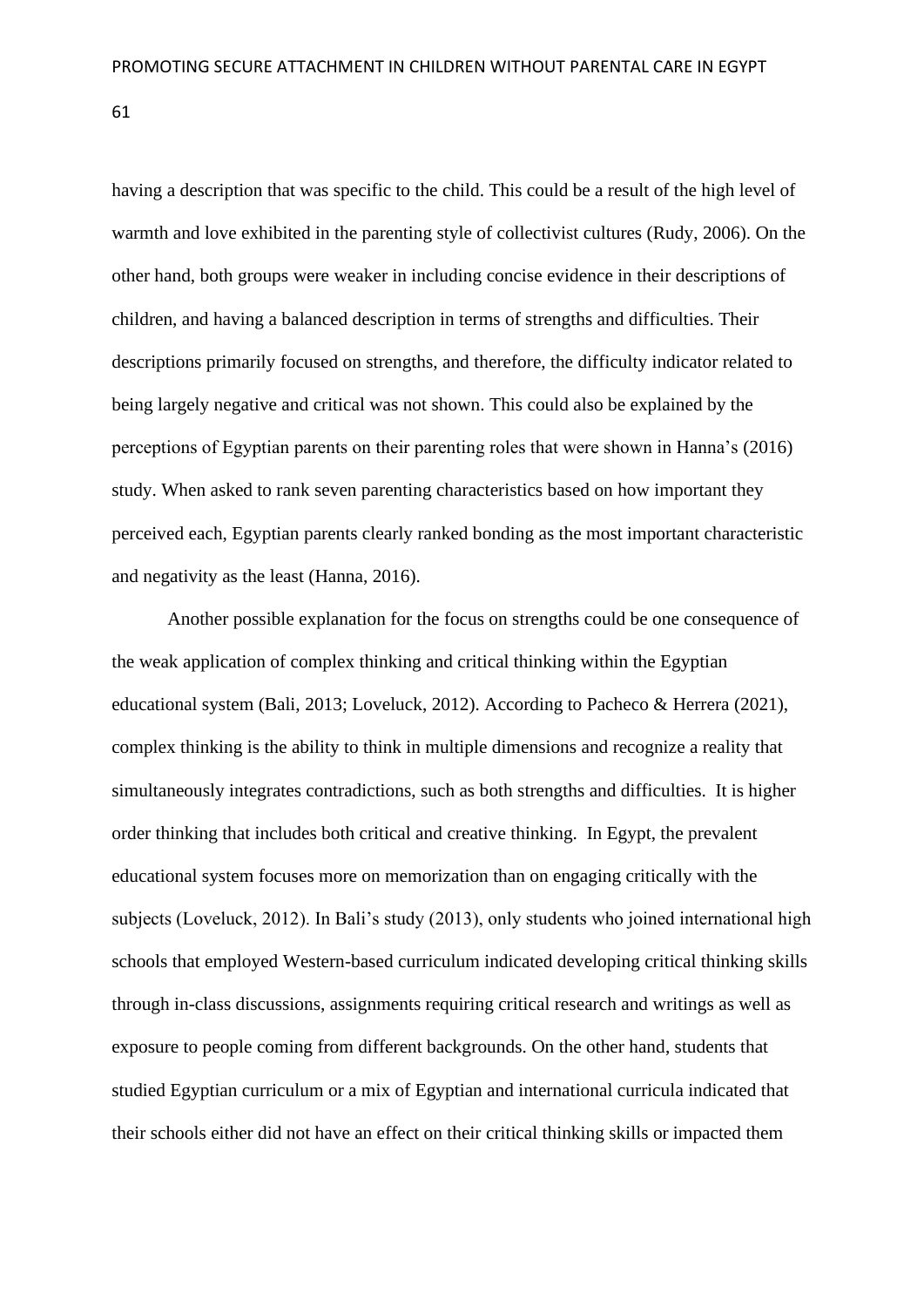having a description that was specific to the child. This could be a result of the high level of warmth and love exhibited in the parenting style of collectivist cultures (Rudy, 2006). On the other hand, both groups were weaker in including concise evidence in their descriptions of children, and having a balanced description in terms of strengths and difficulties. Their descriptions primarily focused on strengths, and therefore, the difficulty indicator related to being largely negative and critical was not shown. This could also be explained by the perceptions of Egyptian parents on their parenting roles that were shown in Hanna's (2016) study. When asked to rank seven parenting characteristics based on how important they perceived each, Egyptian parents clearly ranked bonding as the most important characteristic and negativity as the least (Hanna, 2016).

Another possible explanation for the focus on strengths could be one consequence of the weak application of complex thinking and critical thinking within the Egyptian educational system (Bali, 2013; Loveluck, 2012). According to Pacheco & Herrera (2021), complex thinking is the ability to think in multiple dimensions and recognize a reality that simultaneously integrates contradictions, such as both strengths and difficulties. It is higher order thinking that includes both critical and creative thinking. In Egypt, the prevalent educational system focuses more on memorization than on engaging critically with the subjects (Loveluck, 2012). In Bali's study (2013), only students who joined international high schools that employed Western-based curriculum indicated developing critical thinking skills through in-class discussions, assignments requiring critical research and writings as well as exposure to people coming from different backgrounds. On the other hand, students that studied Egyptian curriculum or a mix of Egyptian and international curricula indicated that their schools either did not have an effect on their critical thinking skills or impacted them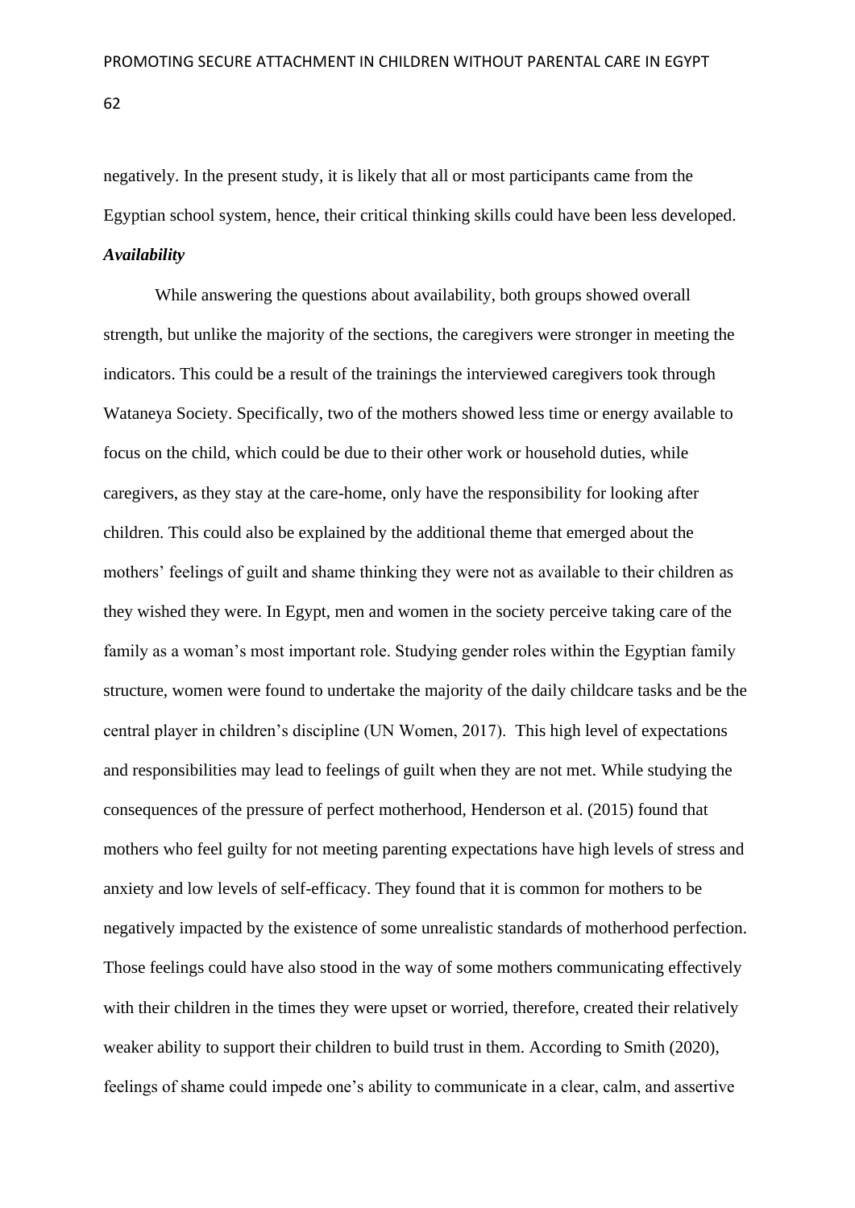negatively. In the present study, it is likely that all or most participants came from the Egyptian school system, hence, their critical thinking skills could have been less developed.

***Availability***

While answering the questions about availability, both groups showed overall strength, but unlike the majority of the sections, the caregivers were stronger in meeting the indicators. This could be a result of the trainings the interviewed caregivers took through Wataneya Society. Specifically, two of the mothers showed less time or energy available to focus on the child, which could be due to their other work or household duties, while caregivers, as they stay at the care-home, only have the responsibility for looking after children. This could also be explained by the additional theme that emerged about the mothers' feelings of guilt and shame thinking they were not as available to their children as they wished they were. In Egypt, men and women in the society perceive taking care of the family as a woman's most important role. Studying gender roles within the Egyptian family structure, women were found to undertake the majority of the daily childcare tasks and be the central player in children's discipline (UN Women, 2017). This high level of expectations and responsibilities may lead to feelings of guilt when they are not met. While studying the consequences of the pressure of perfect motherhood, Henderson et al. (2015) found that mothers who feel guilty for not meeting parenting expectations have high levels of stress and anxiety and low levels of self-efficacy. They found that it is common for mothers to be negatively impacted by the existence of some unrealistic standards of motherhood perfection. Those feelings could have also stood in the way of some mothers communicating effectively with their children in the times they were upset or worried, therefore, created their relatively weaker ability to support their children to build trust in them. According to Smith (2020), feelings of shame could impede one's ability to communicate in a clear, calm, and assertive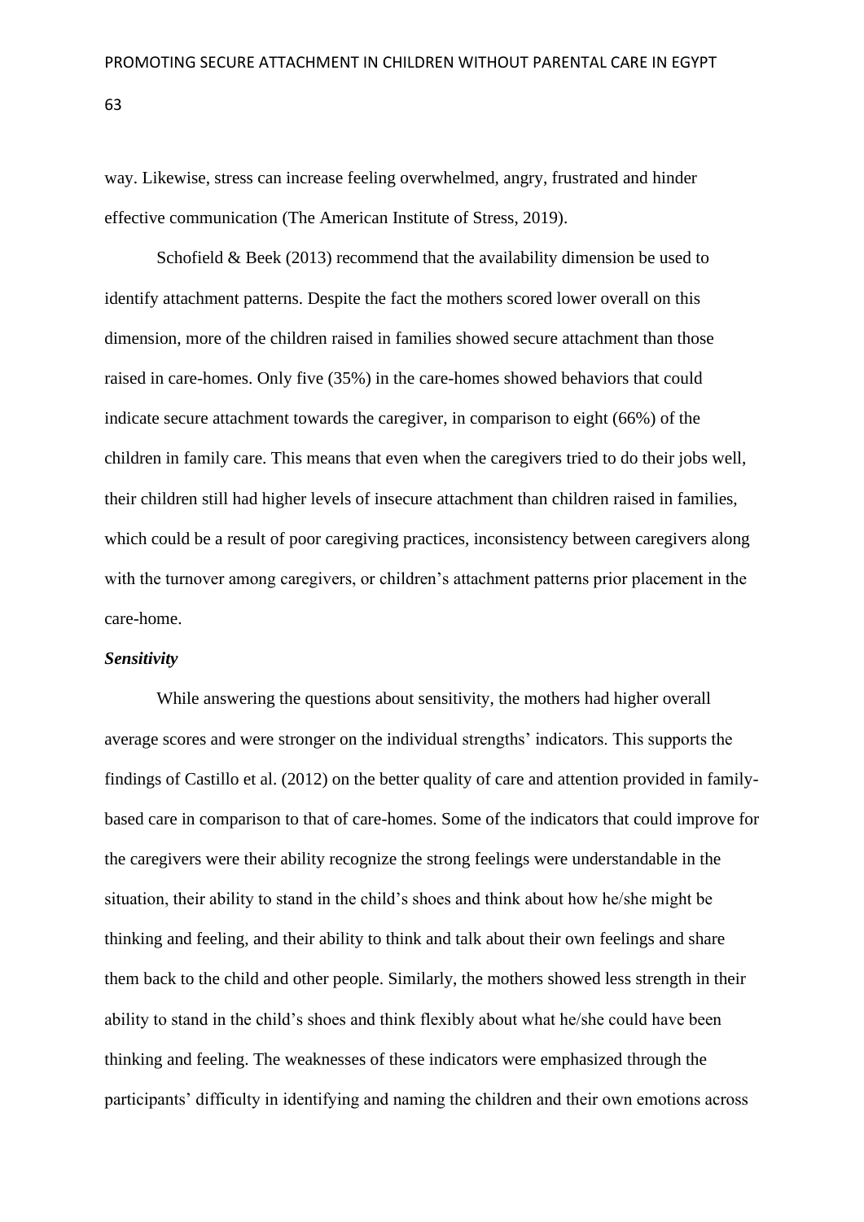way. Likewise, stress can increase feeling overwhelmed, angry, frustrated and hinder effective communication (The American Institute of Stress, 2019).

Schofield & Beek (2013) recommend that the availability dimension be used to identify attachment patterns. Despite the fact the mothers scored lower overall on this dimension, more of the children raised in families showed secure attachment than those raised in care-homes. Only five (35%) in the care-homes showed behaviors that could indicate secure attachment towards the caregiver, in comparison to eight (66%) of the children in family care. This means that even when the caregivers tried to do their jobs well, their children still had higher levels of insecure attachment than children raised in families, which could be a result of poor caregiving practices, inconsistency between caregivers along with the turnover among caregivers, or children's attachment patterns prior placement in the care-home.

***Sensitivity***

While answering the questions about sensitivity, the mothers had higher overall average scores and were stronger on the individual strengths' indicators. This supports the findings of Castillo et al. (2012) on the better quality of care and attention provided in family-based care in comparison to that of care-homes. Some of the indicators that could improve for the caregivers were their ability recognize the strong feelings were understandable in the situation, their ability to stand in the child's shoes and think about how he/she might be thinking and feeling, and their ability to think and talk about their own feelings and share them back to the child and other people. Similarly, the mothers showed less strength in their ability to stand in the child's shoes and think flexibly about what he/she could have been thinking and feeling. The weaknesses of these indicators were emphasized through the participants' difficulty in identifying and naming the children and their own emotions across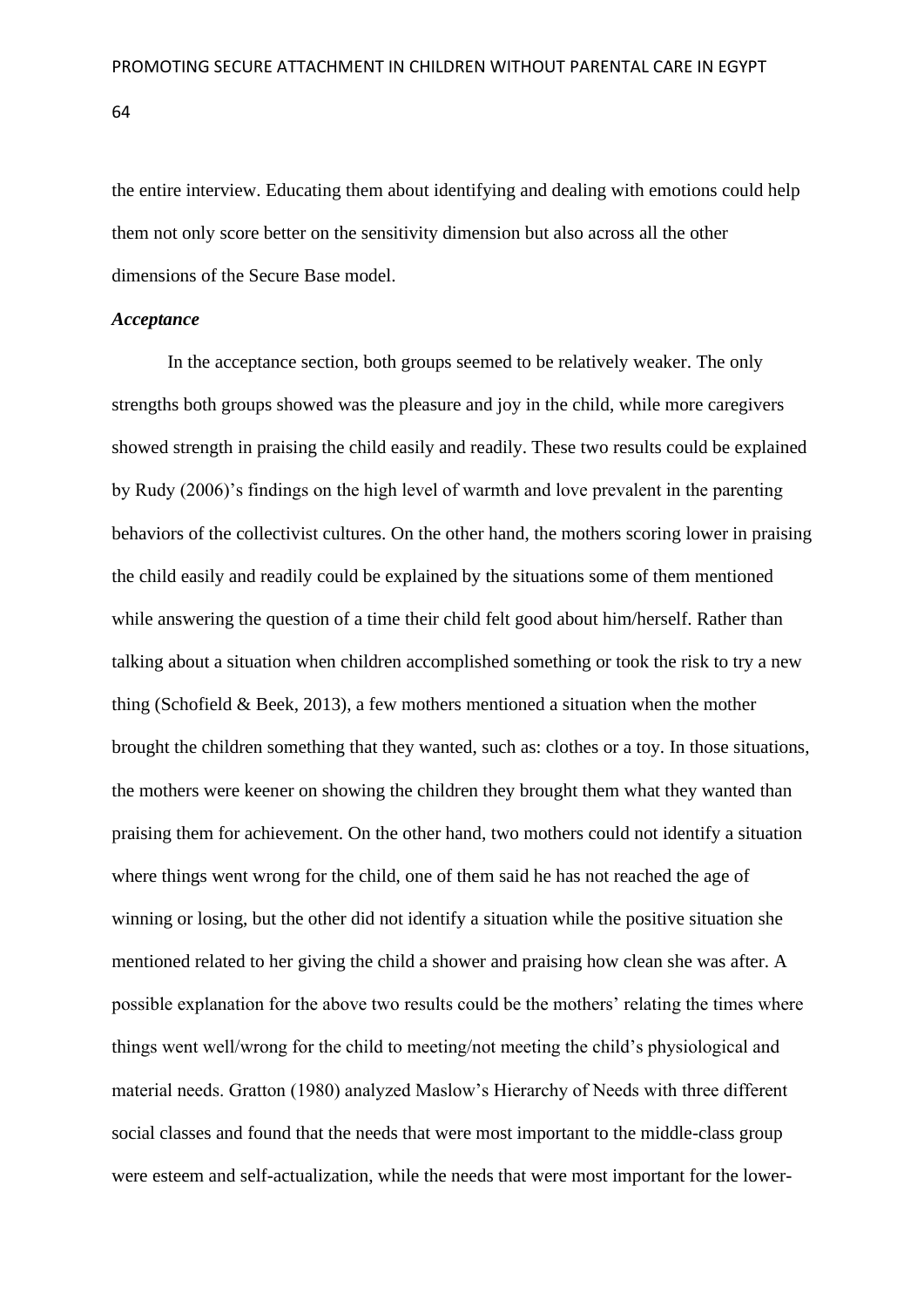the entire interview. Educating them about identifying and dealing with emotions could help them not only score better on the sensitivity dimension but also across all the other dimensions of the Secure Base model.

### *Acceptance*

In the acceptance section, both groups seemed to be relatively weaker. The only strengths both groups showed was the pleasure and joy in the child, while more caregivers showed strength in praising the child easily and readily. These two results could be explained by Rudy (2006)'s findings on the high level of warmth and love prevalent in the parenting behaviors of the collectivist cultures. On the other hand, the mothers scoring lower in praising the child easily and readily could be explained by the situations some of them mentioned while answering the question of a time their child felt good about him/herself. Rather than talking about a situation when children accomplished something or took the risk to try a new thing (Schofield & Beek, 2013), a few mothers mentioned a situation when the mother brought the children something that they wanted, such as: clothes or a toy. In those situations, the mothers were keener on showing the children they brought them what they wanted than praising them for achievement. On the other hand, two mothers could not identify a situation where things went wrong for the child, one of them said he has not reached the age of winning or losing, but the other did not identify a situation while the positive situation she mentioned related to her giving the child a shower and praising how clean she was after. A possible explanation for the above two results could be the mothers' relating the times where things went well/wrong for the child to meeting/not meeting the child's physiological and material needs. Gratton (1980) analyzed Maslow's Hierarchy of Needs with three different social classes and found that the needs that were most important to the middle-class group were esteem and self-actualization, while the needs that were most important for the lower-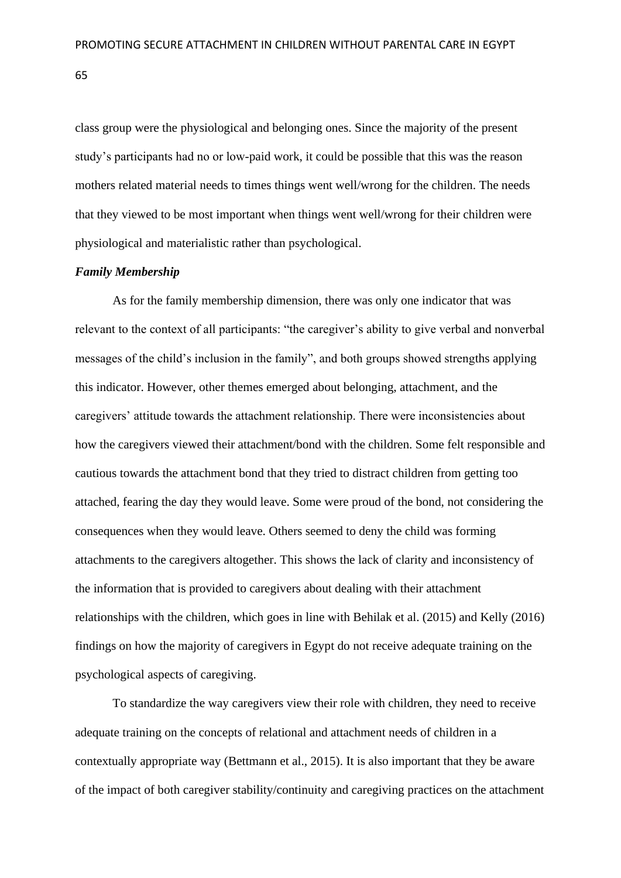class group were the physiological and belonging ones. Since the majority of the present study's participants had no or low-paid work, it could be possible that this was the reason mothers related material needs to times things went well/wrong for the children. The needs that they viewed to be most important when things went well/wrong for their children were physiological and materialistic rather than psychological.

***Family Membership***

As for the family membership dimension, there was only one indicator that was relevant to the context of all participants: "the caregiver's ability to give verbal and nonverbal messages of the child's inclusion in the family", and both groups showed strengths applying this indicator. However, other themes emerged about belonging, attachment, and the caregivers' attitude towards the attachment relationship. There were inconsistencies about how the caregivers viewed their attachment/bond with the children. Some felt responsible and cautious towards the attachment bond that they tried to distract children from getting too attached, fearing the day they would leave. Some were proud of the bond, not considering the consequences when they would leave. Others seemed to deny the child was forming attachments to the caregivers altogether. This shows the lack of clarity and inconsistency of the information that is provided to caregivers about dealing with their attachment relationships with the children, which goes in line with Behilak et al. (2015) and Kelly (2016) findings on how the majority of caregivers in Egypt do not receive adequate training on the psychological aspects of caregiving.

To standardize the way caregivers view their role with children, they need to receive adequate training on the concepts of relational and attachment needs of children in a contextually appropriate way (Bettmann et al., 2015). It is also important that they be aware of the impact of both caregiver stability/continuity and caregiving practices on the attachment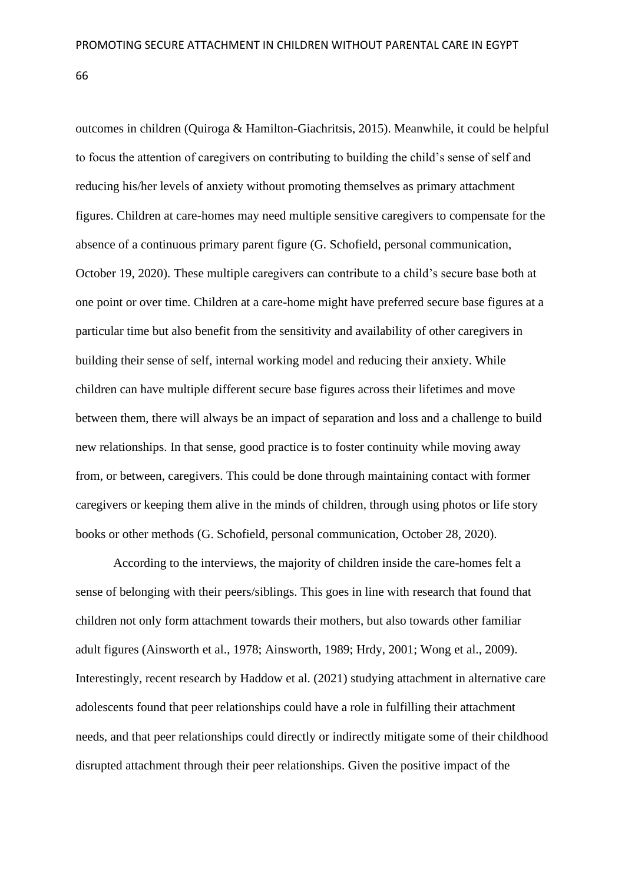outcomes in children (Quiroga & Hamilton-Giachritsis, 2015). Meanwhile, it could be helpful to focus the attention of caregivers on contributing to building the child's sense of self and reducing his/her levels of anxiety without promoting themselves as primary attachment figures. Children at care-homes may need multiple sensitive caregivers to compensate for the absence of a continuous primary parent figure (G. Schofield, personal communication, October 19, 2020). These multiple caregivers can contribute to a child's secure base both at one point or over time. Children at a care-home might have preferred secure base figures at a particular time but also benefit from the sensitivity and availability of other caregivers in building their sense of self, internal working model and reducing their anxiety. While children can have multiple different secure base figures across their lifetimes and move between them, there will always be an impact of separation and loss and a challenge to build new relationships. In that sense, good practice is to foster continuity while moving away from, or between, caregivers. This could be done through maintaining contact with former caregivers or keeping them alive in the minds of children, through using photos or life story books or other methods (G. Schofield, personal communication, October 28, 2020).

According to the interviews, the majority of children inside the care-homes felt a sense of belonging with their peers/siblings. This goes in line with research that found that children not only form attachment towards their mothers, but also towards other familiar adult figures (Ainsworth et al., 1978; Ainsworth, 1989; Hrdy, 2001; Wong et al., 2009). Interestingly, recent research by Haddow et al. (2021) studying attachment in alternative care adolescents found that peer relationships could have a role in fulfilling their attachment needs, and that peer relationships could directly or indirectly mitigate some of their childhood disrupted attachment through their peer relationships. Given the positive impact of the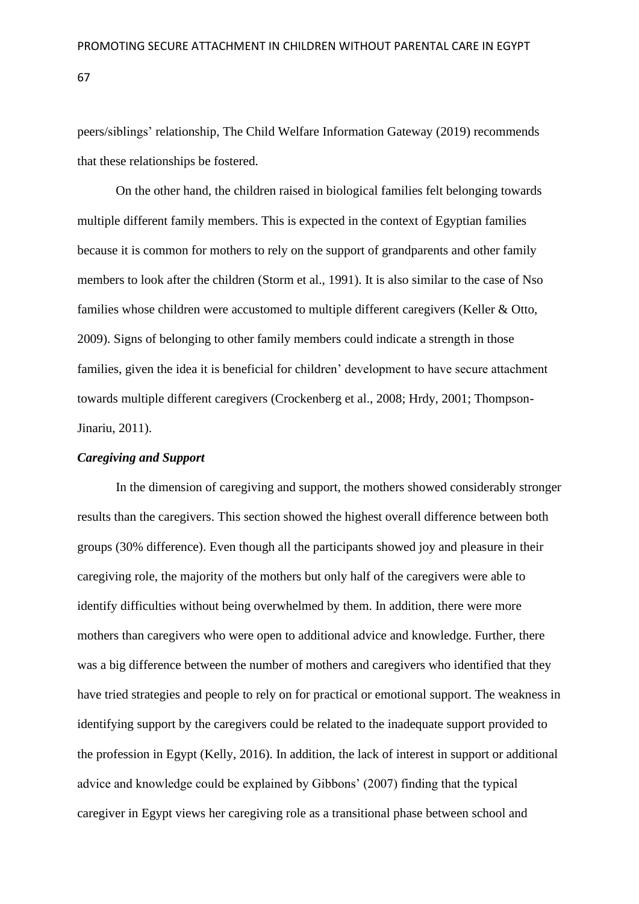peers/siblings' relationship, The Child Welfare Information Gateway (2019) recommends that these relationships be fostered.

On the other hand, the children raised in biological families felt belonging towards multiple different family members. This is expected in the context of Egyptian families because it is common for mothers to rely on the support of grandparents and other family members to look after the children (Storm et al., 1991). It is also similar to the case of Nso families whose children were accustomed to multiple different caregivers (Keller & Otto, 2009). Signs of belonging to other family members could indicate a strength in those families, given the idea it is beneficial for children' development to have secure attachment towards multiple different caregivers (Crockenberg et al., 2008; Hrdy, 2001; Thompson-Jinariu, 2011).

### *Caregiving and Support*

In the dimension of caregiving and support, the mothers showed considerably stronger results than the caregivers. This section showed the highest overall difference between both groups (30% difference). Even though all the participants showed joy and pleasure in their caregiving role, the majority of the mothers but only half of the caregivers were able to identify difficulties without being overwhelmed by them. In addition, there were more mothers than caregivers who were open to additional advice and knowledge. Further, there was a big difference between the number of mothers and caregivers who identified that they have tried strategies and people to rely on for practical or emotional support. The weakness in identifying support by the caregivers could be related to the inadequate support provided to the profession in Egypt (Kelly, 2016). In addition, the lack of interest in support or additional advice and knowledge could be explained by Gibbons' (2007) finding that the typical caregiver in Egypt views her caregiving role as a transitional phase between school and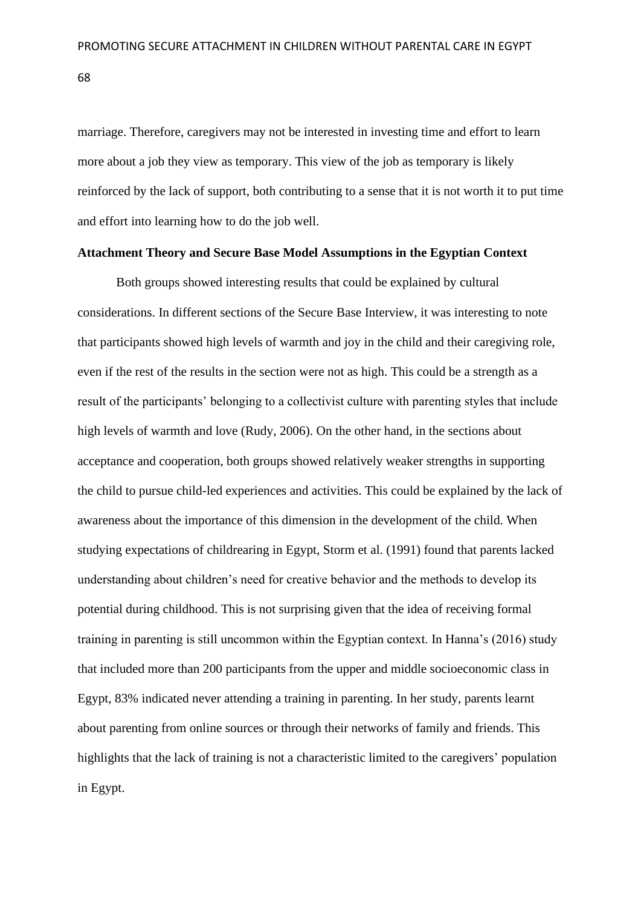marriage. Therefore, caregivers may not be interested in investing time and effort to learn more about a job they view as temporary. This view of the job as temporary is likely reinforced by the lack of support, both contributing to a sense that it is not worth it to put time and effort into learning how to do the job well.

**Attachment Theory and Secure Base Model Assumptions in the Egyptian Context**

Both groups showed interesting results that could be explained by cultural considerations. In different sections of the Secure Base Interview, it was interesting to note that participants showed high levels of warmth and joy in the child and their caregiving role, even if the rest of the results in the section were not as high. This could be a strength as a result of the participants' belonging to a collectivist culture with parenting styles that include high levels of warmth and love (Rudy, 2006). On the other hand, in the sections about acceptance and cooperation, both groups showed relatively weaker strengths in supporting the child to pursue child-led experiences and activities. This could be explained by the lack of awareness about the importance of this dimension in the development of the child. When studying expectations of childrearing in Egypt, Storm et al. (1991) found that parents lacked understanding about children's need for creative behavior and the methods to develop its potential during childhood. This is not surprising given that the idea of receiving formal training in parenting is still uncommon within the Egyptian context. In Hanna's (2016) study that included more than 200 participants from the upper and middle socioeconomic class in Egypt, 83% indicated never attending a training in parenting. In her study, parents learnt about parenting from online sources or through their networks of family and friends. This highlights that the lack of training is not a characteristic limited to the caregivers' population in Egypt.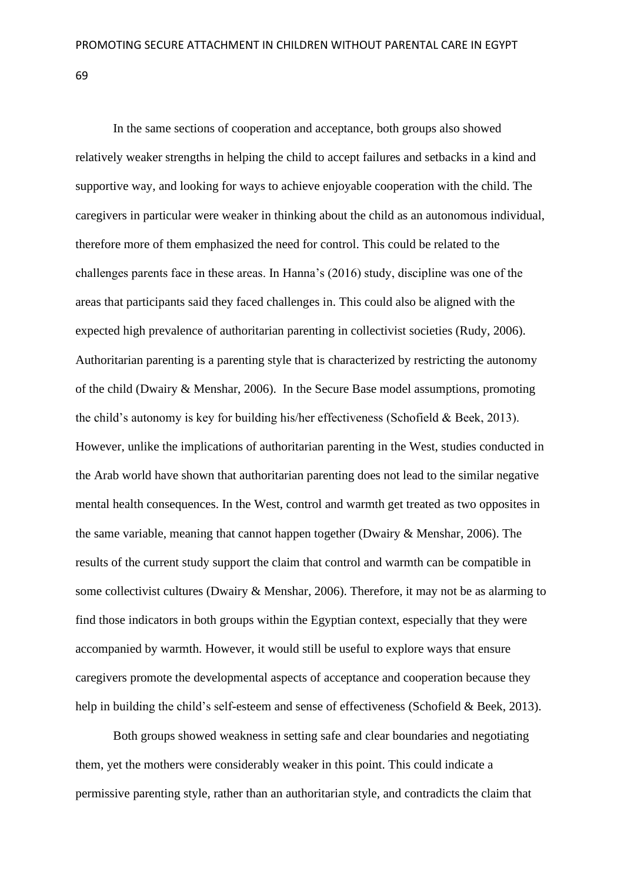In the same sections of cooperation and acceptance, both groups also showed relatively weaker strengths in helping the child to accept failures and setbacks in a kind and supportive way, and looking for ways to achieve enjoyable cooperation with the child. The caregivers in particular were weaker in thinking about the child as an autonomous individual, therefore more of them emphasized the need for control. This could be related to the challenges parents face in these areas. In Hanna's (2016) study, discipline was one of the areas that participants said they faced challenges in. This could also be aligned with the expected high prevalence of authoritarian parenting in collectivist societies (Rudy, 2006). Authoritarian parenting is a parenting style that is characterized by restricting the autonomy of the child (Dwairy & Menshar, 2006). In the Secure Base model assumptions, promoting the child's autonomy is key for building his/her effectiveness (Schofield & Beek, 2013). However, unlike the implications of authoritarian parenting in the West, studies conducted in the Arab world have shown that authoritarian parenting does not lead to the similar negative mental health consequences. In the West, control and warmth get treated as two opposites in the same variable, meaning that cannot happen together (Dwairy & Menshar, 2006). The results of the current study support the claim that control and warmth can be compatible in some collectivist cultures (Dwairy & Menshar, 2006). Therefore, it may not be as alarming to find those indicators in both groups within the Egyptian context, especially that they were accompanied by warmth. However, it would still be useful to explore ways that ensure caregivers promote the developmental aspects of acceptance and cooperation because they help in building the child's self-esteem and sense of effectiveness (Schofield & Beek, 2013).

Both groups showed weakness in setting safe and clear boundaries and negotiating them, yet the mothers were considerably weaker in this point. This could indicate a permissive parenting style, rather than an authoritarian style, and contradicts the claim that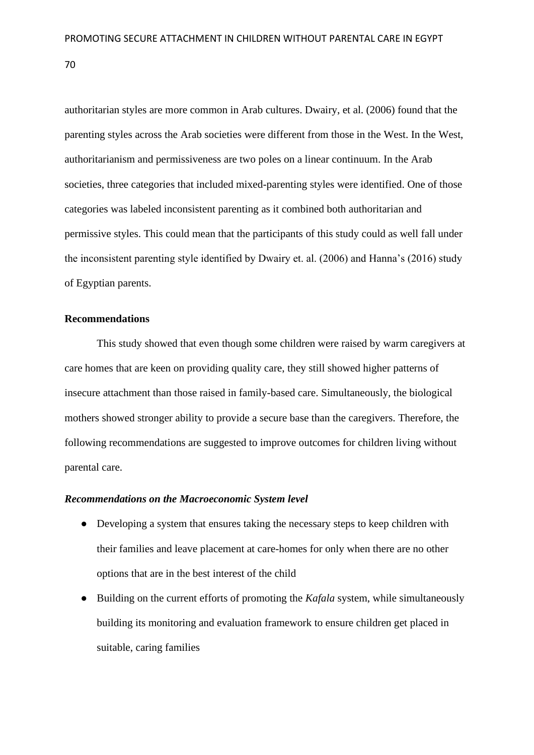authoritarian styles are more common in Arab cultures. Dwairy, et al. (2006) found that the parenting styles across the Arab societies were different from those in the West. In the West, authoritarianism and permissiveness are two poles on a linear continuum. In the Arab societies, three categories that included mixed-parenting styles were identified. One of those categories was labeled inconsistent parenting as it combined both authoritarian and permissive styles. This could mean that the participants of this study could as well fall under the inconsistent parenting style identified by Dwairy et. al. (2006) and Hanna's (2016) study of Egyptian parents.

**Recommendations**

This study showed that even though some children were raised by warm caregivers at care homes that are keen on providing quality care, they still showed higher patterns of insecure attachment than those raised in family-based care. Simultaneously, the biological mothers showed stronger ability to provide a secure base than the caregivers. Therefore, the following recommendations are suggested to improve outcomes for children living without parental care.

***Recommendations on the Macroeconomic System level***

- Developing a system that ensures taking the necessary steps to keep children with their families and leave placement at care-homes for only when there are no other options that are in the best interest of the child
- Building on the current efforts of promoting the *Kafala* system, while simultaneously building its monitoring and evaluation framework to ensure children get placed in suitable, caring families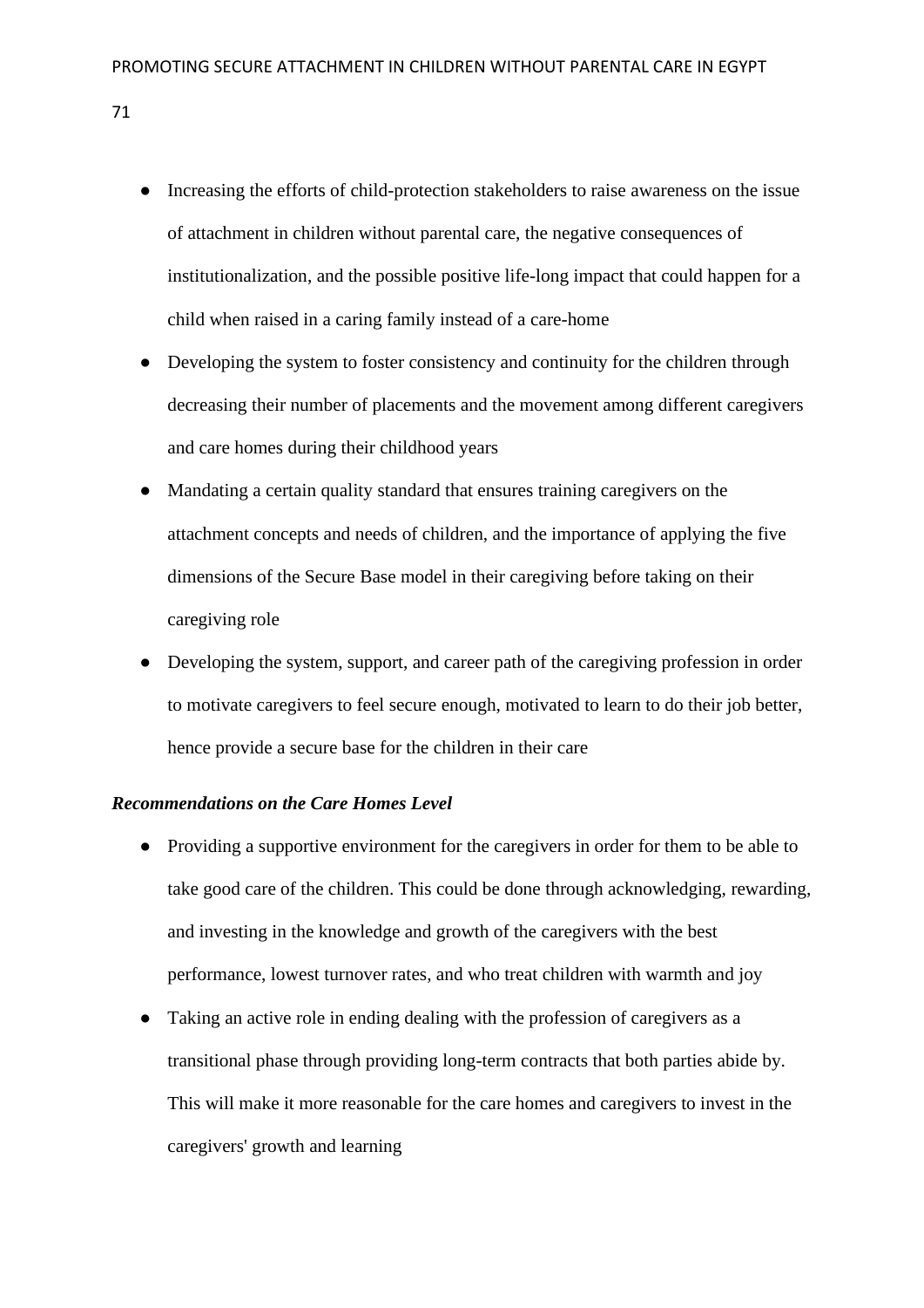- Increasing the efforts of child-protection stakeholders to raise awareness on the issue of attachment in children without parental care, the negative consequences of institutionalization, and the possible positive life-long impact that could happen for a child when raised in a caring family instead of a care-home
- Developing the system to foster consistency and continuity for the children through decreasing their number of placements and the movement among different caregivers and care homes during their childhood years
- Mandating a certain quality standard that ensures training caregivers on the attachment concepts and needs of children, and the importance of applying the five dimensions of the Secure Base model in their caregiving before taking on their caregiving role
- Developing the system, support, and career path of the caregiving profession in order to motivate caregivers to feel secure enough, motivated to learn to do their job better, hence provide a secure base for the children in their care

***Recommendations on the Care Homes Level***

- Providing a supportive environment for the caregivers in order for them to be able to take good care of the children. This could be done through acknowledging, rewarding, and investing in the knowledge and growth of the caregivers with the best performance, lowest turnover rates, and who treat children with warmth and joy
- Taking an active role in ending dealing with the profession of caregivers as a transitional phase through providing long-term contracts that both parties abide by. This will make it more reasonable for the care homes and caregivers to invest in the caregivers' growth and learning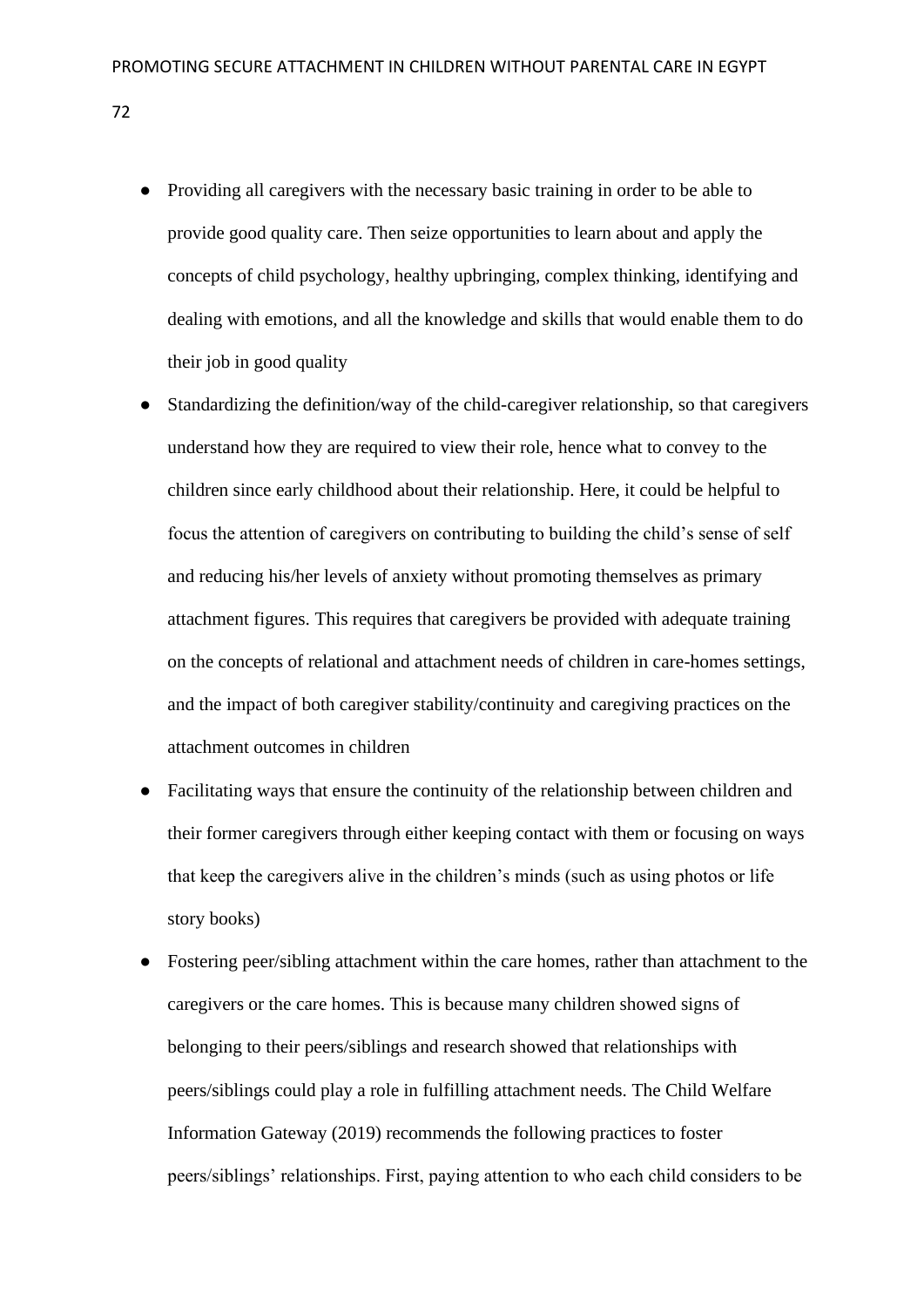- Providing all caregivers with the necessary basic training in order to be able to provide good quality care. Then seize opportunities to learn about and apply the concepts of child psychology, healthy upbringing, complex thinking, identifying and dealing with emotions, and all the knowledge and skills that would enable them to do their job in good quality
- Standardizing the definition/way of the child-caregiver relationship, so that caregivers understand how they are required to view their role, hence what to convey to the children since early childhood about their relationship. Here, it could be helpful to focus the attention of caregivers on contributing to building the child's sense of self and reducing his/her levels of anxiety without promoting themselves as primary attachment figures. This requires that caregivers be provided with adequate training on the concepts of relational and attachment needs of children in care-homes settings, and the impact of both caregiver stability/continuity and caregiving practices on the attachment outcomes in children
- Facilitating ways that ensure the continuity of the relationship between children and their former caregivers through either keeping contact with them or focusing on ways that keep the caregivers alive in the children's minds (such as using photos or life story books)
- Fostering peer/sibling attachment within the care homes, rather than attachment to the caregivers or the care homes. This is because many children showed signs of belonging to their peers/siblings and research showed that relationships with peers/siblings could play a role in fulfilling attachment needs. The Child Welfare Information Gateway (2019) recommends the following practices to foster peers/siblings' relationships. First, paying attention to who each child considers to be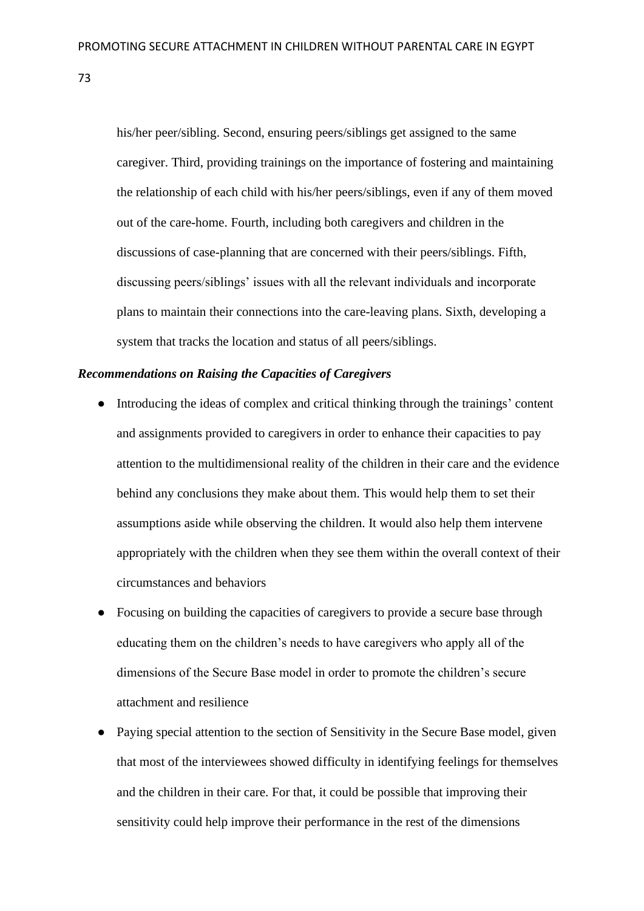his/her peer/sibling. Second, ensuring peers/siblings get assigned to the same caregiver. Third, providing trainings on the importance of fostering and maintaining the relationship of each child with his/her peers/siblings, even if any of them moved out of the care-home. Fourth, including both caregivers and children in the discussions of case-planning that are concerned with their peers/siblings. Fifth, discussing peers/siblings' issues with all the relevant individuals and incorporate plans to maintain their connections into the care-leaving plans. Sixth, developing a system that tracks the location and status of all peers/siblings.

***Recommendations on Raising the Capacities of Caregivers***

- Introducing the ideas of complex and critical thinking through the trainings' content and assignments provided to caregivers in order to enhance their capacities to pay attention to the multidimensional reality of the children in their care and the evidence behind any conclusions they make about them. This would help them to set their assumptions aside while observing the children. It would also help them intervene appropriately with the children when they see them within the overall context of their circumstances and behaviors
- Focusing on building the capacities of caregivers to provide a secure base through educating them on the children's needs to have caregivers who apply all of the dimensions of the Secure Base model in order to promote the children's secure attachment and resilience
- Paying special attention to the section of Sensitivity in the Secure Base model, given that most of the interviewees showed difficulty in identifying feelings for themselves and the children in their care. For that, it could be possible that improving their sensitivity could help improve their performance in the rest of the dimensions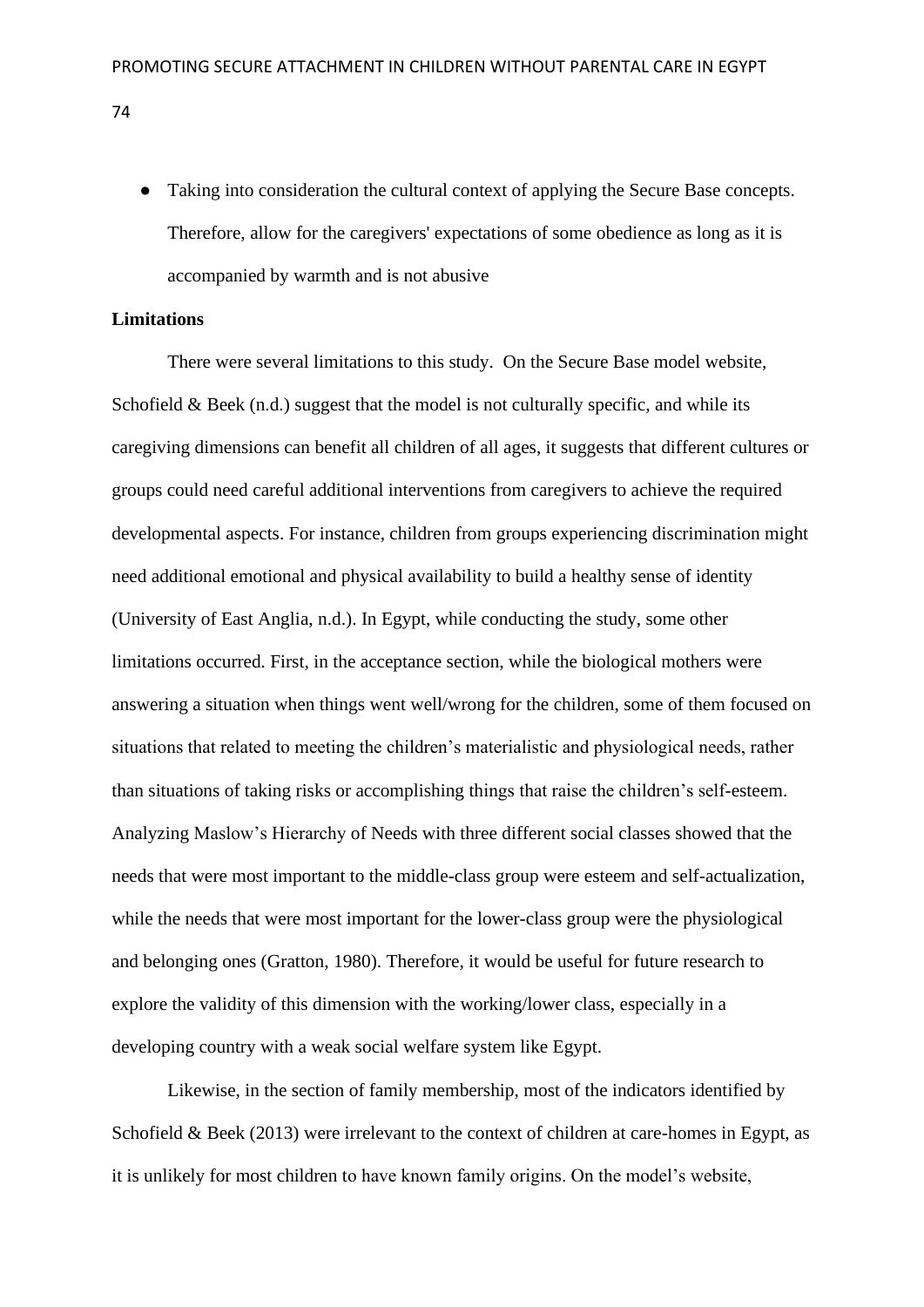- Taking into consideration the cultural context of applying the Secure Base concepts. Therefore, allow for the caregivers' expectations of some obedience as long as it is accompanied by warmth and is not abusive

**Limitations**

There were several limitations to this study. On the Secure Base model website, Schofield & Beek (n.d.) suggest that the model is not culturally specific, and while its caregiving dimensions can benefit all children of all ages, it suggests that different cultures or groups could need careful additional interventions from caregivers to achieve the required developmental aspects. For instance, children from groups experiencing discrimination might need additional emotional and physical availability to build a healthy sense of identity (University of East Anglia, n.d.). In Egypt, while conducting the study, some other limitations occurred. First, in the acceptance section, while the biological mothers were answering a situation when things went well/wrong for the children, some of them focused on situations that related to meeting the children's materialistic and physiological needs, rather than situations of taking risks or accomplishing things that raise the children's self-esteem. Analyzing Maslow's Hierarchy of Needs with three different social classes showed that the needs that were most important to the middle-class group were esteem and self-actualization, while the needs that were most important for the lower-class group were the physiological and belonging ones (Gratton, 1980). Therefore, it would be useful for future research to explore the validity of this dimension with the working/lower class, especially in a developing country with a weak social welfare system like Egypt.

Likewise, in the section of family membership, most of the indicators identified by Schofield & Beek (2013) were irrelevant to the context of children at care-homes in Egypt, as it is unlikely for most children to have known family origins. On the model's website,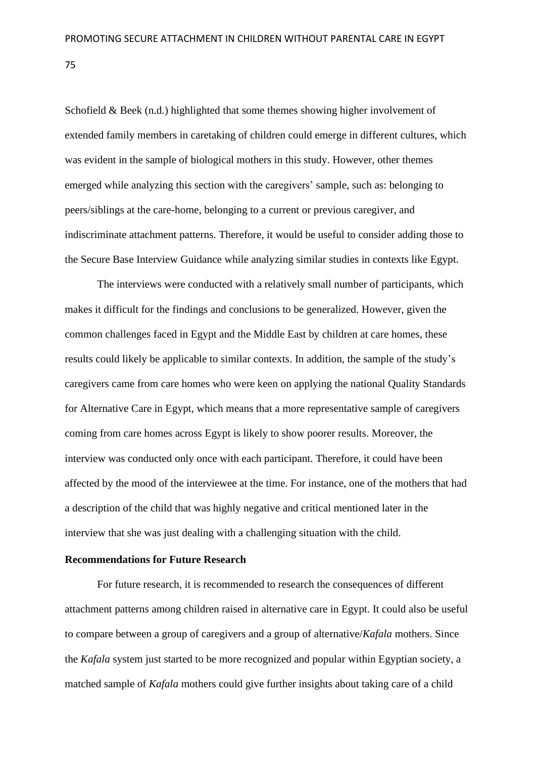Schofield & Beek (n.d.) highlighted that some themes showing higher involvement of extended family members in caretaking of children could emerge in different cultures, which was evident in the sample of biological mothers in this study. However, other themes emerged while analyzing this section with the caregivers' sample, such as: belonging to peers/siblings at the care-home, belonging to a current or previous caregiver, and indiscriminate attachment patterns. Therefore, it would be useful to consider adding those to the Secure Base Interview Guidance while analyzing similar studies in contexts like Egypt.

The interviews were conducted with a relatively small number of participants, which makes it difficult for the findings and conclusions to be generalized. However, given the common challenges faced in Egypt and the Middle East by children at care homes, these results could likely be applicable to similar contexts. In addition, the sample of the study's caregivers came from care homes who were keen on applying the national Quality Standards for Alternative Care in Egypt, which means that a more representative sample of caregivers coming from care homes across Egypt is likely to show poorer results. Moreover, the interview was conducted only once with each participant. Therefore, it could have been affected by the mood of the interviewee at the time. For instance, one of the mothers that had a description of the child that was highly negative and critical mentioned later in the interview that she was just dealing with a challenging situation with the child.

**Recommendations for Future Research**

For future research, it is recommended to research the consequences of different attachment patterns among children raised in alternative care in Egypt. It could also be useful to compare between a group of caregivers and a group of alternative/*Kafala* mothers. Since the *Kafala* system just started to be more recognized and popular within Egyptian society, a matched sample of *Kafala* mothers could give further insights about taking care of a child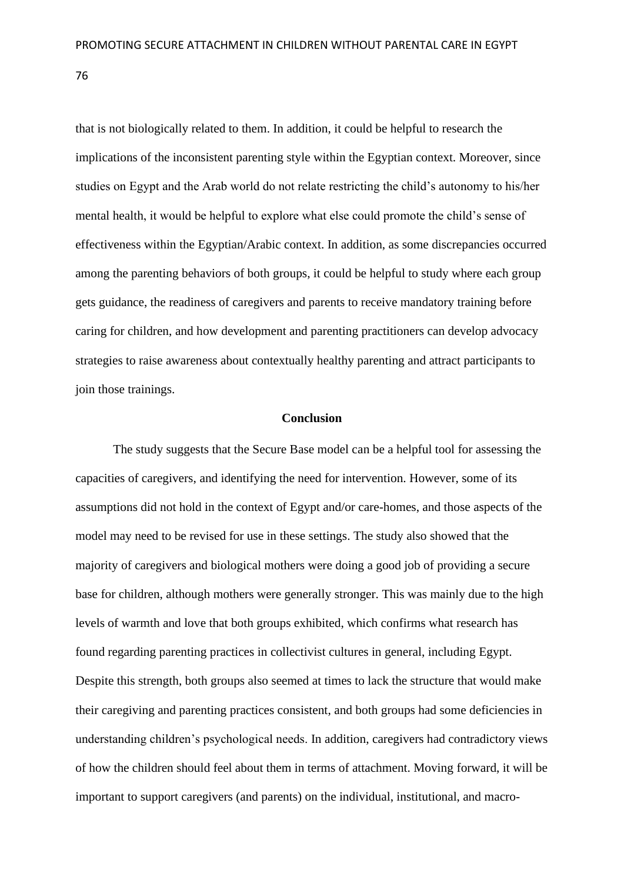that is not biologically related to them. In addition, it could be helpful to research the implications of the inconsistent parenting style within the Egyptian context. Moreover, since studies on Egypt and the Arab world do not relate restricting the child's autonomy to his/her mental health, it would be helpful to explore what else could promote the child's sense of effectiveness within the Egyptian/Arabic context. In addition, as some discrepancies occurred among the parenting behaviors of both groups, it could be helpful to study where each group gets guidance, the readiness of caregivers and parents to receive mandatory training before caring for children, and how development and parenting practitioners can develop advocacy strategies to raise awareness about contextually healthy parenting and attract participants to join those trainings.

## Conclusion

The study suggests that the Secure Base model can be a helpful tool for assessing the capacities of caregivers, and identifying the need for intervention. However, some of its assumptions did not hold in the context of Egypt and/or care-homes, and those aspects of the model may need to be revised for use in these settings. The study also showed that the majority of caregivers and biological mothers were doing a good job of providing a secure base for children, although mothers were generally stronger. This was mainly due to the high levels of warmth and love that both groups exhibited, which confirms what research has found regarding parenting practices in collectivist cultures in general, including Egypt. Despite this strength, both groups also seemed at times to lack the structure that would make their caregiving and parenting practices consistent, and both groups had some deficiencies in understanding children's psychological needs. In addition, caregivers had contradictory views of how the children should feel about them in terms of attachment. Moving forward, it will be important to support caregivers (and parents) on the individual, institutional, and macro-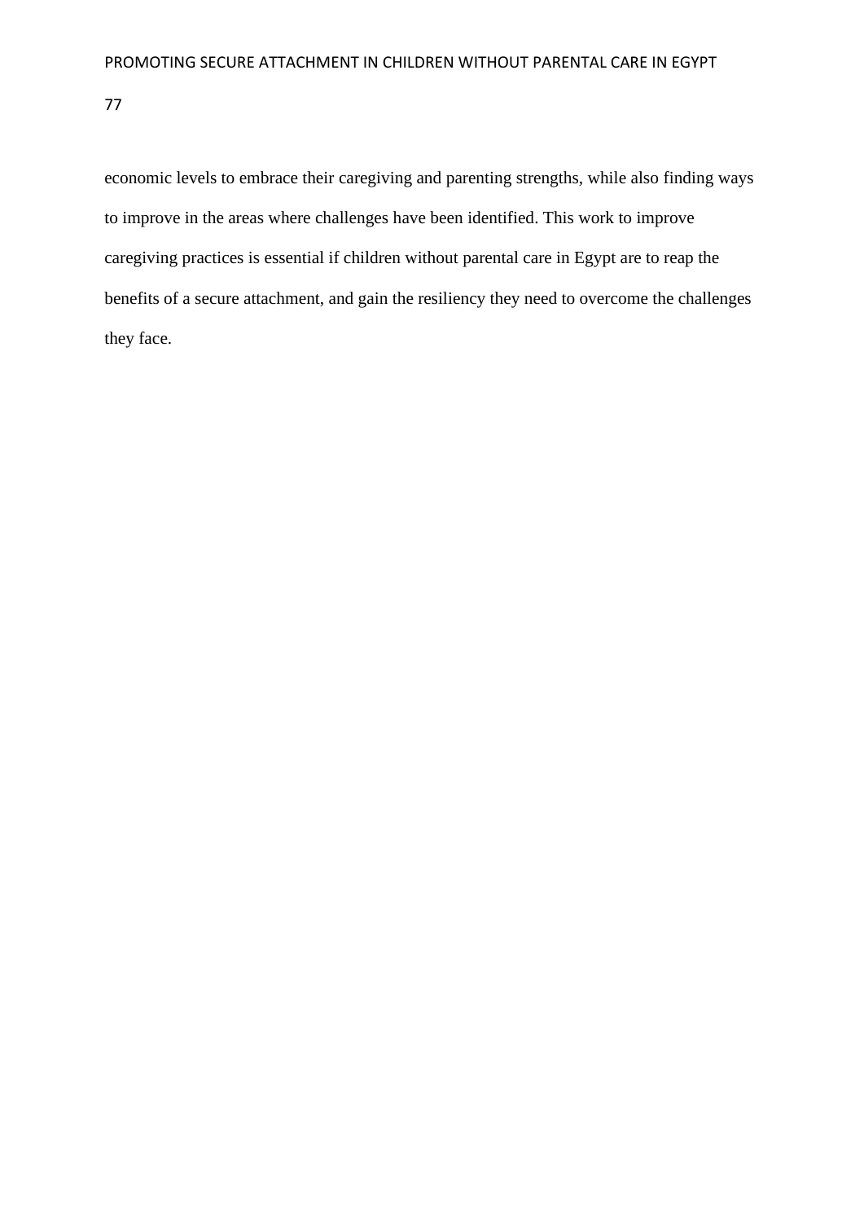economic levels to embrace their caregiving and parenting strengths, while also finding ways to improve in the areas where challenges have been identified. This work to improve caregiving practices is essential if children without parental care in Egypt are to reap the benefits of a secure attachment, and gain the resiliency they need to overcome the challenges they face.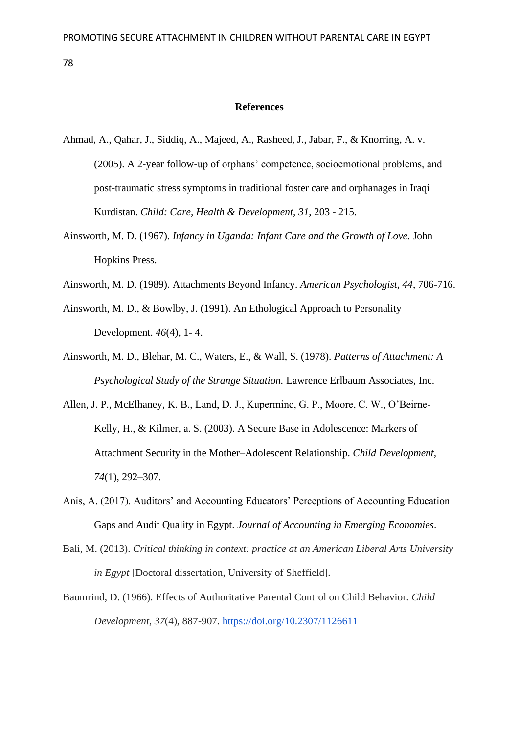## References

Ahmad, A., Qahar, J., Siddiq, A., Majeed, A., Rasheed, J., Jabar, F., & Knorring, A. v. (2005). A 2-year follow-up of orphans' competence, socioemotional problems, and post-traumatic stress symptoms in traditional foster care and orphanages in Iraqi Kurdistan. *Child: Care, Health & Development*, *31*, 203 - 215.

Ainsworth, M. D. (1967). *Infancy in Uganda: Infant Care and the Growth of Love.* John Hopkins Press.

Ainsworth, M. D. (1989). Attachments Beyond Infancy. *American Psychologist*, *44*, 706-716.

Ainsworth, M. D., & Bowlby, J. (1991). An Ethological Approach to Personality Development. *46*(4), 1- 4.

Ainsworth, M. D., Blehar, M. C., Waters, E., & Wall, S. (1978). *Patterns of Attachment: A Psychological Study of the Strange Situation.* Lawrence Erlbaum Associates, Inc.

Allen, J. P., McElhaney, K. B., Land, D. J., Kuperminc, G. P., Moore, C. W., O'Beirne-Kelly, H., & Kilmer, a. S. (2003). A Secure Base in Adolescence: Markers of Attachment Security in the Mother–Adolescent Relationship. *Child Development, 74*(1), 292–307.

Anis, A. (2017). Auditors' and Accounting Educators' Perceptions of Accounting Education Gaps and Audit Quality in Egypt. *Journal of Accounting in Emerging Economies*.

Bali, M. (2013). *Critical thinking in context: practice at an American Liberal Arts University in Egypt* [Doctoral dissertation, University of Sheffield].

Baumrind, D. (1966). Effects of Authoritative Parental Control on Child Behavior. *Child Development*, *37*(4), 887-907. https://doi.org/10.2307/1126611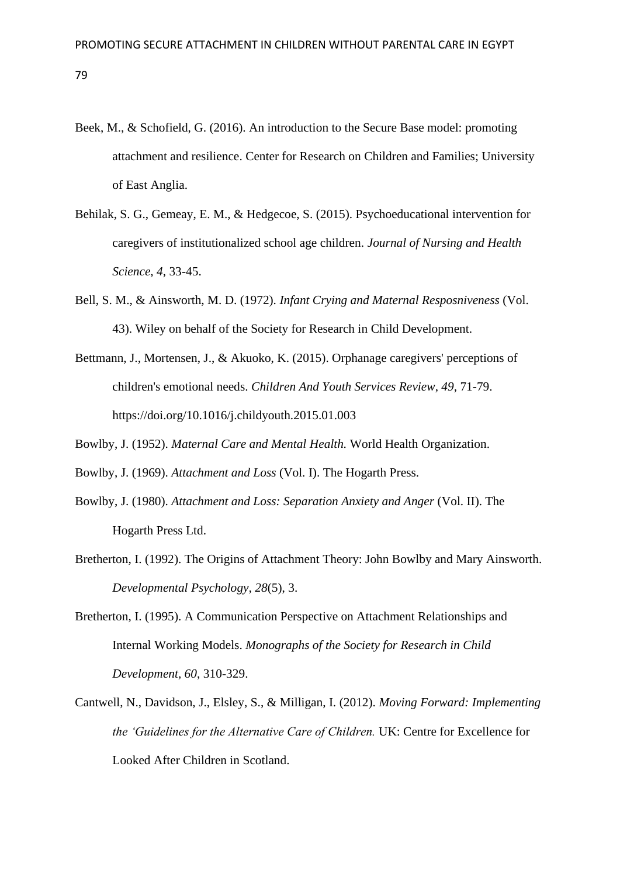Beek, M., & Schofield, G. (2016). An introduction to the Secure Base model: promoting attachment and resilience. Center for Research on Children and Families; University of East Anglia.

Behilak, S. G., Gemeay, E. M., & Hedgecoe, S. (2015). Psychoeducational intervention for caregivers of institutionalized school age children. *Journal of Nursing and Health Science, 4*, 33-45.

Bell, S. M., & Ainsworth, M. D. (1972). *Infant Crying and Maternal Resposniveness* (Vol. 43). Wiley on behalf of the Society for Research in Child Development.

Bettmann, J., Mortensen, J., & Akuoko, K. (2015). Orphanage caregivers' perceptions of children's emotional needs. *Children And Youth Services Review*, *49*, 71-79. https://doi.org/10.1016/j.childyouth.2015.01.003

Bowlby, J. (1952). *Maternal Care and Mental Health.* World Health Organization.

Bowlby, J. (1969). *Attachment and Loss* (Vol. I). The Hogarth Press.

Bowlby, J. (1980). *Attachment and Loss: Separation Anxiety and Anger* (Vol. II). The Hogarth Press Ltd.

Bretherton, I. (1992). The Origins of Attachment Theory: John Bowlby and Mary Ainsworth. *Developmental Psychology, 28*(5), 3.

Bretherton, I. (1995). A Communication Perspective on Attachment Relationships and Internal Working Models. *Monographs of the Society for Research in Child Development, 60*, 310-329.

Cantwell, N., Davidson, J., Elsley, S., & Milligan, I. (2012). *Moving Forward: Implementing the 'Guidelines for the Alternative Care of Children.* UK: Centre for Excellence for Looked After Children in Scotland.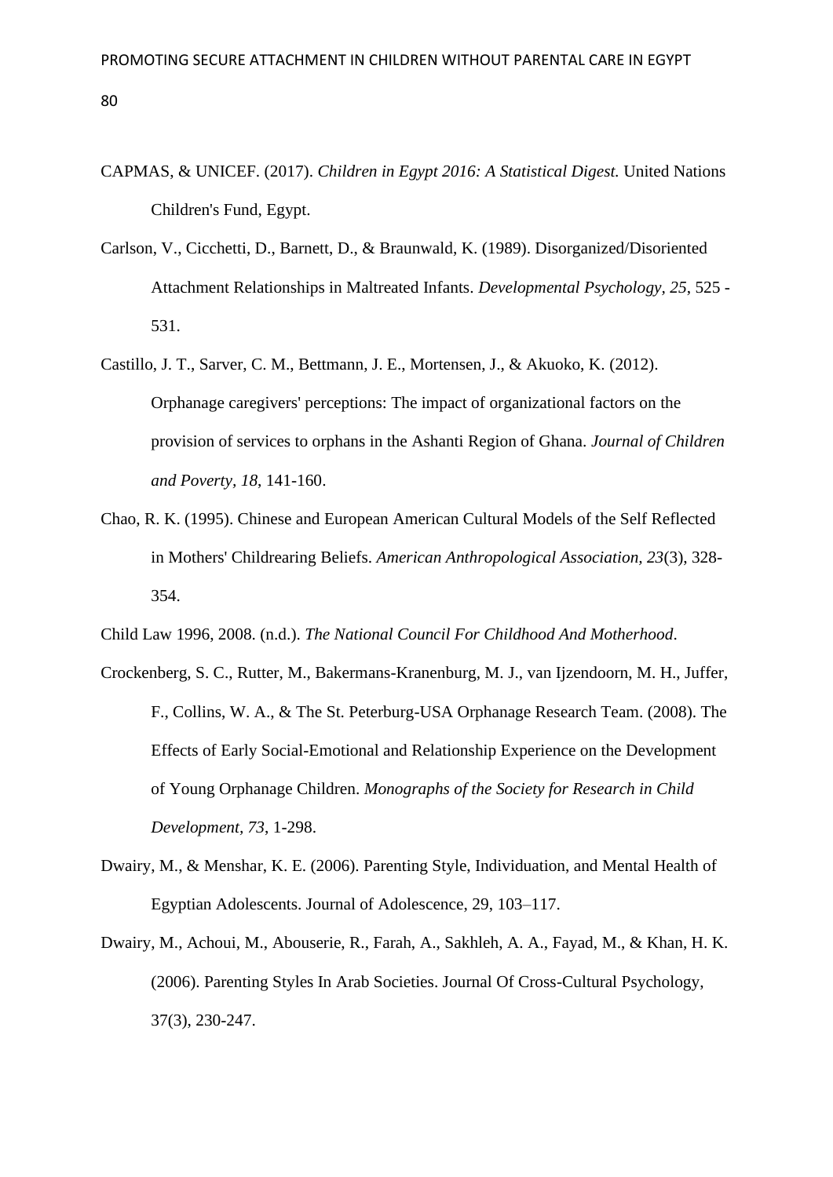CAPMAS, & UNICEF. (2017). *Children in Egypt 2016: A Statistical Digest.* United Nations Children's Fund, Egypt.

Carlson, V., Cicchetti, D., Barnett, D., & Braunwald, K. (1989). Disorganized/Disoriented Attachment Relationships in Maltreated Infants. *Developmental Psychology, 25*, 525 - 531.

Castillo, J. T., Sarver, C. M., Bettmann, J. E., Mortensen, J., & Akuoko, K. (2012). Orphanage caregivers' perceptions: The impact of organizational factors on the provision of services to orphans in the Ashanti Region of Ghana. *Journal of Children and Poverty, 18*, 141-160.

Chao, R. K. (1995). Chinese and European American Cultural Models of the Self Reflected in Mothers' Childrearing Beliefs. *American Anthropological Association, 23*(3), 328-354.

Child Law 1996, 2008. (n.d.). *The National Council For Childhood And Motherhood*.

Crockenberg, S. C., Rutter, M., Bakermans-Kranenburg, M. J., van Ijzendoorn, M. H., Juffer, F., Collins, W. A., & The St. Peterburg-USA Orphanage Research Team. (2008). The Effects of Early Social-Emotional and Relationship Experience on the Development of Young Orphanage Children. *Monographs of the Society for Research in Child Development, 73*, 1-298.

Dwairy, M., & Menshar, K. E. (2006). Parenting Style, Individuation, and Mental Health of Egyptian Adolescents. Journal of Adolescence, 29, 103–117.

Dwairy, M., Achoui, M., Abouserie, R., Farah, A., Sakhleh, A. A., Fayad, M., & Khan, H. K. (2006). Parenting Styles In Arab Societies. Journal Of Cross-Cultural Psychology, 37(3), 230-247.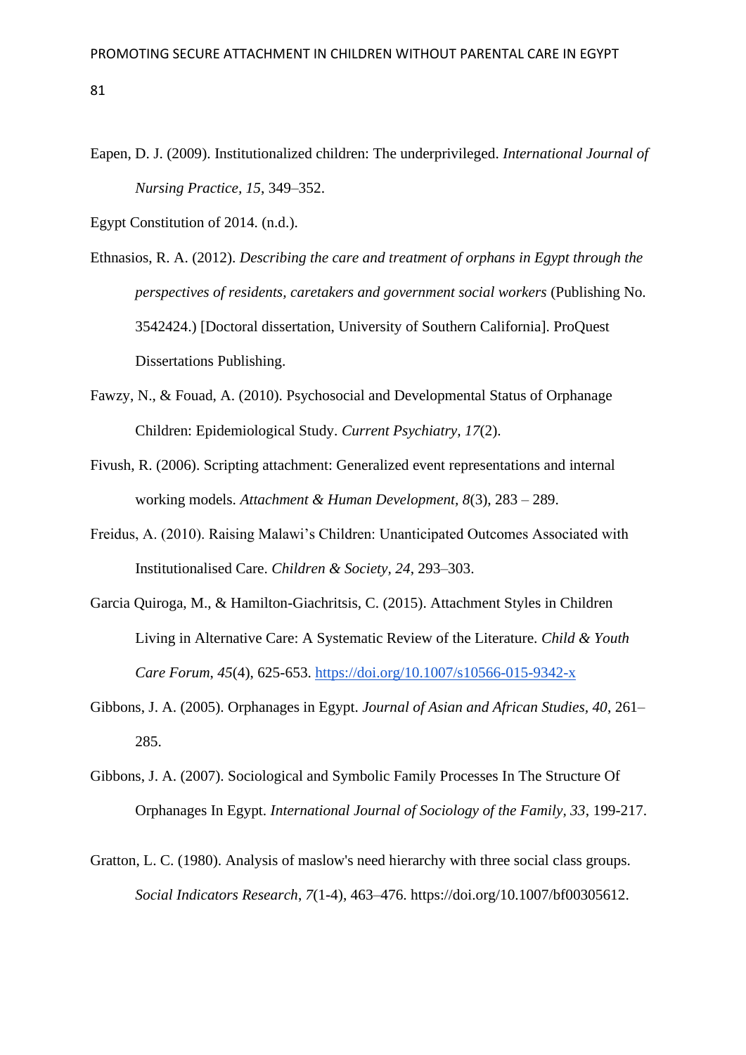Eapen, D. J. (2009). Institutionalized children: The underprivileged. *International Journal of Nursing Practice, 15*, 349–352.

Egypt Constitution of 2014. (n.d.).

Ethnasios, R. A. (2012). *Describing the care and treatment of orphans in Egypt through the perspectives of residents, caretakers and government social workers* (Publishing No. 3542424.) [Doctoral dissertation, University of Southern California]. ProQuest Dissertations Publishing.

Fawzy, N., & Fouad, A. (2010). Psychosocial and Developmental Status of Orphanage Children: Epidemiological Study. *Current Psychiatry, 17*(2).

Fivush, R. (2006). Scripting attachment: Generalized event representations and internal working models. *Attachment & Human Development, 8*(3), 283 – 289.

Freidus, A. (2010). Raising Malawi's Children: Unanticipated Outcomes Associated with Institutionalised Care. *Children & Society, 24*, 293–303.

Garcia Quiroga, M., & Hamilton-Giachritsis, C. (2015). Attachment Styles in Children Living in Alternative Care: A Systematic Review of the Literature. *Child & Youth Care Forum*, *45*(4), 625-653. https://doi.org/10.1007/s10566-015-9342-x

Gibbons, J. A. (2005). Orphanages in Egypt. *Journal of Asian and African Studies, 40*, 261–285.

Gibbons, J. A. (2007). Sociological and Symbolic Family Processes In The Structure Of Orphanages In Egypt. *International Journal of Sociology of the Family, 33*, 199-217.

Gratton, L. C. (1980). Analysis of maslow's need hierarchy with three social class groups. *Social Indicators Research*, *7*(1-4), 463–476. https://doi.org/10.1007/bf00305612.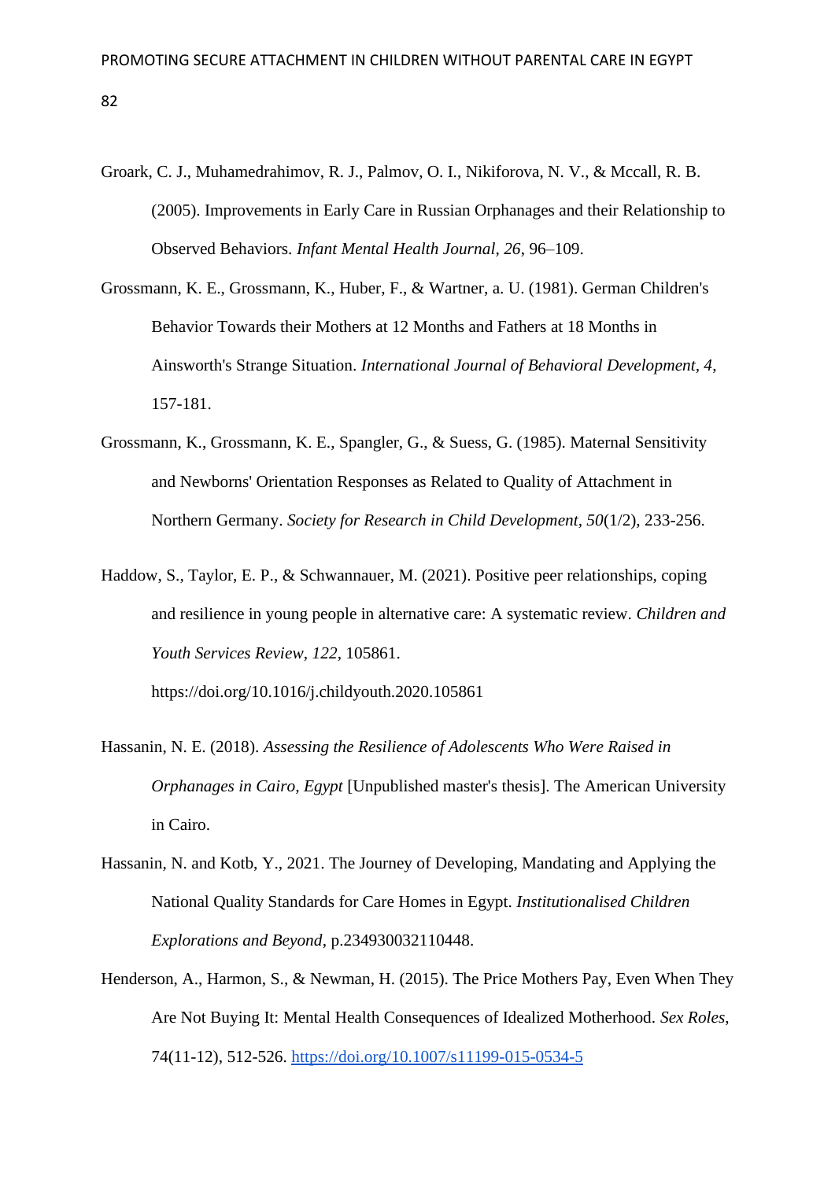Groark, C. J., Muhamedrahimov, R. J., Palmov, O. I., Nikiforova, N. V., & Mccall, R. B. (2005). Improvements in Early Care in Russian Orphanages and their Relationship to Observed Behaviors. *Infant Mental Health Journal, 26*, 96–109.

Grossmann, K. E., Grossmann, K., Huber, F., & Wartner, a. U. (1981). German Children's Behavior Towards their Mothers at 12 Months and Fathers at 18 Months in Ainsworth's Strange Situation. *International Journal of Behavioral Development, 4*, 157-181.

Grossmann, K., Grossmann, K. E., Spangler, G., & Suess, G. (1985). Maternal Sensitivity and Newborns' Orientation Responses as Related to Quality of Attachment in Northern Germany. *Society for Research in Child Development, 50*(1/2), 233-256.

Haddow, S., Taylor, E. P., & Schwannauer, M. (2021). Positive peer relationships, coping and resilience in young people in alternative care: A systematic review. *Children and Youth Services Review*, *122*, 105861. https://doi.org/10.1016/j.childyouth.2020.105861

Hassanin, N. E. (2018). *Assessing the Resilience of Adolescents Who Were Raised in Orphanages in Cairo, Egypt* [Unpublished master's thesis]. The American University in Cairo.

Hassanin, N. and Kotb, Y., 2021. The Journey of Developing, Mandating and Applying the National Quality Standards for Care Homes in Egypt. *Institutionalised Children Explorations and Beyond*, p.234930032110448.

Henderson, A., Harmon, S., & Newman, H. (2015). The Price Mothers Pay, Even When They Are Not Buying It: Mental Health Consequences of Idealized Motherhood. *Sex Roles*, 74(11-12), 512-526. https://doi.org/10.1007/s11199-015-0534-5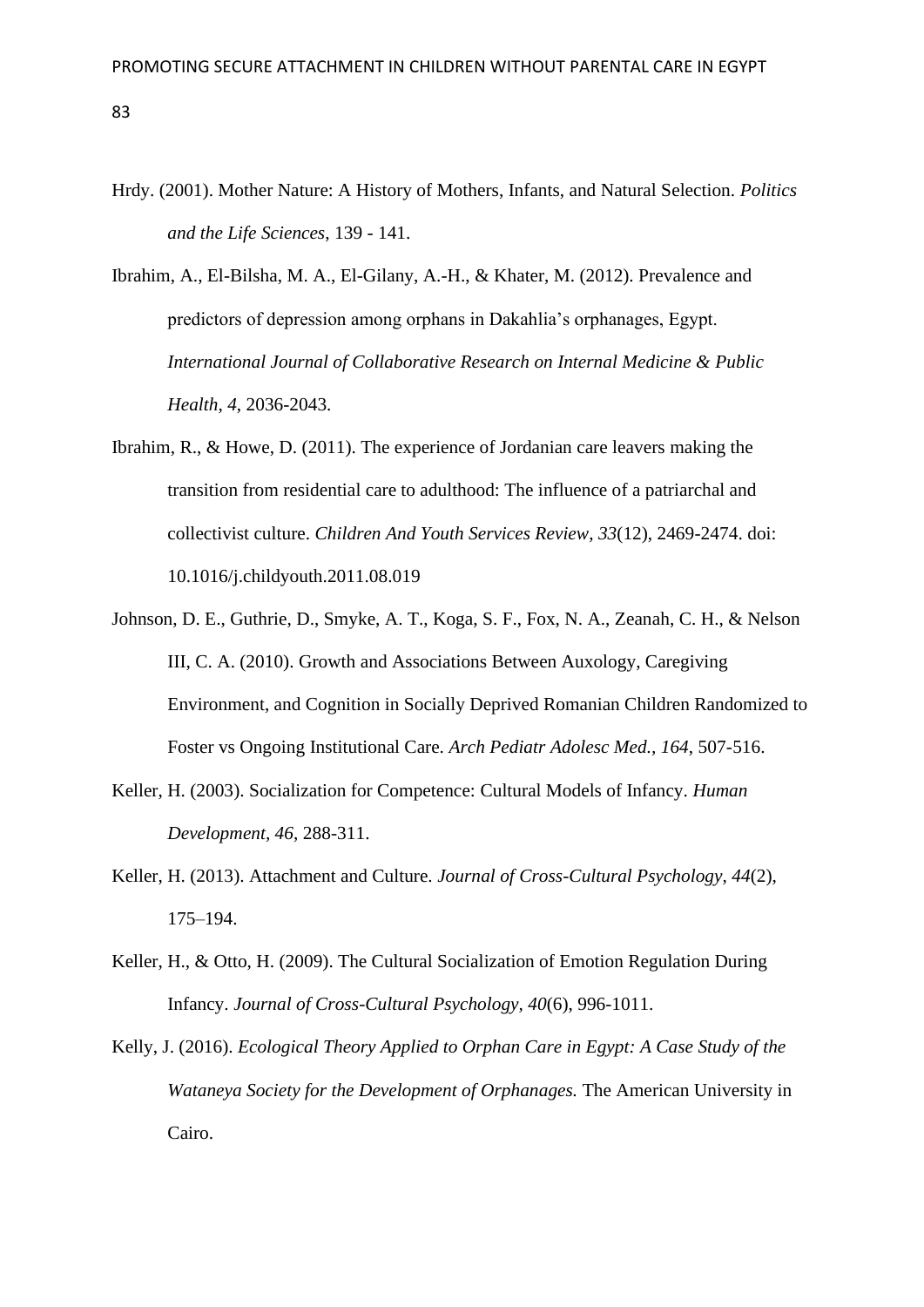Hrdy. (2001). Mother Nature: A History of Mothers, Infants, and Natural Selection. *Politics and the Life Sciences*, 139 - 141.

Ibrahim, A., El-Bilsha, M. A., El-Gilany, A.-H., & Khater, M. (2012). Prevalence and predictors of depression among orphans in Dakahlia's orphanages, Egypt. *International Journal of Collaborative Research on Internal Medicine & Public Health, 4*, 2036-2043.

Ibrahim, R., & Howe, D. (2011). The experience of Jordanian care leavers making the transition from residential care to adulthood: The influence of a patriarchal and collectivist culture. *Children And Youth Services Review*, *33*(12), 2469-2474. doi: 10.1016/j.childyouth.2011.08.019

Johnson, D. E., Guthrie, D., Smyke, A. T., Koga, S. F., Fox, N. A., Zeanah, C. H., & Nelson III, C. A. (2010). Growth and Associations Between Auxology, Caregiving Environment, and Cognition in Socially Deprived Romanian Children Randomized to Foster vs Ongoing Institutional Care. *Arch Pediatr Adolesc Med., 164*, 507-516.

Keller, H. (2003). Socialization for Competence: Cultural Models of Infancy. *Human Development, 46*, 288-311.

Keller, H. (2013). Attachment and Culture. *Journal of Cross-Cultural Psychology, 44*(2), 175–194.

Keller, H., & Otto, H. (2009). The Cultural Socialization of Emotion Regulation During Infancy. *Journal of Cross-Cultural Psychology, 40*(6), 996-1011.

Kelly, J. (2016). *Ecological Theory Applied to Orphan Care in Egypt: A Case Study of the Wataneya Society for the Development of Orphanages.* The American University in Cairo.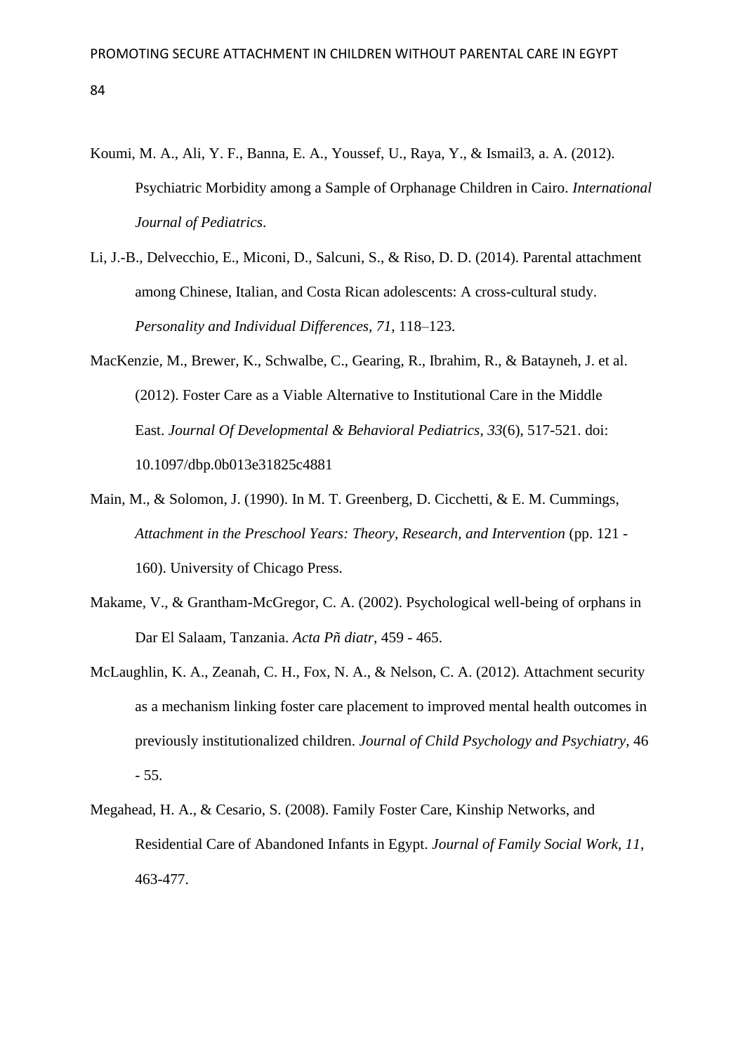Koumi, M. A., Ali, Y. F., Banna, E. A., Youssef, U., Raya, Y., & Ismail3, a. A. (2012). Psychiatric Morbidity among a Sample of Orphanage Children in Cairo. *International Journal of Pediatrics*.

Li, J.-B., Delvecchio, E., Miconi, D., Salcuni, S., & Riso, D. D. (2014). Parental attachment among Chinese, Italian, and Costa Rican adolescents: A cross-cultural study. *Personality and Individual Differences, 71*, 118–123.

MacKenzie, M., Brewer, K., Schwalbe, C., Gearing, R., Ibrahim, R., & Batayneh, J. et al. (2012). Foster Care as a Viable Alternative to Institutional Care in the Middle East. *Journal Of Developmental & Behavioral Pediatrics*, *33*(6), 517-521. doi: 10.1097/dbp.0b013e31825c4881

Main, M., & Solomon, J. (1990). In M. T. Greenberg, D. Cicchetti, & E. M. Cummings, *Attachment in the Preschool Years: Theory, Research, and Intervention* (pp. 121 - 160). University of Chicago Press.

Makame, V., & Grantham-McGregor, C. A. (2002). Psychological well-being of orphans in Dar El Salaam, Tanzania. *Acta Pñ diatr*, 459 - 465.

McLaughlin, K. A., Zeanah, C. H., Fox, N. A., & Nelson, C. A. (2012). Attachment security as a mechanism linking foster care placement to improved mental health outcomes in previously institutionalized children. *Journal of Child Psychology and Psychiatry*, 46 - 55.

Megahead, H. A., & Cesario, S. (2008). Family Foster Care, Kinship Networks, and Residential Care of Abandoned Infants in Egypt. *Journal of Family Social Work, 11*, 463-477.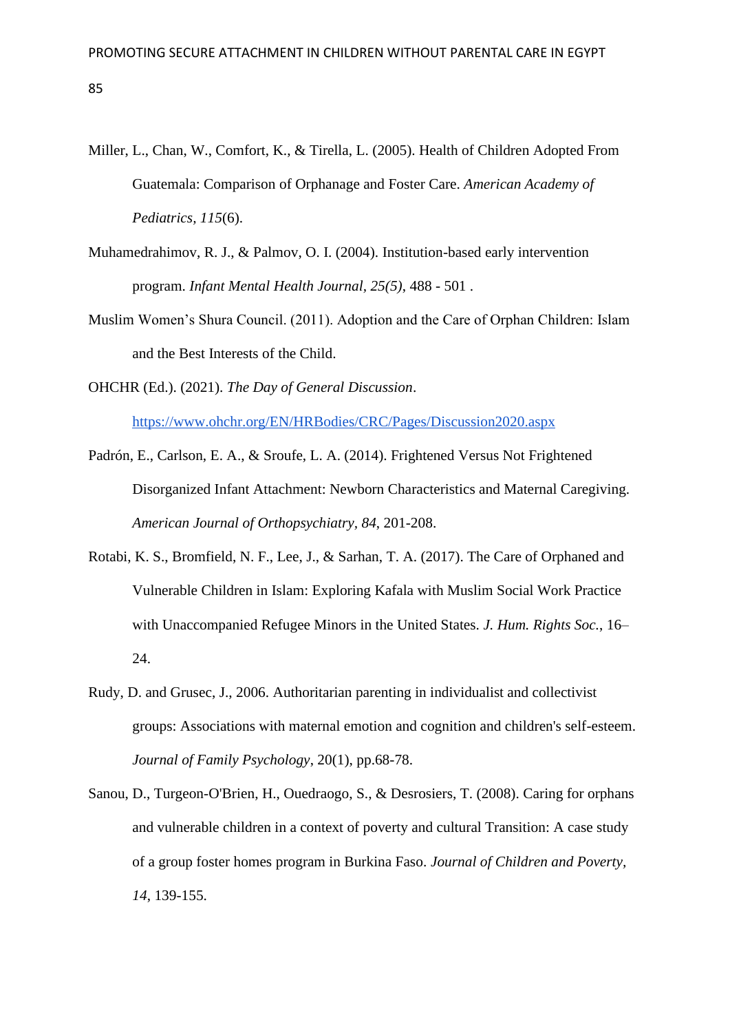Miller, L., Chan, W., Comfort, K., & Tirella, L. (2005). Health of Children Adopted From Guatemala: Comparison of Orphanage and Foster Care. *American Academy of Pediatrics*, *115*(6).

Muhamedrahimov, R. J., & Palmov, O. I. (2004). Institution-based early intervention program. *Infant Mental Health Journal*, *25(5)*, 488 - 501 .

Muslim Women's Shura Council. (2011). Adoption and the Care of Orphan Children: Islam and the Best Interests of the Child.

OHCHR (Ed.). (2021). *The Day of General Discussion*. https://www.ohchr.org/EN/HRBodies/CRC/Pages/Discussion2020.aspx

Padrón, E., Carlson, E. A., & Sroufe, L. A. (2014). Frightened Versus Not Frightened Disorganized Infant Attachment: Newborn Characteristics and Maternal Caregiving. *American Journal of Orthopsychiatry*, *84*, 201-208.

Rotabi, K. S., Bromfield, N. F., Lee, J., & Sarhan, T. A. (2017). The Care of Orphaned and Vulnerable Children in Islam: Exploring Kafala with Muslim Social Work Practice with Unaccompanied Refugee Minors in the United States. *J. Hum. Rights Soc.*, 16–24.

Rudy, D. and Grusec, J., 2006. Authoritarian parenting in individualist and collectivist groups: Associations with maternal emotion and cognition and children's self-esteem. *Journal of Family Psychology*, 20(1), pp.68-78.

Sanou, D., Turgeon-O'Brien, H., Ouedraogo, S., & Desrosiers, T. (2008). Caring for orphans and vulnerable children in a context of poverty and cultural Transition: A case study of a group foster homes program in Burkina Faso. *Journal of Children and Poverty*, *14*, 139-155.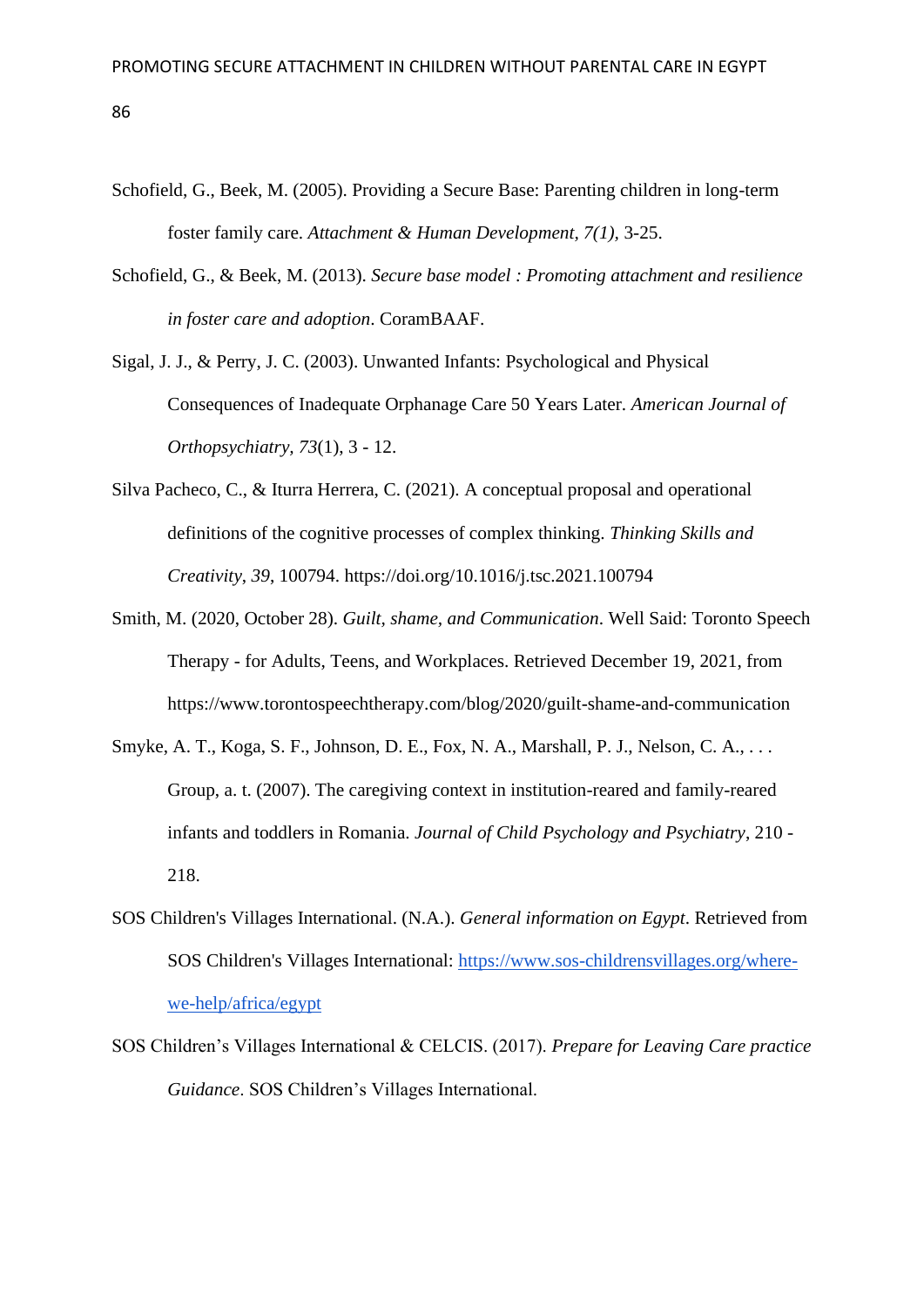Schofield, G., Beek, M. (2005). Providing a Secure Base: Parenting children in long-term foster family care. *Attachment & Human Development, 7(1),* 3-25.

Schofield, G., & Beek, M. (2013). *Secure base model : Promoting attachment and resilience in foster care and adoption*. CoramBAAF.

Sigal, J. J., & Perry, J. C. (2003). Unwanted Infants: Psychological and Physical Consequences of Inadequate Orphanage Care 50 Years Later. *American Journal of Orthopsychiatry, 73*(1), 3 - 12.

Silva Pacheco, C., & Iturra Herrera, C. (2021). A conceptual proposal and operational definitions of the cognitive processes of complex thinking. *Thinking Skills and Creativity, 39*, 100794. https://doi.org/10.1016/j.tsc.2021.100794

Smith, M. (2020, October 28). *Guilt, shame, and Communication*. Well Said: Toronto Speech Therapy - for Adults, Teens, and Workplaces. Retrieved December 19, 2021, from https://www.torontospeechtherapy.com/blog/2020/guilt-shame-and-communication

Smyke, A. T., Koga, S. F., Johnson, D. E., Fox, N. A., Marshall, P. J., Nelson, C. A., . . . Group, a. t. (2007). The caregiving context in institution-reared and family-reared infants and toddlers in Romania. *Journal of Child Psychology and Psychiatry*, 210 - 218.

SOS Children's Villages International. (N.A.). *General information on Egypt*. Retrieved from SOS Children's Villages International: [https://www.sos-childrensvillages.org/where-we-help/africa/egypt](https://www.sos-childrensvillages.org/where-we-help/africa/egypt)

SOS Children’s Villages International & CELCIS. (2017). *Prepare for Leaving Care practice Guidance*. SOS Children’s Villages International.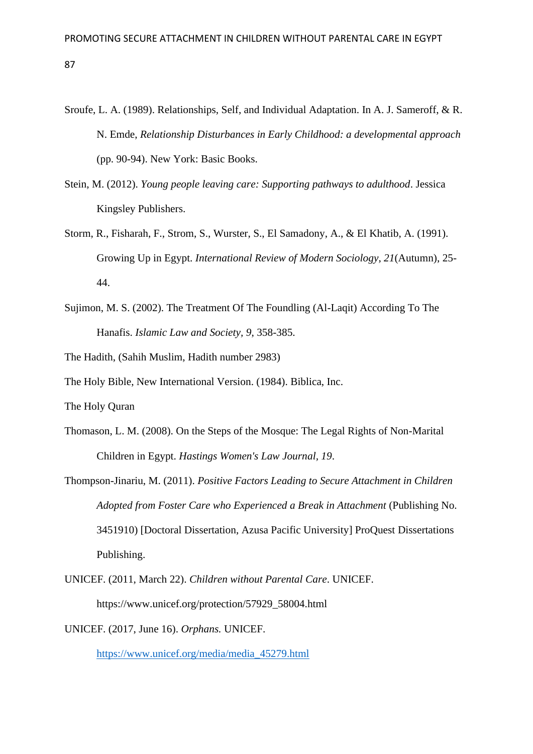Sroufe, L. A. (1989). Relationships, Self, and Individual Adaptation. In A. J. Sameroff, & R. N. Emde, *Relationship Disturbances in Early Childhood: a developmental approach* (pp. 90-94). New York: Basic Books.

Stein, M. (2012). *Young people leaving care: Supporting pathways to adulthood*. Jessica Kingsley Publishers.

Storm, R., Fisharah, F., Strom, S., Wurster, S., El Samadony, A., & El Khatib, A. (1991). Growing Up in Egypt. *International Review of Modern Sociology, 21*(Autumn), 25-44.

Sujimon, M. S. (2002). The Treatment Of The Foundling (Al-Laqit) According To The Hanafis. *Islamic Law and Society, 9*, 358-385.

The Hadith, (Sahih Muslim, Hadith number 2983)

The Holy Bible, New International Version. (1984). Biblica, Inc.

The Holy Quran

Thomason, L. M. (2008). On the Steps of the Mosque: The Legal Rights of Non-Marital Children in Egypt. *Hastings Women's Law Journal, 19*.

Thompson-Jinariu, M. (2011). *Positive Factors Leading to Secure Attachment in Children Adopted from Foster Care who Experienced a Break in Attachment* (Publishing No. 3451910) [Doctoral Dissertation, Azusa Pacific University] ProQuest Dissertations Publishing.

UNICEF. (2011, March 22). *Children without Parental Care*. UNICEF. https://www.unicef.org/protection/57929_58004.html

UNICEF. (2017, June 16). *Orphans.* UNICEF. https://www.unicef.org/media/media_45279.html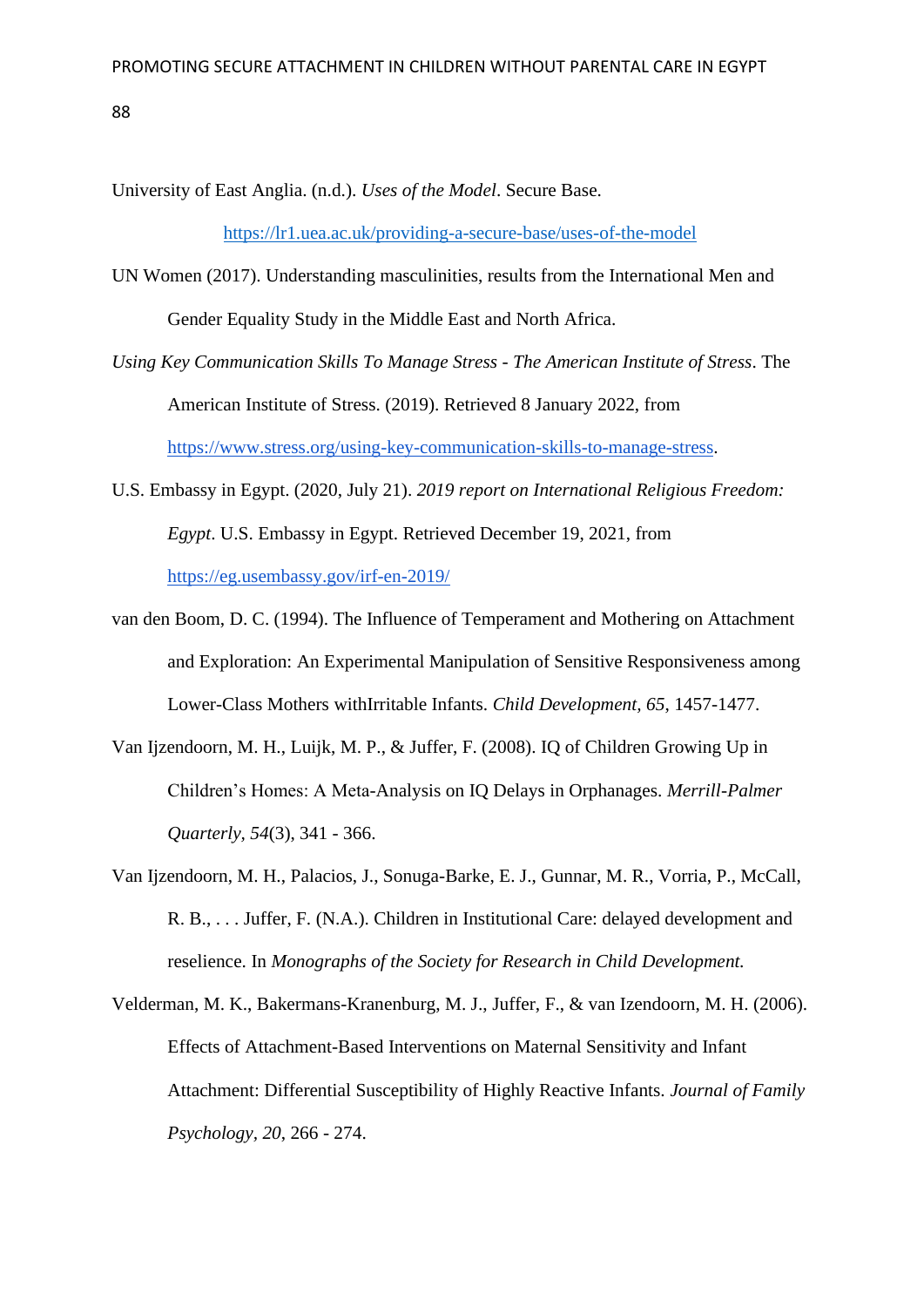University of East Anglia. (n.d.). *Uses of the Model*. Secure Base. https://lr1.uea.ac.uk/providing-a-secure-base/uses-of-the-model

UN Women (2017). Understanding masculinities, results from the International Men and Gender Equality Study in the Middle East and North Africa.

*Using Key Communication Skills To Manage Stress - The American Institute of Stress*. The American Institute of Stress. (2019). Retrieved 8 January 2022, from https://www.stress.org/using-key-communication-skills-to-manage-stress.

U.S. Embassy in Egypt. (2020, July 21). *2019 report on International Religious Freedom: Egypt*. U.S. Embassy in Egypt. Retrieved December 19, 2021, from https://eg.usembassy.gov/irf-en-2019/

van den Boom, D. C. (1994). The Influence of Temperament and Mothering on Attachment and Exploration: An Experimental Manipulation of Sensitive Responsiveness among Lower-Class Mothers withIrritable Infants. *Child Development, 65*, 1457-1477.

Van Ijzendoorn, M. H., Luijk, M. P., & Juffer, F. (2008). IQ of Children Growing Up in Children's Homes: A Meta-Analysis on IQ Delays in Orphanages. *Merrill-Palmer Quarterly, 54*(3), 341 - 366.

Van Ijzendoorn, M. H., Palacios, J., Sonuga-Barke, E. J., Gunnar, M. R., Vorria, P., McCall, R. B., . . . Juffer, F. (N.A.). Children in Institutional Care: delayed development and reselience. In *Monographs of the Society for Research in Child Development.*

Velderman, M. K., Bakermans-Kranenburg, M. J., Juffer, F., & van Izendoorn, M. H. (2006). Effects of Attachment-Based Interventions on Maternal Sensitivity and Infant Attachment: Differential Susceptibility of Highly Reactive Infants. *Journal of Family Psychology, 20*, 266 - 274.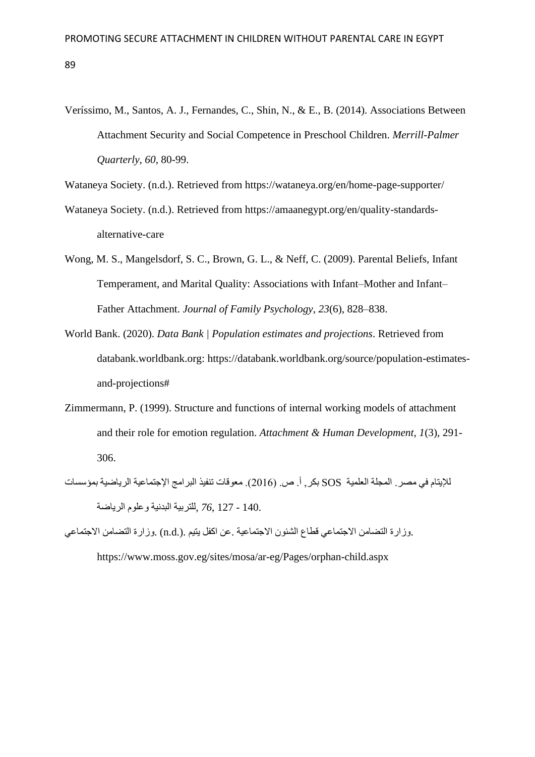Veríssimo, M., Santos, A. J., Fernandes, C., Shin, N., & E., B. (2014). Associations Between Attachment Security and Social Competence in Preschool Children. *Merrill-Palmer Quarterly, 60*, 80-99.

Wataneya Society. (n.d.). Retrieved from https://wataneya.org/en/home-page-supporter/

Wataneya Society. (n.d.). Retrieved from https://amaanegypt.org/en/quality-standards-alternative-care

Wong, M. S., Mangelsdorf, S. C., Brown, G. L., & Neff, C. (2009). Parental Beliefs, Infant Temperament, and Marital Quality: Associations with Infant–Mother and Infant–Father Attachment. *Journal of Family Psychology, 23*(6), 828–838.

World Bank. (2020). *Data Bank | Population estimates and projections*. Retrieved from databank.worldbank.org: https://databank.worldbank.org/source/population-estimates-and-projections#

Zimmermann, P. (1999). Structure and functions of internal working models of attachment and their role for emotion regulation. *Attachment & Human Development, 1*(3), 291-306.

بكر, أ. ص. (2016). معوقات تنفيذ البرامج الإجتماعية الرياضية بمؤسسات SOS للإيتام في مصر. المجلة العلمية للتربية البدنية وعلوم الرياضة, *76*, 127 - 140.

وزارة التضامن الاجتماعي. (n.d.). عن اكفل يتيم. قطاع الشئون الاجتماعية. وزارة التضامن الاجتماعي. https://www.moss.gov.eg/sites/mosa/ar-eg/Pages/orphan-child.aspx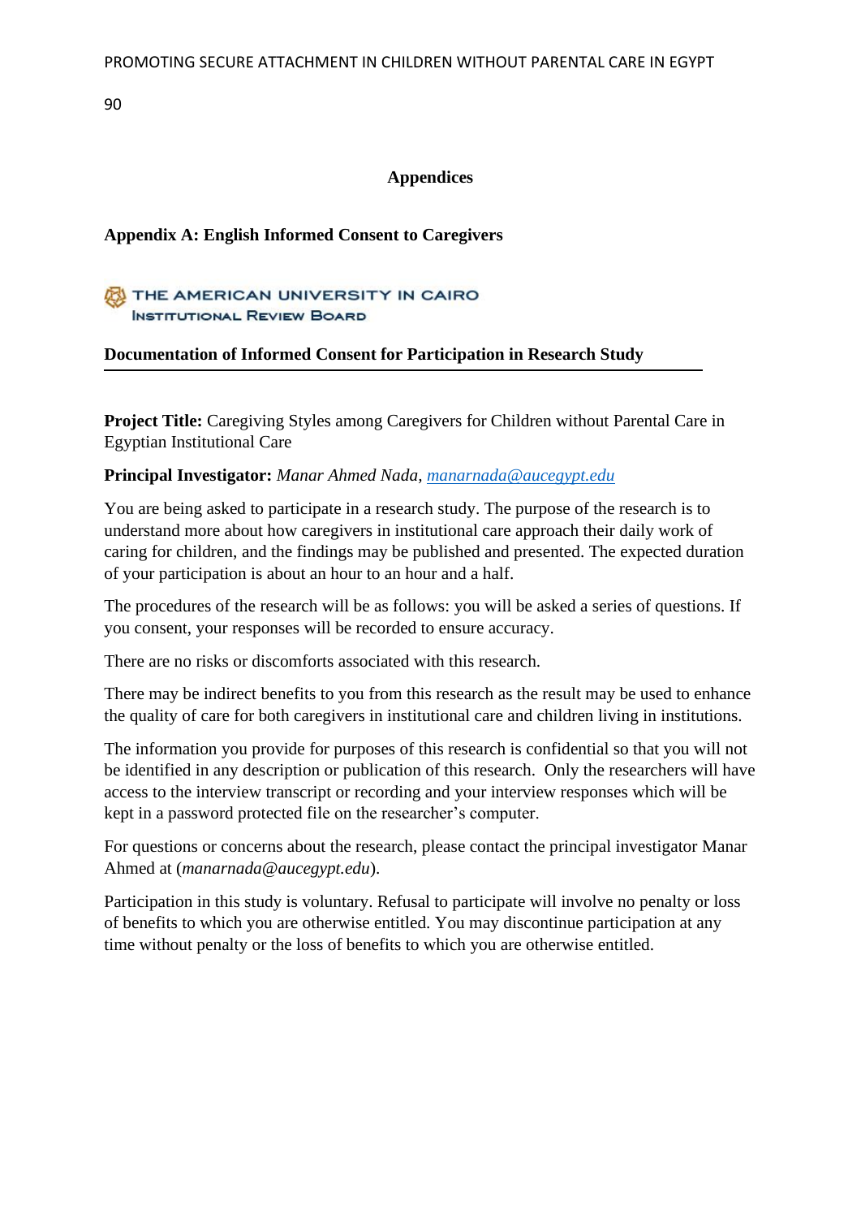# Appendices

## Appendix A: English Informed Consent to Caregivers

THE AMERICAN UNIVERSITY IN CAIRO
INSTITUTIONAL REVIEW BOARD

**Documentation of Informed Consent for Participation in Research Study**

**Project Title:** Caregiving Styles among Caregivers for Children without Parental Care in Egyptian Institutional Care

**Principal Investigator:** *Manar Ahmed Nada, manarnada@aucegypt.edu*

You are being asked to participate in a research study. The purpose of the research is to understand more about how caregivers in institutional care approach their daily work of caring for children, and the findings may be published and presented. The expected duration of your participation is about an hour to an hour and a half.

The procedures of the research will be as follows: you will be asked a series of questions. If you consent, your responses will be recorded to ensure accuracy.

There are no risks or discomforts associated with this research.

There may be indirect benefits to you from this research as the result may be used to enhance the quality of care for both caregivers in institutional care and children living in institutions.

The information you provide for purposes of this research is confidential so that you will not be identified in any description or publication of this research. Only the researchers will have access to the interview transcript or recording and your interview responses which will be kept in a password protected file on the researcher's computer.

For questions or concerns about the research, please contact the principal investigator Manar Ahmed at (*manarnada@aucegypt.edu*).

Participation in this study is voluntary. Refusal to participate will involve no penalty or loss of benefits to which you are otherwise entitled. You may discontinue participation at any time without penalty or the loss of benefits to which you are otherwise entitled.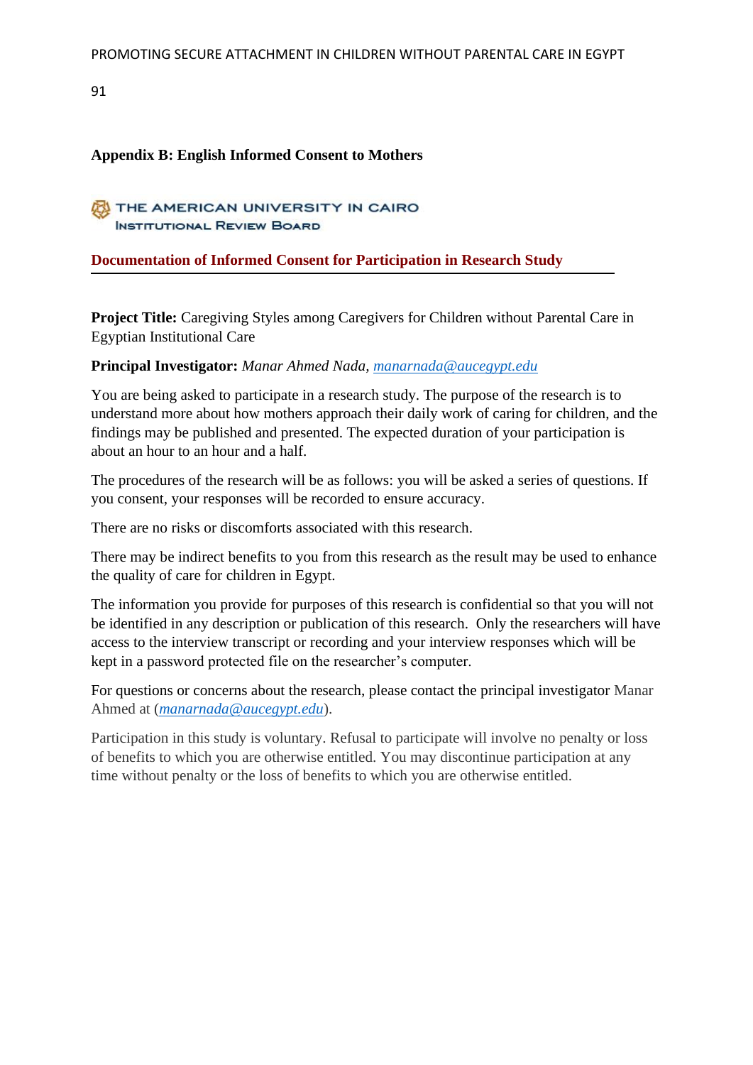**Appendix B: English Informed Consent to Mothers**

THE AMERICAN UNIVERSITY IN CAIRO
INSTITUTIONAL REVIEW BOARD

**Documentation of Informed Consent for Participation in Research Study**

**Project Title:** Caregiving Styles among Caregivers for Children without Parental Care in Egyptian Institutional Care

**Principal Investigator:** *Manar Ahmed Nada, manarnada@aucegypt.edu*

You are being asked to participate in a research study. The purpose of the research is to understand more about how mothers approach their daily work of caring for children, and the findings may be published and presented. The expected duration of your participation is about an hour to an hour and a half.

The procedures of the research will be as follows: you will be asked a series of questions. If you consent, your responses will be recorded to ensure accuracy.

There are no risks or discomforts associated with this research.

There may be indirect benefits to you from this research as the result may be used to enhance the quality of care for children in Egypt.

The information you provide for purposes of this research is confidential so that you will not be identified in any description or publication of this research. Only the researchers will have access to the interview transcript or recording and your interview responses which will be kept in a password protected file on the researcher's computer.

For questions or concerns about the research, please contact the principal investigator Manar Ahmed at (*manarnada@aucegypt.edu*).

Participation in this study is voluntary. Refusal to participate will involve no penalty or loss of benefits to which you are otherwise entitled. You may discontinue participation at any time without penalty or the loss of benefits to which you are otherwise entitled.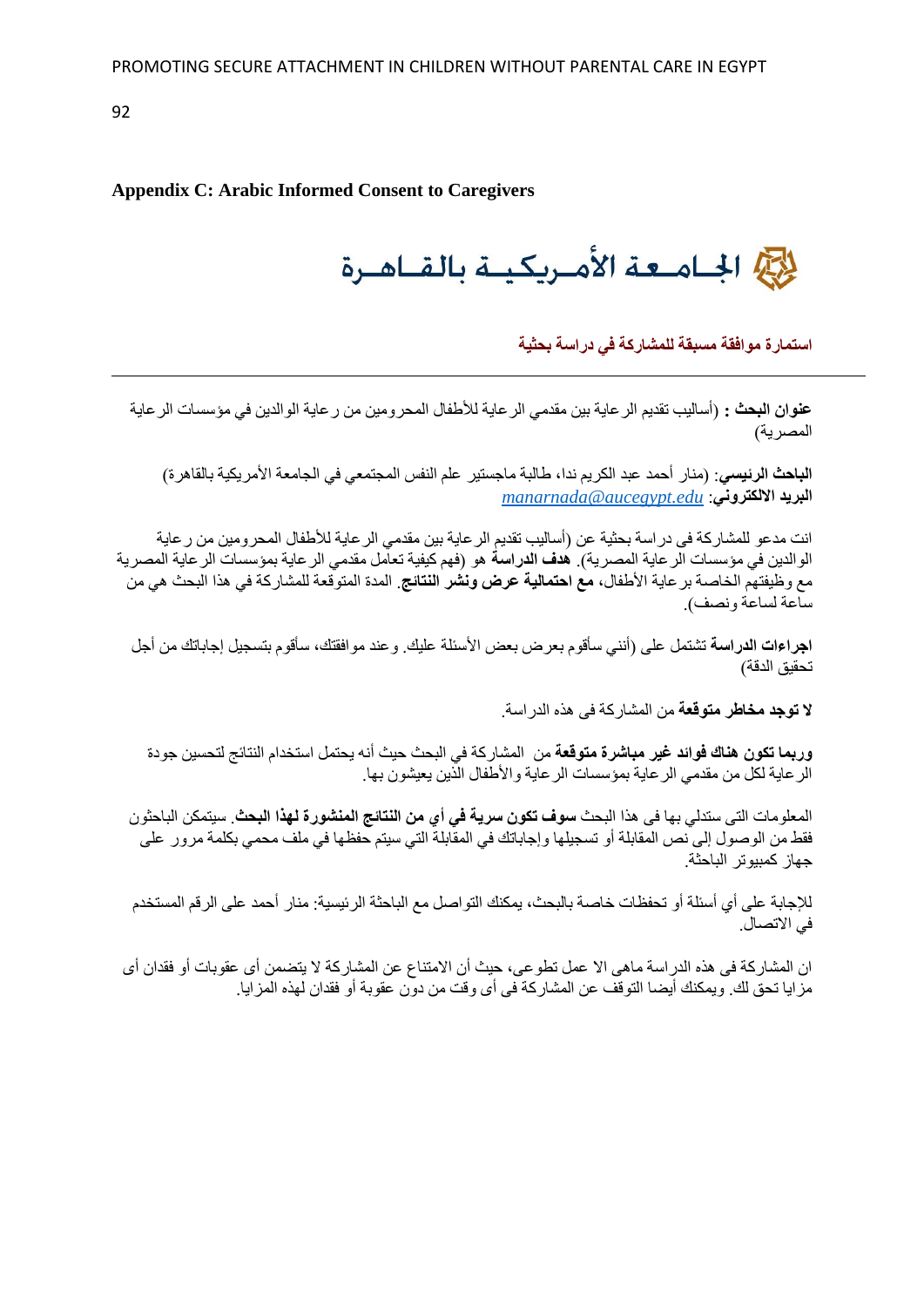**Appendix C: Arabic Informed Consent to Caregivers**

الجامعة الأمريكية بالقاهرة

**استمارة موافقة مسبقة للمشاركة في دراسة بحثية**

---

**عنوان البحث :** (أساليب تقديم الرعاية بين مقدمي الرعاية للأطفال المحرومين من رعاية الوالدين في مؤسسات الرعاية المصرية)

**الباحث الرئيسي**: (منار أحمد عبد الكريم ندا، طالبة ماجستير علم النفس المجتمعي في الجامعة الأمريكية بالقاهرة)
**البريد الالكتروني**: *manarnada@aucegypt.edu*

انت مدعو للمشاركة فى دراسة بحثية عن (أساليب تقديم الرعاية بين مقدمي الرعاية للأطفال المحرومين من رعاية الوالدين في مؤسسات الرعاية المصرية). **هدف الدراسة** هو (فهم كيفية تعامل مقدمي الرعاية بمؤسسات الرعاية المصرية مع وظيفتهم الخاصة برعاية الأطفال، **مع احتمالية عرض ونشر النتائج**. المدة المتوقعة للمشاركة في هذا البحث هي من ساعة لساعة ونصف).

**اجراءات الدراسة** تشتمل على (أنني سأقوم بعرض بعض الأسئلة عليك. وعند موافقتك، سأقوم بتسجيل إجاباتك من أجل تحقيق الدقة)

**لا توجد مخاطر متوقعة** من المشاركة فى هذه الدراسة.

**وربما تكون هناك فوائد غير مباشرة متوقعة** من المشاركة في البحث حيث أنه يحتمل استخدام النتائج لتحسين جودة الرعاية لكل من مقدمي الرعاية بمؤسسات الرعاية والأطفال الذين يعيشون بها.

المعلومات التى ستدلي بها فى هذا البحث **سوف تكون سرية في أي من النتائج المنشورة لهذا البحث**. سيتمكن الباحثون فقط من الوصول إلى نص المقابلة أو تسجيلها وإجاباتك في المقابلة التي سيتم حفظها في ملف محمي بكلمة مرور على جهاز كمبيوتر الباحثة.

للإجابة على أي أسئلة أو تحفظات خاصة بالبحث، يمكنك التواصل مع الباحثة الرئيسية: منار أحمد على الرقم المستخدم في الاتصال.

ان المشاركة فى هذه الدراسة ماهى الا عمل تطوعى، حيث أن الامتناع عن المشاركة لا يتضمن أى عقوبات أو فقدان أى مزايا تحق لك. ويمكنك أيضا التوقف عن المشاركة فى أى وقت من دون عقوبة أو فقدان لهذه المزايا.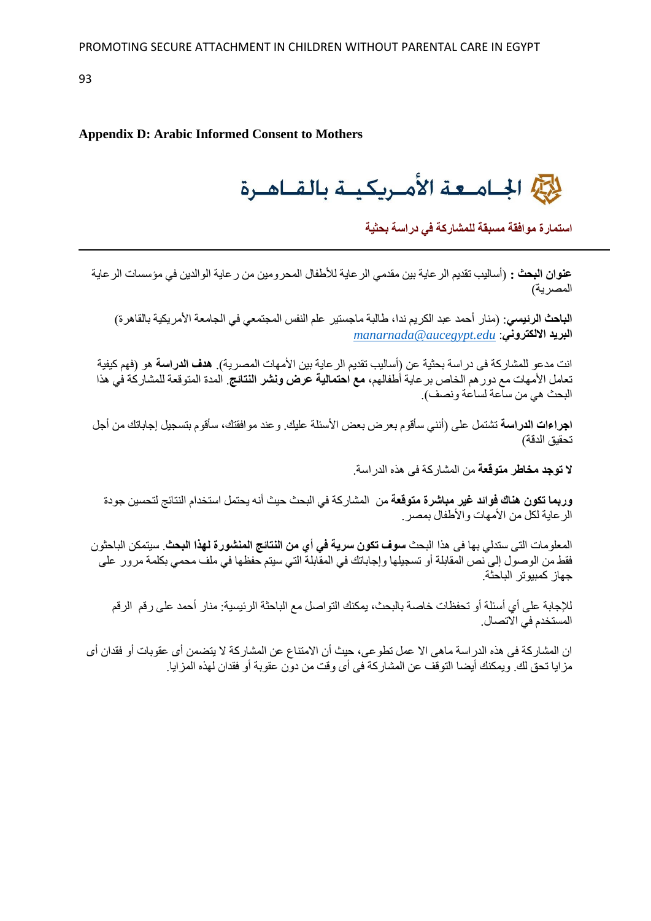**Appendix D: Arabic Informed Consent to Mothers**

**الجامعة الأمريكية بالقاهرة**

**استمارة موافقة مسبقة للمشاركة في دراسة بحثية**

---

**عنوان البحث :** (أساليب تقديم الرعاية بين مقدمي الرعاية للأطفال المحرومين من رعاية الوالدين في مؤسسات الرعاية المصرية)

**الباحث الرئيسي**: (منار أحمد عبد الكريم ندا، طالبة ماجستير علم النفس المجتمعي في الجامعة الأمريكية بالقاهرة)
**البريد الالكتروني**: manarnada@aucegypt.edu

انت مدعو للمشاركة فى دراسة بحثية عن (أساليب تقديم الرعاية بين الأمهات المصرية). **هدف الدراسة** هو (فهم كيفية تعامل الأمهات مع دورهم الخاص برعاية أطفالهم، **مع احتمالية عرض ونشر النتائج**. المدة المتوقعة للمشاركة في هذا البحث هي من ساعة لساعة ونصف).

**اجراءات الدراسة** تشتمل على (أنني سأقوم بعرض بعض الأسئلة عليك. وعند موافقتك، سأقوم بتسجيل إجاباتك من أجل تحقيق الدقة)

**لا توجد مخاطر متوقعة** من المشاركة فى هذه الدراسة.

**وربما تكون هناك فوائد غير مباشرة متوقعة** من المشاركة في البحث حيث أنه يحتمل استخدام النتائج لتحسين جودة الرعاية لكل من الأمهات والأطفال بمصر.

المعلومات التى ستدلي بها فى هذا البحث **سوف تكون سرية في أي من النتائج المنشورة لهذا البحث**. سيتمكن الباحثون فقط من الوصول إلى نص المقابلة أو تسجيلها وإجاباتك في المقابلة التي سيتم حفظها في ملف محمي بكلمة مرور على جهاز كمبيوتر الباحثة.

للإجابة على أي أسئلة أو تحفظات خاصة بالبحث، يمكنك التواصل مع الباحثة الرئيسية: منار أحمد على رقم الرقم المستخدم في الاتصال.

ان المشاركة فى هذه الدراسة ماهى الا عمل تطوعى، حيث أن الامتناع عن المشاركة لا يتضمن أى عقوبات أو فقدان أى مزايا تحق لك. ويمكنك أيضا التوقف عن المشاركة فى أى وقت من دون عقوبة أو فقدان لهذه المزايا.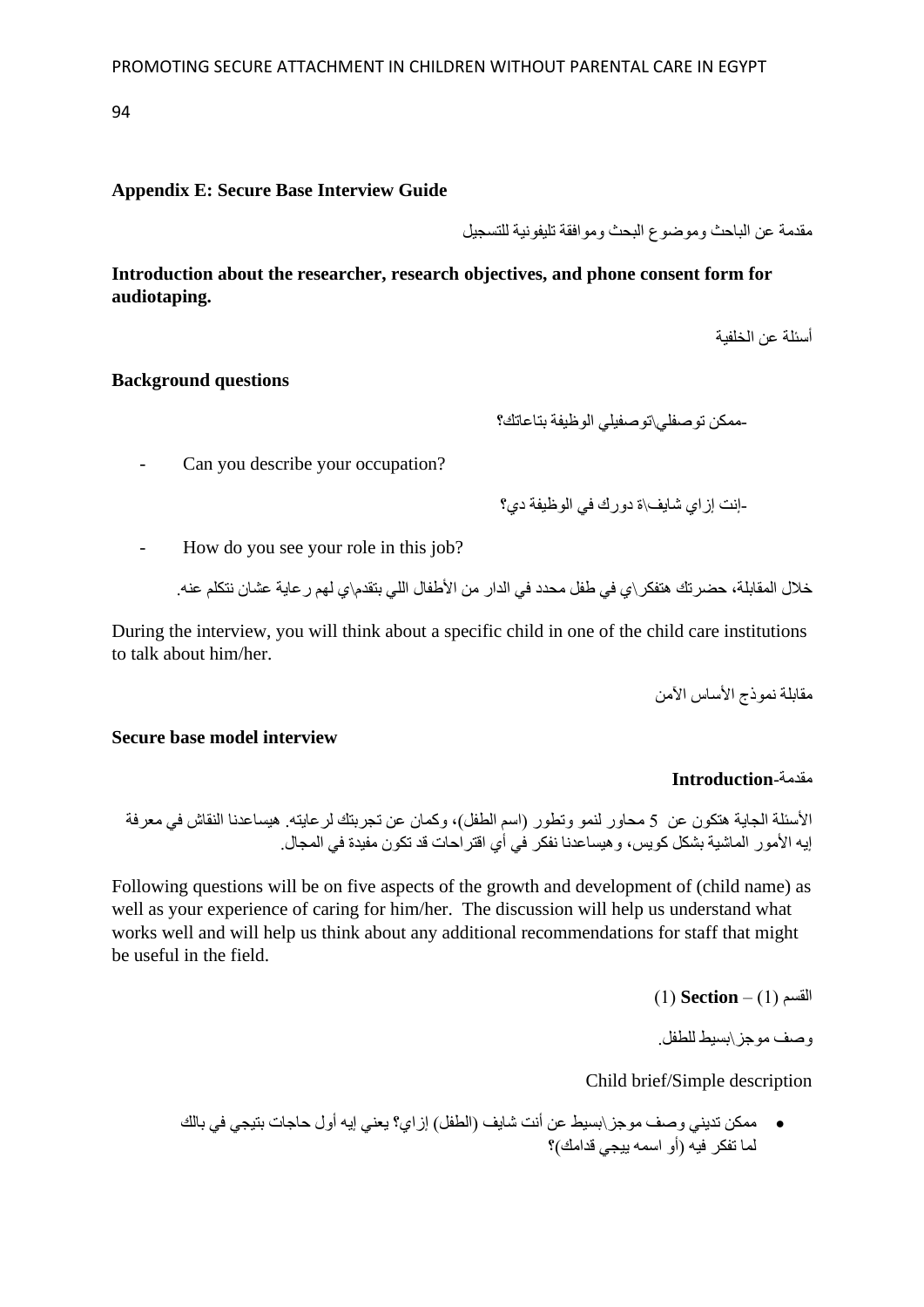## Appendix E: Secure Base Interview Guide

مقدمة عن الباحث وموضوع البحث وموافقة تليفونية للتسجيل

**Introduction about the researcher, research objectives, and phone consent form for audiotaping.**

أسئلة عن الخلفية

**Background questions**

-ممكن توصفلي\توصفيلي الوظيفة بتاعاتك؟

- Can you describe your occupation?

-إنت إزاي شايف\ة دورك في الوظيفة دي؟

- How do you see your role in this job?

خلال المقابلة، حضرتك هتفكر\ي في طفل محدد في الدار من الأطفال اللي بتقدم\ي لهم رعاية عشان نتكلم عنه.

During the interview, you will think about a specific child in one of the child care institutions to talk about him/her.

مقابلة نموذج الأساس الآمن

**Secure base model interview**

**Introduction**-مقدمة

الأسئلة الجاية هتكون عن 5 محاور لنمو وتطور (اسم الطفل)، وكمان عن تجربتك لرعايته. هيساعدنا النقاش في معرفة إيه الأمور الماشية بشكل كويس، وهيساعدنا نفكر في أي اقتراحات قد تكون مفيدة في المجال.

Following questions will be on five aspects of the growth and development of (child name) as well as your experience of caring for him/her. The discussion will help us understand what works well and will help us think about any additional recommendations for staff that might be useful in the field.

القسم (1) – **Section** (1)

وصف موجز\بسيط للطفل.

Child brief/Simple description

- ممكن تديني وصف موجز\بسيط عن أنت شايف (الطفل) إزاي؟ يعني إيه أول حاجات بتيجي في بالك لما تفكر فيه (أو اسمه بيجي قدامك)؟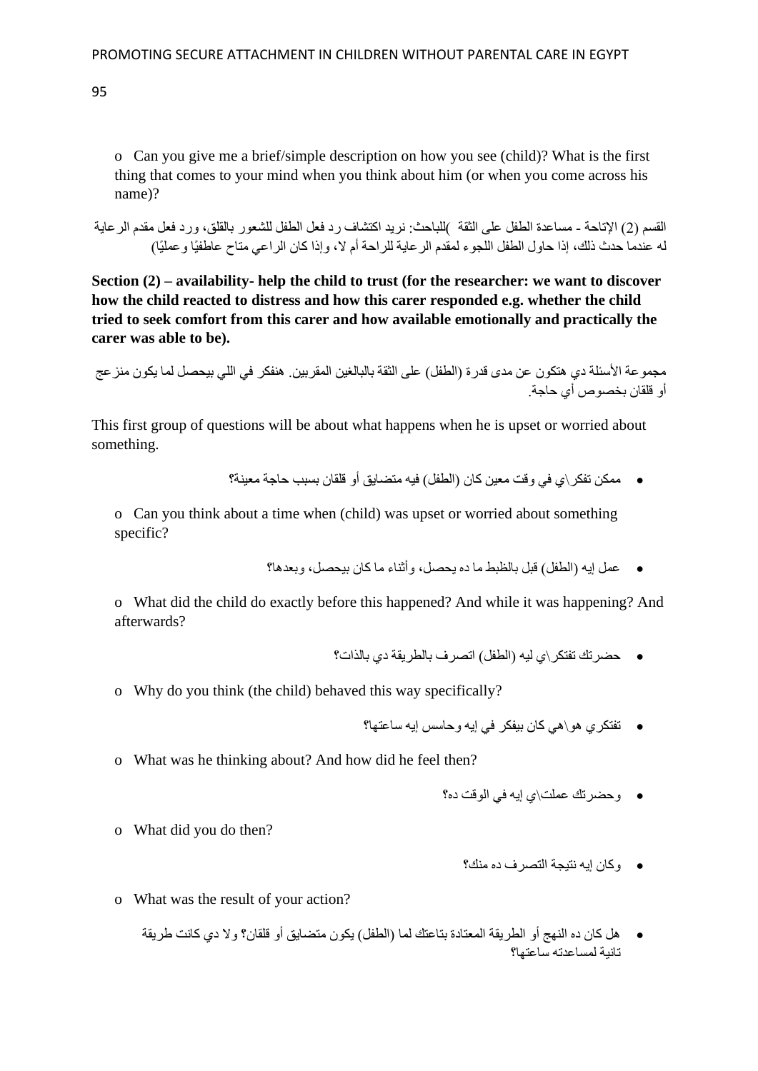- Can you give me a brief/simple description on how you see (child)? What is the first thing that comes to your mind when you think about him (or when you come across his name)?

القسم (2) الإتاحة - مساعدة الطفل على الثقة )للباحث: نريد اكتشاف رد فعل الطفل للشعور بالقلق، ورد فعل مقدم الرعاية له عندما حدث ذلك، إذا حاول الطفل اللجوء لمقدم الرعاية للراحة أم لا، وإذا كان الراعي متاح عاطفيًا وعمليًا)

**Section (2) – availability- help the child to trust (for the researcher: we want to discover how the child reacted to distress and how this carer responded e.g. whether the child tried to seek comfort from this carer and how available emotionally and practically the carer was able to be).**

مجموعة الأسئلة دي هتكون عن مدى قدرة (الطفل) على الثقة بالبالغين المقربين. هنفكر في اللي بيحصل لما يكون منزعج أو قلقان بخصوص أي حاجة.

This first group of questions will be about what happens when he is upset or worried about something.

- ممكن تفكر\ي في وقت معين كان (الطفل) فيه متضايق أو قلقان بسبب حاجة معينة؟
  - Can you think about a time when (child) was upset or worried about something specific?
- عمل إيه (الطفل) قبل بالظبط ما ده يحصل، وأثناء ما كان بيحصل، وبعدها؟
  - What did the child do exactly before this happened? And while it was happening? And afterwards?
- حضرتك تفتكر\ي ليه (الطفل) اتصرف بالطريقة دي بالذات؟
  - Why do you think (the child) behaved this way specifically?
- تفتكري هو\هي كان بيفكر في إيه وحاسس إيه ساعتها؟
  - What was he thinking about? And how did he feel then?
- وحضرتك عملت\ي إيه في الوقت ده؟
  - What did you do then?
- وكان إيه نتيجة التصرف ده منك؟
  - What was the result of your action?
- هل كان ده النهج أو الطريقة المعتادة بتاعتك لما (الطفل) يكون متضايق أو قلقان؟ ولا دي كانت طريقة تانية لمساعدته ساعتها؟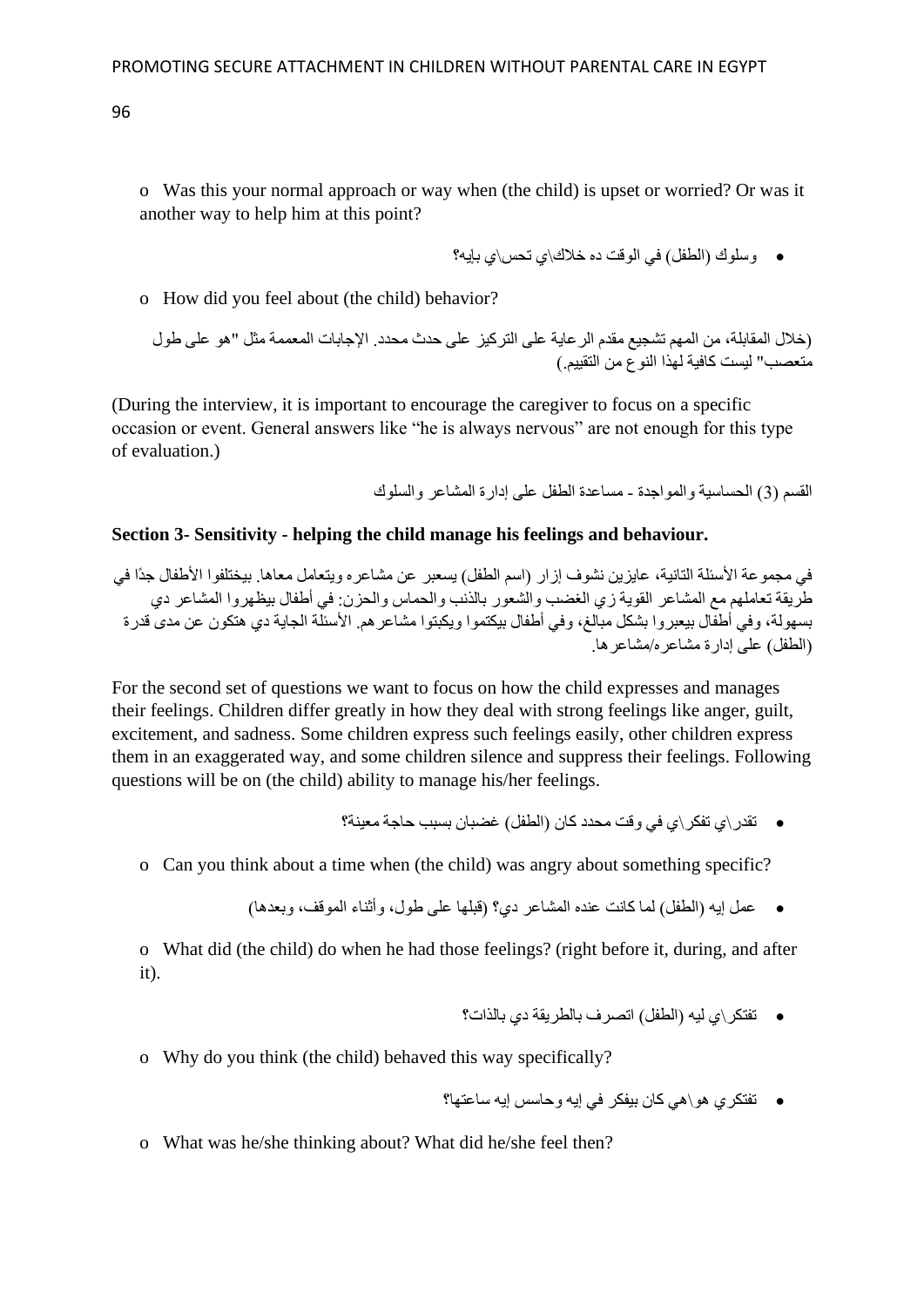- Was this your normal approach or way when (the child) is upset or worried? Or was it another way to help him at this point?

- وسلوك (الطفل) في الوقت ده خلاك\ي تحس\ي بإيه؟

- How did you feel about (the child) behavior?

(خلال المقابلة، من المهم تشجيع مقدم الرعاية على التركيز على حدث محدد. الإجابات المعممة مثل "هو على طول متعصب" ليست كافية لهذا النوع من التقييم.)

(During the interview, it is important to encourage the caregiver to focus on a specific occasion or event. General answers like "he is always nervous" are not enough for this type of evaluation.)

القسم (3) الحساسية والمواجدة - مساعدة الطفل على إدارة المشاعر والسلوك

**Section 3- Sensitivity - helping the child manage his feelings and behaviour.**

في مجموعة الأسئلة التانية، عايزين نشوف إزار (اسم الطفل) يسعبر عن مشاعره ويتعامل معاها. بيختلفوا الأطفال جدًا في طريقة تعاملهم مع المشاعر القوية زي الغضب والشعور بالذنب والحماس والحزن: في أطفال بيظهروا المشاعر دي بسهولة، وفي أطفال بيعبروا بشكل مبالغ، وفي أطفال بيكتموا ويكبتوا مشاعرهم. الأسئلة الجاية دي هتكون عن مدى قدرة (الطفل) على إدارة مشاعره/مشاعرها.

For the second set of questions we want to focus on how the child expresses and manages their feelings. Children differ greatly in how they deal with strong feelings like anger, guilt, excitement, and sadness. Some children express such feelings easily, other children express them in an exaggerated way, and some children silence and suppress their feelings. Following questions will be on (the child) ability to manage his/her feelings.

- تقدر\ي تفكر\ي في وقت محدد كان (الطفل) غضبان بسبب حاجة معينة؟

- Can you think about a time when (the child) was angry about something specific?

- عمل إيه (الطفل) لما كانت عنده المشاعر دي؟ (قبلها على طول، وأثناء الموقف، وبعدها)

- What did (the child) do when he had those feelings? (right before it, during, and after it).

- تفتكر\ي ليه (الطفل) اتصرف بالطريقة دي بالذات؟

- Why do you think (the child) behaved this way specifically?

- تفتكري هو\هي كان بيفكر في إيه وحاسس إيه ساعتها؟

- What was he/she thinking about? What did he/she feel then?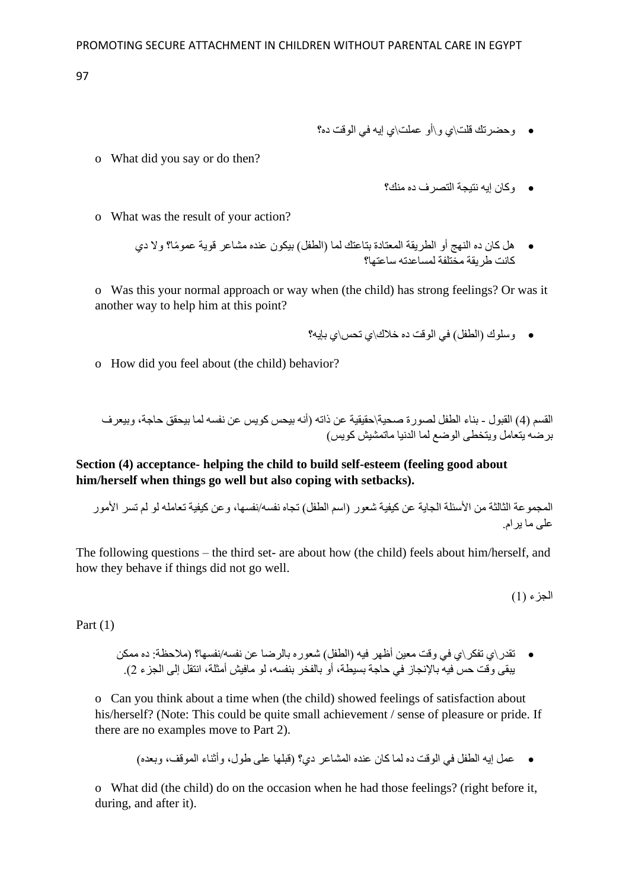- وحضرتك قلت\ي و\أو عملت\ي إيه في الوقت ده؟

  - What did you say or do then?

- وكان إيه نتيجة التصرف ده منك؟

  - What was the result of your action?

- هل كان ده النهج أو الطريقة المعتادة بتاعتك لما (الطفل) بيكون عنده مشاعر قوية عمومًا؟ ولا دي كانت طريقة مختلفة لمساعدته ساعتها؟

  - Was this your normal approach or way when (the child) has strong feelings? Or was it another way to help him at this point?

- وسلوك (الطفل) في الوقت ده خلاك\ي تحس\ي بإيه؟

  - How did you feel about (the child) behavior?

القسم (4) القبول - بناء الطفل لصورة صحية\حقيقية عن ذاته (أنه بيحس كويس عن نفسه لما بيحقق حاجة، وبيعرف برضه يتعامل ويتخطى الوضع لما الدنيا ماتمشيش كويس)

**Section (4) acceptance- helping the child to build self-esteem (feeling good about him/herself when things go well but also coping with setbacks).**

المجموعة الثالثة من الأسئلة الجاية عن كيفية شعور (اسم الطفل) تجاه نفسه/نفسها، وعن كيفية تعامله لو لم تسر الأمور على ما يرام.

The following questions – the third set- are about how (the child) feels about him/herself, and how they behave if things did not go well.

الجزء (1)

Part (1)

- تقدر\ي تفكر\ي في وقت معين أظهر فيه (الطفل) شعوره بالرضا عن نفسه/نفسها؟ (ملاحظة: ده ممكن يبقى وقت حس فيه بالإنجاز في حاجة بسيطة، أو بالفخر بنفسه، لو مافيش أمثلة، انتقل إلى الجزء 2).

  - Can you think about a time when (the child) showed feelings of satisfaction about his/herself? (Note: This could be quite small achievement / sense of pleasure or pride. If there are no examples move to Part 2).

- عمل إيه الطفل في الوقت ده لما كان عنده المشاعر دي؟ (قبلها على طول، وأثناء الموقف، وبعده)

  - What did (the child) do on the occasion when he had those feelings? (right before it, during, and after it).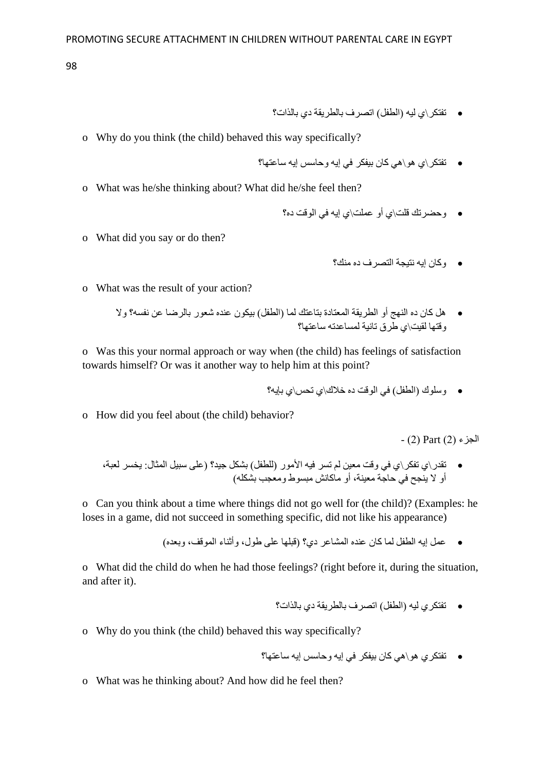- تفتكر\ي ليه (الطفل) اتصرف بالطريقة دي بالذات؟

  o Why do you think (the child) behaved this way specifically?

- تفتكر\ي هو\هي كان بيفكر في إيه وحاسس إيه ساعتها؟

  o What was he/she thinking about? What did he/she feel then?

- وحضرتك قلت\ي أو عملت\ي إيه في الوقت ده؟

  o What did you say or do then?

- وكان إيه نتيجة التصرف ده منك؟

  o What was the result of your action?

- هل كان ده النهج أو الطريقة المعتادة بتاعتك لما (الطفل) بيكون عنده شعور بالرضا عن نفسه؟ ولا وقتها لقيت\ي طرق تانية لمساعدته ساعتها؟

  o Was this your normal approach or way when (the child) has feelings of satisfaction towards himself? Or was it another way to help him at this point?

- وسلوك (الطفل) في الوقت ده خلاك\ي تحس\ي بإيه؟

  o How did you feel about (the child) behavior?

الجزء (2) Part (2) -

- تقدر\ي تفكر\ي في وقت معين لم تسر فيه الأمور (للطفل) بشكل جيد؟ (على سبيل المثال: يخسر لعبة، أو لا ينجح في حاجة معينة، أو ماكانش مبسوط ومعجب بشكله)

  o Can you think about a time where things did not go well for (the child)? (Examples: he loses in a game, did not succeed in something specific, did not like his appearance)

- عمل إيه الطفل لما كان عنده المشاعر دي؟ (قبلها على طول، وأثناء الموقف، وبعده)

  o What did the child do when he had those feelings? (right before it, during the situation, and after it).

- تفتكري ليه (الطفل) اتصرف بالطريقة دي بالذات؟

  o Why do you think (the child) behaved this way specifically?

- تفتكري هو\هي كان بيفكر في إيه وحاسس إيه ساعتها؟

  o What was he thinking about? And how did he feel then?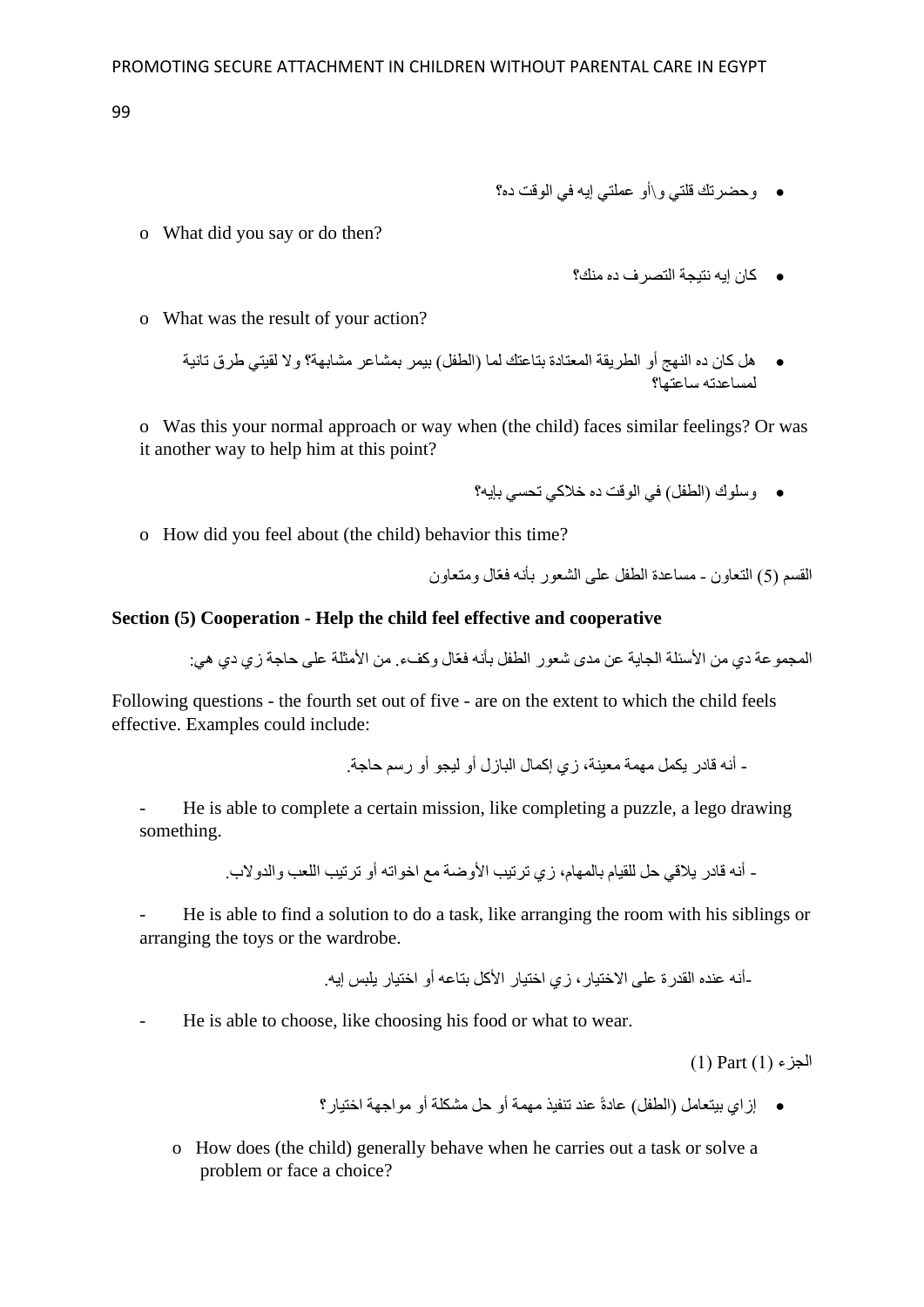- وحضرتك قلتي و\أو عملتي إيه في الوقت ده؟

  - o What did you say or do then?

- كان إيه نتيجة التصرف ده منك؟

  - o What was the result of your action?

- هل كان ده النهج أو الطريقة المعتادة بتاعتك لما (الطفل) بيمر بمشاعر مشابهة؟ ولا لقيتي طرق تانية لمساعدته ساعتها؟

  - o Was this your normal approach or way when (the child) faces similar feelings? Or was it another way to help him at this point?

- وسلوك (الطفل) في الوقت ده خلاكي تحسي بإيه؟

  - o How did you feel about (the child) behavior this time?

القسم (5) التعاون - مساعدة الطفل على الشعور بأنه فعّال ومتعاون

**Section (5) Cooperation - Help the child feel effective and cooperative**

المجموعة دي من الأسئلة الجاية عن مدى شعور الطفل بأنه فعّال وكفء. من الأمثلة على حاجة زي دي هي:

Following questions - the fourth set out of five - are on the extent to which the child feels effective. Examples could include:

- أنه قادر يكمل مهمة معينة، زي إكمال البازل أو ليجو أو رسم حاجة.

- He is able to complete a certain mission, like completing a puzzle, a lego drawing something.

- أنه قادر يلاقي حل للقيام بالمهام، زي ترتيب الأوضة مع اخواته أو ترتيب اللعب والدولاب.

- He is able to find a solution to do a task, like arranging the room with his siblings or arranging the toys or the wardrobe.

-أنه عنده القدرة على الاختيار، زي اختيار الأكل بتاعه أو اختيار يلبس إيه.

- He is able to choose, like choosing his food or what to wear.

الجزء (1) Part (1)

- إزاي بيتعامل (الطفل) عادةً عند تنفيذ مهمة أو حل مشكلة أو مواجهة اختيار؟

  - o How does (the child) generally behave when he carries out a task or solve a problem or face a choice?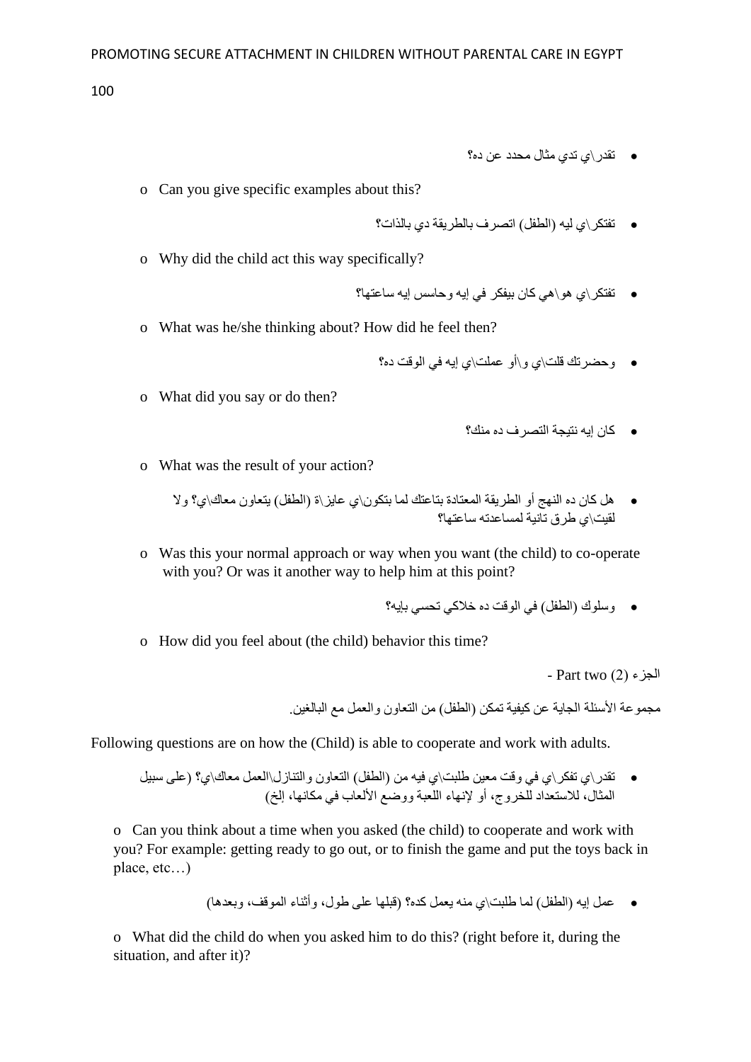- تقدر\ي تدي مثال محدد عن ده؟

  - Can you give specific examples about this?

- تفتكر\ي ليه (الطفل) اتصرف بالطريقة دي بالذات؟

  - Why did the child act this way specifically?

- تفتكر\ي هو\هي كان بيفكر في إيه وحاسس إيه ساعتها؟

  - What was he/she thinking about? How did he feel then?

- وحضرتك قلت\ي و\أو عملت\ي إيه في الوقت ده؟

  - What did you say or do then?

- كان إيه نتيجة التصرف ده منك؟

  - What was the result of your action?

- هل كان ده النهج أو الطريقة المعتادة بتاعتك لما بتكون\ي عايز\ة (الطفل) يتعاون معاك\ي؟ ولا لقيت\ي طرق تانية لمساعدته ساعتها؟

  - Was this your normal approach or way when you want (the child) to co-operate with you? Or was it another way to help him at this point?

- وسلوك (الطفل) في الوقت ده خلاكي تحسي بإيه؟

  - How did you feel about (the child) behavior this time?

- Part two (2) الجزء

مجموعة الأسئلة الجاية عن كيفية تمكن (الطفل) من التعاون والعمل مع البالغين.

Following questions are on how the (Child) is able to cooperate and work with adults.

- تقدر\ي تفكر\ي في وقت معين طلبت\ي فيه من (الطفل) التعاون والتنازل\العمل معاك\ي؟ (على سبيل المثال، للاستعداد للخروج، أو لإنهاء اللعبة ووضع الألعاب في مكانها، إلخ)

  - Can you think about a time when you asked (the child) to cooperate and work with you? For example: getting ready to go out, or to finish the game and put the toys back in place, etc…)

- عمل إيه (الطفل) لما طلبت\ي منه يعمل كده؟ (قبلها على طول، وأثناء الموقف، وبعدها)

  - What did the child do when you asked him to do this? (right before it, during the situation, and after it)?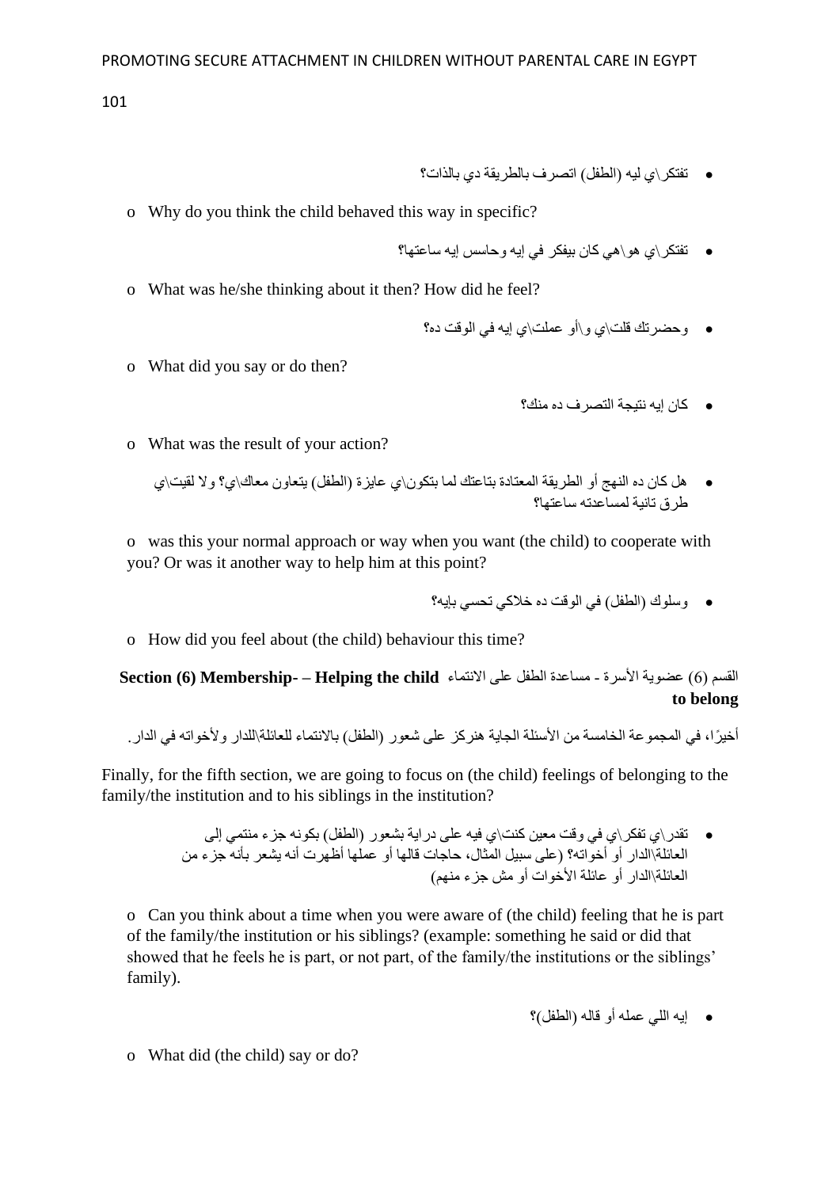- تفتكر\ي ليه (الطفل) اتصرف بالطريقة دي بالذات؟
  - o Why do you think the child behaved this way in specific?
- تفتكر\ي هو\هي كان بيفكر في إيه وحاسس إيه ساعتها؟
  - o What was he/she thinking about it then? How did he feel?
- وحضرتك قلت\ي و\أو عملت\ي إيه في الوقت ده؟
  - o What did you say or do then?
- كان إيه نتيجة التصرف ده منك؟
  - o What was the result of your action?
- هل كان ده النهج أو الطريقة المعتادة بتاعتك لما بتكون\ي عايزة (الطفل) يتعاون معاك\ي؟ ولا لقيت\ي طرق تانية لمساعدته ساعتها؟
  - o was this your normal approach or way when you want (the child) to cooperate with you? Or was it another way to help him at this point?
- وسلوك (الطفل) في الوقت ده خلاكي تحسي بإيه؟
  - o How did you feel about (the child) behaviour this time?

**Section (6) Membership- – Helping the child to belong** القسم (6) عضوية الأسرة - مساعدة الطفل على الانتماء

أخيرًا، في المجموعة الخامسة من الأسئلة الجاية هنركز على شعور (الطفل) بالانتماء للعائلة\للدار ولأخواته في الدار.

Finally, for the fifth section, we are going to focus on (the child) feelings of belonging to the family/the institution and to his siblings in the institution?

- تقدر\ي تفكر\ي في وقت معين كنت\ي فيه على دراية بشعور (الطفل) بكونه جزء منتمي إلى العائلة\الدار أو أخواته؟ (على سبيل المثال، حاجات قالها أو عملها أظهرت أنه يشعر بأنه جزء من العائلة\الدار أو عائلة الأخوات أو مش جزء منهم)
  - o Can you think about a time when you were aware of (the child) feeling that he is part of the family/the institution or his siblings? (example: something he said or did that showed that he feels he is part, or not part, of the family/the institutions or the siblings' family).
- إيه اللي عمله أو قاله (الطفل)؟
  - o What did (the child) say or do?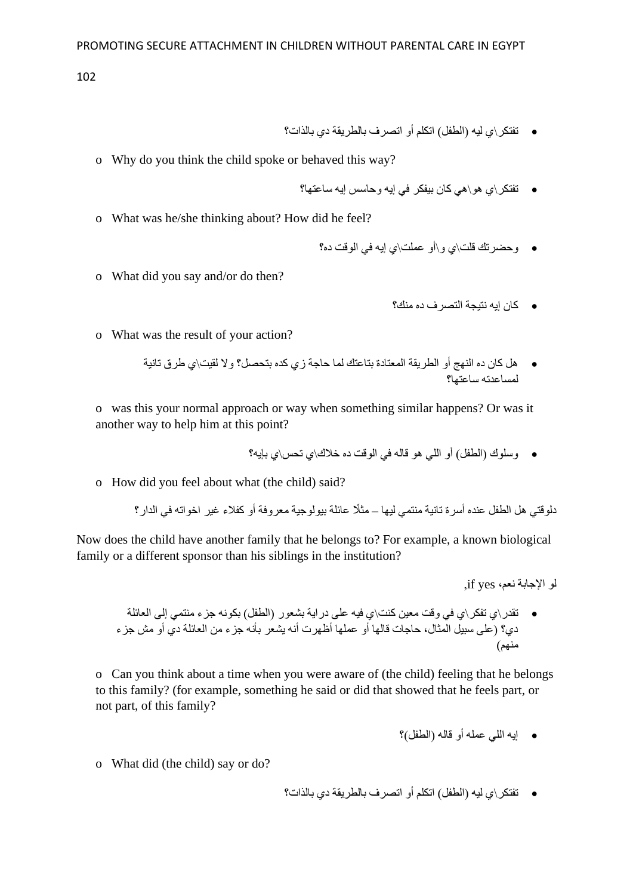- تفتكر\ي ليه (الطفل) اتكلم أو اتصرف بالطريقة دي بالذات؟

  - Why do you think the child spoke or behaved this way?

- تفتكر\ي هو\هي كان بيفكر في إيه وحاسس إيه ساعتها؟

  - What was he/she thinking about? How did he feel?

- وحضرتك قلت\ي و\أو عملت\ي إيه في الوقت ده؟

  - What did you say and/or do then?

- كان إيه نتيجة التصرف ده منك؟

  - What was the result of your action?

- هل كان ده النهج أو الطريقة المعتادة بتاعتك لما حاجة زي كده بتحصل؟ ولا لقيت\ي طرق تانية لمساعدته ساعتها؟

  - was this your normal approach or way when something similar happens? Or was it another way to help him at this point?

- وسلوك (الطفل) أو اللي هو قاله في الوقت ده خلاك\ي تحس\ي بإيه؟

  - How did you feel about what (the child) said?

دلوقتي هل الطفل عنده أسرة تانية منتمي ليها – مثلاً عائلة بيولوجية معروفة أو كفلاء غير اخواته في الدار؟

Now does the child have another family that he belongs to? For example, a known biological family or a different sponsor than his siblings in the institution?

لو الإجابة نعم، if yes,

- تقدر\ي تفكر\ي في وقت معين كنت\ي فيه على دراية بشعور (الطفل) بكونه جزء منتمي إلى العائلة دي؟ (على سبيل المثال، حاجات قالها أو عملها أظهرت أنه يشعر بأنه جزء من العائلة دي أو مش جزء منهم)

  - Can you think about a time when you were aware of (the child) feeling that he belongs to this family? (for example, something he said or did that showed that he feels part, or not part, of this family?

- إيه اللي عمله أو قاله (الطفل)؟

  - What did (the child) say or do?

- تفتكر\ي ليه (الطفل) اتكلم أو اتصرف بالطريقة دي بالذات؟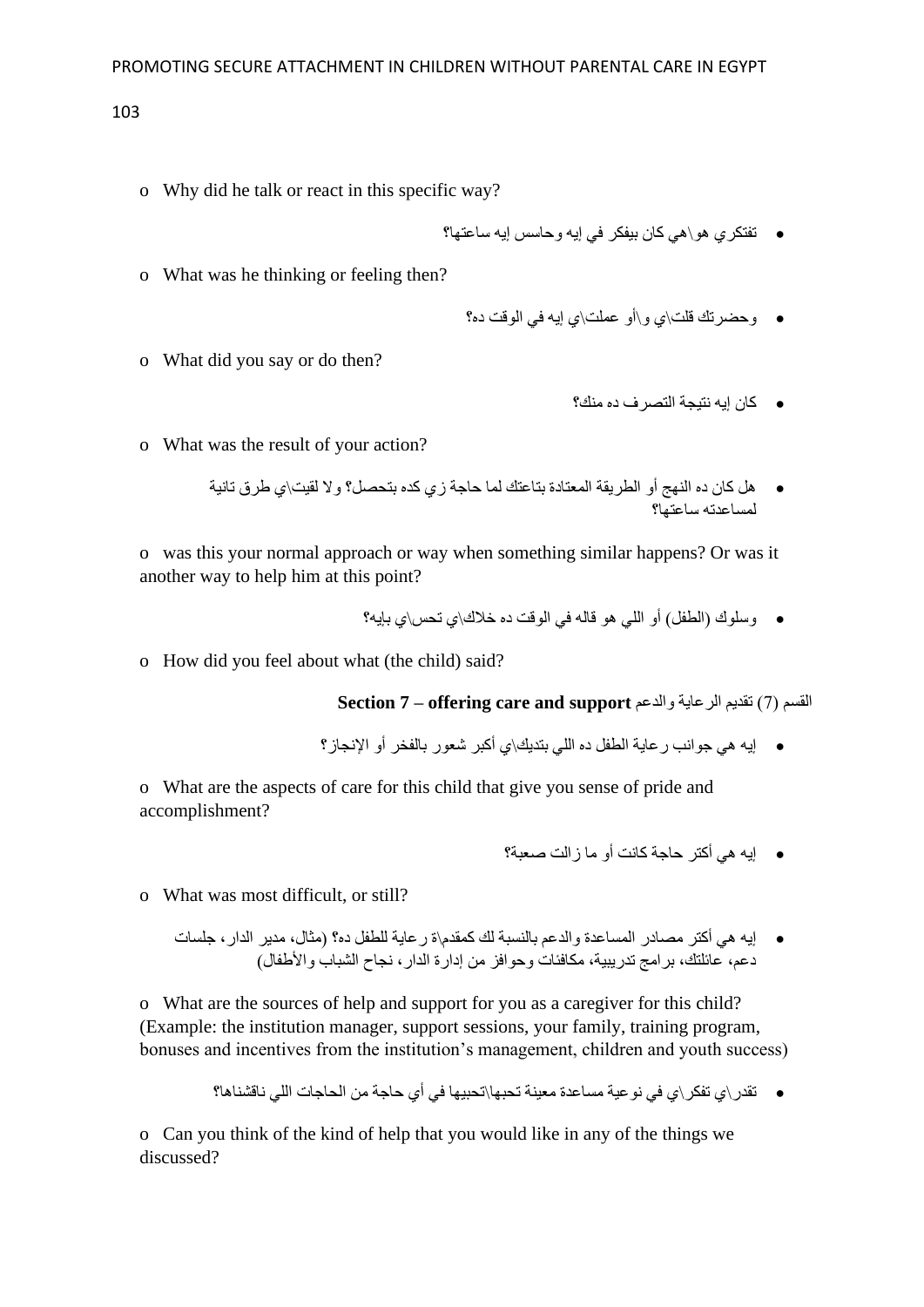- Why did he talk or react in this specific way?

• تفتكري هو\هي كان بيفكر في إيه وحاسس إيه ساعتها؟

- What was he thinking or feeling then?

• وحضرتك قلت\ي و\أو عملت\ي إيه في الوقت ده؟

- What did you say or do then?

• كان إيه نتيجة التصرف ده منك؟

- What was the result of your action?

• هل كان ده النهج أو الطريقة المعتادة بتاعتك لما حاجة زي كده بتحصل؟ ولا لقيت\ي طرق تانية لمساعدته ساعتها؟

- was this your normal approach or way when something similar happens? Or was it another way to help him at this point?

• وسلوك (الطفل) أو اللي هو قاله في الوقت ده خلاك\ي تحس\ي بإيه؟

- How did you feel about what (the child) said?

**Section 7 – offering care and support** القسم (7) تقديم الرعاية والدعم

• إيه هي جوانب رعاية الطفل ده اللي بتديك\ي أكبر شعور بالفخر أو الإنجاز؟

- What are the aspects of care for this child that give you sense of pride and accomplishment?

• إيه هي أكتر حاجة كانت أو ما زالت صعبة؟

- What was most difficult, or still?

• إيه هي أكتر مصادر المساعدة والدعم بالنسبة لك كمقدم\ة رعاية للطفل ده؟ (مثال، مدير الدار، جلسات دعم، عائلتك، برامج تدريبية، مكافئات وحوافز من إدارة الدار، نجاح الشباب والأطفال)

- What are the sources of help and support for you as a caregiver for this child? (Example: the institution manager, support sessions, your family, training program, bonuses and incentives from the institution's management, children and youth success)

• تقدر\ي تفكر\ي في نوعية مساعدة معينة تحبها\تحبيها في أي حاجة من الحاجات اللي ناقشناها؟

- Can you think of the kind of help that you would like in any of the things we discussed?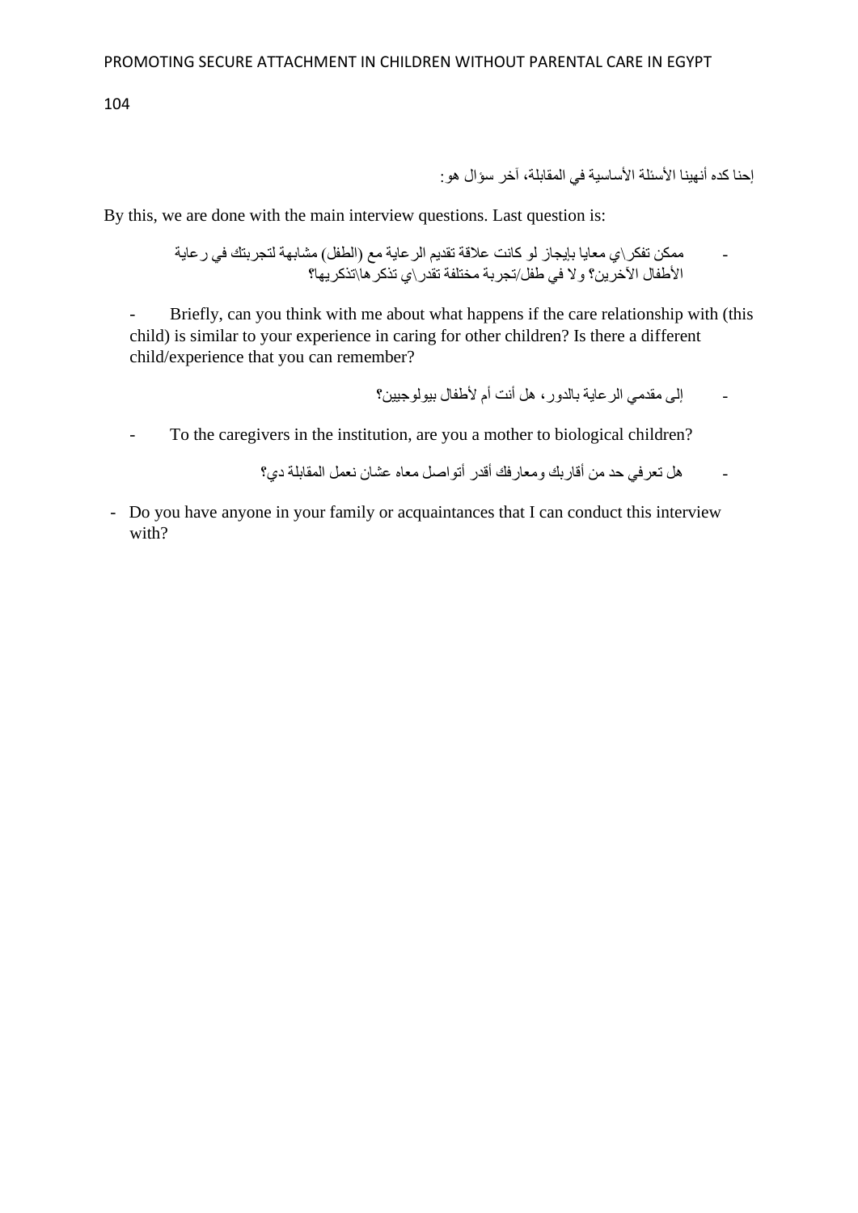إحنا كده أنهينا الأسئلة الأساسية في المقابلة، آخر سؤال هو:

By this, we are done with the main interview questions. Last question is:

- ممكن تفكر\ي معايا بإيجاز لو كانت علاقة تقديم الرعاية مع (الطفل) مشابهة لتجربتك في رعاية الأطفال الآخرين؟ ولا في طفل/تجربة مختلفة تقدر\ي تذكرها\تذكريها؟

- Briefly, can you think with me about what happens if the care relationship with (this child) is similar to your experience in caring for other children? Is there a different child/experience that you can remember?

- إلى مقدمي الرعاية بالدور، هل أنت أم لأطفال بيولوجيين؟

- To the caregivers in the institution, are you a mother to biological children?

- هل تعرفي حد من أقاربك ومعارفك أقدر أتواصل معاه عشان نعمل المقابلة دي؟

- Do you have anyone in your family or acquaintances that I can conduct this interview with?